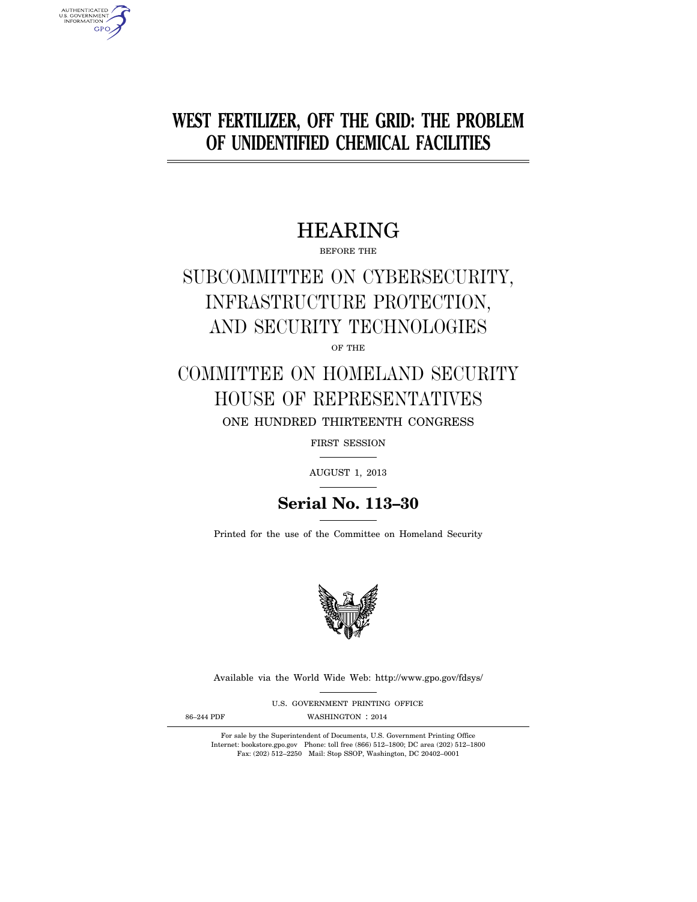# WEST FERTILIZER, OFF THE GRID: THE PROBLEM OF UNIDENTIFIED CHEMICAL FACILITIES

## HEARING

BEFORE THE

## SUBCOMMITTEE ON CYBERSECURITY, INFRASTRUCTURE PROTECTION, AND SECURITY TECHNOLOGIES

OF THE

## COMMITTEE ON HOMELAND SECURITY HOUSE OF REPRESENTATIVES

ONE HUNDRED THIRTEENTH CONGRESS

FIRST SESSION

AUGUST 1, 2013

**Serial No. 113–30**

Printed for the use of the Committee on Homeland Security

Available via the World Wide Web: http://www.gpo.gov/fdsys/

U.S. GOVERNMENT PRINTING OFFICE

86–244 PDF WASHINGTON : 2014

For sale by the Superintendent of Documents, U.S. Government Printing Office
Internet: bookstore.gpo.gov Phone: toll free (866) 512–1800; DC area (202) 512–1800
Fax: (202) 512–2250 Mail: Stop SSOP, Washington, DC 20402–0001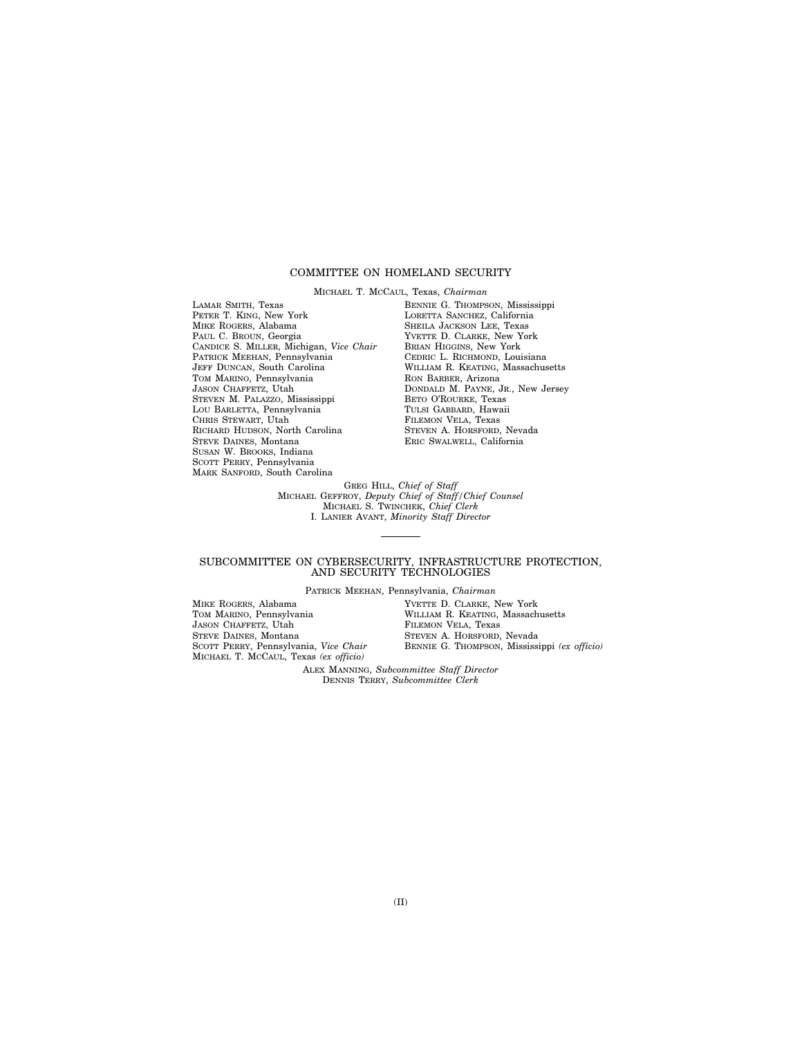## COMMITTEE ON HOMELAND SECURITY

MICHAEL T. MCCAUL, Texas, *Chairman*

LAMAR SMITH, Texas
PETER T. KING, New York
MIKE ROGERS, Alabama
PAUL C. BROUN, Georgia
CANDICE S. MILLER, Michigan, *Vice Chair*
PATRICK MEEHAN, Pennsylvania
JEFF DUNCAN, South Carolina
TOM MARINO, Pennsylvania
JASON CHAFFETZ, Utah
STEVEN M. PALAZZO, Mississippi
LOU BARLETTA, Pennsylvania
CHRIS STEWART, Utah
RICHARD HUDSON, North Carolina
STEVE DAINES, Montana
SUSAN W. BROOKS, Indiana
SCOTT PERRY, Pennsylvania
MARK SANFORD, South Carolina

BENNIE G. THOMPSON, Mississippi
LORETTA SANCHEZ, California
SHEILA JACKSON LEE, Texas
YVETTE D. CLARKE, New York
BRIAN HIGGINS, New York
CEDRIC L. RICHMOND, Louisiana
WILLIAM R. KEATING, Massachusetts
RON BARBER, Arizona
DONDALD M. PAYNE, JR., New Jersey
BETO O'ROURKE, Texas
TULSI GABBARD, Hawaii
FILEMON VELA, Texas
STEVEN A. HORSFORD, Nevada
ERIC SWALWELL, California

GREG HILL, *Chief of Staff*
MICHAEL GEFFROY, *Deputy Chief of Staff/Chief Counsel*
MICHAEL S. TWINCHEK, *Chief Clerk*
I. LANIER AVANT, *Minority Staff Director*

---

## SUBCOMMITTEE ON CYBERSECURITY, INFRASTRUCTURE PROTECTION, AND SECURITY TECHNOLOGIES

PATRICK MEEHAN, Pennsylvania, *Chairman*

MIKE ROGERS, Alabama
TOM MARINO, Pennsylvania
JASON CHAFFETZ, Utah
STEVE DAINES, Montana
SCOTT PERRY, Pennsylvania, *Vice Chair*
MICHAEL T. MCCAUL, Texas *(ex officio)*

YVETTE D. CLARKE, New York
WILLIAM R. KEATING, Massachusetts
FILEMON VELA, Texas
STEVEN A. HORSFORD, Nevada
BENNIE G. THOMPSON, Mississippi *(ex officio)*

ALEX MANNING, *Subcommittee Staff Director*
DENNIS TERRY, *Subcommittee Clerk*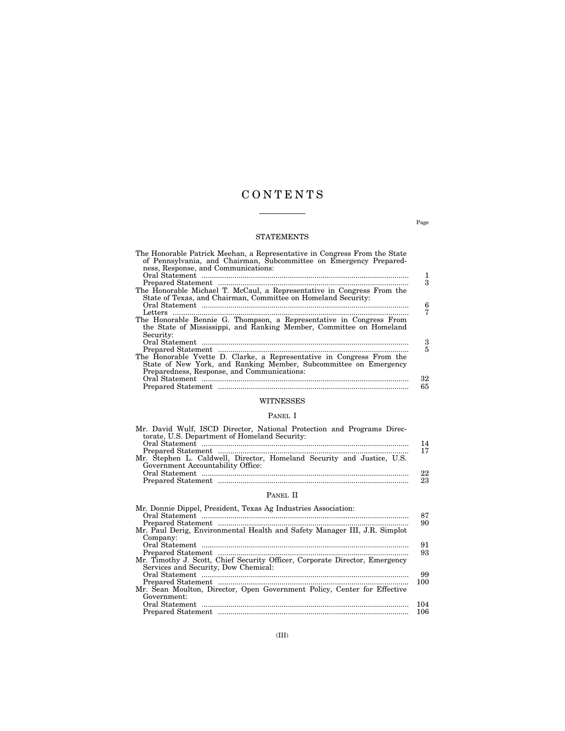# CONTENTS

Page

## STATEMENTS

| | Page |
|---|---|
| The Honorable Patrick Meehan, a Representative in Congress From the State of Pennsylvania, and Chairman, Subcommittee on Emergency Preparedness, Response, and Communications: | |
| Oral Statement | 1 |
| Prepared Statement | 3 |
| The Honorable Michael T. McCaul, a Representative in Congress From the State of Texas, and Chairman, Committee on Homeland Security: | |
| Oral Statement | 6 |
| Letters | 7 |
| The Honorable Bennie G. Thompson, a Representative in Congress From the State of Mississippi, and Ranking Member, Committee on Homeland Security: | |
| Oral Statement | 3 |
| Prepared Statement | 5 |
| The Honorable Yvette D. Clarke, a Representative in Congress From the State of New York, and Ranking Member, Subcommittee on Emergency Preparedness, Response, and Communications: | |
| Oral Statement | 32 |
| Prepared Statement | 65 |

## WITNESSES

### PANEL I

| | Page |
|---|---|
| Mr. David Wulf, ISCD Director, National Protection and Programs Directorate, U.S. Department of Homeland Security: | |
| Oral Statement | 14 |
| Prepared Statement | 17 |
| Mr. Stephen L. Caldwell, Director, Homeland Security and Justice, U.S. Government Accountability Office: | |
| Oral Statement | 22 |
| Prepared Statement | 23 |

### PANEL II

| | Page |
|---|---|
| Mr. Donnie Dippel, President, Texas Ag Industries Association: | |
| Oral Statement | 87 |
| Prepared Statement | 90 |
| Mr. Paul Derig, Environmental Health and Safety Manager III, J.R. Simplot Company: | |
| Oral Statement | 91 |
| Prepared Statement | 93 |
| Mr. Timothy J. Scott, Chief Security Officer, Corporate Director, Emergency Services and Security, Dow Chemical: | |
| Oral Statement | 99 |
| Prepared Statement | 100 |
| Mr. Sean Moulton, Director, Open Government Policy, Center for Effective Government: | |
| Oral Statement | 104 |
| Prepared Statement | 106 |

(III)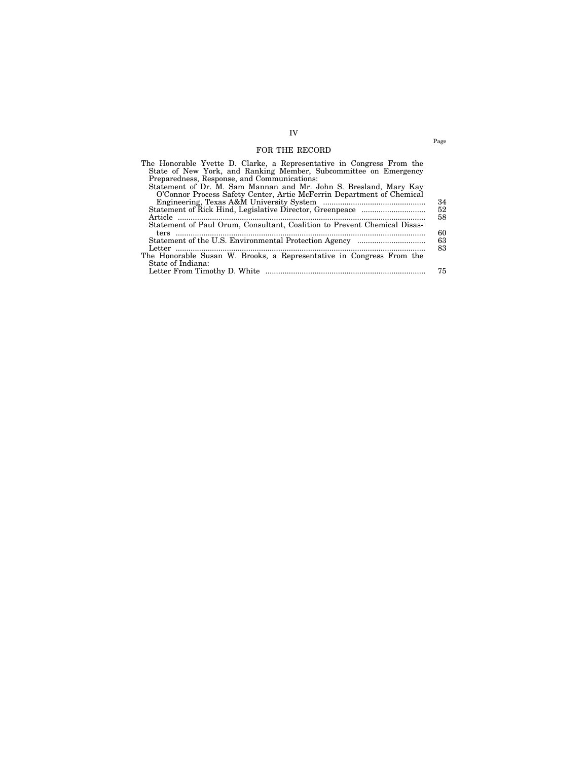## FOR THE RECORD

| | Page |
|---|---|
| The Honorable Yvette D. Clarke, a Representative in Congress From the State of New York, and Ranking Member, Subcommittee on Emergency Preparedness, Response, and Communications: | |
| Statement of Dr. M. Sam Mannan and Mr. John S. Bresland, Mary Kay O'Connor Process Safety Center, Artie McFerrin Department of Chemical Engineering, Texas A&M University System | 34 |
| Statement of Rick Hind, Legislative Director, Greenpeace | 52 |
| Article | 58 |
| Statement of Paul Orum, Consultant, Coalition to Prevent Chemical Disasters | 60 |
| Statement of the U.S. Environmental Protection Agency | 63 |
| Letter | 83 |
| The Honorable Susan W. Brooks, a Representative in Congress From the State of Indiana: | |
| Letter From Timothy D. White | 75 |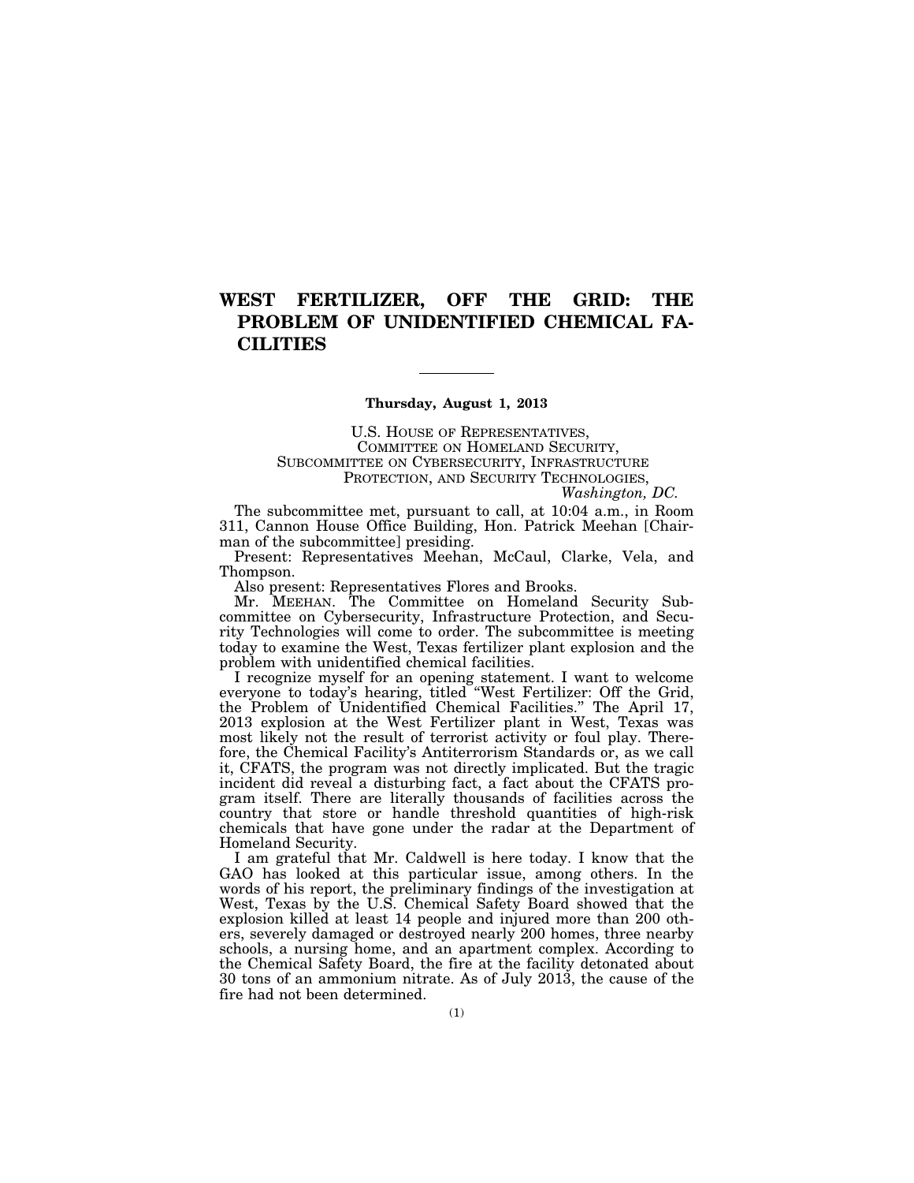# WEST FERTILIZER, OFF THE GRID: THE PROBLEM OF UNIDENTIFIED CHEMICAL FACILITIES

---

**Thursday, August 1, 2013**

U.S. HOUSE OF REPRESENTATIVES,
COMMITTEE ON HOMELAND SECURITY,
SUBCOMMITTEE ON CYBERSECURITY, INFRASTRUCTURE
PROTECTION, AND SECURITY TECHNOLOGIES,
*Washington, DC.*

The subcommittee met, pursuant to call, at 10:04 a.m., in Room 311, Cannon House Office Building, Hon. Patrick Meehan [Chairman of the subcommittee] presiding.

Present: Representatives Meehan, McCaul, Clarke, Vela, and Thompson.

Also present: Representatives Flores and Brooks.

Mr. MEEHAN. The Committee on Homeland Security Subcommittee on Cybersecurity, Infrastructure Protection, and Security Technologies will come to order. The subcommittee is meeting today to examine the West, Texas fertilizer plant explosion and the problem with unidentified chemical facilities.

I recognize myself for an opening statement. I want to welcome everyone to today's hearing, titled "West Fertilizer: Off the Grid, the Problem of Unidentified Chemical Facilities." The April 17, 2013 explosion at the West Fertilizer plant in West, Texas was most likely not the result of terrorist activity or foul play. Therefore, the Chemical Facility's Antiterrorism Standards or, as we call it, CFATS, the program was not directly implicated. But the tragic incident did reveal a disturbing fact, a fact about the CFATS program itself. There are literally thousands of facilities across the country that store or handle threshold quantities of high-risk chemicals that have gone under the radar at the Department of Homeland Security.

I am grateful that Mr. Caldwell is here today. I know that the GAO has looked at this particular issue, among others. In the words of his report, the preliminary findings of the investigation at West, Texas by the U.S. Chemical Safety Board showed that the explosion killed at least 14 people and injured more than 200 others, severely damaged or destroyed nearly 200 homes, three nearby schools, a nursing home, and an apartment complex. According to the Chemical Safety Board, the fire at the facility detonated about 30 tons of an ammonium nitrate. As of July 2013, the cause of the fire had not been determined.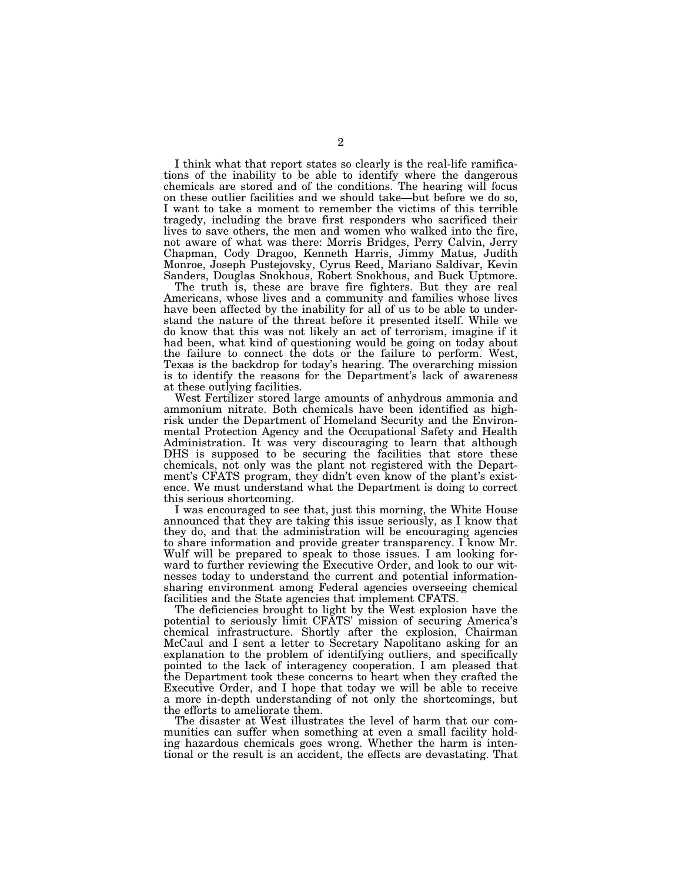I think what that report states so clearly is the real-life ramifications of the inability to be able to identify where the dangerous chemicals are stored and of the conditions. The hearing will focus on these outlier facilities and we should take—but before we do so, I want to take a moment to remember the victims of this terrible tragedy, including the brave first responders who sacrificed their lives to save others, the men and women who walked into the fire, not aware of what was there: Morris Bridges, Perry Calvin, Jerry Chapman, Cody Dragoo, Kenneth Harris, Jimmy Matus, Judith Monroe, Joseph Pustejovsky, Cyrus Reed, Mariano Saldivar, Kevin Sanders, Douglas Snokhous, Robert Snokhous, and Buck Uptmore.

The truth is, these are brave fire fighters. But they are real Americans, whose lives and a community and families whose lives have been affected by the inability for all of us to be able to understand the nature of the threat before it presented itself. While we do know that this was not likely an act of terrorism, imagine if it had been, what kind of questioning would be going on today about the failure to connect the dots or the failure to perform. West, Texas is the backdrop for today's hearing. The overarching mission is to identify the reasons for the Department's lack of awareness at these outlying facilities.

West Fertilizer stored large amounts of anhydrous ammonia and ammonium nitrate. Both chemicals have been identified as high-risk under the Department of Homeland Security and the Environmental Protection Agency and the Occupational Safety and Health Administration. It was very discouraging to learn that although DHS is supposed to be securing the facilities that store these chemicals, not only was the plant not registered with the Department's CFATS program, they didn't even know of the plant's existence. We must understand what the Department is doing to correct this serious shortcoming.

I was encouraged to see that, just this morning, the White House announced that they are taking this issue seriously, as I know that they do, and that the administration will be encouraging agencies to share information and provide greater transparency. I know Mr. Wulf will be prepared to speak to those issues. I am looking forward to further reviewing the Executive Order, and look to our witnesses today to understand the current and potential information-sharing environment among Federal agencies overseeing chemical facilities and the State agencies that implement CFATS.

The deficiencies brought to light by the West explosion have the potential to seriously limit CFATS' mission of securing America's chemical infrastructure. Shortly after the explosion, Chairman McCaul and I sent a letter to Secretary Napolitano asking for an explanation to the problem of identifying outliers, and specifically pointed to the lack of interagency cooperation. I am pleased that the Department took these concerns to heart when they crafted the Executive Order, and I hope that today we will be able to receive a more in-depth understanding of not only the shortcomings, but the efforts to ameliorate them.

The disaster at West illustrates the level of harm that our communities can suffer when something at even a small facility holding hazardous chemicals goes wrong. Whether the harm is intentional or the result is an accident, the effects are devastating. That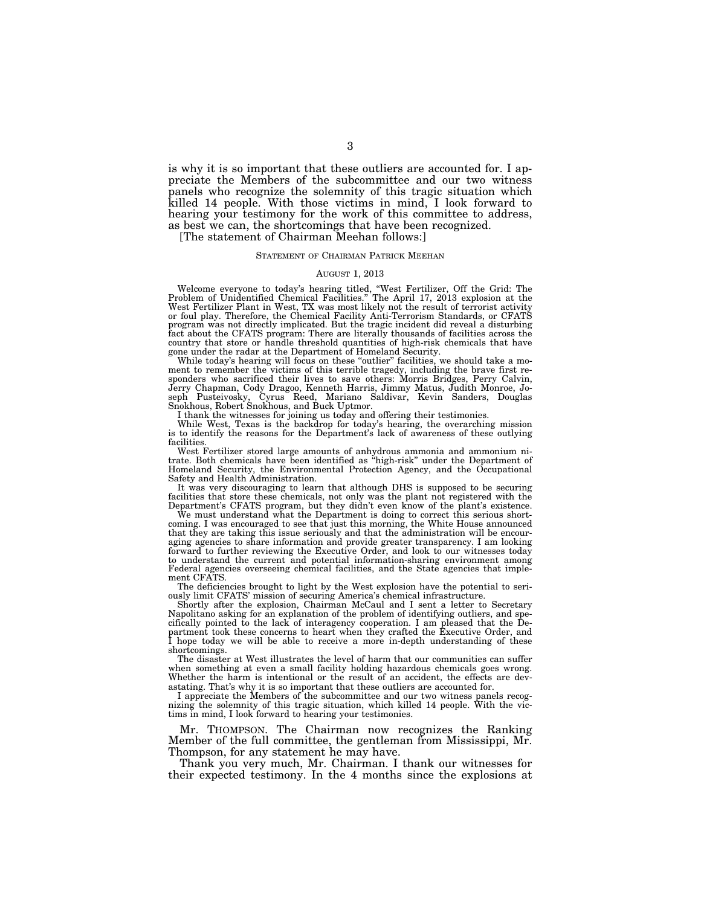is why it is so important that these outliers are accounted for. I appreciate the Members of the subcommittee and our two witness panels who recognize the solemnity of this tragic situation which killed 14 people. With those victims in mind, I look forward to hearing your testimony for the work of this committee to address, as best we can, the shortcomings that have been recognized.

[The statement of Chairman Meehan follows:]

STATEMENT OF CHAIRMAN PATRICK MEEHAN

AUGUST 1, 2013

Welcome everyone to today's hearing titled, "West Fertilizer, Off the Grid: The Problem of Unidentified Chemical Facilities." The April 17, 2013 explosion at the West Fertilizer Plant in West, TX was most likely not the result of terrorist activity or foul play. Therefore, the Chemical Facility Anti-Terrorism Standards, or CFATS program was not directly implicated. But the tragic incident did reveal a disturbing fact about the CFATS program: There are literally thousands of facilities across the country that store or handle threshold quantities of high-risk chemicals that have gone under the radar at the Department of Homeland Security.

While today's hearing will focus on these "outlier" facilities, we should take a moment to remember the victims of this terrible tragedy, including the brave first responders who sacrificed their lives to save others: Morris Bridges, Perry Calvin, Jerry Chapman, Cody Dragoo, Kenneth Harris, Jimmy Matus, Judith Monroe, Joseph Pusteivosky, Cyrus Reed, Mariano Saldivar, Kevin Sanders, Douglas Snokhous, Robert Snokhous, and Buck Uptmor.

I thank the witnesses for joining us today and offering their testimonies.

While West, Texas is the backdrop for today's hearing, the overarching mission is to identify the reasons for the Department's lack of awareness of these outlying facilities.

West Fertilizer stored large amounts of anhydrous ammonia and ammonium nitrate. Both chemicals have been identified as "high-risk" under the Department of Homeland Security, the Environmental Protection Agency, and the Occupational Safety and Health Administration.

It was very discouraging to learn that although DHS is supposed to be securing facilities that store these chemicals, not only was the plant not registered with the Department's CFATS program, but they didn't even know of the plant's existence.

We must understand what the Department is doing to correct this serious shortcoming. I was encouraged to see that just this morning, the White House announced that they are taking this issue seriously and that the administration will be encouraging agencies to share information and provide greater transparency. I am looking forward to further reviewing the Executive Order, and look to our witnesses today to understand the current and potential information-sharing environment among Federal agencies overseeing chemical facilities, and the State agencies that implement CFATS.

The deficiencies brought to light by the West explosion have the potential to seriously limit CFATS' mission of securing America's chemical infrastructure.

Shortly after the explosion, Chairman McCaul and I sent a letter to Secretary Napolitano asking for an explanation of the problem of identifying outliers, and specifically pointed to the lack of interagency cooperation. I am pleased that the Department took these concerns to heart when they crafted the Executive Order, and I hope today we will be able to receive a more in-depth understanding of these shortcomings.

The disaster at West illustrates the level of harm that our communities can suffer when something at even a small facility holding hazardous chemicals goes wrong. Whether the harm is intentional or the result of an accident, the effects are devastating. That's why it is so important that these outliers are accounted for.

I appreciate the Members of the subcommittee and our two witness panels recognizing the solemnity of this tragic situation, which killed 14 people. With the victims in mind, I look forward to hearing your testimonies.

Mr. THOMPSON. The Chairman now recognizes the Ranking Member of the full committee, the gentleman from Mississippi, Mr. Thompson, for any statement he may have.

Thank you very much, Mr. Chairman. I thank our witnesses for their expected testimony. In the 4 months since the explosions at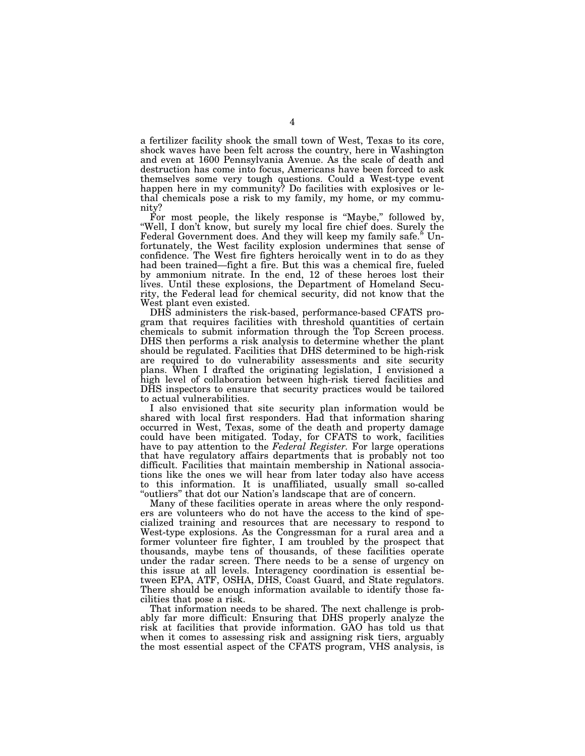a fertilizer facility shook the small town of West, Texas to its core, shock waves have been felt across the country, here in Washington and even at 1600 Pennsylvania Avenue. As the scale of death and destruction has come into focus, Americans have been forced to ask themselves some very tough questions. Could a West-type event happen here in my community? Do facilities with explosives or lethal chemicals pose a risk to my family, my home, or my community?

For most people, the likely response is "Maybe," followed by, "Well, I don't know, but surely my local fire chief does. Surely the Federal Government does. And they will keep my family safe." Unfortunately, the West facility explosion undermines that sense of confidence. The West fire fighters heroically went in to do as they had been trained—fight a fire. But this was a chemical fire, fueled by ammonium nitrate. In the end, 12 of these heroes lost their lives. Until these explosions, the Department of Homeland Security, the Federal lead for chemical security, did not know that the West plant even existed.

DHS administers the risk-based, performance-based CFATS program that requires facilities with threshold quantities of certain chemicals to submit information through the Top Screen process. DHS then performs a risk analysis to determine whether the plant should be regulated. Facilities that DHS determined to be high-risk are required to do vulnerability assessments and site security plans. When I drafted the originating legislation, I envisioned a high level of collaboration between high-risk tiered facilities and DHS inspectors to ensure that security practices would be tailored to actual vulnerabilities.

I also envisioned that site security plan information would be shared with local first responders. Had that information sharing occurred in West, Texas, some of the death and property damage could have been mitigated. Today, for CFATS to work, facilities have to pay attention to the *Federal Register.* For large operations that have regulatory affairs departments that is probably not too difficult. Facilities that maintain membership in National associations like the ones we will hear from later today also have access to this information. It is unaffiliated, usually small so-called "outliers" that dot our Nation's landscape that are of concern.

Many of these facilities operate in areas where the only responders are volunteers who do not have the access to the kind of specialized training and resources that are necessary to respond to West-type explosions. As the Congressman for a rural area and a former volunteer fire fighter, I am troubled by the prospect that thousands, maybe tens of thousands, of these facilities operate under the radar screen. There needs to be a sense of urgency on this issue at all levels. Interagency coordination is essential between EPA, ATF, OSHA, DHS, Coast Guard, and State regulators. There should be enough information available to identify those facilities that pose a risk.

That information needs to be shared. The next challenge is probably far more difficult: Ensuring that DHS properly analyze the risk at facilities that provide information. GAO has told us that when it comes to assessing risk and assigning risk tiers, arguably the most essential aspect of the CFATS program, VHS analysis, is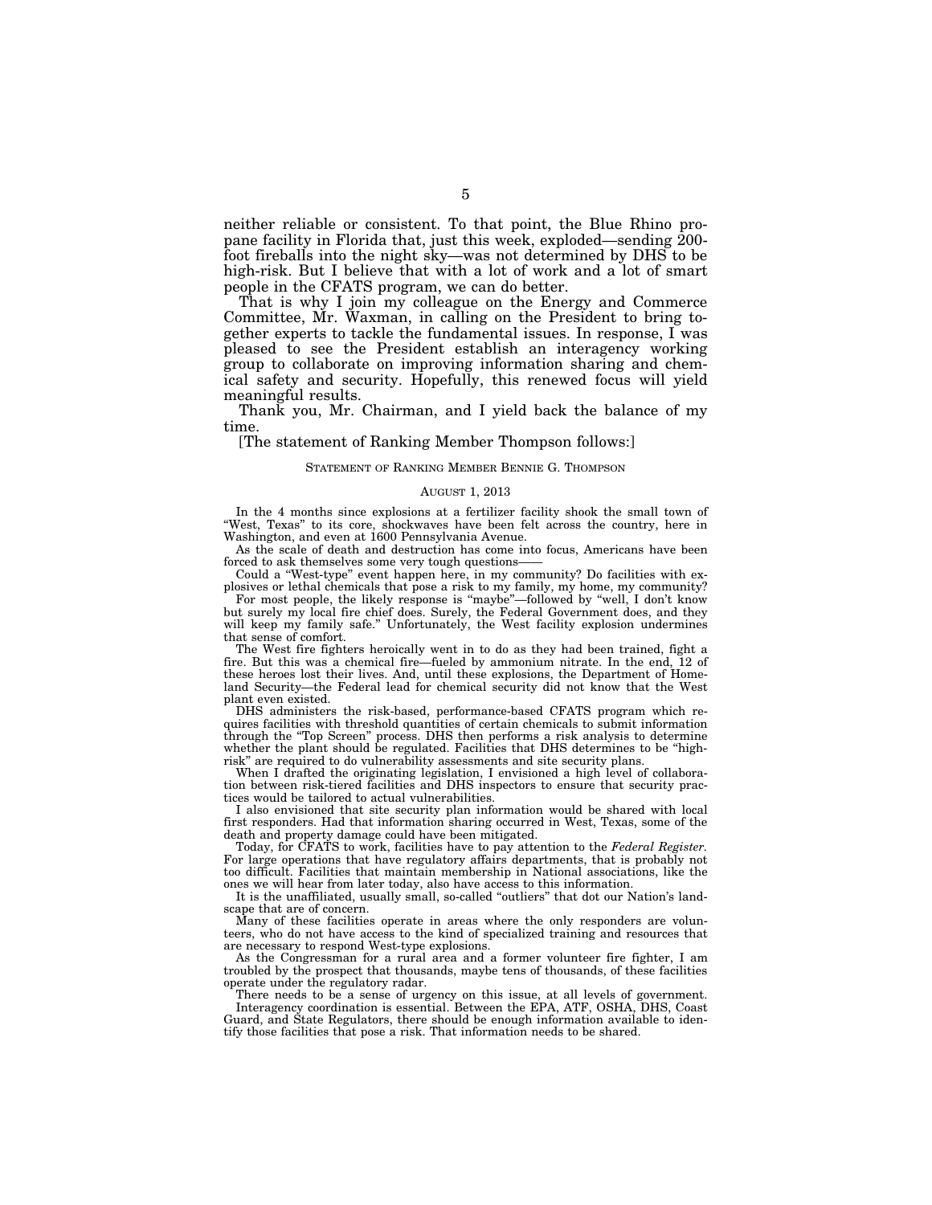neither reliable or consistent. To that point, the Blue Rhino propane facility in Florida that, just this week, exploded—sending 200-foot fireballs into the night sky—was not determined by DHS to be high-risk. But I believe that with a lot of work and a lot of smart people in the CFATS program, we can do better.

That is why I join my colleague on the Energy and Commerce Committee, Mr. Waxman, in calling on the President to bring together experts to tackle the fundamental issues. In response, I was pleased to see the President establish an interagency working group to collaborate on improving information sharing and chemical safety and security. Hopefully, this renewed focus will yield meaningful results.

Thank you, Mr. Chairman, and I yield back the balance of my time.

[The statement of Ranking Member Thompson follows:]

STATEMENT OF RANKING MEMBER BENNIE G. THOMPSON

AUGUST 1, 2013

In the 4 months since explosions at a fertilizer facility shook the small town of "West, Texas" to its core, shockwaves have been felt across the country, here in Washington, and even at 1600 Pennsylvania Avenue.

As the scale of death and destruction has come into focus, Americans have been forced to ask themselves some very tough questions——

Could a "West-type" event happen here, in my community? Do facilities with explosives or lethal chemicals that pose a risk to my family, my home, my community?

For most people, the likely response is "maybe"—followed by "well, I don't know but surely my local fire chief does. Surely, the Federal Government does, and they will keep my family safe." Unfortunately, the West facility explosion undermines that sense of comfort.

The West fire fighters heroically went in to do as they had been trained, fight a fire. But this was a chemical fire—fueled by ammonium nitrate. In the end, 12 of these heroes lost their lives. And, until these explosions, the Department of Homeland Security—the Federal lead for chemical security did not know that the West plant even existed.

DHS administers the risk-based, performance-based CFATS program which requires facilities with threshold quantities of certain chemicals to submit information through the "Top Screen" process. DHS then performs a risk analysis to determine whether the plant should be regulated. Facilities that DHS determines to be "high-risk" are required to do vulnerability assessments and site security plans.

When I drafted the originating legislation, I envisioned a high level of collaboration between risk-tiered facilities and DHS inspectors to ensure that security practices would be tailored to actual vulnerabilities.

I also envisioned that site security plan information would be shared with local first responders. Had that information sharing occurred in West, Texas, some of the death and property damage could have been mitigated.

Today, for CFATS to work, facilities have to pay attention to the *Federal Register*. For large operations that have regulatory affairs departments, that is probably not too difficult. Facilities that maintain membership in National associations, like the ones we will hear from later today, also have access to this information.

It is the unaffiliated, usually small, so-called "outliers" that dot our Nation's landscape that are of concern.

Many of these facilities operate in areas where the only responders are volunteers, who do not have access to the kind of specialized training and resources that are necessary to respond West-type explosions.

As the Congressman for a rural area and a former volunteer fire fighter, I am troubled by the prospect that thousands, maybe tens of thousands, of these facilities operate under the regulatory radar.

There needs to be a sense of urgency on this issue, at all levels of government.

Interagency coordination is essential. Between the EPA, ATF, OSHA, DHS, Coast Guard, and State Regulators, there should be enough information available to identify those facilities that pose a risk. That information needs to be shared.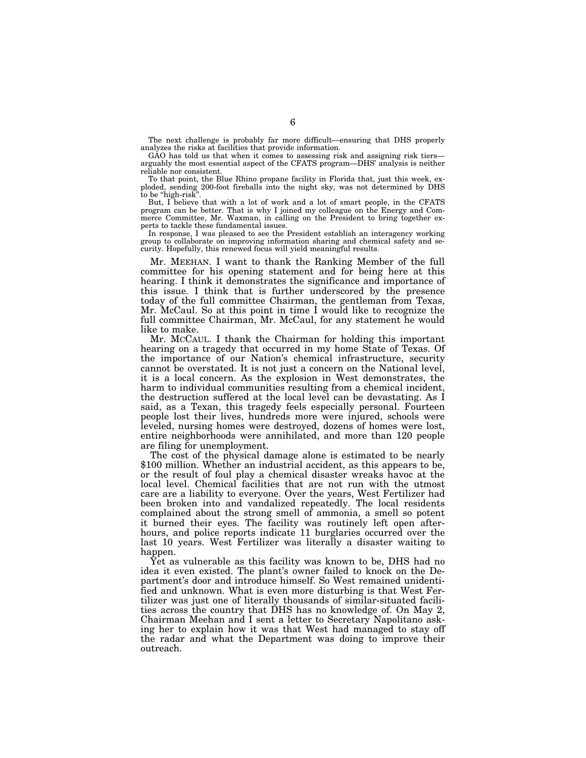The next challenge is probably far more difficult—ensuring that DHS properly analyzes the risks at facilities that provide information.

GAO has told us that when it comes to assessing risk and assigning risk tiers—arguably the most essential aspect of the CFATS program—DHS' analysis is neither reliable nor consistent.

To that point, the Blue Rhino propane facility in Florida that, just this week, exploded, sending 200-foot fireballs into the night sky, was not determined by DHS to be "high-risk".

But, I believe that with a lot of work and a lot of smart people, in the CFATS program can be better. That is why I joined my colleague on the Energy and Commerce Committee, Mr. Waxman, in calling on the President to bring together experts to tackle these fundamental issues.

In response, I was pleased to see the President establish an interagency working group to collaborate on improving information sharing and chemical safety and security. Hopefully, this renewed focus will yield meaningful results.

Mr. MEEHAN. I want to thank the Ranking Member of the full committee for his opening statement and for being here at this hearing. I think it demonstrates the significance and importance of this issue. I think that is further underscored by the presence today of the full committee Chairman, the gentleman from Texas, Mr. McCaul. So at this point in time I would like to recognize the full committee Chairman, Mr. McCaul, for any statement he would like to make.

Mr. MCCAUL. I thank the Chairman for holding this important hearing on a tragedy that occurred in my home State of Texas. Of the importance of our Nation's chemical infrastructure, security cannot be overstated. It is not just a concern on the National level, it is a local concern. As the explosion in West demonstrates, the harm to individual communities resulting from a chemical incident, the destruction suffered at the local level can be devastating. As I said, as a Texan, this tragedy feels especially personal. Fourteen people lost their lives, hundreds more were injured, schools were leveled, nursing homes were destroyed, dozens of homes were lost, entire neighborhoods were annihilated, and more than 120 people are filing for unemployment.

The cost of the physical damage alone is estimated to be nearly $100 million. Whether an industrial accident, as this appears to be, or the result of foul play a chemical disaster wreaks havoc at the local level. Chemical facilities that are not run with the utmost care are a liability to everyone. Over the years, West Fertilizer had been broken into and vandalized repeatedly. The local residents complained about the strong smell of ammonia, a smell so potent it burned their eyes. The facility was routinely left open after-hours, and police reports indicate 11 burglaries occurred over the last 10 years. West Fertilizer was literally a disaster waiting to happen.

Yet as vulnerable as this facility was known to be, DHS had no idea it even existed. The plant's owner failed to knock on the Department's door and introduce himself. So West remained unidentified and unknown. What is even more disturbing is that West Fertilizer was just one of literally thousands of similar-situated facilities across the country that DHS has no knowledge of. On May 2, Chairman Meehan and I sent a letter to Secretary Napolitano asking her to explain how it was that West had managed to stay off the radar and what the Department was doing to improve their outreach.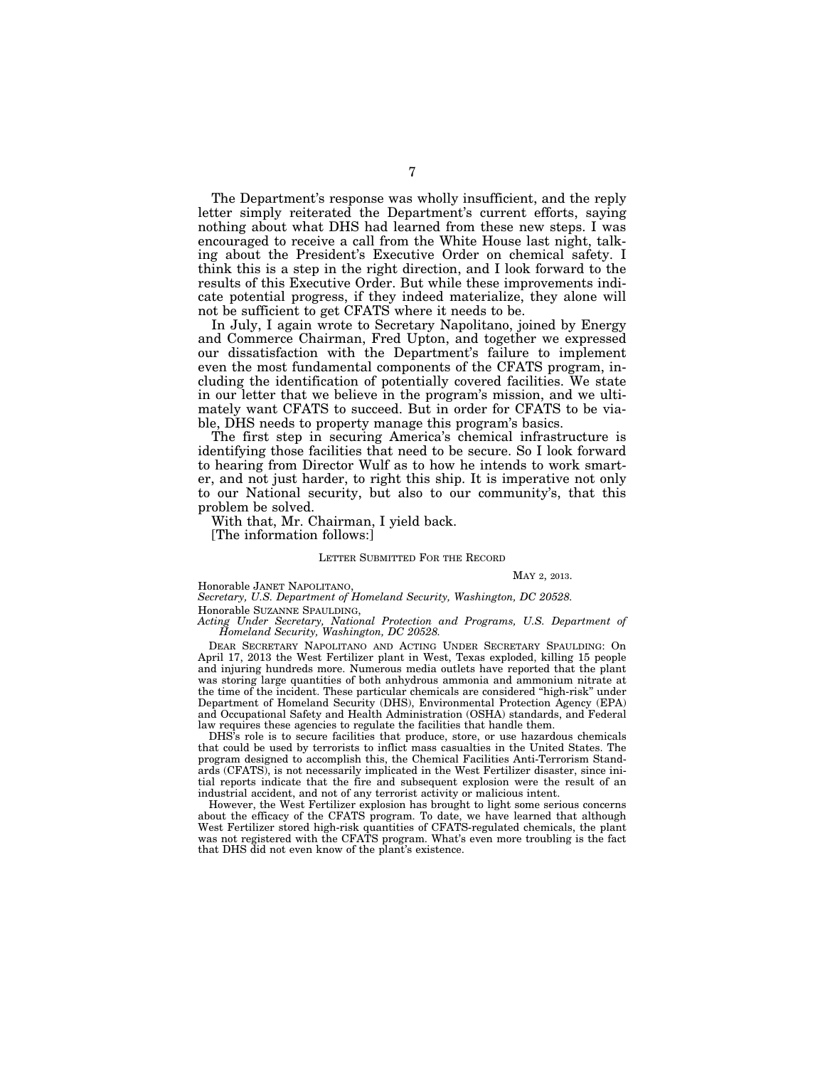The Department's response was wholly insufficient, and the reply letter simply reiterated the Department's current efforts, saying nothing about what DHS had learned from these new steps. I was encouraged to receive a call from the White House last night, talking about the President's Executive Order on chemical safety. I think this is a step in the right direction, and I look forward to the results of this Executive Order. But while these improvements indicate potential progress, if they indeed materialize, they alone will not be sufficient to get CFATS where it needs to be.

In July, I again wrote to Secretary Napolitano, joined by Energy and Commerce Chairman, Fred Upton, and together we expressed our dissatisfaction with the Department's failure to implement even the most fundamental components of the CFATS program, including the identification of potentially covered facilities. We state in our letter that we believe in the program's mission, and we ultimately want CFATS to succeed. But in order for CFATS to be viable, DHS needs to property manage this program's basics.

The first step in securing America's chemical infrastructure is identifying those facilities that need to be secure. So I look forward to hearing from Director Wulf as to how he intends to work smarter, and not just harder, to right this ship. It is imperative not only to our National security, but also to our community's, that this problem be solved.

With that, Mr. Chairman, I yield back.

[The information follows:]

LETTER SUBMITTED FOR THE RECORD

MAY 2, 2013.

Honorable JANET NAPOLITANO,
*Secretary, U.S. Department of Homeland Security, Washington, DC 20528.*

Honorable SUZANNE SPAULDING,
*Acting Under Secretary, National Protection and Programs, U.S. Department of Homeland Security, Washington, DC 20528.*

DEAR SECRETARY NAPOLITANO AND ACTING UNDER SECRETARY SPAULDING: On April 17, 2013 the West Fertilizer plant in West, Texas exploded, killing 15 people and injuring hundreds more. Numerous media outlets have reported that the plant was storing large quantities of both anhydrous ammonia and ammonium nitrate at the time of the incident. These particular chemicals are considered "high-risk" under Department of Homeland Security (DHS), Environmental Protection Agency (EPA) and Occupational Safety and Health Administration (OSHA) standards, and Federal law requires these agencies to regulate the facilities that handle them.

DHS's role is to secure facilities that produce, store, or use hazardous chemicals that could be used by terrorists to inflict mass casualties in the United States. The program designed to accomplish this, the Chemical Facilities Anti-Terrorism Standards (CFATS), is not necessarily implicated in the West Fertilizer disaster, since initial reports indicate that the fire and subsequent explosion were the result of an industrial accident, and not of any terrorist activity or malicious intent.

However, the West Fertilizer explosion has brought to light some serious concerns about the efficacy of the CFATS program. To date, we have learned that although West Fertilizer stored high-risk quantities of CFATS-regulated chemicals, the plant was not registered with the CFATS program. What's even more troubling is the fact that DHS did not even know of the plant's existence.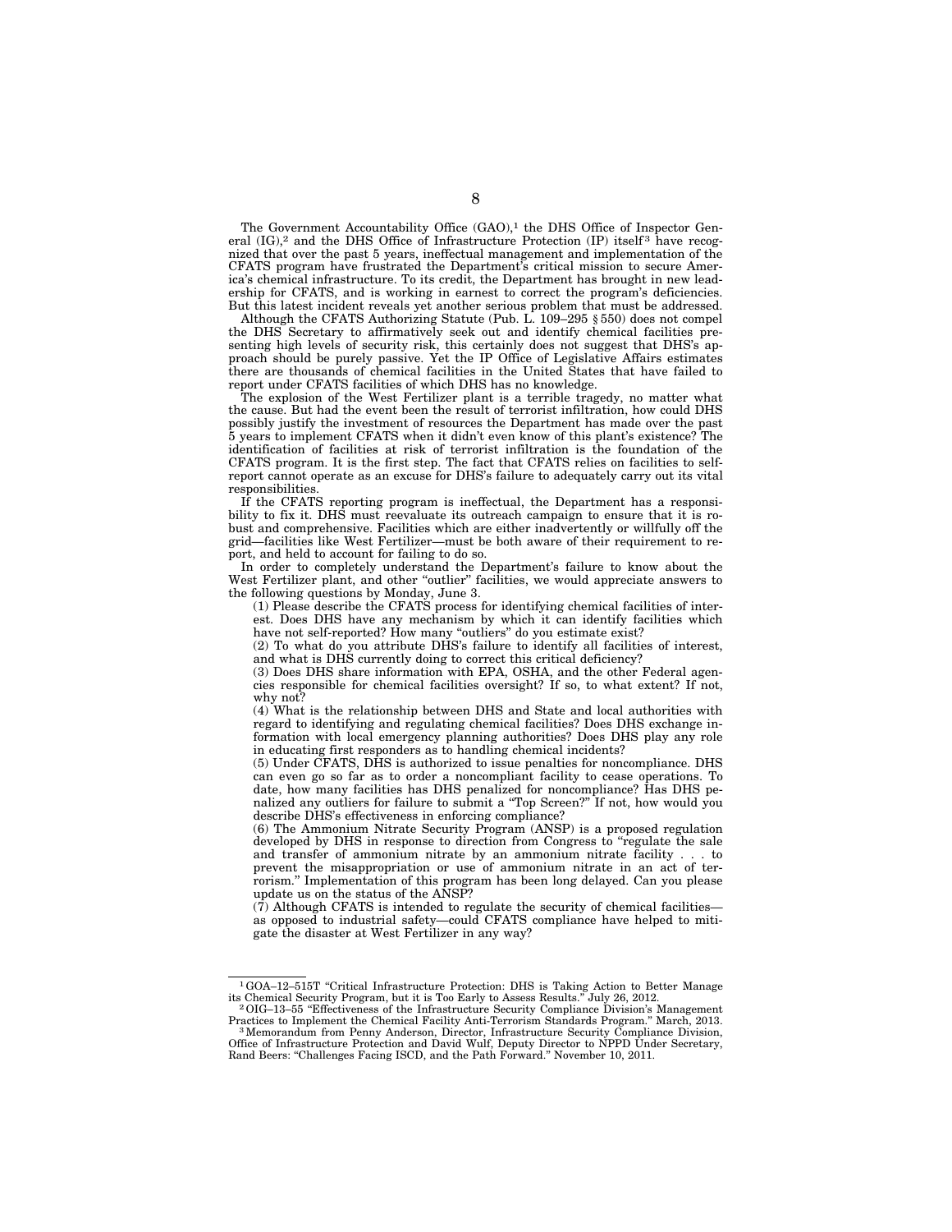The Government Accountability Office (GAO),[1] the DHS Office of Inspector General (IG),[2] and the DHS Office of Infrastructure Protection (IP) itself[3] have recognized that over the past 5 years, ineffectual management and implementation of the CFATS program have frustrated the Department's critical mission to secure America's chemical infrastructure. To its credit, the Department has brought in new leadership for CFATS, and is working in earnest to correct the program's deficiencies. But this latest incident reveals yet another serious problem that must be addressed.

Although the CFATS Authorizing Statute (Pub. L. 109–295 § 550) does not compel the DHS Secretary to affirmatively seek out and identify chemical facilities presenting high levels of security risk, this certainly does not suggest that DHS's approach should be purely passive. Yet the IP Office of Legislative Affairs estimates there are thousands of chemical facilities in the United States that have failed to report under CFATS facilities of which DHS has no knowledge.

The explosion of the West Fertilizer plant is a terrible tragedy, no matter what the cause. But had the event been the result of terrorist infiltration, how could DHS possibly justify the investment of resources the Department has made over the past 5 years to implement CFATS when it didn't even know of this plant's existence? The identification of facilities at risk of terrorist infiltration is the foundation of the CFATS program. It is the first step. The fact that CFATS relies on facilities to self-report cannot operate as an excuse for DHS's failure to adequately carry out its vital responsibilities.

If the CFATS reporting program is ineffectual, the Department has a responsibility to fix it. DHS must reevaluate its outreach campaign to ensure that it is robust and comprehensive. Facilities which are either inadvertently or willfully off the grid—facilities like West Fertilizer—must be both aware of their requirement to report, and held to account for failing to do so.

In order to completely understand the Department's failure to know about the West Fertilizer plant, and other "outlier" facilities, we would appreciate answers to the following questions by Monday, June 3.

(1) Please describe the CFATS process for identifying chemical facilities of interest. Does DHS have any mechanism by which it can identify facilities which have not self-reported? How many "outliers" do you estimate exist?

(2) To what do you attribute DHS's failure to identify all facilities of interest, and what is DHS currently doing to correct this critical deficiency?

(3) Does DHS share information with EPA, OSHA, and the other Federal agencies responsible for chemical facilities oversight? If so, to what extent? If not, why not?

(4) What is the relationship between DHS and State and local authorities with regard to identifying and regulating chemical facilities? Does DHS exchange information with local emergency planning authorities? Does DHS play any role in educating first responders as to handling chemical incidents?

(5) Under CFATS, DHS is authorized to issue penalties for noncompliance. DHS can even go so far as to order a noncompliant facility to cease operations. To date, how many facilities has DHS penalized for noncompliance? Has DHS penalized any outliers for failure to submit a "Top Screen?" If not, how would you describe DHS's effectiveness in enforcing compliance?

(6) The Ammonium Nitrate Security Program (ANSP) is a proposed regulation developed by DHS in response to direction from Congress to "regulate the sale and transfer of ammonium nitrate by an ammonium nitrate facility . . . to prevent the misappropriation or use of ammonium nitrate in an act of terrorism." Implementation of this program has been long delayed. Can you please update us on the status of the ANSP?

(7) Although CFATS is intended to regulate the security of chemical facilities—as opposed to industrial safety—could CFATS compliance have helped to mitigate the disaster at West Fertilizer in any way?

---

[1] GOA–12–515T "Critical Infrastructure Protection: DHS is Taking Action to Better Manage its Chemical Security Program, but it is Too Early to Assess Results." July 26, 2012.

[2] OIG–13–55 "Effectiveness of the Infrastructure Security Compliance Division's Management Practices to Implement the Chemical Facility Anti-Terrorism Standards Program." March, 2013.

[3] Memorandum from Penny Anderson, Director, Infrastructure Security Compliance Division, Office of Infrastructure Protection and David Wulf, Deputy Director to NPPD Under Secretary, Rand Beers: "Challenges Facing ISCD, and the Path Forward." November 10, 2011.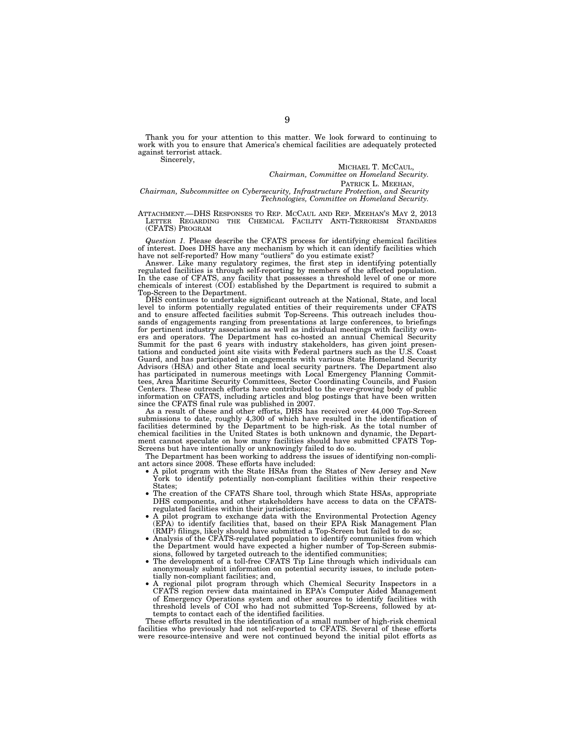Thank you for your attention to this matter. We look forward to continuing to work with you to ensure that America's chemical facilities are adequately protected against terrorist attack.

Sincerely,

MICHAEL T. MCCAUL,
*Chairman, Committee on Homeland Security.*

PATRICK L. MEEHAN,
*Chairman, Subcommittee on Cybersecurity, Infrastructure Protection, and Security Technologies, Committee on Homeland Security.*

ATTACHMENT.—DHS RESPONSES TO REP. MCCAUL AND REP. MEEHAN'S MAY 2, 2013 LETTER REGARDING THE CHEMICAL FACILITY ANTI-TERRORISM STANDARDS (CFATS) PROGRAM

*Question 1.* Please describe the CFATS process for identifying chemical facilities of interest. Does DHS have any mechanism by which it can identify facilities which have not self-reported? How many "outliers" do you estimate exist?

Answer. Like many regulatory regimes, the first step in identifying potentially regulated facilities is through self-reporting by members of the affected population. In the case of CFATS, any facility that possesses a threshold level of one or more chemicals of interest (COI) established by the Department is required to submit a Top-Screen to the Department.

DHS continues to undertake significant outreach at the National, State, and local level to inform potentially regulated entities of their requirements under CFATS and to ensure affected facilities submit Top-Screens. This outreach includes thousands of engagements ranging from presentations at large conferences, to briefings for pertinent industry associations as well as individual meetings with facility owners and operators. The Department has co-hosted an annual Chemical Security Summit for the past 6 years with industry stakeholders, has given joint presentations and conducted joint site visits with Federal partners such as the U.S. Coast Guard, and has participated in engagements with various State Homeland Security Advisors (HSA) and other State and local security partners. The Department also has participated in numerous meetings with Local Emergency Planning Committees, Area Maritime Security Committees, Sector Coordinating Councils, and Fusion Centers. These outreach efforts have contributed to the ever-growing body of public information on CFATS, including articles and blog postings that have been written since the CFATS final rule was published in 2007.

As a result of these and other efforts, DHS has received over 44,000 Top-Screen submissions to date, roughly 4,300 of which have resulted in the identification of facilities determined by the Department to be high-risk. As the total number of chemical facilities in the United States is both unknown and dynamic, the Department cannot speculate on how many facilities should have submitted CFATS Top-Screens but have intentionally or unknowingly failed to do so.

The Department has been working to address the issues of identifying non-compliant actors since 2008. These efforts have included:

- A pilot program with the State HSAs from the States of New Jersey and New York to identify potentially non-compliant facilities within their respective States;
- The creation of the CFATS Share tool, through which State HSAs, appropriate DHS components, and other stakeholders have access to data on the CFATS-regulated facilities within their jurisdictions;
- A pilot program to exchange data with the Environmental Protection Agency (EPA) to identify facilities that, based on their EPA Risk Management Plan (RMP) filings, likely should have submitted a Top-Screen but failed to do so;
- Analysis of the CFATS-regulated population to identify communities from which the Department would have expected a higher number of Top-Screen submissions, followed by targeted outreach to the identified communities;
- The development of a toll-free CFATS Tip Line through which individuals can anonymously submit information on potential security issues, to include potentially non-compliant facilities; and,
- A regional pilot program through which Chemical Security Inspectors in a CFATS region review data maintained in EPA's Computer Aided Management of Emergency Operations system and other sources to identify facilities with threshold levels of COI who had not submitted Top-Screens, followed by attempts to contact each of the identified facilities.

These efforts resulted in the identification of a small number of high-risk chemical facilities who previously had not self-reported to CFATS. Several of these efforts were resource-intensive and were not continued beyond the initial pilot efforts as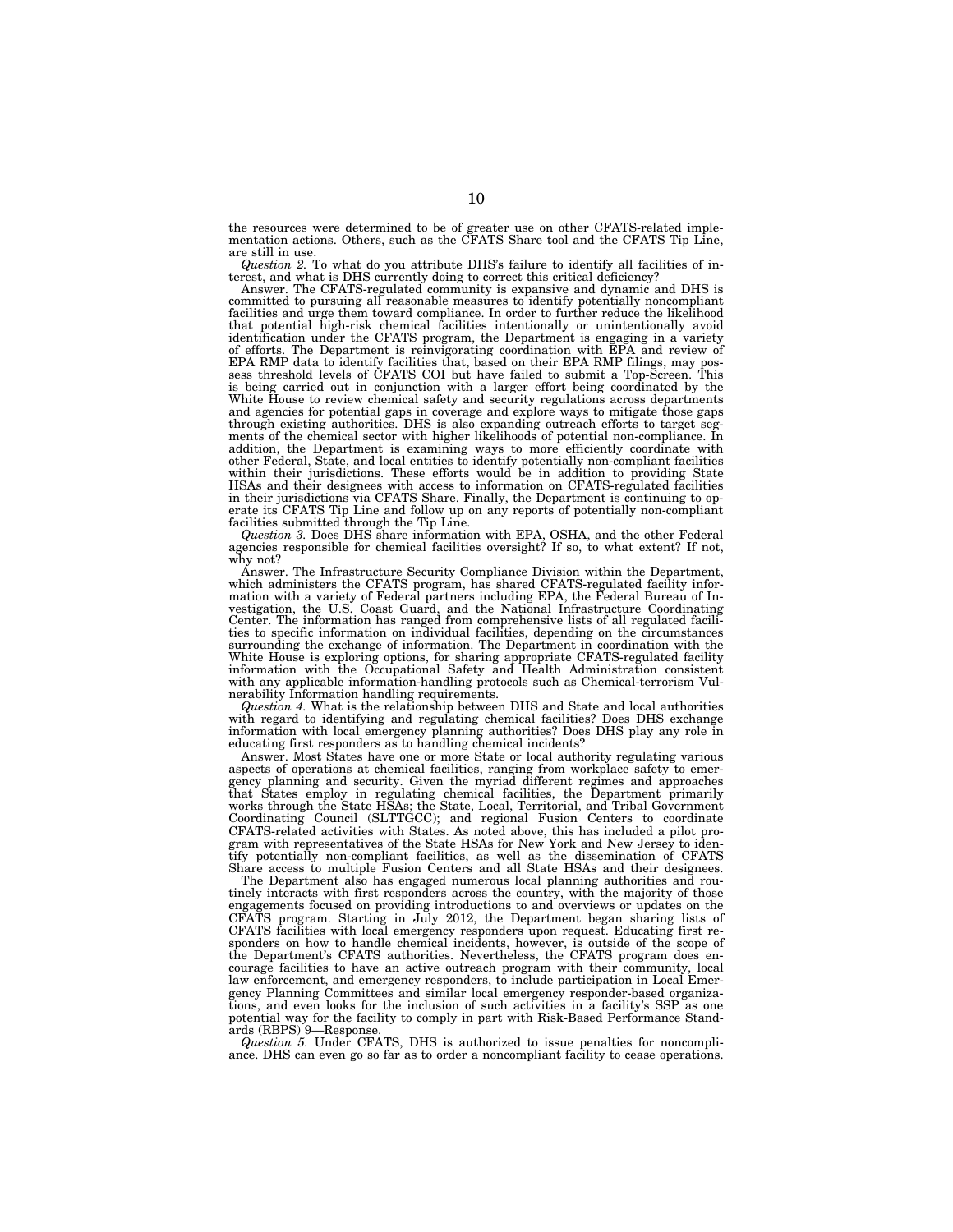the resources were determined to be of greater use on other CFATS-related implementation actions. Others, such as the CFATS Share tool and the CFATS Tip Line, are still in use.

*Question 2.* To what do you attribute DHS's failure to identify all facilities of interest, and what is DHS currently doing to correct this critical deficiency?

Answer. The CFATS-regulated community is expansive and dynamic and DHS is committed to pursuing all reasonable measures to identify potentially noncompliant facilities and urge them toward compliance. In order to further reduce the likelihood that potential high-risk chemical facilities intentionally or unintentionally avoid identification under the CFATS program, the Department is engaging in a variety of efforts. The Department is reinvigorating coordination with EPA and review of EPA RMP data to identify facilities that, based on their EPA RMP filings, may possess threshold levels of CFATS COI but have failed to submit a Top-Screen. This is being carried out in conjunction with a larger effort being coordinated by the White House to review chemical safety and security regulations across departments and agencies for potential gaps in coverage and explore ways to mitigate those gaps through existing authorities. DHS is also expanding outreach efforts to target segments of the chemical sector with higher likelihoods of potential non-compliance. In addition, the Department is examining ways to more efficiently coordinate with other Federal, State, and local entities to identify potentially non-compliant facilities within their jurisdictions. These efforts would be in addition to providing State HSAs and their designees with access to information on CFATS-regulated facilities in their jurisdictions via CFATS Share. Finally, the Department is continuing to operate its CFATS Tip Line and follow up on any reports of potentially non-compliant facilities submitted through the Tip Line.

*Question 3.* Does DHS share information with EPA, OSHA, and the other Federal agencies responsible for chemical facilities oversight? If so, to what extent? If not, why not?

Answer. The Infrastructure Security Compliance Division within the Department, which administers the CFATS program, has shared CFATS-regulated facility information with a variety of Federal partners including EPA, the Federal Bureau of Investigation, the U.S. Coast Guard, and the National Infrastructure Coordinating Center. The information has ranged from comprehensive lists of all regulated facilities to specific information on individual facilities, depending on the circumstances surrounding the exchange of information. The Department in coordination with the White House is exploring options, for sharing appropriate CFATS-regulated facility information with the Occupational Safety and Health Administration consistent with any applicable information-handling protocols such as Chemical-terrorism Vulnerability Information handling requirements.

*Question 4.* What is the relationship between DHS and State and local authorities with regard to identifying and regulating chemical facilities? Does DHS exchange information with local emergency planning authorities? Does DHS play any role in educating first responders as to handling chemical incidents?

Answer. Most States have one or more State or local authority regulating various aspects of operations at chemical facilities, ranging from workplace safety to emergency planning and security. Given the myriad different regimes and approaches that States employ in regulating chemical facilities, the Department primarily works through the State HSAs; the State, Local, Territorial, and Tribal Government Coordinating Council (SLTTGCC); and regional Fusion Centers to coordinate CFATS-related activities with States. As noted above, this has included a pilot program with representatives of the State HSAs for New York and New Jersey to identify potentially non-compliant facilities, as well as the dissemination of CFATS Share access to multiple Fusion Centers and all State HSAs and their designees.

The Department also has engaged numerous local planning authorities and routinely interacts with first responders across the country, with the majority of those engagements focused on providing introductions to and overviews or updates on the CFATS program. Starting in July 2012, the Department began sharing lists of CFATS facilities with local emergency responders upon request. Educating first responders on how to handle chemical incidents, however, is outside of the scope of the Department's CFATS authorities. Nevertheless, the CFATS program does encourage facilities to have an active outreach program with their community, local law enforcement, and emergency responders, to include participation in Local Emergency Planning Committees and similar local emergency responder-based organizations, and even looks for the inclusion of such activities in a facility's SSP as one potential way for the facility to comply in part with Risk-Based Performance Standards (RBPS) 9—Response.

*Question 5.* Under CFATS, DHS is authorized to issue penalties for noncompliance. DHS can even go so far as to order a noncompliant facility to cease operations.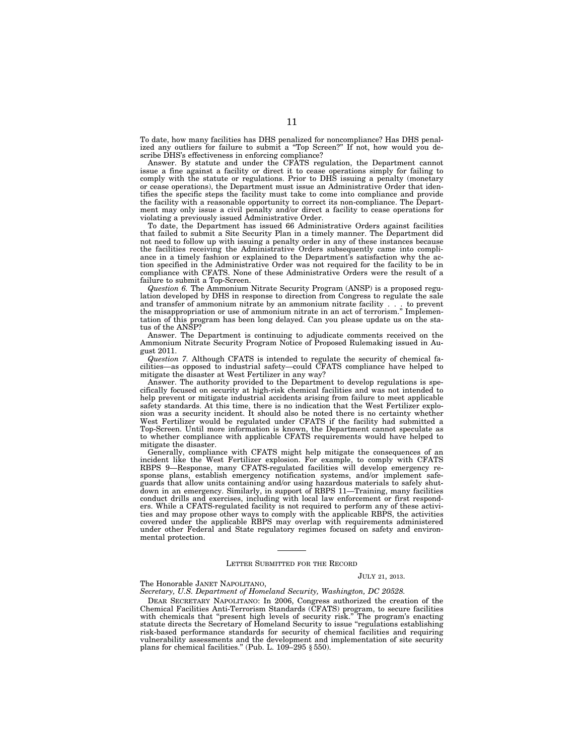To date, how many facilities has DHS penalized for noncompliance? Has DHS penalized any outliers for failure to submit a "Top Screen?" If not, how would you describe DHS's effectiveness in enforcing compliance?

Answer. By statute and under the CFATS regulation, the Department cannot issue a fine against a facility or direct it to cease operations simply for failing to comply with the statute or regulations. Prior to DHS issuing a penalty (monetary or cease operations), the Department must issue an Administrative Order that identifies the specific steps the facility must take to come into compliance and provide the facility with a reasonable opportunity to correct its non-compliance. The Department may only issue a civil penalty and/or direct a facility to cease operations for violating a previously issued Administrative Order.

To date, the Department has issued 66 Administrative Orders against facilities that failed to submit a Site Security Plan in a timely manner. The Department did not need to follow up with issuing a penalty order in any of these instances because the facilities receiving the Administrative Orders subsequently came into compliance in a timely fashion or explained to the Department's satisfaction why the action specified in the Administrative Order was not required for the facility to be in compliance with CFATS. None of these Administrative Orders were the result of a failure to submit a Top-Screen.

*Question 6.* The Ammonium Nitrate Security Program (ANSP) is a proposed regulation developed by DHS in response to direction from Congress to regulate the sale and transfer of ammonium nitrate by an ammonium nitrate facility . . . to prevent the misappropriation or use of ammonium nitrate in an act of terrorism." Implementation of this program has been long delayed. Can you please update us on the status of the ANSP?

Answer. The Department is continuing to adjudicate comments received on the Ammonium Nitrate Security Program Notice of Proposed Rulemaking issued in August 2011.

*Question 7.* Although CFATS is intended to regulate the security of chemical facilities—as opposed to industrial safety—could CFATS compliance have helped to mitigate the disaster at West Fertilizer in any way?

Answer. The authority provided to the Department to develop regulations is specifically focused on security at high-risk chemical facilities and was not intended to help prevent or mitigate industrial accidents arising from failure to meet applicable safety standards. At this time, there is no indication that the West Fertilizer explosion was a security incident. It should also be noted there is no certainty whether West Fertilizer would be regulated under CFATS if the facility had submitted a Top-Screen. Until more information is known, the Department cannot speculate as to whether compliance with applicable CFATS requirements would have helped to mitigate the disaster.

Generally, compliance with CFATS might help mitigate the consequences of an incident like the West Fertilizer explosion. For example, to comply with CFATS RBPS 9—Response, many CFATS-regulated facilities will develop emergency response plans, establish emergency notification systems, and/or implement safeguards that allow units containing and/or using hazardous materials to safely shutdown in an emergency. Similarly, in support of RBPS 11—Training, many facilities conduct drills and exercises, including with local law enforcement or first responders. While a CFATS-regulated facility is not required to perform any of these activities and may propose other ways to comply with the applicable RBPS, the activities covered under the applicable RBPS may overlap with requirements administered under other Federal and State regulatory regimes focused on safety and environmental protection.

---

## LETTER SUBMITTED FOR THE RECORD

JULY 21, 2013.

The Honorable JANET NAPOLITANO,
*Secretary, U.S. Department of Homeland Security, Washington, DC 20528.*

DEAR SECRETARY NAPOLITANO: In 2006, Congress authorized the creation of the Chemical Facilities Anti-Terrorism Standards (CFATS) program, to secure facilities with chemicals that "present high levels of security risk." The program's enacting statute directs the Secretary of Homeland Security to issue "regulations establishing risk-based performance standards for security of chemical facilities and requiring vulnerability assessments and the development and implementation of site security plans for chemical facilities." (Pub. L. 109–295 § 550).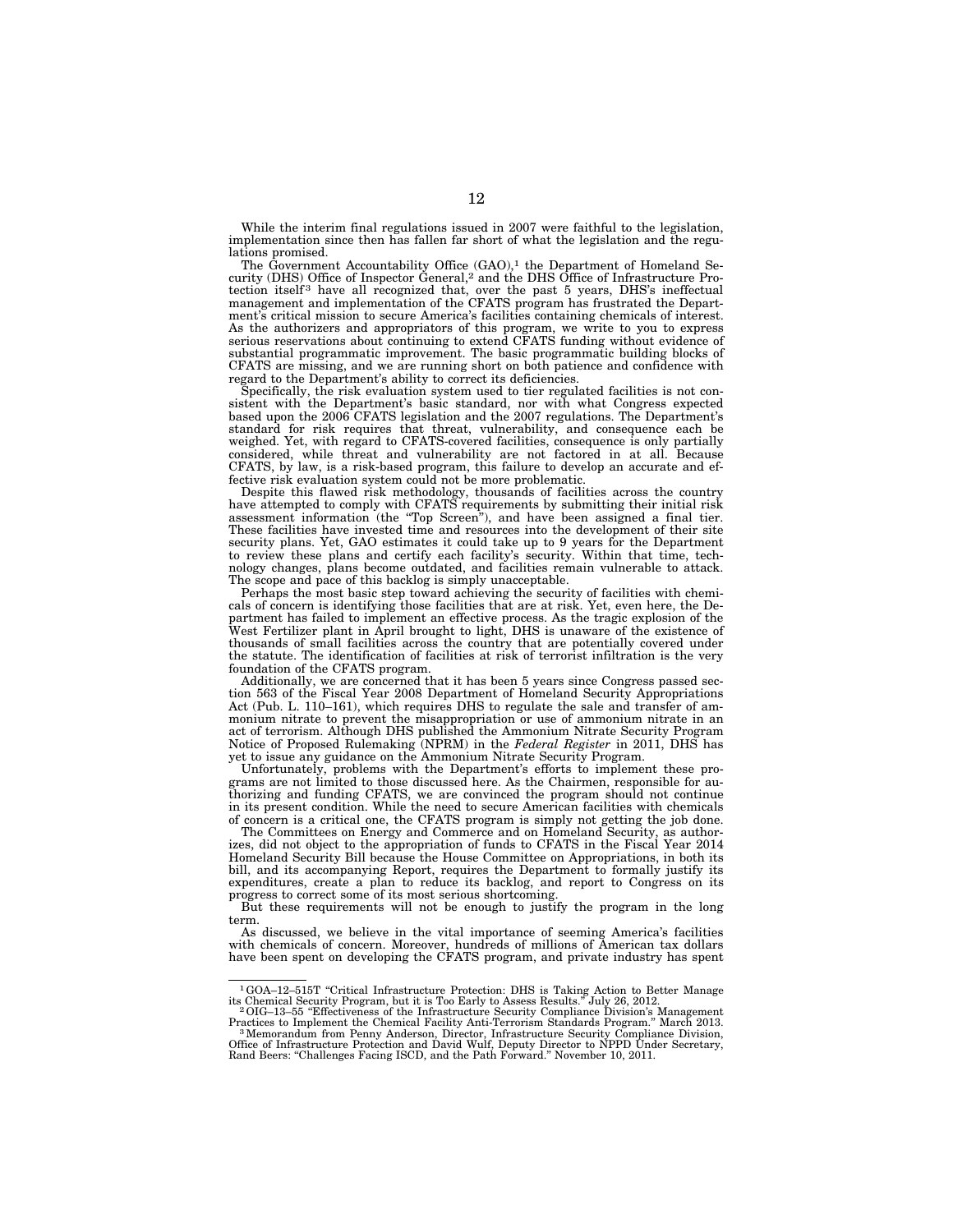While the interim final regulations issued in 2007 were faithful to the legislation, implementation since then has fallen far short of what the legislation and the regulations promised.

The Government Accountability Office (GAO),[1] the Department of Homeland Security (DHS) Office of Inspector General,[2] and the DHS Office of Infrastructure Protection itself[3] have all recognized that, over the past 5 years, DHS's ineffectual management and implementation of the CFATS program has frustrated the Department's critical mission to secure America's facilities containing chemicals of interest. As the authorizers and appropriators of this program, we write to you to express serious reservations about continuing to extend CFATS funding without evidence of substantial programmatic improvement. The basic programmatic building blocks of CFATS are missing, and we are running short on both patience and confidence with regard to the Department's ability to correct its deficiencies.

Specifically, the risk evaluation system used to tier regulated facilities is not consistent with the Department's basic standard, nor with what Congress expected based upon the 2006 CFATS legislation and the 2007 regulations. The Department's standard for risk requires that threat, vulnerability, and consequence each be weighed. Yet, with regard to CFATS-covered facilities, consequence is only partially considered, while threat and vulnerability are not factored in at all. Because CFATS, by law, is a risk-based program, this failure to develop an accurate and effective risk evaluation system could not be more problematic.

Despite this flawed risk methodology, thousands of facilities across the country have attempted to comply with CFATS requirements by submitting their initial risk assessment information (the "Top Screen"), and have been assigned a final tier. These facilities have invested time and resources into the development of their site security plans. Yet, GAO estimates it could take up to 9 years for the Department to review these plans and certify each facility's security. Within that time, technology changes, plans become outdated, and facilities remain vulnerable to attack. The scope and pace of this backlog is simply unacceptable.

Perhaps the most basic step toward achieving the security of facilities with chemicals of concern is identifying those facilities that are at risk. Yet, even here, the Department has failed to implement an effective process. As the tragic explosion of the West Fertilizer plant in April brought to light, DHS is unaware of the existence of thousands of small facilities across the country that are potentially covered under the statute. The identification of facilities at risk of terrorist infiltration is the very foundation of the CFATS program.

Additionally, we are concerned that it has been 5 years since Congress passed section 563 of the Fiscal Year 2008 Department of Homeland Security Appropriations Act (Pub. L. 110–161), which requires DHS to regulate the sale and transfer of ammonium nitrate to prevent the misappropriation or use of ammonium nitrate in an act of terrorism. Although DHS published the Ammonium Nitrate Security Program Notice of Proposed Rulemaking (NPRM) in the *Federal Register* in 2011, DHS has yet to issue any guidance on the Ammonium Nitrate Security Program.

Unfortunately, problems with the Department's efforts to implement these programs are not limited to those discussed here. As the Chairmen, responsible for authorizing and funding CFATS, we are convinced the program should not continue in its present condition. While the need to secure American facilities with chemicals of concern is a critical one, the CFATS program is simply not getting the job done.

The Committees on Energy and Commerce and on Homeland Security, as authorizes, did not object to the appropriation of funds to CFATS in the Fiscal Year 2014 Homeland Security Bill because the House Committee on Appropriations, in both its bill, and its accompanying Report, requires the Department to formally justify its expenditures, create a plan to reduce its backlog, and report to Congress on its progress to correct some of its most serious shortcoming.

But these requirements will not be enough to justify the program in the long term.

As discussed, we believe in the vital importance of seeming America's facilities with chemicals of concern. Moreover, hundreds of millions of American tax dollars have been spent on developing the CFATS program, and private industry has spent

---

[1] GOA–12–515T "Critical Infrastructure Protection: DHS is Taking Action to Better Manage its Chemical Security Program, but it is Too Early to Assess Results." July 26, 2012.

[2] OIG–13–55 "Effectiveness of the Infrastructure Security Compliance Division's Management Practices to Implement the Chemical Facility Anti-Terrorism Standards Program." March 2013.

[3] Memorandum from Penny Anderson, Director, Infrastructure Security Compliance Division, Office of Infrastructure Protection and David Wulf, Deputy Director to NPPD Under Secretary, Rand Beers: "Challenges Facing ISCD, and the Path Forward." November 10, 2011.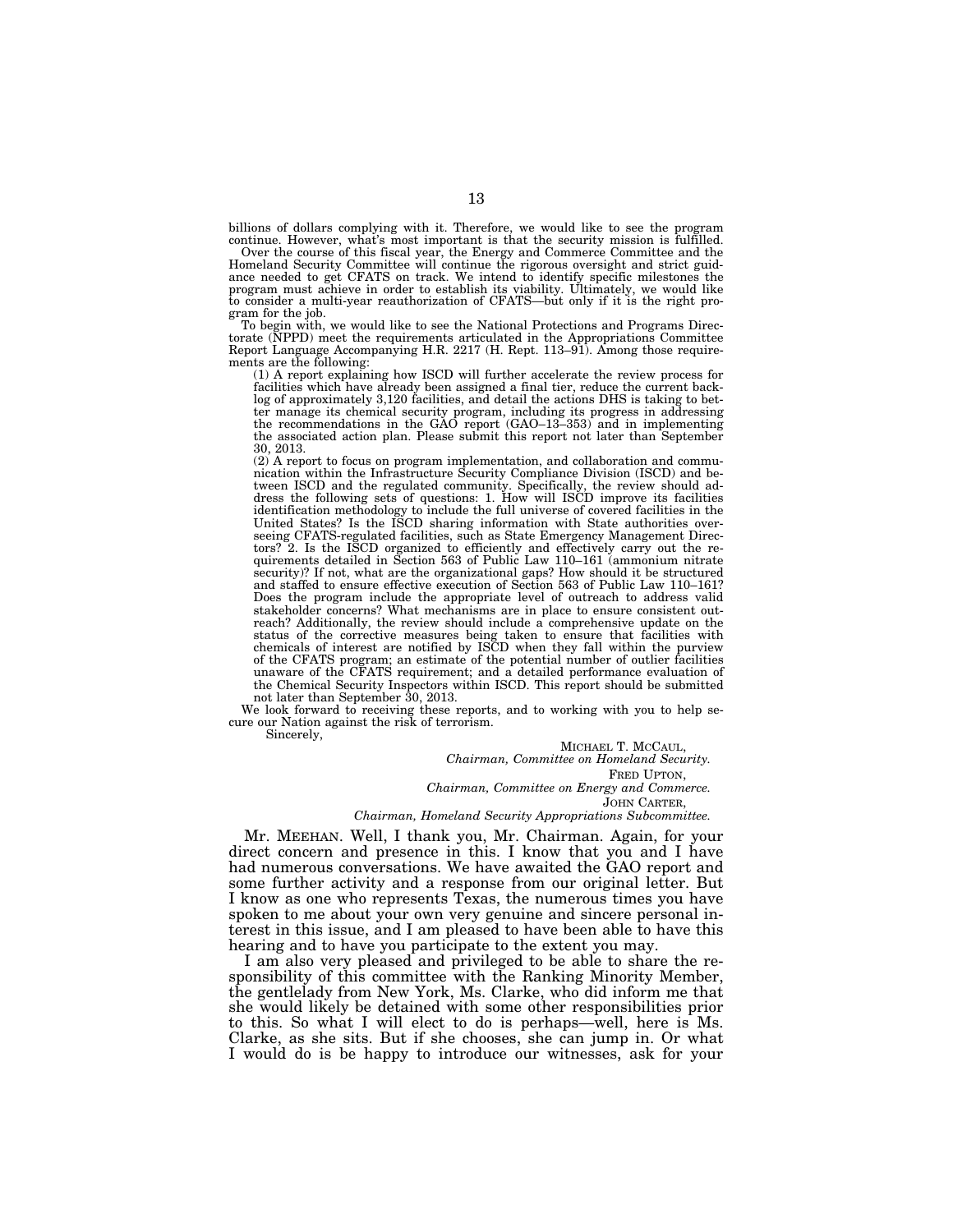billions of dollars complying with it. Therefore, we would like to see the program continue. However, what's most important is that the security mission is fulfilled.

Over the course of this fiscal year, the Energy and Commerce Committee and the Homeland Security Committee will continue the rigorous oversight and strict guidance needed to get CFATS on track. We intend to identify specific milestones the program must achieve in order to establish its viability. Ultimately, we would like to consider a multi-year reauthorization of CFATS—but only if it is the right program for the job.

To begin with, we would like to see the National Protections and Programs Directorate (NPPD) meet the requirements articulated in the Appropriations Committee Report Language Accompanying H.R. 2217 (H. Rept. 113–91). Among those requirements are the following:

(1) A report explaining how ISCD will further accelerate the review process for facilities which have already been assigned a final tier, reduce the current backlog of approximately 3,120 facilities, and detail the actions DHS is taking to better manage its chemical security program, including its progress in addressing the recommendations in the GAO report (GAO–13–353) and in implementing the associated action plan. Please submit this report not later than September 30, 2013.

(2) A report to focus on program implementation, and collaboration and communication within the Infrastructure Security Compliance Division (ISCD) and between ISCD and the regulated community. Specifically, the review should address the following sets of questions: 1. How will ISCD improve its facilities identification methodology to include the full universe of covered facilities in the United States? Is the ISCD sharing information with State authorities overseeing CFATS-regulated facilities, such as State Emergency Management Directors? 2. Is the ISCD organized to efficiently and effectively carry out the requirements detailed in Section 563 of Public Law 110–161 (ammonium nitrate security)? If not, what are the organizational gaps? How should it be structured and staffed to ensure effective execution of Section 563 of Public Law 110–161? Does the program include the appropriate level of outreach to address valid stakeholder concerns? What mechanisms are in place to ensure consistent outreach? Additionally, the review should include a comprehensive update on the status of the corrective measures being taken to ensure that facilities with chemicals of interest are notified by ISCD when they fall within the purview of the CFATS program; an estimate of the potential number of outlier facilities unaware of the CFATS requirement; and a detailed performance evaluation of the Chemical Security Inspectors within ISCD. This report should be submitted not later than September 30, 2013.

We look forward to receiving these reports, and to working with you to help secure our Nation against the risk of terrorism.

Sincerely,

MICHAEL T. MCCAUL,
*Chairman, Committee on Homeland Security.*

FRED UPTON,
*Chairman, Committee on Energy and Commerce.*

JOHN CARTER,
*Chairman, Homeland Security Appropriations Subcommittee.*

Mr. MEEHAN. Well, I thank you, Mr. Chairman. Again, for your direct concern and presence in this. I know that you and I have had numerous conversations. We have awaited the GAO report and some further activity and a response from our original letter. But I know as one who represents Texas, the numerous times you have spoken to me about your own very genuine and sincere personal interest in this issue, and I am pleased to have been able to have this hearing and to have you participate to the extent you may.

I am also very pleased and privileged to be able to share the responsibility of this committee with the Ranking Minority Member, the gentlelady from New York, Ms. Clarke, who did inform me that she would likely be detained with some other responsibilities prior to this. So what I will elect to do is perhaps—well, here is Ms. Clarke, as she sits. But if she chooses, she can jump in. Or what I would do is be happy to introduce our witnesses, ask for your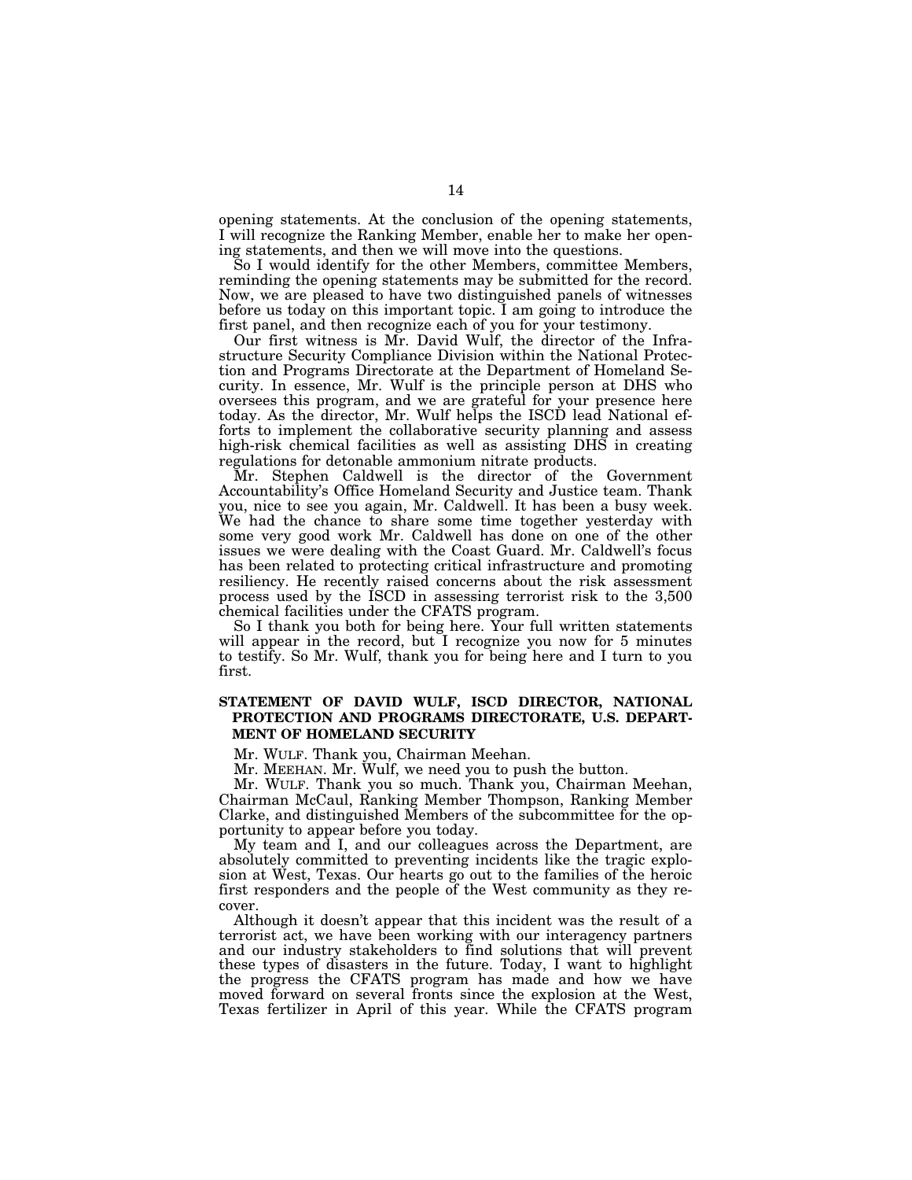opening statements. At the conclusion of the opening statements, I will recognize the Ranking Member, enable her to make her opening statements, and then we will move into the questions.

So I would identify for the other Members, committee Members, reminding the opening statements may be submitted for the record. Now, we are pleased to have two distinguished panels of witnesses before us today on this important topic. I am going to introduce the first panel, and then recognize each of you for your testimony.

Our first witness is Mr. David Wulf, the director of the Infrastructure Security Compliance Division within the National Protection and Programs Directorate at the Department of Homeland Security. In essence, Mr. Wulf is the principle person at DHS who oversees this program, and we are grateful for your presence here today. As the director, Mr. Wulf helps the ISCD lead National efforts to implement the collaborative security planning and assess high-risk chemical facilities as well as assisting DHS in creating regulations for detonable ammonium nitrate products.

Mr. Stephen Caldwell is the director of the Government Accountability's Office Homeland Security and Justice team. Thank you, nice to see you again, Mr. Caldwell. It has been a busy week. We had the chance to share some time together yesterday with some very good work Mr. Caldwell has done on one of the other issues we were dealing with the Coast Guard. Mr. Caldwell's focus has been related to protecting critical infrastructure and promoting resiliency. He recently raised concerns about the risk assessment process used by the ISCD in assessing terrorist risk to the 3,500 chemical facilities under the CFATS program.

So I thank you both for being here. Your full written statements will appear in the record, but I recognize you now for 5 minutes to testify. So Mr. Wulf, thank you for being here and I turn to you first.

## STATEMENT OF DAVID WULF, ISCD DIRECTOR, NATIONAL PROTECTION AND PROGRAMS DIRECTORATE, U.S. DEPARTMENT OF HOMELAND SECURITY

Mr. WULF. Thank you, Chairman Meehan.

Mr. MEEHAN. Mr. Wulf, we need you to push the button.

Mr. WULF. Thank you so much. Thank you, Chairman Meehan, Chairman McCaul, Ranking Member Thompson, Ranking Member Clarke, and distinguished Members of the subcommittee for the opportunity to appear before you today.

My team and I, and our colleagues across the Department, are absolutely committed to preventing incidents like the tragic explosion at West, Texas. Our hearts go out to the families of the heroic first responders and the people of the West community as they recover.

Although it doesn't appear that this incident was the result of a terrorist act, we have been working with our interagency partners and our industry stakeholders to find solutions that will prevent these types of disasters in the future. Today, I want to highlight the progress the CFATS program has made and how we have moved forward on several fronts since the explosion at the West, Texas fertilizer in April of this year. While the CFATS program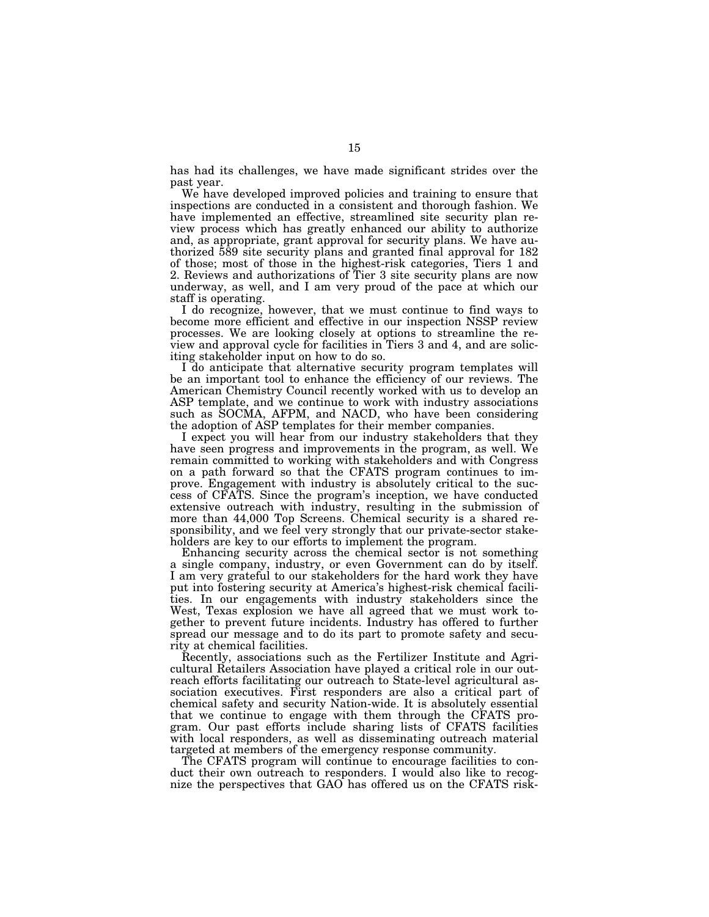has had its challenges, we have made significant strides over the past year.

We have developed improved policies and training to ensure that inspections are conducted in a consistent and thorough fashion. We have implemented an effective, streamlined site security plan review process which has greatly enhanced our ability to authorize and, as appropriate, grant approval for security plans. We have authorized 589 site security plans and granted final approval for 182 of those; most of those in the highest-risk categories, Tiers 1 and 2. Reviews and authorizations of Tier 3 site security plans are now underway, as well, and I am very proud of the pace at which our staff is operating.

I do recognize, however, that we must continue to find ways to become more efficient and effective in our inspection NSSP review processes. We are looking closely at options to streamline the review and approval cycle for facilities in Tiers 3 and 4, and are soliciting stakeholder input on how to do so.

I do anticipate that alternative security program templates will be an important tool to enhance the efficiency of our reviews. The American Chemistry Council recently worked with us to develop an ASP template, and we continue to work with industry associations such as SOCMA, AFPM, and NACD, who have been considering the adoption of ASP templates for their member companies.

I expect you will hear from our industry stakeholders that they have seen progress and improvements in the program, as well. We remain committed to working with stakeholders and with Congress on a path forward so that the CFATS program continues to improve. Engagement with industry is absolutely critical to the success of CFATS. Since the program's inception, we have conducted extensive outreach with industry, resulting in the submission of more than 44,000 Top Screens. Chemical security is a shared responsibility, and we feel very strongly that our private-sector stakeholders are key to our efforts to implement the program.

Enhancing security across the chemical sector is not something a single company, industry, or even Government can do by itself. I am very grateful to our stakeholders for the hard work they have put into fostering security at America's highest-risk chemical facilities. In our engagements with industry stakeholders since the West, Texas explosion we have all agreed that we must work together to prevent future incidents. Industry has offered to further spread our message and to do its part to promote safety and security at chemical facilities.

Recently, associations such as the Fertilizer Institute and Agricultural Retailers Association have played a critical role in our outreach efforts facilitating our outreach to State-level agricultural association executives. First responders are also a critical part of chemical safety and security Nation-wide. It is absolutely essential that we continue to engage with them through the CFATS program. Our past efforts include sharing lists of CFATS facilities with local responders, as well as disseminating outreach material targeted at members of the emergency response community.

The CFATS program will continue to encourage facilities to conduct their own outreach to responders. I would also like to recognize the perspectives that GAO has offered us on the CFATS risk-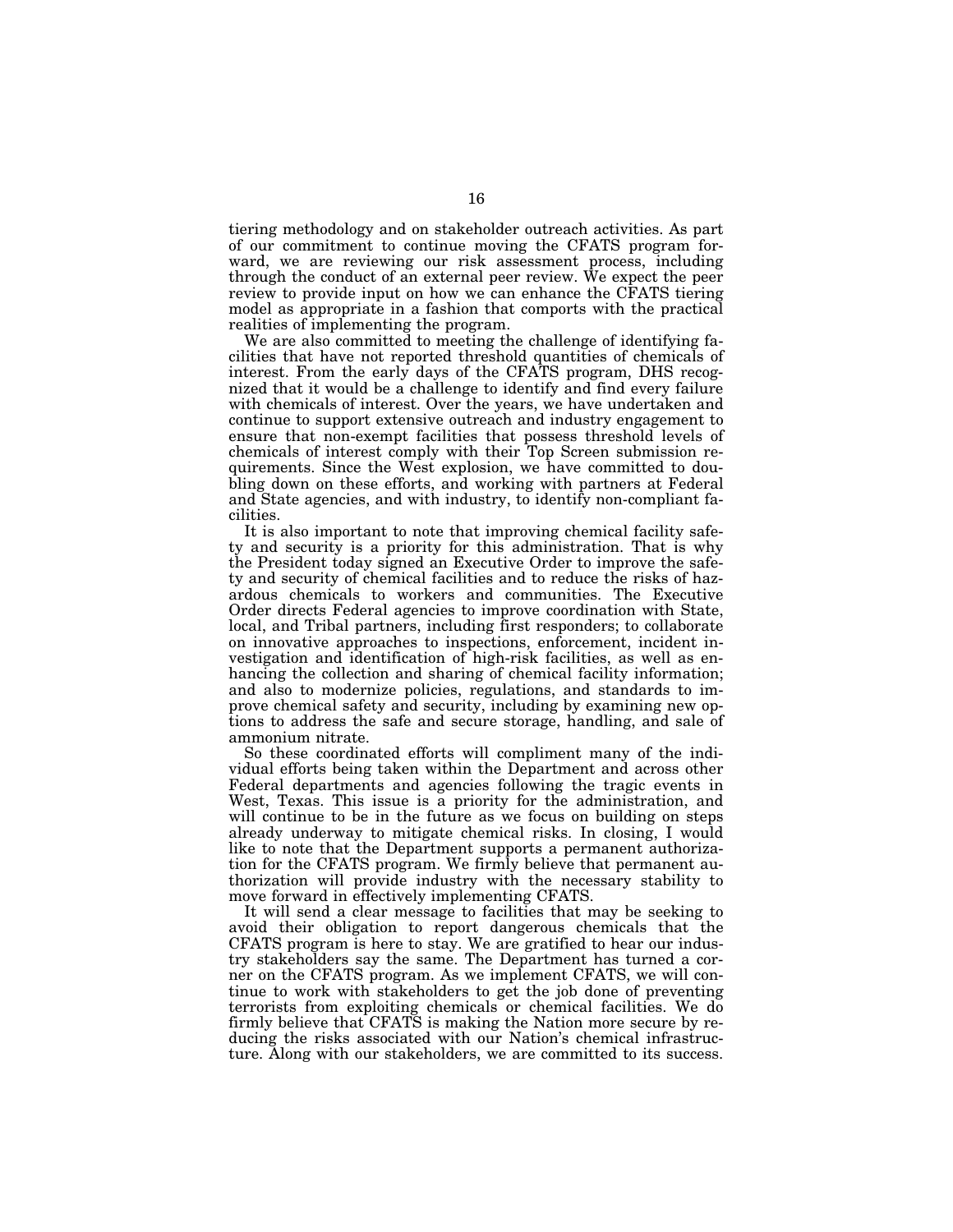tiering methodology and on stakeholder outreach activities. As part of our commitment to continue moving the CFATS program forward, we are reviewing our risk assessment process, including through the conduct of an external peer review. We expect the peer review to provide input on how we can enhance the CFATS tiering model as appropriate in a fashion that comports with the practical realities of implementing the program.

We are also committed to meeting the challenge of identifying facilities that have not reported threshold quantities of chemicals of interest. From the early days of the CFATS program, DHS recognized that it would be a challenge to identify and find every failure with chemicals of interest. Over the years, we have undertaken and continue to support extensive outreach and industry engagement to ensure that non-exempt facilities that possess threshold levels of chemicals of interest comply with their Top Screen submission requirements. Since the West explosion, we have committed to doubling down on these efforts, and working with partners at Federal and State agencies, and with industry, to identify non-compliant facilities.

It is also important to note that improving chemical facility safety and security is a priority for this administration. That is why the President today signed an Executive Order to improve the safety and security of chemical facilities and to reduce the risks of hazardous chemicals to workers and communities. The Executive Order directs Federal agencies to improve coordination with State, local, and Tribal partners, including first responders; to collaborate on innovative approaches to inspections, enforcement, incident investigation and identification of high-risk facilities, as well as enhancing the collection and sharing of chemical facility information; and also to modernize policies, regulations, and standards to improve chemical safety and security, including by examining new options to address the safe and secure storage, handling, and sale of ammonium nitrate.

So these coordinated efforts will compliment many of the individual efforts being taken within the Department and across other Federal departments and agencies following the tragic events in West, Texas. This issue is a priority for the administration, and will continue to be in the future as we focus on building on steps already underway to mitigate chemical risks. In closing, I would like to note that the Department supports a permanent authorization for the CFATS program. We firmly believe that permanent authorization will provide industry with the necessary stability to move forward in effectively implementing CFATS.

It will send a clear message to facilities that may be seeking to avoid their obligation to report dangerous chemicals that the CFATS program is here to stay. We are gratified to hear our industry stakeholders say the same. The Department has turned a corner on the CFATS program. As we implement CFATS, we will continue to work with stakeholders to get the job done of preventing terrorists from exploiting chemicals or chemical facilities. We do firmly believe that CFATS is making the Nation more secure by reducing the risks associated with our Nation's chemical infrastructure. Along with our stakeholders, we are committed to its success.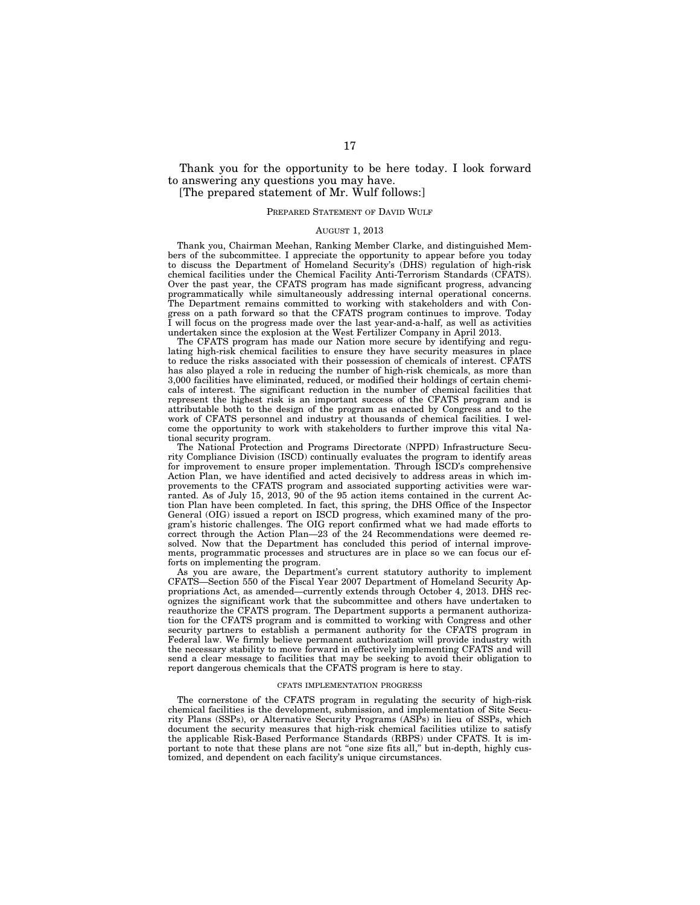Thank you for the opportunity to be here today. I look forward to answering any questions you may have.

[The prepared statement of Mr. Wulf follows:]

PREPARED STATEMENT OF DAVID WULF

AUGUST 1, 2013

Thank you, Chairman Meehan, Ranking Member Clarke, and distinguished Members of the subcommittee. I appreciate the opportunity to appear before you today to discuss the Department of Homeland Security's (DHS) regulation of high-risk chemical facilities under the Chemical Facility Anti-Terrorism Standards (CFATS). Over the past year, the CFATS program has made significant progress, advancing programmatically while simultaneously addressing internal operational concerns. The Department remains committed to working with stakeholders and with Congress on a path forward so that the CFATS program continues to improve. Today I will focus on the progress made over the last year-and-a-half, as well as activities undertaken since the explosion at the West Fertilizer Company in April 2013.

The CFATS program has made our Nation more secure by identifying and regulating high-risk chemical facilities to ensure they have security measures in place to reduce the risks associated with their possession of chemicals of interest. CFATS has also played a role in reducing the number of high-risk chemicals, as more than 3,000 facilities have eliminated, reduced, or modified their holdings of certain chemicals of interest. The significant reduction in the number of chemical facilities that represent the highest risk is an important success of the CFATS program and is attributable both to the design of the program as enacted by Congress and to the work of CFATS personnel and industry at thousands of chemical facilities. I welcome the opportunity to work with stakeholders to further improve this vital National security program.

The National Protection and Programs Directorate (NPPD) Infrastructure Security Compliance Division (ISCD) continually evaluates the program to identify areas for improvement to ensure proper implementation. Through ISCD's comprehensive Action Plan, we have identified and acted decisively to address areas in which improvements to the CFATS program and associated supporting activities were warranted. As of July 15, 2013, 90 of the 95 action items contained in the current Action Plan have been completed. In fact, this spring, the DHS Office of the Inspector General (OIG) issued a report on ISCD progress, which examined many of the program's historic challenges. The OIG report confirmed what we had made efforts to correct through the Action Plan—23 of the 24 Recommendations were deemed resolved. Now that the Department has concluded this period of internal improvements, programmatic processes and structures are in place so we can focus our efforts on implementing the program.

As you are aware, the Department's current statutory authority to implement CFATS—Section 550 of the Fiscal Year 2007 Department of Homeland Security Appropriations Act, as amended—currently extends through October 4, 2013. DHS recognizes the significant work that the subcommittee and others have undertaken to reauthorize the CFATS program. The Department supports a permanent authorization for the CFATS program and is committed to working with Congress and other security partners to establish a permanent authority for the CFATS program in Federal law. We firmly believe permanent authorization will provide industry with the necessary stability to move forward in effectively implementing CFATS and will send a clear message to facilities that may be seeking to avoid their obligation to report dangerous chemicals that the CFATS program is here to stay.

CFATS IMPLEMENTATION PROGRESS

The cornerstone of the CFATS program in regulating the security of high-risk chemical facilities is the development, submission, and implementation of Site Security Plans (SSPs), or Alternative Security Programs (ASPs) in lieu of SSPs, which document the security measures that high-risk chemical facilities utilize to satisfy the applicable Risk-Based Performance Standards (RBPS) under CFATS. It is important to note that these plans are not "one size fits all," but in-depth, highly customized, and dependent on each facility's unique circumstances.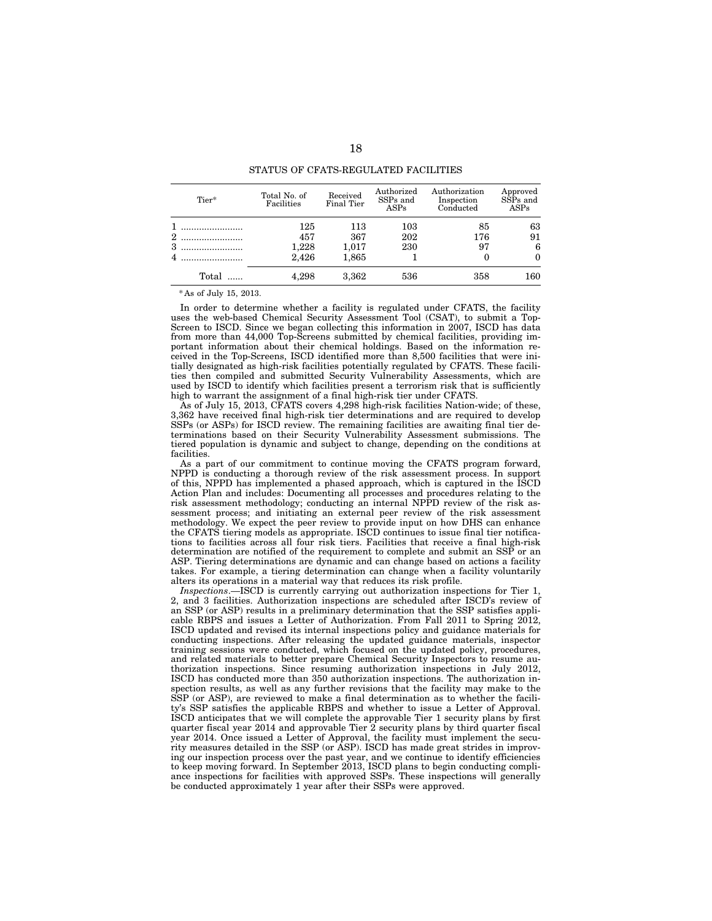STATUS OF CFATS-REGULATED FACILITIES

| Tier* | Total No. of Facilities | Received Final Tier | Authorized SSPs and ASPs | Authorization Inspection Conducted | Approved SSPs and ASPs |
|---|---|---|---|---|---|
| 1 | 125 | 113 | 103 | 85 | 63 |
| 2 | 457 | 367 | 202 | 176 | 91 |
| 3 | 1,228 | 1,017 | 230 | 97 | 6 |
| 4 | 2,426 | 1,865 | 1 | 0 | 0 |
| Total | 4,298 | 3,362 | 536 | 358 | 160 |

*As of July 15, 2013.

In order to determine whether a facility is regulated under CFATS, the facility uses the web-based Chemical Security Assessment Tool (CSAT), to submit a Top-Screen to ISCD. Since we began collecting this information in 2007, ISCD has data from more than 44,000 Top-Screens submitted by chemical facilities, providing important information about their chemical holdings. Based on the information received in the Top-Screens, ISCD identified more than 8,500 facilities that were initially designated as high-risk facilities potentially regulated by CFATS. These facilities then compiled and submitted Security Vulnerability Assessments, which are used by ISCD to identify which facilities present a terrorism risk that is sufficiently high to warrant the assignment of a final high-risk tier under CFATS.

As of July 15, 2013, CFATS covers 4,298 high-risk facilities Nation-wide; of these, 3,362 have received final high-risk tier determinations and are required to develop SSPs (or ASPs) for ISCD review. The remaining facilities are awaiting final tier determinations based on their Security Vulnerability Assessment submissions. The tiered population is dynamic and subject to change, depending on the conditions at facilities.

As a part of our commitment to continue moving the CFATS program forward, NPPD is conducting a thorough review of the risk assessment process. In support of this, NPPD has implemented a phased approach, which is captured in the ISCD Action Plan and includes: Documenting all processes and procedures relating to the risk assessment methodology; conducting an internal NPPD review of the risk assessment process; and initiating an external peer review of the risk assessment methodology. We expect the peer review to provide input on how DHS can enhance the CFATS tiering models as appropriate. ISCD continues to issue final tier notifications to facilities across all four risk tiers. Facilities that receive a final high-risk determination are notified of the requirement to complete and submit an SSP or an ASP. Tiering determinations are dynamic and can change based on actions a facility takes. For example, a tiering determination can change when a facility voluntarily alters its operations in a material way that reduces its risk profile.

*Inspections*.—ISCD is currently carrying out authorization inspections for Tier 1, 2, and 3 facilities. Authorization inspections are scheduled after ISCD's review of an SSP (or ASP) results in a preliminary determination that the SSP satisfies applicable RBPS and issues a Letter of Authorization. From Fall 2011 to Spring 2012, ISCD updated and revised its internal inspections policy and guidance materials for conducting inspections. After releasing the updated guidance materials, inspector training sessions were conducted, which focused on the updated policy, procedures, and related materials to better prepare Chemical Security Inspectors to resume authorization inspections. Since resuming authorization inspections in July 2012, ISCD has conducted more than 350 authorization inspections. The authorization inspection results, as well as any further revisions that the facility may make to the SSP (or ASP), are reviewed to make a final determination as to whether the facility's SSP satisfies the applicable RBPS and whether to issue a Letter of Approval. ISCD anticipates that we will complete the approvable Tier 1 security plans by first quarter fiscal year 2014 and approvable Tier 2 security plans by third quarter fiscal year 2014. Once issued a Letter of Approval, the facility must implement the security measures detailed in the SSP (or ASP). ISCD has made great strides in improving our inspection process over the past year, and we continue to identify efficiencies to keep moving forward. In September 2013, ISCD plans to begin conducting compliance inspections for facilities with approved SSPs. These inspections will generally be conducted approximately 1 year after their SSPs were approved.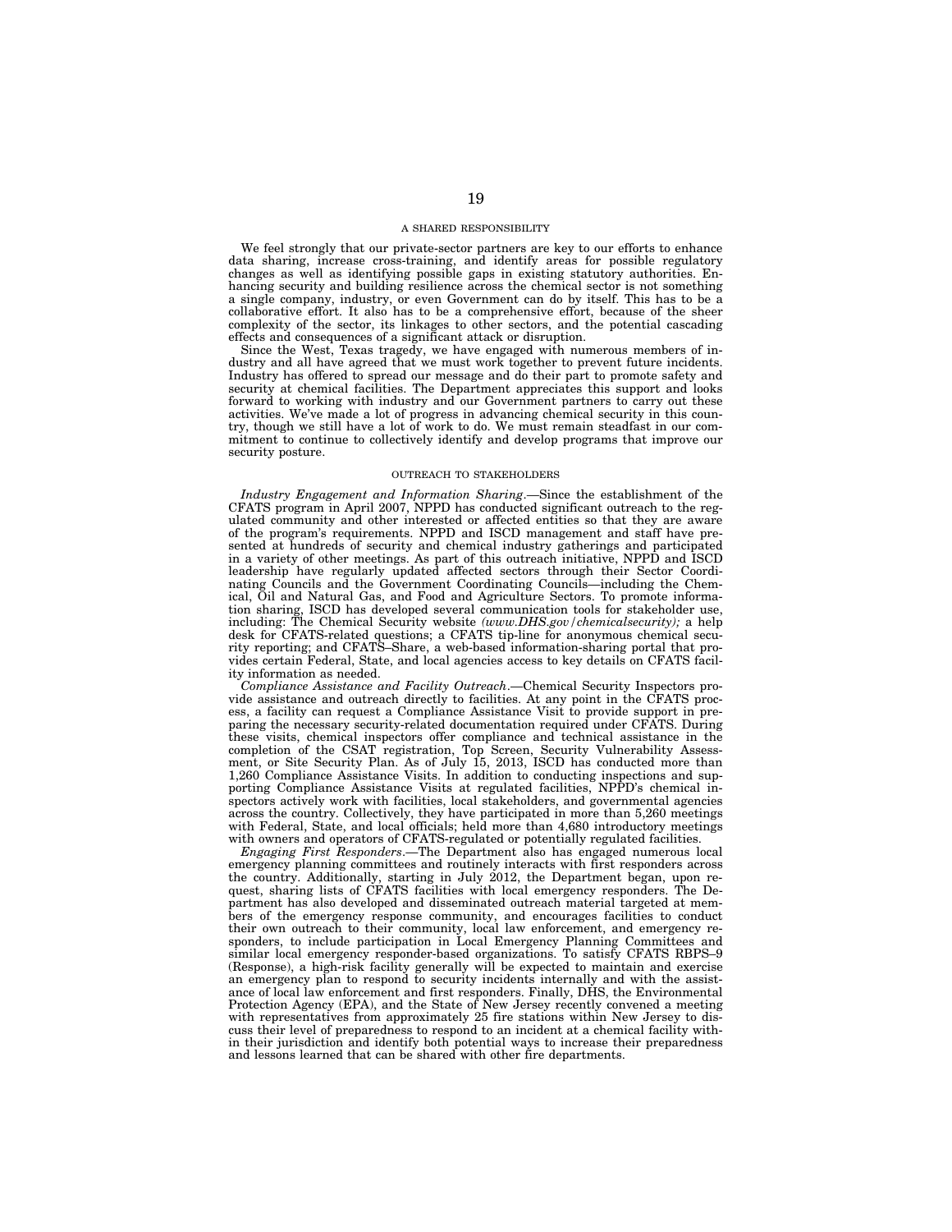## A SHARED RESPONSIBILITY

We feel strongly that our private-sector partners are key to our efforts to enhance data sharing, increase cross-training, and identify areas for possible regulatory changes as well as identifying possible gaps in existing statutory authorities. Enhancing security and building resilience across the chemical sector is not something a single company, industry, or even Government can do by itself. This has to be a collaborative effort. It also has to be a comprehensive effort, because of the sheer complexity of the sector, its linkages to other sectors, and the potential cascading effects and consequences of a significant attack or disruption.

Since the West, Texas tragedy, we have engaged with numerous members of industry and all have agreed that we must work together to prevent future incidents. Industry has offered to spread our message and do their part to promote safety and security at chemical facilities. The Department appreciates this support and looks forward to working with industry and our Government partners to carry out these activities. We've made a lot of progress in advancing chemical security in this country, though we still have a lot of work to do. We must remain steadfast in our commitment to continue to collectively identify and develop programs that improve our security posture.

## OUTREACH TO STAKEHOLDERS

*Industry Engagement and Information Sharing*.—Since the establishment of the CFATS program in April 2007, NPPD has conducted significant outreach to the regulated community and other interested or affected entities so that they are aware of the program's requirements. NPPD and ISCD management and staff have presented at hundreds of security and chemical industry gatherings and participated in a variety of other meetings. As part of this outreach initiative, NPPD and ISCD leadership have regularly updated affected sectors through their Sector Coordinating Councils and the Government Coordinating Councils—including the Chemical, Oil and Natural Gas, and Food and Agriculture Sectors. To promote information sharing, ISCD has developed several communication tools for stakeholder use, including: The Chemical Security website *(www.DHS.gov/chemicalsecurity);* a help desk for CFATS-related questions; a CFATS tip-line for anonymous chemical security reporting; and CFATS–Share, a web-based information-sharing portal that provides certain Federal, State, and local agencies access to key details on CFATS facility information as needed.

*Compliance Assistance and Facility Outreach*.—Chemical Security Inspectors provide assistance and outreach directly to facilities. At any point in the CFATS process, a facility can request a Compliance Assistance Visit to provide support in preparing the necessary security-related documentation required under CFATS. During these visits, chemical inspectors offer compliance and technical assistance in the completion of the CSAT registration, Top Screen, Security Vulnerability Assessment, or Site Security Plan. As of July 15, 2013, ISCD has conducted more than 1,260 Compliance Assistance Visits. In addition to conducting inspections and supporting Compliance Assistance Visits at regulated facilities, NPPD's chemical inspectors actively work with facilities, local stakeholders, and governmental agencies across the country. Collectively, they have participated in more than 5,260 meetings with Federal, State, and local officials; held more than 4,680 introductory meetings with owners and operators of CFATS-regulated or potentially regulated facilities.

*Engaging First Responders*.—The Department also has engaged numerous local emergency planning committees and routinely interacts with first responders across the country. Additionally, starting in July 2012, the Department began, upon request, sharing lists of CFATS facilities with local emergency responders. The Department has also developed and disseminated outreach material targeted at members of the emergency response community, and encourages facilities to conduct their own outreach to their community, local law enforcement, and emergency responders, to include participation in Local Emergency Planning Committees and similar local emergency responder-based organizations. To satisfy CFATS RBPS–9 (Response), a high-risk facility generally will be expected to maintain and exercise an emergency plan to respond to security incidents internally and with the assistance of local law enforcement and first responders. Finally, DHS, the Environmental Protection Agency (EPA), and the State of New Jersey recently convened a meeting with representatives from approximately 25 fire stations within New Jersey to discuss their level of preparedness to respond to an incident at a chemical facility within their jurisdiction and identify both potential ways to increase their preparedness and lessons learned that can be shared with other fire departments.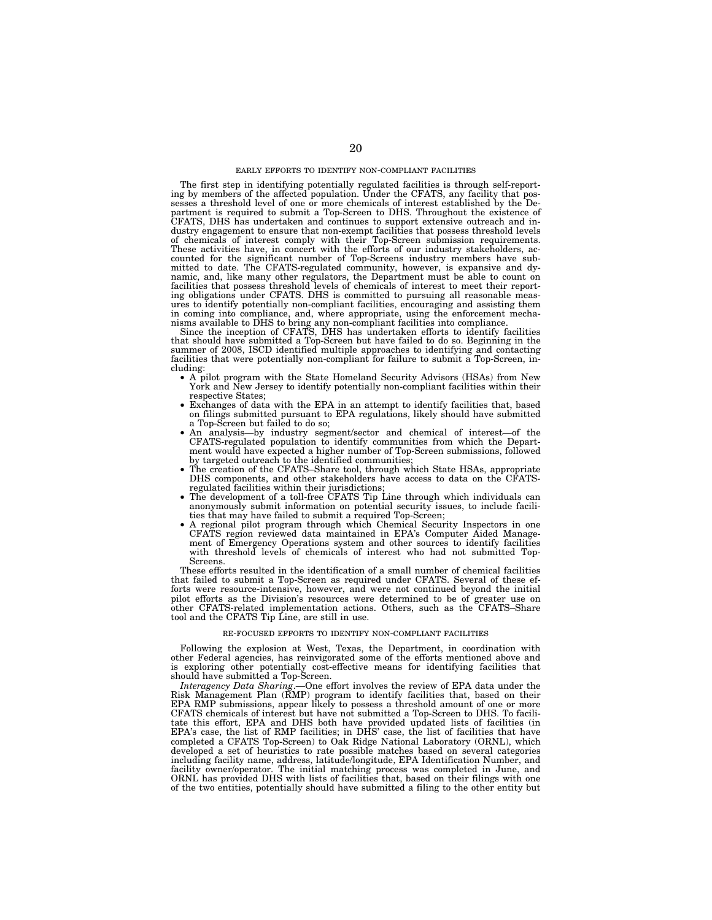## EARLY EFFORTS TO IDENTIFY NON-COMPLIANT FACILITIES

The first step in identifying potentially regulated facilities is through self-reporting by members of the affected population. Under the CFATS, any facility that possesses a threshold level of one or more chemicals of interest established by the Department is required to submit a Top-Screen to DHS. Throughout the existence of CFATS, DHS has undertaken and continues to support extensive outreach and industry engagement to ensure that non-exempt facilities that possess threshold levels of chemicals of interest comply with their Top-Screen submission requirements. These activities have, in concert with the efforts of our industry stakeholders, accounted for the significant number of Top-Screens industry members have submitted to date. The CFATS-regulated community, however, is expansive and dynamic, and, like many other regulators, the Department must be able to count on facilities that possess threshold levels of chemicals of interest to meet their reporting obligations under CFATS. DHS is committed to pursuing all reasonable measures to identify potentially non-compliant facilities, encouraging and assisting them in coming into compliance, and, where appropriate, using the enforcement mechanisms available to DHS to bring any non-compliant facilities into compliance.

Since the inception of CFATS, DHS has undertaken efforts to identify facilities that should have submitted a Top-Screen but have failed to do so. Beginning in the summer of 2008, ISCD identified multiple approaches to identifying and contacting facilities that were potentially non-compliant for failure to submit a Top-Screen, including:

- A pilot program with the State Homeland Security Advisors (HSAs) from New York and New Jersey to identify potentially non-compliant facilities within their respective States;
- Exchanges of data with the EPA in an attempt to identify facilities that, based on filings submitted pursuant to EPA regulations, likely should have submitted a Top-Screen but failed to do so;
- An analysis—by industry segment/sector and chemical of interest—of the CFATS-regulated population to identify communities from which the Department would have expected a higher number of Top-Screen submissions, followed by targeted outreach to the identified communities;
- The creation of the CFATS–Share tool, through which State HSAs, appropriate DHS components, and other stakeholders have access to data on the CFATS-regulated facilities within their jurisdictions;
- The development of a toll-free CFATS Tip Line through which individuals can anonymously submit information on potential security issues, to include facilities that may have failed to submit a required Top-Screen;
- A regional pilot program through which Chemical Security Inspectors in one CFATS region reviewed data maintained in EPA's Computer Aided Management of Emergency Operations system and other sources to identify facilities with threshold levels of chemicals of interest who had not submitted Top-Screens.

These efforts resulted in the identification of a small number of chemical facilities that failed to submit a Top-Screen as required under CFATS. Several of these efforts were resource-intensive, however, and were not continued beyond the initial pilot efforts as the Division's resources were determined to be of greater use on other CFATS-related implementation actions. Others, such as the CFATS–Share tool and the CFATS Tip Line, are still in use.

## RE-FOCUSED EFFORTS TO IDENTIFY NON-COMPLIANT FACILITIES

Following the explosion at West, Texas, the Department, in coordination with other Federal agencies, has reinvigorated some of the efforts mentioned above and is exploring other potentially cost-effective means for identifying facilities that should have submitted a Top-Screen.

*Interagency Data Sharing*.—One effort involves the review of EPA data under the Risk Management Plan (RMP) program to identify facilities that, based on their EPA RMP submissions, appear likely to possess a threshold amount of one or more CFATS chemicals of interest but have not submitted a Top-Screen to DHS. To facilitate this effort, EPA and DHS both have provided updated lists of facilities (in EPA's case, the list of RMP facilities; in DHS' case, the list of facilities that have completed a CFATS Top-Screen) to Oak Ridge National Laboratory (ORNL), which developed a set of heuristics to rate possible matches based on several categories including facility name, address, latitude/longitude, EPA Identification Number, and facility owner/operator. The initial matching process was completed in June, and ORNL has provided DHS with lists of facilities that, based on their filings with one of the two entities, potentially should have submitted a filing to the other entity but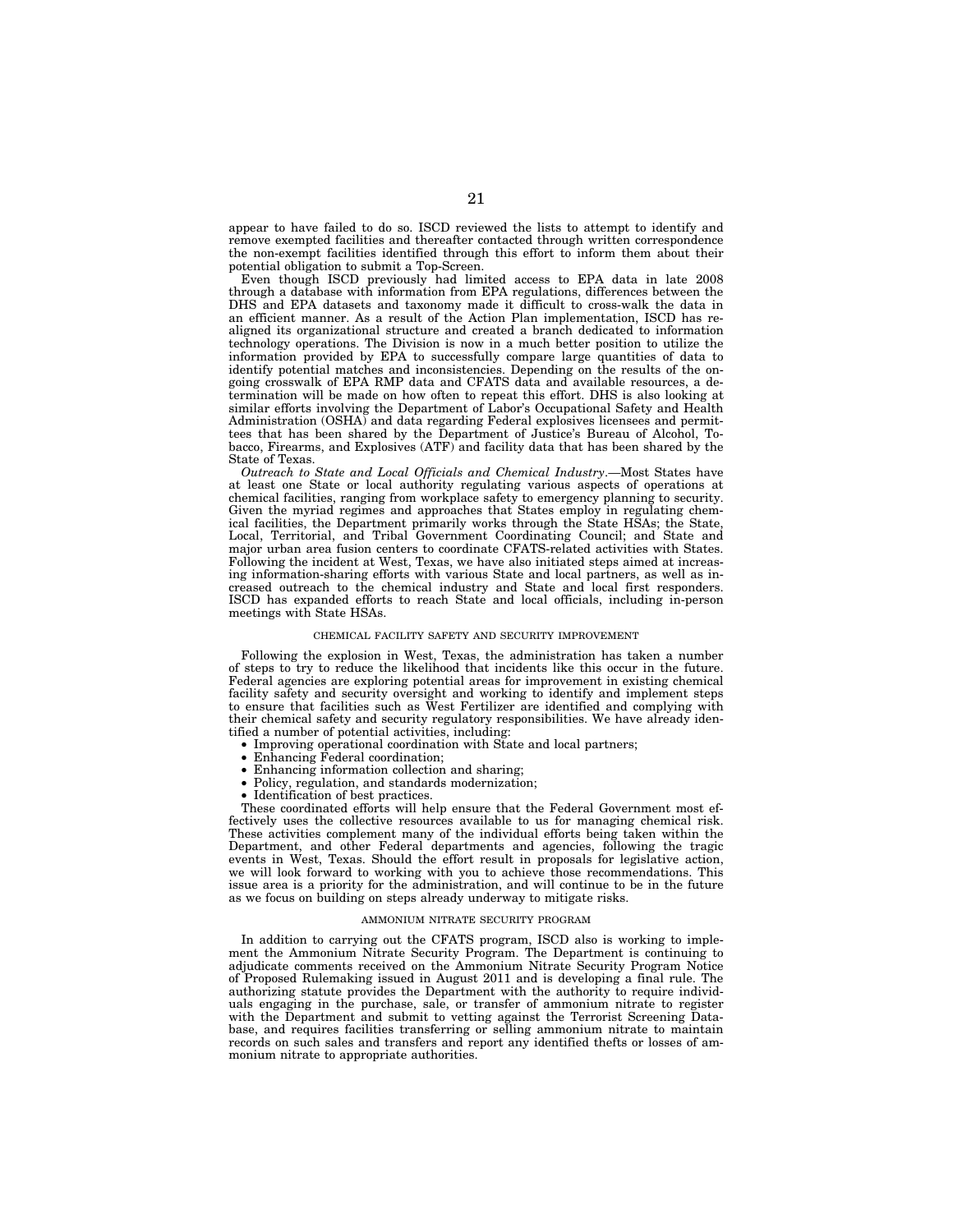appear to have failed to do so. ISCD reviewed the lists to attempt to identify and remove exempted facilities and thereafter contacted through written correspondence the non-exempt facilities identified through this effort to inform them about their potential obligation to submit a Top-Screen.

Even though ISCD previously had limited access to EPA data in late 2008 through a database with information from EPA regulations, differences between the DHS and EPA datasets and taxonomy made it difficult to cross-walk the data in an efficient manner. As a result of the Action Plan implementation, ISCD has realigned its organizational structure and created a branch dedicated to information technology operations. The Division is now in a much better position to utilize the information provided by EPA to successfully compare large quantities of data to identify potential matches and inconsistencies. Depending on the results of the ongoing crosswalk of EPA RMP data and CFATS data and available resources, a determination will be made on how often to repeat this effort. DHS is also looking at similar efforts involving the Department of Labor's Occupational Safety and Health Administration (OSHA) and data regarding Federal explosives licensees and permittees that has been shared by the Department of Justice's Bureau of Alcohol, Tobacco, Firearms, and Explosives (ATF) and facility data that has been shared by the State of Texas.

*Outreach to State and Local Officials and Chemical Industry*.—Most States have at least one State or local authority regulating various aspects of operations at chemical facilities, ranging from workplace safety to emergency planning to security. Given the myriad regimes and approaches that States employ in regulating chemical facilities, the Department primarily works through the State HSAs; the State, Local, Territorial, and Tribal Government Coordinating Council; and State and major urban area fusion centers to coordinate CFATS-related activities with States. Following the incident at West, Texas, we have also initiated steps aimed at increasing information-sharing efforts with various State and local partners, as well as increased outreach to the chemical industry and State and local first responders. ISCD has expanded efforts to reach State and local officials, including in-person meetings with State HSAs.

## CHEMICAL FACILITY SAFETY AND SECURITY IMPROVEMENT

Following the explosion in West, Texas, the administration has taken a number of steps to try to reduce the likelihood that incidents like this occur in the future. Federal agencies are exploring potential areas for improvement in existing chemical facility safety and security oversight and working to identify and implement steps to ensure that facilities such as West Fertilizer are identified and complying with their chemical safety and security regulatory responsibilities. We have already identified a number of potential activities, including:

- Improving operational coordination with State and local partners;
- Enhancing Federal coordination;
- Enhancing information collection and sharing;
- Policy, regulation, and standards modernization;
- Identification of best practices.

These coordinated efforts will help ensure that the Federal Government most effectively uses the collective resources available to us for managing chemical risk. These activities complement many of the individual efforts being taken within the Department, and other Federal departments and agencies, following the tragic events in West, Texas. Should the effort result in proposals for legislative action, we will look forward to working with you to achieve those recommendations. This issue area is a priority for the administration, and will continue to be in the future as we focus on building on steps already underway to mitigate risks.

## AMMONIUM NITRATE SECURITY PROGRAM

In addition to carrying out the CFATS program, ISCD also is working to implement the Ammonium Nitrate Security Program. The Department is continuing to adjudicate comments received on the Ammonium Nitrate Security Program Notice of Proposed Rulemaking issued in August 2011 and is developing a final rule. The authorizing statute provides the Department with the authority to require individuals engaging in the purchase, sale, or transfer of ammonium nitrate to register with the Department and submit to vetting against the Terrorist Screening Database, and requires facilities transferring or selling ammonium nitrate to maintain records on such sales and transfers and report any identified thefts or losses of ammonium nitrate to appropriate authorities.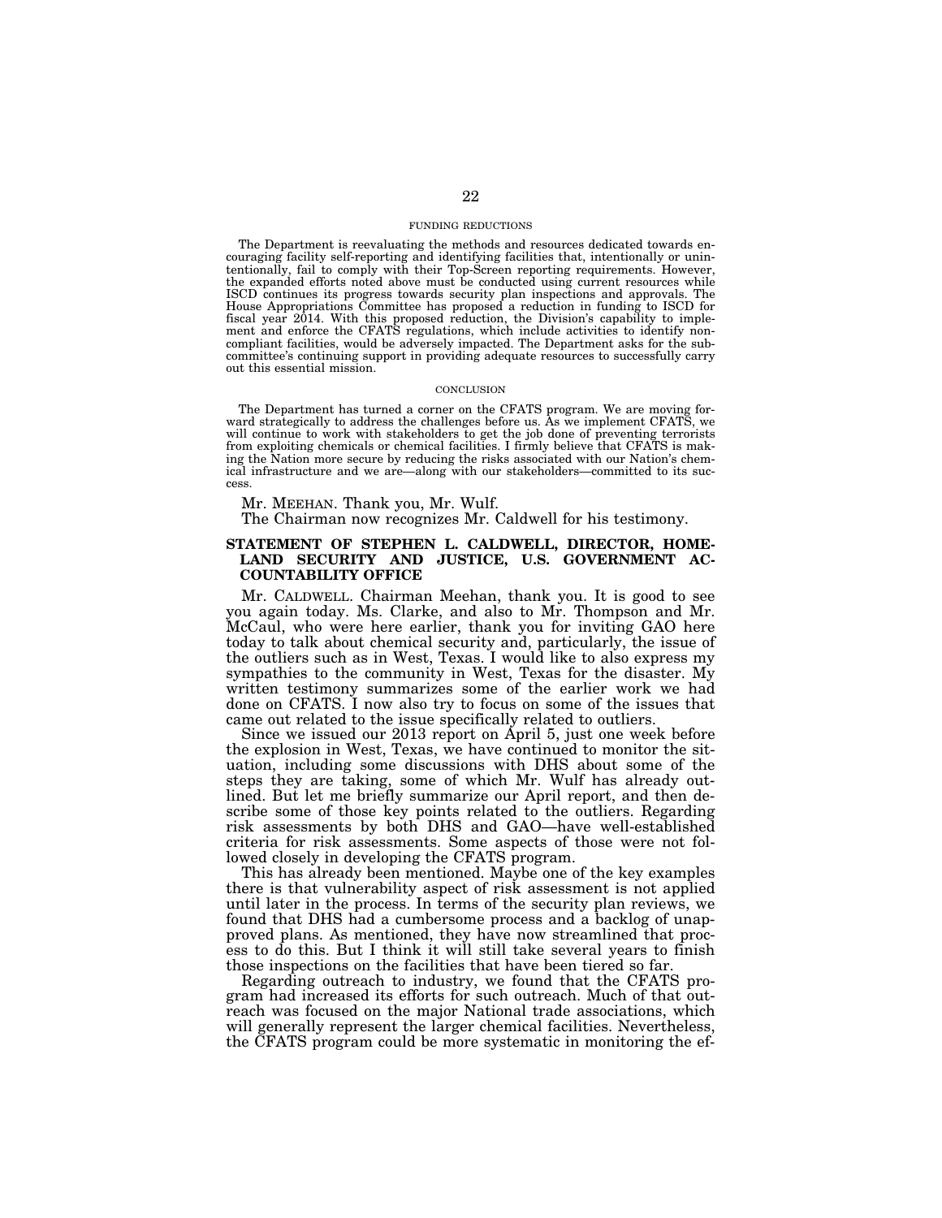### FUNDING REDUCTIONS

The Department is reevaluating the methods and resources dedicated towards encouraging facility self-reporting and identifying facilities that, intentionally or unintentionally, fail to comply with their Top-Screen reporting requirements. However, the expanded efforts noted above must be conducted using current resources while ISCD continues its progress towards security plan inspections and approvals. The House Appropriations Committee has proposed a reduction in funding to ISCD for fiscal year 2014. With this proposed reduction, the Division's capability to implement and enforce the CFATS regulations, which include activities to identify non-compliant facilities, would be adversely impacted. The Department asks for the subcommittee's continuing support in providing adequate resources to successfully carry out this essential mission.

### CONCLUSION

The Department has turned a corner on the CFATS program. We are moving forward strategically to address the challenges before us. As we implement CFATS, we will continue to work with stakeholders to get the job done of preventing terrorists from exploiting chemicals or chemical facilities. I firmly believe that CFATS is making the Nation more secure by reducing the risks associated with our Nation's chemical infrastructure and we are—along with our stakeholders—committed to its success.

Mr. MEEHAN. Thank you, Mr. Wulf.

The Chairman now recognizes Mr. Caldwell for his testimony.

## STATEMENT OF STEPHEN L. CALDWELL, DIRECTOR, HOMELAND SECURITY AND JUSTICE, U.S. GOVERNMENT ACCOUNTABILITY OFFICE

Mr. CALDWELL. Chairman Meehan, thank you. It is good to see you again today. Ms. Clarke, and also to Mr. Thompson and Mr. McCaul, who were here earlier, thank you for inviting GAO here today to talk about chemical security and, particularly, the issue of the outliers such as in West, Texas. I would like to also express my sympathies to the community in West, Texas for the disaster. My written testimony summarizes some of the earlier work we had done on CFATS. I now also try to focus on some of the issues that came out related to the issue specifically related to outliers.

Since we issued our 2013 report on April 5, just one week before the explosion in West, Texas, we have continued to monitor the situation, including some discussions with DHS about some of the steps they are taking, some of which Mr. Wulf has already outlined. But let me briefly summarize our April report, and then describe some of those key points related to the outliers. Regarding risk assessments by both DHS and GAO—have well-established criteria for risk assessments. Some aspects of those were not followed closely in developing the CFATS program.

This has already been mentioned. Maybe one of the key examples there is that vulnerability aspect of risk assessment is not applied until later in the process. In terms of the security plan reviews, we found that DHS had a cumbersome process and a backlog of unapproved plans. As mentioned, they have now streamlined that process to do this. But I think it will still take several years to finish those inspections on the facilities that have been tiered so far.

Regarding outreach to industry, we found that the CFATS program had increased its efforts for such outreach. Much of that outreach was focused on the major National trade associations, which will generally represent the larger chemical facilities. Nevertheless, the CFATS program could be more systematic in monitoring the ef-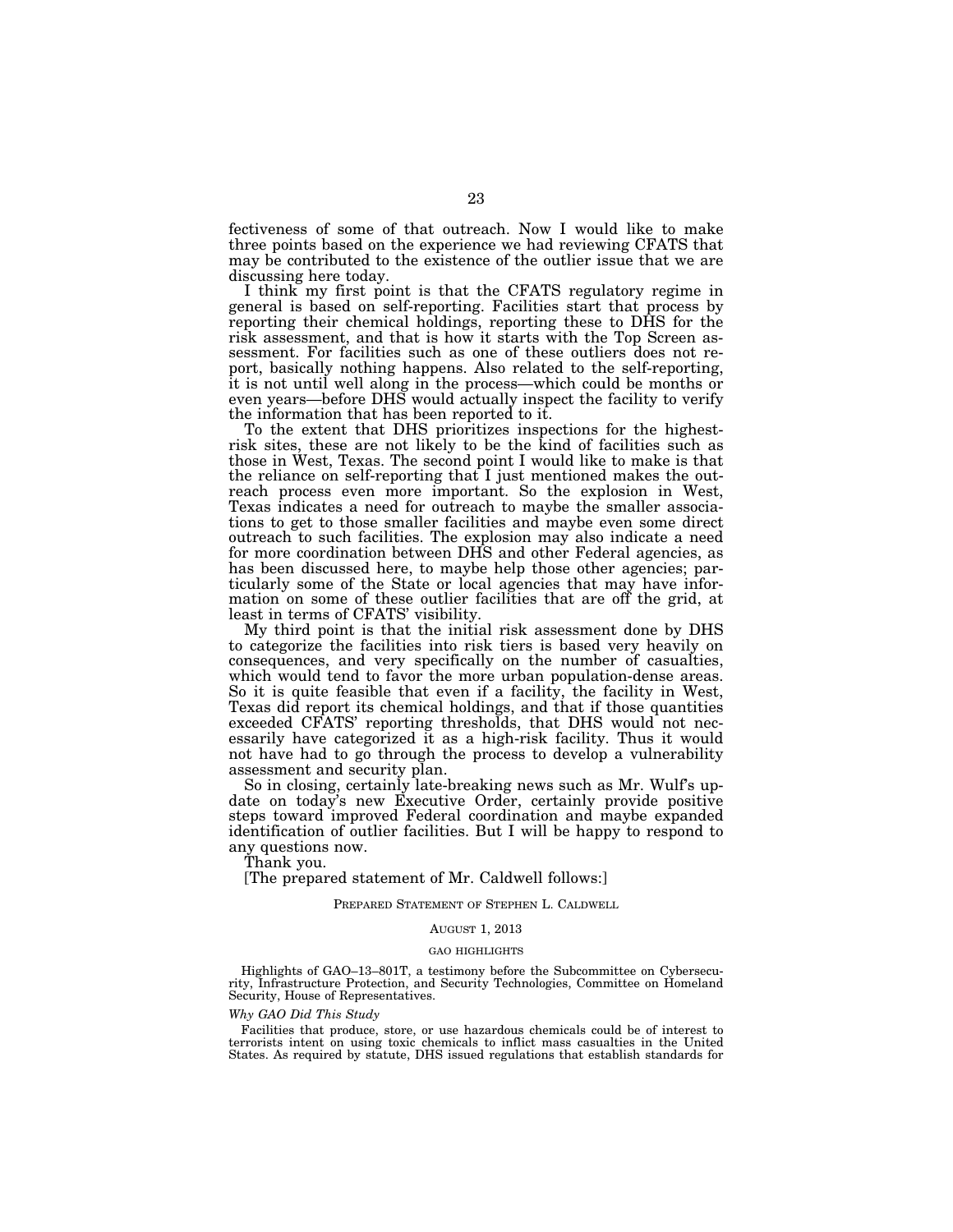fectiveness of some of that outreach. Now I would like to make three points based on the experience we had reviewing CFATS that may be contributed to the existence of the outlier issue that we are discussing here today.

I think my first point is that the CFATS regulatory regime in general is based on self-reporting. Facilities start that process by reporting their chemical holdings, reporting these to DHS for the risk assessment, and that is how it starts with the Top Screen assessment. For facilities such as one of these outliers does not report, basically nothing happens. Also related to the self-reporting, it is not until well along in the process—which could be months or even years—before DHS would actually inspect the facility to verify the information that has been reported to it.

To the extent that DHS prioritizes inspections for the highest-risk sites, these are not likely to be the kind of facilities such as those in West, Texas. The second point I would like to make is that the reliance on self-reporting that I just mentioned makes the outreach process even more important. So the explosion in West, Texas indicates a need for outreach to maybe the smaller associations to get to those smaller facilities and maybe even some direct outreach to such facilities. The explosion may also indicate a need for more coordination between DHS and other Federal agencies, as has been discussed here, to maybe help those other agencies; particularly some of the State or local agencies that may have information on some of these outlier facilities that are off the grid, at least in terms of CFATS' visibility.

My third point is that the initial risk assessment done by DHS to categorize the facilities into risk tiers is based very heavily on consequences, and very specifically on the number of casualties, which would tend to favor the more urban population-dense areas. So it is quite feasible that even if a facility, the facility in West, Texas did report its chemical holdings, and that if those quantities exceeded CFATS' reporting thresholds, that DHS would not necessarily have categorized it as a high-risk facility. Thus it would not have had to go through the process to develop a vulnerability assessment and security plan.

So in closing, certainly late-breaking news such as Mr. Wulf's update on today's new Executive Order, certainly provide positive steps toward improved Federal coordination and maybe expanded identification of outlier facilities. But I will be happy to respond to any questions now.

Thank you.

[The prepared statement of Mr. Caldwell follows:]

PREPARED STATEMENT OF STEPHEN L. CALDWELL

AUGUST 1, 2013

GAO HIGHLIGHTS

Highlights of GAO–13–801T, a testimony before the Subcommittee on Cybersecurity, Infrastructure Protection, and Security Technologies, Committee on Homeland Security, House of Representatives.

*Why GAO Did This Study*

Facilities that produce, store, or use hazardous chemicals could be of interest to terrorists intent on using toxic chemicals to inflict mass casualties in the United States. As required by statute, DHS issued regulations that establish standards for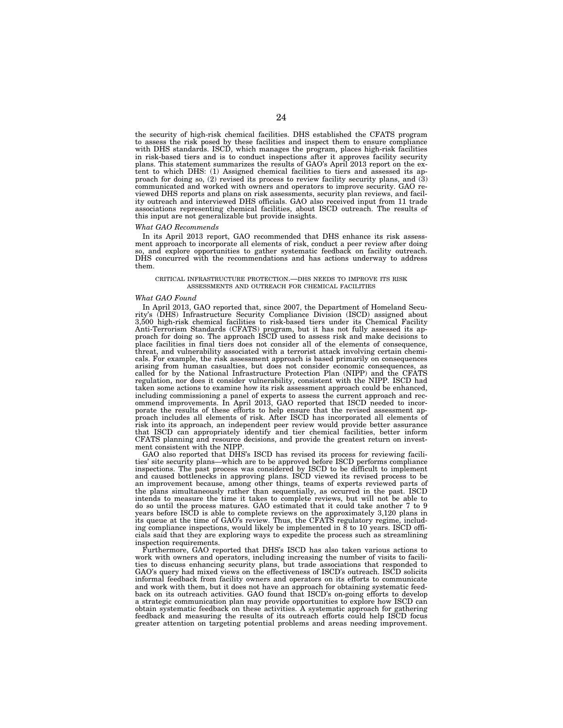the security of high-risk chemical facilities. DHS established the CFATS program to assess the risk posed by these facilities and inspect them to ensure compliance with DHS standards. ISCD, which manages the program, places high-risk facilities in risk-based tiers and is to conduct inspections after it approves facility security plans. This statement summarizes the results of GAO's April 2013 report on the extent to which DHS: (1) Assigned chemical facilities to tiers and assessed its approach for doing so, (2) revised its process to review facility security plans, and (3) communicated and worked with owners and operators to improve security. GAO reviewed DHS reports and plans on risk assessments, security plan reviews, and facility outreach and interviewed DHS officials. GAO also received input from 11 trade associations representing chemical facilities, about ISCD outreach. The results of this input are not generalizable but provide insights.

*What GAO Recommends*

In its April 2013 report, GAO recommended that DHS enhance its risk assessment approach to incorporate all elements of risk, conduct a peer review after doing so, and explore opportunities to gather systematic feedback on facility outreach. DHS concurred with the recommendations and has actions underway to address them.

CRITICAL INFRASTRUCTURE PROTECTION.—DHS NEEDS TO IMPROVE ITS RISK ASSESSMENTS AND OUTREACH FOR CHEMICAL FACILITIES

*What GAO Found*

In April 2013, GAO reported that, since 2007, the Department of Homeland Security's (DHS) Infrastructure Security Compliance Division (ISCD) assigned about 3,500 high-risk chemical facilities to risk-based tiers under its Chemical Facility Anti-Terrorism Standards (CFATS) program, but it has not fully assessed its approach for doing so. The approach ISCD used to assess risk and make decisions to place facilities in final tiers does not consider all of the elements of consequence, threat, and vulnerability associated with a terrorist attack involving certain chemicals. For example, the risk assessment approach is based primarily on consequences arising from human casualties, but does not consider economic consequences, as called for by the National Infrastructure Protection Plan (NIPP) and the CFATS regulation, nor does it consider vulnerability, consistent with the NIPP. ISCD had taken some actions to examine how its risk assessment approach could be enhanced, including commissioning a panel of experts to assess the current approach and recommend improvements. In April 2013, GAO reported that ISCD needed to incorporate the results of these efforts to help ensure that the revised assessment approach includes all elements of risk. After ISCD has incorporated all elements of risk into its approach, an independent peer review would provide better assurance that ISCD can appropriately identify and tier chemical facilities, better inform CFATS planning and resource decisions, and provide the greatest return on investment consistent with the NIPP.

GAO also reported that DHS's ISCD has revised its process for reviewing facilities' site security plans—which are to be approved before ISCD performs compliance inspections. The past process was considered by ISCD to be difficult to implement and caused bottlenecks in approving plans. ISCD viewed its revised process to be an improvement because, among other things, teams of experts reviewed parts of the plans simultaneously rather than sequentially, as occurred in the past. ISCD intends to measure the time it takes to complete reviews, but will not be able to do so until the process matures. GAO estimated that it could take another 7 to 9 years before ISCD is able to complete reviews on the approximately 3,120 plans in its queue at the time of GAO's review. Thus, the CFATS regulatory regime, including compliance inspections, would likely be implemented in 8 to 10 years. ISCD officials said that they are exploring ways to expedite the process such as streamlining inspection requirements.

Furthermore, GAO reported that DHS's ISCD has also taken various actions to work with owners and operators, including increasing the number of visits to facilities to discuss enhancing security plans, but trade associations that responded to GAO's query had mixed views on the effectiveness of ISCD's outreach. ISCD solicits informal feedback from facility owners and operators on its efforts to communicate and work with them, but it does not have an approach for obtaining systematic feedback on its outreach activities. GAO found that ISCD's on-going efforts to develop a strategic communication plan may provide opportunities to explore how ISCD can obtain systematic feedback on these activities. A systematic approach for gathering feedback and measuring the results of its outreach efforts could help ISCD focus greater attention on targeting potential problems and areas needing improvement.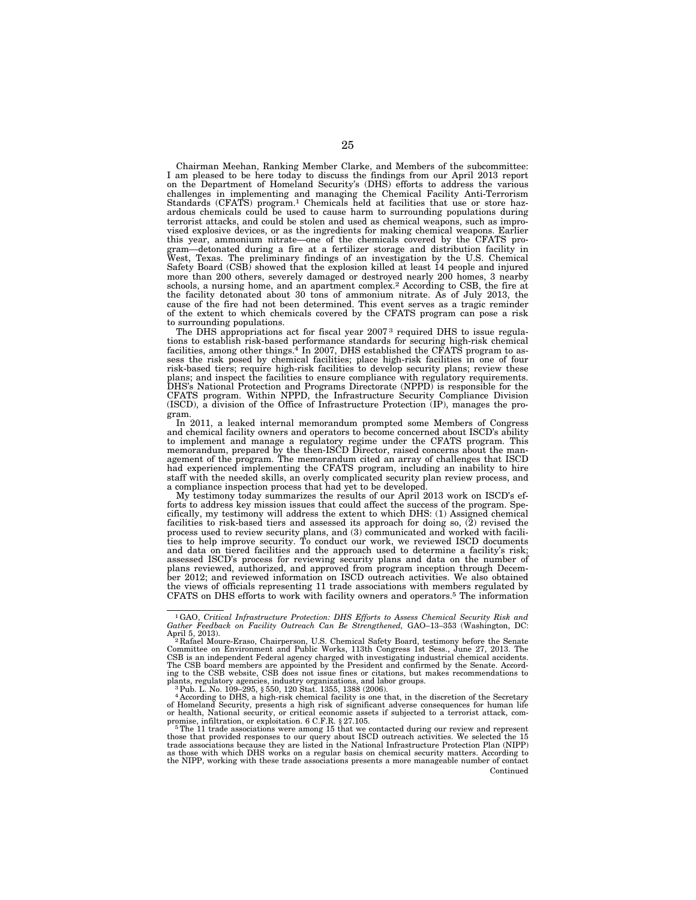Chairman Meehan, Ranking Member Clarke, and Members of the subcommittee: I am pleased to be here today to discuss the findings from our April 2013 report on the Department of Homeland Security's (DHS) efforts to address the various challenges in implementing and managing the Chemical Facility Anti-Terrorism Standards (CFATS) program.[1] Chemicals held at facilities that use or store hazardous chemicals could be used to cause harm to surrounding populations during terrorist attacks, and could be stolen and used as chemical weapons, such as improvised explosive devices, or as the ingredients for making chemical weapons. Earlier this year, ammonium nitrate—one of the chemicals covered by the CFATS program—detonated during a fire at a fertilizer storage and distribution facility in West, Texas. The preliminary findings of an investigation by the U.S. Chemical Safety Board (CSB) showed that the explosion killed at least 14 people and injured more than 200 others, severely damaged or destroyed nearly 200 homes, 3 nearby schools, a nursing home, and an apartment complex.[2] According to CSB, the fire at the facility detonated about 30 tons of ammonium nitrate. As of July 2013, the cause of the fire had not been determined. This event serves as a tragic reminder of the extent to which chemicals covered by the CFATS program can pose a risk to surrounding populations.

The DHS appropriations act for fiscal year 2007[3] required DHS to issue regulations to establish risk-based performance standards for securing high-risk chemical facilities, among other things.[4] In 2007, DHS established the CFATS program to assess the risk posed by chemical facilities; place high-risk facilities in one of four risk-based tiers; require high-risk facilities to develop security plans; review these plans; and inspect the facilities to ensure compliance with regulatory requirements. DHS's National Protection and Programs Directorate (NPPD) is responsible for the CFATS program. Within NPPD, the Infrastructure Security Compliance Division (ISCD), a division of the Office of Infrastructure Protection (IP), manages the program.

In 2011, a leaked internal memorandum prompted some Members of Congress and chemical facility owners and operators to become concerned about ISCD's ability to implement and manage a regulatory regime under the CFATS program. This memorandum, prepared by the then-ISCD Director, raised concerns about the management of the program. The memorandum cited an array of challenges that ISCD had experienced implementing the CFATS program, including an inability to hire staff with the needed skills, an overly complicated security plan review process, and a compliance inspection process that had yet to be developed.

My testimony today summarizes the results of our April 2013 work on ISCD's efforts to address key mission issues that could affect the success of the program. Specifically, my testimony will address the extent to which DHS: (1) Assigned chemical facilities to risk-based tiers and assessed its approach for doing so, (2) revised the process used to review security plans, and (3) communicated and worked with facilities to help improve security. To conduct our work, we reviewed ISCD documents and data on tiered facilities and the approach used to determine a facility's risk; assessed ISCD's process for reviewing security plans and data on the number of plans reviewed, authorized, and approved from program inception through December 2012; and reviewed information on ISCD outreach activities. We also obtained the views of officials representing 11 trade associations with members regulated by CFATS on DHS efforts to work with facility owners and operators.[5] The information

---

[1] GAO, *Critical Infrastructure Protection: DHS Efforts to Assess Chemical Security Risk and Gather Feedback on Facility Outreach Can Be Strengthened,* GAO–13–353 (Washington, DC: April 5, 2013).

[2] Rafael Moure-Eraso, Chairperson, U.S. Chemical Safety Board, testimony before the Senate Committee on Environment and Public Works, 113th Congress 1st Sess., June 27, 2013. The CSB is an independent Federal agency charged with investigating industrial chemical accidents. The CSB board members are appointed by the President and confirmed by the Senate. According to the CSB website, CSB does not issue fines or citations, but makes recommendations to plants, regulatory agencies, industry organizations, and labor groups.

[3] Pub. L. No. 109–295, § 550, 120 Stat. 1355, 1388 (2006).

[4] According to DHS, a high-risk chemical facility is one that, in the discretion of the Secretary of Homeland Security, presents a high risk of significant adverse consequences for human life or health, National security, or critical economic assets if subjected to a terrorist attack, compromise, infiltration, or exploitation. 6 C.F.R. § 27.105.

[5] The 11 trade associations were among 15 that we contacted during our review and represent those that provided responses to our query about ISCD outreach activities. We selected the 15 trade associations because they are listed in the National Infrastructure Protection Plan (NIPP) as those with which DHS works on a regular basis on chemical security matters. According to the NIPP, working with these trade associations presents a more manageable number of contact

Continued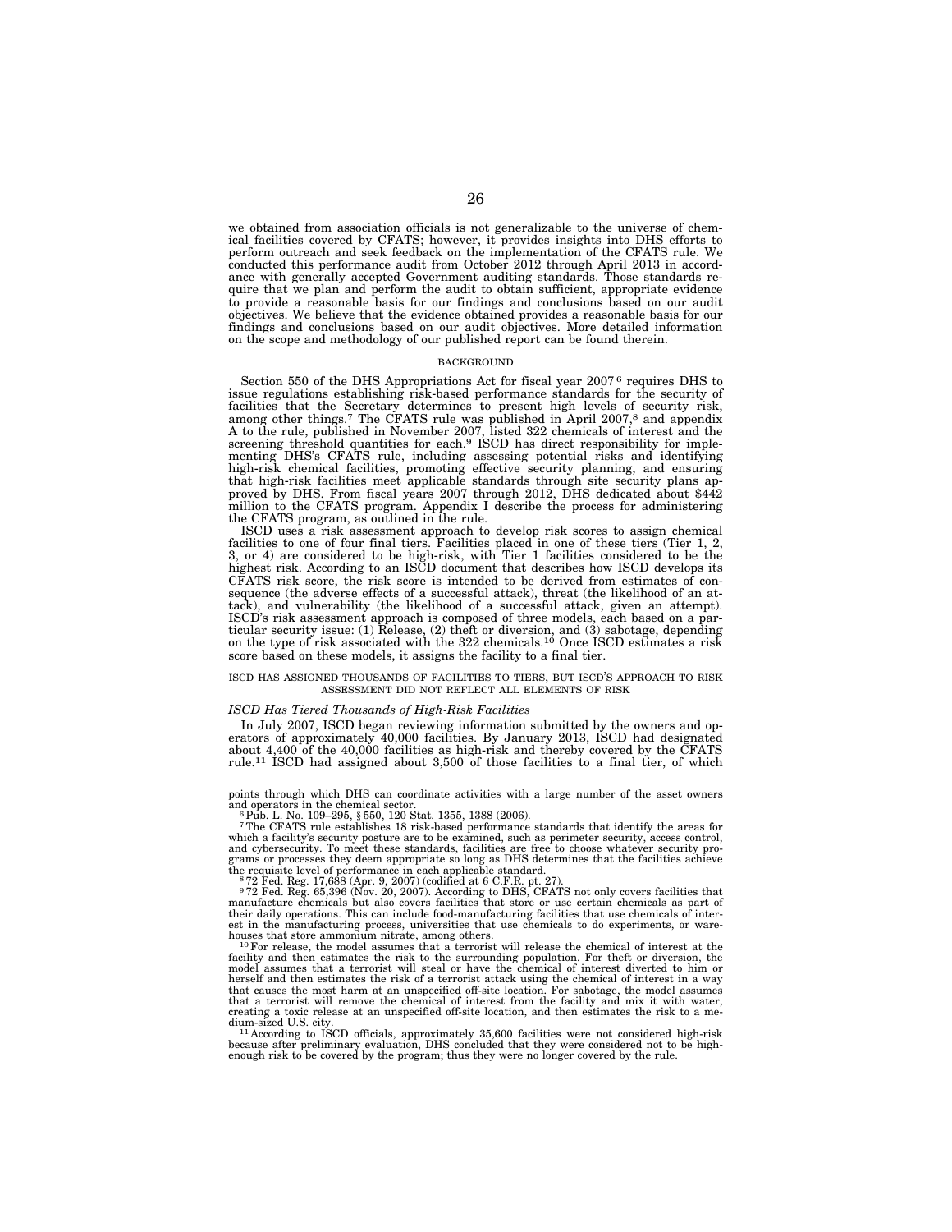we obtained from association officials is not generalizable to the universe of chemical facilities covered by CFATS; however, it provides insights into DHS efforts to perform outreach and seek feedback on the implementation of the CFATS rule. We conducted this performance audit from October 2012 through April 2013 in accordance with generally accepted Government auditing standards. Those standards require that we plan and perform the audit to obtain sufficient, appropriate evidence to provide a reasonable basis for our findings and conclusions based on our audit objectives. We believe that the evidence obtained provides a reasonable basis for our findings and conclusions based on our audit objectives. More detailed information on the scope and methodology of our published report can be found therein.

## BACKGROUND

Section 550 of the DHS Appropriations Act for fiscal year 2007[6] requires DHS to issue regulations establishing risk-based performance standards for the security of facilities that the Secretary determines to present high levels of security risk, among other things.[7] The CFATS rule was published in April 2007,[8] and appendix A to the rule, published in November 2007, listed 322 chemicals of interest and the screening threshold quantities for each.[9] ISCD has direct responsibility for implementing DHS's CFATS rule, including assessing potential risks and identifying high-risk chemical facilities, promoting effective security planning, and ensuring that high-risk facilities meet applicable standards through site security plans approved by DHS. From fiscal years 2007 through 2012, DHS dedicated about $442 million to the CFATS program. Appendix I describe the process for administering the CFATS program, as outlined in the rule.

ISCD uses a risk assessment approach to develop risk scores to assign chemical facilities to one of four final tiers. Facilities placed in one of these tiers (Tier 1, 2, 3, or 4) are considered to be high-risk, with Tier 1 facilities considered to be the highest risk. According to an ISCD document that describes how ISCD develops its CFATS risk score, the risk score is intended to be derived from estimates of consequence (the adverse effects of a successful attack), threat (the likelihood of an attack), and vulnerability (the likelihood of a successful attack, given an attempt). ISCD's risk assessment approach is composed of three models, each based on a particular security issue: (1) Release, (2) theft or diversion, and (3) sabotage, depending on the type of risk associated with the 322 chemicals.[10] Once ISCD estimates a risk score based on these models, it assigns the facility to a final tier.

## ISCD HAS ASSIGNED THOUSANDS OF FACILITIES TO TIERS, BUT ISCD'S APPROACH TO RISK ASSESSMENT DID NOT REFLECT ALL ELEMENTS OF RISK

### *ISCD Has Tiered Thousands of High-Risk Facilities*

In July 2007, ISCD began reviewing information submitted by the owners and operators of approximately 40,000 facilities. By January 2013, ISCD had designated about 4,400 of the 40,000 facilities as high-risk and thereby covered by the CFATS rule.[11] ISCD had assigned about 3,500 of those facilities to a final tier, of which

---

points through which DHS can coordinate activities with a large number of the asset owners and operators in the chemical sector.

[6] Pub. L. No. 109–295, § 550, 120 Stat. 1355, 1388 (2006).

[7] The CFATS rule establishes 18 risk-based performance standards that identify the areas for which a facility's security posture are to be examined, such as perimeter security, access control, and cybersecurity. To meet these standards, facilities are free to choose whatever security programs or processes they deem appropriate so long as DHS determines that the facilities achieve the requisite level of performance in each applicable standard.

[8] 72 Fed. Reg. 17,688 (Apr. 9, 2007) (codified at 6 C.F.R. pt. 27).

[9] 72 Fed. Reg. 65,396 (Nov. 20, 2007). According to DHS, CFATS not only covers facilities that manufacture chemicals but also covers facilities that store or use certain chemicals as part of their daily operations. This can include food-manufacturing facilities that use chemicals of interest in the manufacturing process, universities that use chemicals to do experiments, or warehouses that store ammonium nitrate, among others.

[10] For release, the model assumes that a terrorist will release the chemical of interest at the facility and then estimates the risk to the surrounding population. For theft or diversion, the model assumes that a terrorist will steal or have the chemical of interest diverted to him or herself and then estimates the risk of a terrorist attack using the chemical of interest in a way that causes the most harm at an unspecified off-site location. For sabotage, the model assumes that a terrorist will remove the chemical of interest from the facility and mix it with water, creating a toxic release at an unspecified off-site location, and then estimates the risk to a medium-sized U.S. city.

[11] According to ISCD officials, approximately 35,600 facilities were not considered high-risk because after preliminary evaluation, DHS concluded that they were considered not to be high-enough risk to be covered by the program; thus they were no longer covered by the rule.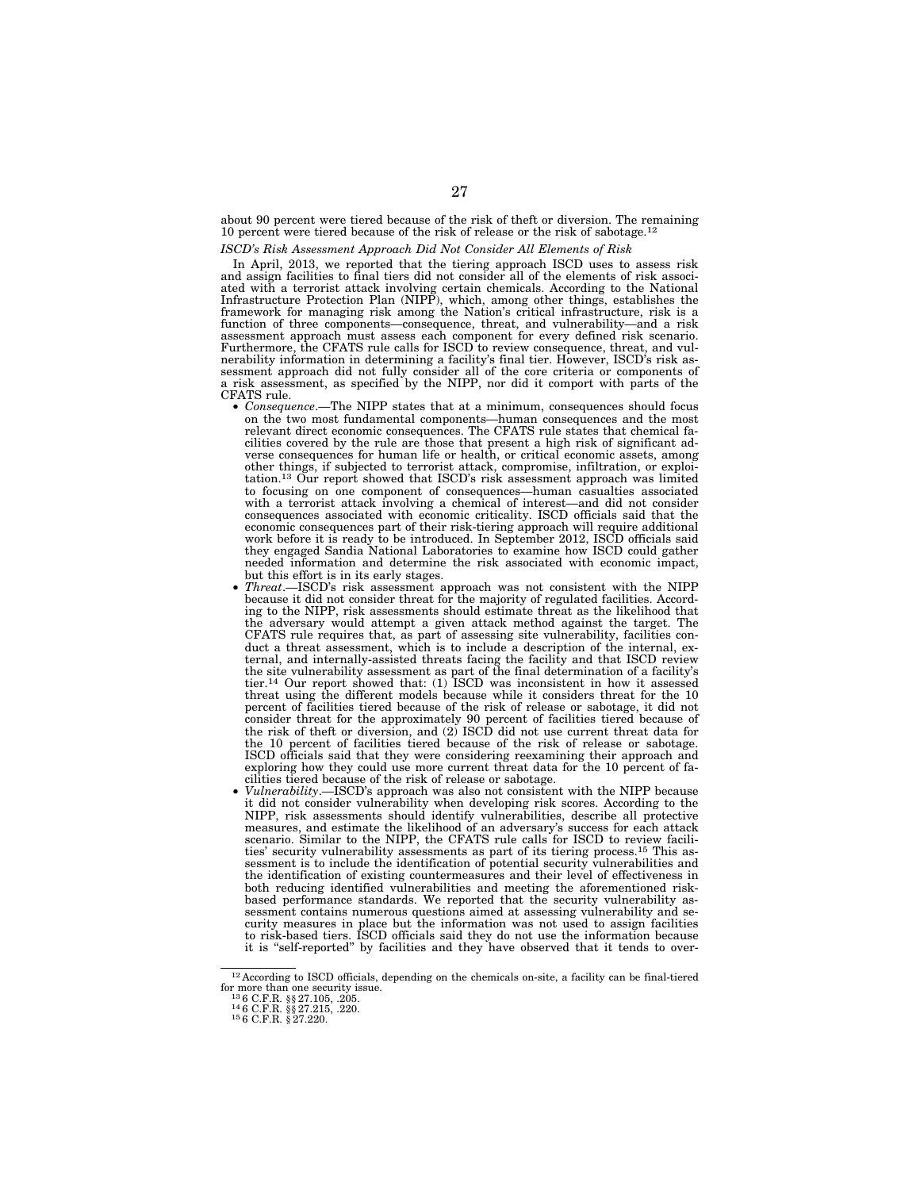about 90 percent were tiered because of the risk of theft or diversion. The remaining 10 percent were tiered because of the risk of release or the risk of sabotage.[12]

*ISCD's Risk Assessment Approach Did Not Consider All Elements of Risk*

In April, 2013, we reported that the tiering approach ISCD uses to assess risk and assign facilities to final tiers did not consider all of the elements of risk associated with a terrorist attack involving certain chemicals. According to the National Infrastructure Protection Plan (NIPP), which, among other things, establishes the framework for managing risk among the Nation's critical infrastructure, risk is a function of three components—consequence, threat, and vulnerability—and a risk assessment approach must assess each component for every defined risk scenario. Furthermore, the CFATS rule calls for ISCD to review consequence, threat, and vulnerability information in determining a facility's final tier. However, ISCD's risk assessment approach did not fully consider all of the core criteria or components of a risk assessment, as specified by the NIPP, nor did it comport with parts of the CFATS rule.

- *Consequence*.—The NIPP states that at a minimum, consequences should focus on the two most fundamental components—human consequences and the most relevant direct economic consequences. The CFATS rule states that chemical facilities covered by the rule are those that present a high risk of significant adverse consequences for human life or health, or critical economic assets, among other things, if subjected to terrorist attack, compromise, infiltration, or exploitation.[13] Our report showed that ISCD's risk assessment approach was limited to focusing on one component of consequences—human casualties associated with a terrorist attack involving a chemical of interest—and did not consider consequences associated with economic criticality. ISCD officials said that the economic consequences part of their risk-tiering approach will require additional work before it is ready to be introduced. In September 2012, ISCD officials said they engaged Sandia National Laboratories to examine how ISCD could gather needed information and determine the risk associated with economic impact, but this effort is in its early stages.
- *Threat*.—ISCD's risk assessment approach was not consistent with the NIPP because it did not consider threat for the majority of regulated facilities. According to the NIPP, risk assessments should estimate threat as the likelihood that the adversary would attempt a given attack method against the target. The CFATS rule requires that, as part of assessing site vulnerability, facilities conduct a threat assessment, which is to include a description of the internal, external, and internally-assisted threats facing the facility and that ISCD review the site vulnerability assessment as part of the final determination of a facility's tier.[14] Our report showed that: (1) ISCD was inconsistent in how it assessed threat using the different models because while it considers threat for the 10 percent of facilities tiered because of the risk of release or sabotage, it did not consider threat for the approximately 90 percent of facilities tiered because of the risk of theft or diversion, and (2) ISCD did not use current threat data for the 10 percent of facilities tiered because of the risk of release or sabotage. ISCD officials said that they were considering reexamining their approach and exploring how they could use more current threat data for the 10 percent of facilities tiered because of the risk of release or sabotage.
- *Vulnerability*.—ISCD's approach was also not consistent with the NIPP because it did not consider vulnerability when developing risk scores. According to the NIPP, risk assessments should identify vulnerabilities, describe all protective measures, and estimate the likelihood of an adversary's success for each attack scenario. Similar to the NIPP, the CFATS rule calls for ISCD to review facilities' security vulnerability assessments as part of its tiering process.[15] This assessment is to include the identification of potential security vulnerabilities and the identification of existing countermeasures and their level of effectiveness in both reducing identified vulnerabilities and meeting the aforementioned risk-based performance standards. We reported that the security vulnerability assessment contains numerous questions aimed at assessing vulnerability and security measures in place but the information was not used to assign facilities to risk-based tiers. ISCD officials said they do not use the information because it is "self-reported" by facilities and they have observed that it tends to over-

---

[12] According to ISCD officials, depending on the chemicals on-site, a facility can be final-tiered for more than one security issue.

[13] 6 C.F.R. §§ 27.105, .205.

[14] 6 C.F.R. §§ 27.215, .220.

[15] 6 C.F.R. § 27.220.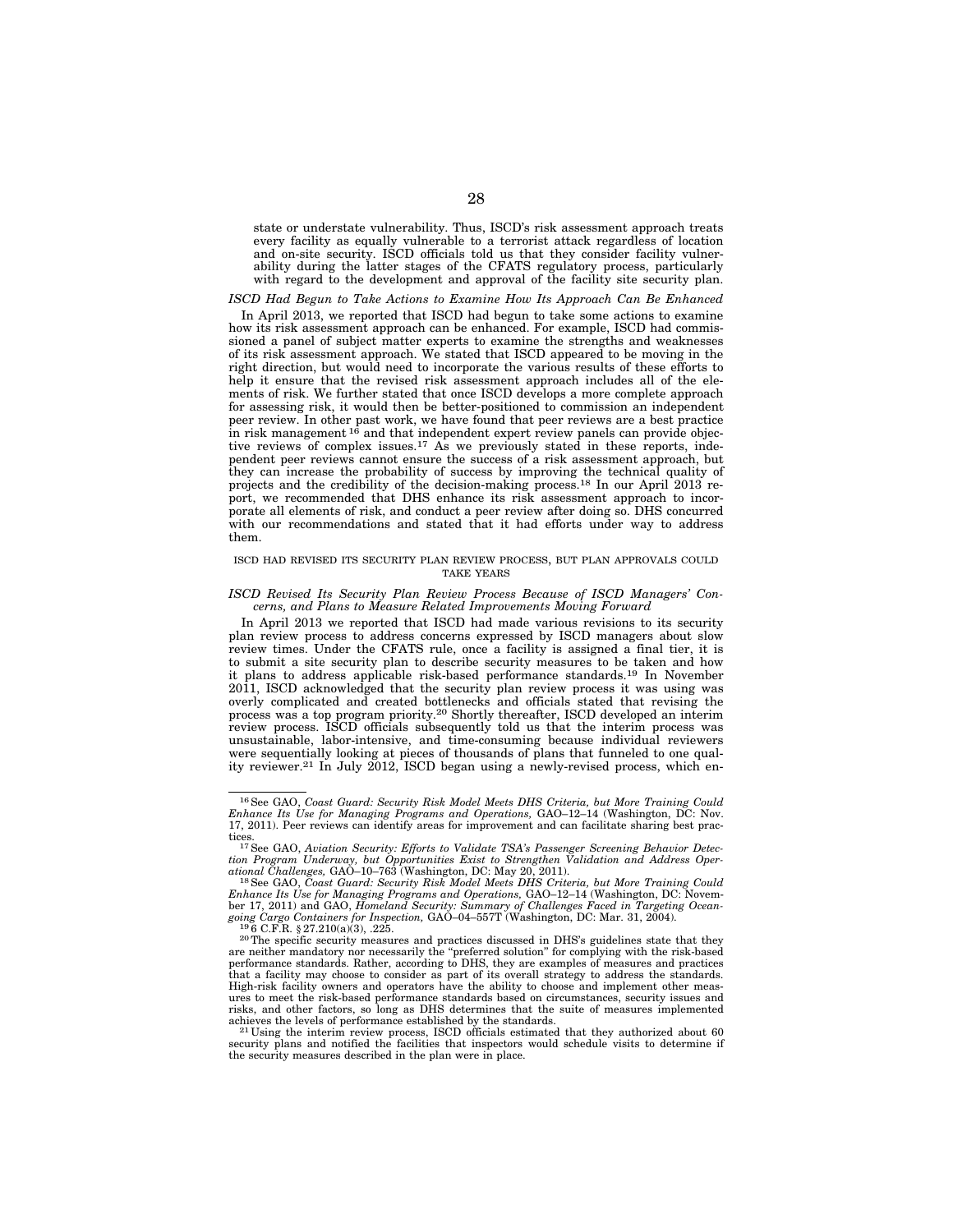state or understate vulnerability. Thus, ISCD's risk assessment approach treats every facility as equally vulnerable to a terrorist attack regardless of location and on-site security. ISCD officials told us that they consider facility vulnerability during the latter stages of the CFATS regulatory process, particularly with regard to the development and approval of the facility site security plan.

*ISCD Had Begun to Take Actions to Examine How Its Approach Can Be Enhanced*

In April 2013, we reported that ISCD had begun to take some actions to examine how its risk assessment approach can be enhanced. For example, ISCD had commissioned a panel of subject matter experts to examine the strengths and weaknesses of its risk assessment approach. We stated that ISCD appeared to be moving in the right direction, but would need to incorporate the various results of these efforts to help it ensure that the revised risk assessment approach includes all of the elements of risk. We further stated that once ISCD develops a more complete approach for assessing risk, it would then be better-positioned to commission an independent peer review. In other past work, we have found that peer reviews are a best practice in risk management [16] and that independent expert review panels can provide objective reviews of complex issues.[17] As we previously stated in these reports, independent peer reviews cannot ensure the success of a risk assessment approach, but they can increase the probability of success by improving the technical quality of projects and the credibility of the decision-making process.[18] In our April 2013 report, we recommended that DHS enhance its risk assessment approach to incorporate all elements of risk, and conduct a peer review after doing so. DHS concurred with our recommendations and stated that it had efforts under way to address them.

ISCD HAD REVISED ITS SECURITY PLAN REVIEW PROCESS, BUT PLAN APPROVALS COULD TAKE YEARS

*ISCD Revised Its Security Plan Review Process Because of ISCD Managers' Concerns, and Plans to Measure Related Improvements Moving Forward*

In April 2013 we reported that ISCD had made various revisions to its security plan review process to address concerns expressed by ISCD managers about slow review times. Under the CFATS rule, once a facility is assigned a final tier, it is to submit a site security plan to describe security measures to be taken and how it plans to address applicable risk-based performance standards.[19] In November 2011, ISCD acknowledged that the security plan review process it was using was overly complicated and created bottlenecks and officials stated that revising the process was a top program priority.[20] Shortly thereafter, ISCD developed an interim review process. ISCD officials subsequently told us that the interim process was unsustainable, labor-intensive, and time-consuming because individual reviewers were sequentially looking at pieces of thousands of plans that funneled to one quality reviewer.[21] In July 2012, ISCD began using a newly-revised process, which en-

---

[16] See GAO, *Coast Guard: Security Risk Model Meets DHS Criteria, but More Training Could Enhance Its Use for Managing Programs and Operations,* GAO–12–14 (Washington, DC: Nov. 17, 2011). Peer reviews can identify areas for improvement and can facilitate sharing best practices.

[17] See GAO, *Aviation Security: Efforts to Validate TSA's Passenger Screening Behavior Detection Program Underway, but Opportunities Exist to Strengthen Validation and Address Operational Challenges,* GAO–10–763 (Washington, DC: May 20, 2011).

[18] See GAO, *Coast Guard: Security Risk Model Meets DHS Criteria, but More Training Could Enhance Its Use for Managing Programs and Operations,* GAO–12–14 (Washington, DC: November 17, 2011) and GAO, *Homeland Security: Summary of Challenges Faced in Targeting Oceangoing Cargo Containers for Inspection,* GAO–04–557T (Washington, DC: Mar. 31, 2004).

[19] 6 C.F.R. § 27.210(a)(3), .225.

[20] The specific security measures and practices discussed in DHS's guidelines state that they are neither mandatory nor necessarily the "preferred solution" for complying with the risk-based performance standards. Rather, according to DHS, they are examples of measures and practices that a facility may choose to consider as part of its overall strategy to address the standards. High-risk facility owners and operators have the ability to choose and implement other measures to meet the risk-based performance standards based on circumstances, security issues and risks, and other factors, so long as DHS determines that the suite of measures implemented achieves the levels of performance established by the standards.

[21] Using the interim review process, ISCD officials estimated that they authorized about 60 security plans and notified the facilities that inspectors would schedule visits to determine if the security measures described in the plan were in place.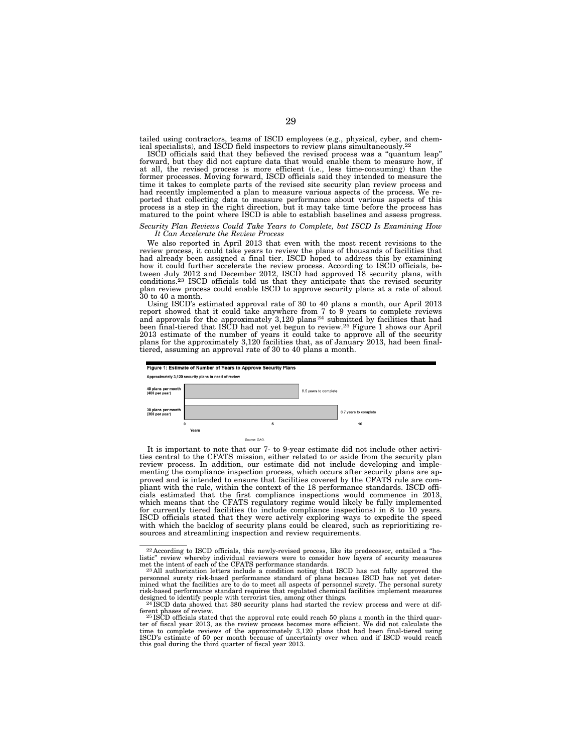tailed using contractors, teams of ISCD employees (e.g., physical, cyber, and chemical specialists), and ISCD field inspectors to review plans simultaneously.[22]

ISCD officials said that they believed the revised process was a "quantum leap" forward, but they did not capture data that would enable them to measure how, if at all, the revised process is more efficient (i.e., less time-consuming) than the former processes. Moving forward, ISCD officials said they intended to measure the time it takes to complete parts of the revised site security plan review process and had recently implemented a plan to measure various aspects of the process. We reported that collecting data to measure performance about various aspects of this process is a step in the right direction, but it may take time before the process has matured to the point where ISCD is able to establish baselines and assess progress.

*Security Plan Reviews Could Take Years to Complete, but ISCD Is Examining How It Can Accelerate the Review Process*

We also reported in April 2013 that even with the most recent revisions to the review process, it could take years to review the plans of thousands of facilities that had already been assigned a final tier. ISCD hoped to address this by examining how it could further accelerate the review process. According to ISCD officials, between July 2012 and December 2012, ISCD had approved 18 security plans, with conditions.[23] ISCD officials told us that they anticipate that the revised security plan review process could enable ISCD to approve security plans at a rate of about 30 to 40 a month.

Using ISCD's estimated approval rate of 30 to 40 plans a month, our April 2013 report showed that it could take anywhere from 7 to 9 years to complete reviews and approvals for the approximately 3,120 plans[24] submitted by facilities that had been final-tiered that ISCD had not yet begun to review.[25] Figure 1 shows our April 2013 estimate of the number of years it could take to approve all of the security plans for the approximately 3,120 facilities that, as of January 2013, had been final-tiered, assuming an approval rate of 30 to 40 plans a month.

**Figure 1: Estimate of Number of Years to Approve Security Plans**

Approximately 3,120 security plans in need of review

| Approval rate | Years to complete |
|---|---|
| 40 plans per month (480 per year) | 6.5 years to complete |
| 30 plans per month (360 per year) | 8.7 years to complete |

Source: GAO.

It is important to note that our 7- to 9-year estimate did not include other activities central to the CFATS mission, either related to or aside from the security plan review process. In addition, our estimate did not include developing and implementing the compliance inspection process, which occurs after security plans are approved and is intended to ensure that facilities covered by the CFATS rule are compliant with the rule, within the context of the 18 performance standards. ISCD officials estimated that the first compliance inspections would commence in 2013, which means that the CFATS regulatory regime would likely be fully implemented for currently tiered facilities (to include compliance inspections) in 8 to 10 years. ISCD officials stated that they were actively exploring ways to expedite the speed with which the backlog of security plans could be cleared, such as reprioritizing resources and streamlining inspection and review requirements.

---

[22] According to ISCD officials, this newly-revised process, like its predecessor, entailed a "holistic" review whereby individual reviewers were to consider how layers of security measures met the intent of each of the CFATS performance standards.

[23] All authorization letters include a condition noting that ISCD has not fully approved the personnel surety risk-based performance standard of plans because ISCD has not yet determined what the facilities are to do to meet all aspects of personnel surety. The personal surety risk-based performance standard requires that regulated chemical facilities implement measures designed to identify people with terrorist ties, among other things.

[24] ISCD data showed that 380 security plans had started the review process and were at different phases of review.

[25] ISCD officials stated that the approval rate could reach 50 plans a month in the third quarter of fiscal year 2013, as the review process becomes more efficient. We did not calculate the time to complete reviews of the approximately 3,120 plans that had been final-tiered using ISCD's estimate of 50 per month because of uncertainty over when and if ISCD would reach this goal during the third quarter of fiscal year 2013.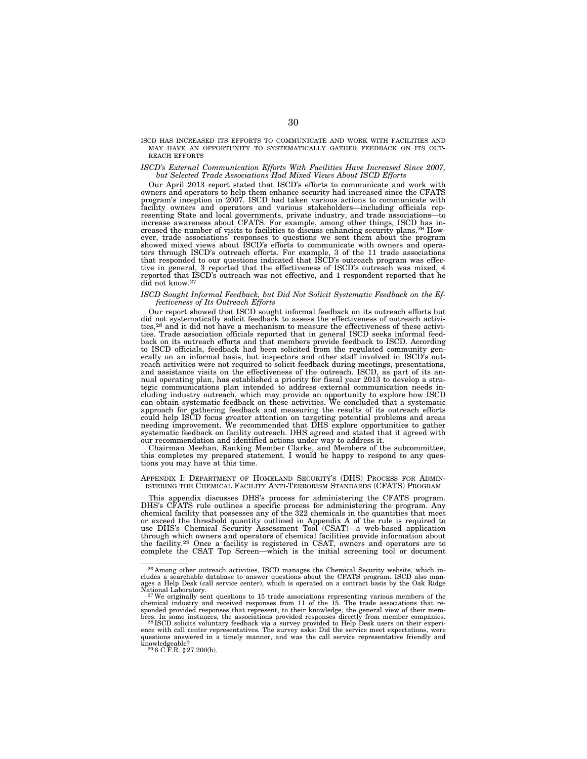ISCD HAS INCREASED ITS EFFORTS TO COMMUNICATE AND WORK WITH FACILITIES AND MAY HAVE AN OPPORTUNITY TO SYSTEMATICALLY GATHER FEEDBACK ON ITS OUTREACH EFFORTS

*ISCD's External Communication Efforts With Facilities Have Increased Since 2007, but Selected Trade Associations Had Mixed Views About ISCD Efforts*

Our April 2013 report stated that ISCD's efforts to communicate and work with owners and operators to help them enhance security had increased since the CFATS program's inception in 2007. ISCD had taken various actions to communicate with facility owners and operators and various stakeholders—including officials representing State and local governments, private industry, and trade associations—to increase awareness about CFATS. For example, among other things, ISCD has increased the number of visits to facilities to discuss enhancing security plans.[26] However, trade associations' responses to questions we sent them about the program showed mixed views about ISCD's efforts to communicate with owners and operators through ISCD's outreach efforts. For example, 3 of the 11 trade associations that responded to our questions indicated that ISCD's outreach program was effective in general, 3 reported that the effectiveness of ISCD's outreach was mixed, 4 reported that ISCD's outreach was not effective, and 1 respondent reported that he did not know.[27]

*ISCD Sought Informal Feedback, but Did Not Solicit Systematic Feedback on the Effectiveness of Its Outreach Efforts*

Our report showed that ISCD sought informal feedback on its outreach efforts but did not systematically solicit feedback to assess the effectiveness of outreach activities,[28] and it did not have a mechanism to measure the effectiveness of these activities. Trade association officials reported that in general ISCD seeks informal feedback on its outreach efforts and that members provide feedback to ISCD. According to ISCD officials, feedback had been solicited from the regulated community generally on an informal basis, but inspectors and other staff involved in ISCD's outreach activities were not required to solicit feedback during meetings, presentations, and assistance visits on the effectiveness of the outreach. ISCD, as part of its annual operating plan, has established a priority for fiscal year 2013 to develop a strategic communications plan intended to address external communication needs including industry outreach, which may provide an opportunity to explore how ISCD can obtain systematic feedback on these activities. We concluded that a systematic approach for gathering feedback and measuring the results of its outreach efforts could help ISCD focus greater attention on targeting potential problems and areas needing improvement. We recommended that DHS explore opportunities to gather systematic feedback on facility outreach. DHS agreed and stated that it agreed with our recommendation and identified actions under way to address it.

Chairman Meehan, Ranking Member Clarke, and Members of the subcommittee, this completes my prepared statement. I would be happy to respond to any questions you may have at this time.

APPENDIX I: DEPARTMENT OF HOMELAND SECURITY'S (DHS) PROCESS FOR ADMINISTERING THE CHEMICAL FACILITY ANTI-TERRORISM STANDARDS (CFATS) PROGRAM

This appendix discusses DHS's process for administering the CFATS program. DHS's CFATS rule outlines a specific process for administering the program. Any chemical facility that possesses any of the 322 chemicals in the quantities that meet or exceed the threshold quantity outlined in Appendix A of the rule is required to use DHS's Chemical Security Assessment Tool (CSAT)—a web-based application through which owners and operators of chemical facilities provide information about the facility.[29] Once a facility is registered in CSAT, owners and operators are to complete the CSAT Top Screen—which is the initial screening tool or document

---

[26] Among other outreach activities, ISCD manages the Chemical Security website, which includes a searchable database to answer questions about the CFATS program. ISCD also manages a Help Desk (call service center), which is operated on a contract basis by the Oak Ridge National Laboratory.

[27] We originally sent questions to 15 trade associations representing various members of the chemical industry and received responses from 11 of the 15. The trade associations that responded provided responses that represent, to their knowledge, the general view of their members. In some instances, the associations provided responses directly from member companies.

[28] ISCD solicits voluntary feedback via a survey provided to Help Desk users on their experience with call center representatives. The survey asks: Did the service meet expectations, were questions answered in a timely manner, and was the call service representative friendly and knowledgeable?

[29] 6 C.F.R. § 27.200(b).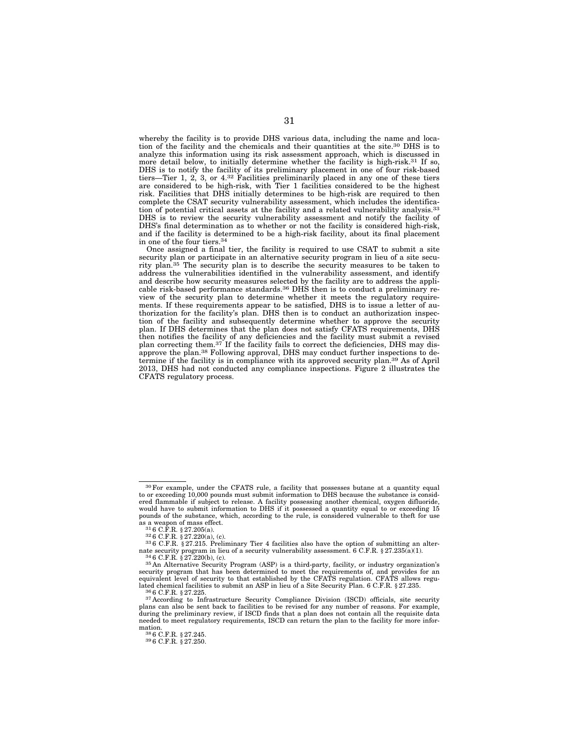whereby the facility is to provide DHS various data, including the name and location of the facility and the chemicals and their quantities at the site.[30] DHS is to analyze this information using its risk assessment approach, which is discussed in more detail below, to initially determine whether the facility is high-risk.[31] If so, DHS is to notify the facility of its preliminary placement in one of four risk-based tiers—Tier 1, 2, 3, or 4.[32] Facilities preliminarily placed in any one of these tiers are considered to be high-risk, with Tier 1 facilities considered to be the highest risk. Facilities that DHS initially determines to be high-risk are required to then complete the CSAT security vulnerability assessment, which includes the identification of potential critical assets at the facility and a related vulnerability analysis.[33] DHS is to review the security vulnerability assessment and notify the facility of DHS's final determination as to whether or not the facility is considered high-risk, and if the facility is determined to be a high-risk facility, about its final placement in one of the four tiers.[34]

Once assigned a final tier, the facility is required to use CSAT to submit a site security plan or participate in an alternative security program in lieu of a site security plan.[35] The security plan is to describe the security measures to be taken to address the vulnerabilities identified in the vulnerability assessment, and identify and describe how security measures selected by the facility are to address the applicable risk-based performance standards.[36] DHS then is to conduct a preliminary review of the security plan to determine whether it meets the regulatory requirements. If these requirements appear to be satisfied, DHS is to issue a letter of authorization for the facility's plan. DHS then is to conduct an authorization inspection of the facility and subsequently determine whether to approve the security plan. If DHS determines that the plan does not satisfy CFATS requirements, DHS then notifies the facility of any deficiencies and the facility must submit a revised plan correcting them.[37] If the facility fails to correct the deficiencies, DHS may disapprove the plan.[38] Following approval, DHS may conduct further inspections to determine if the facility is in compliance with its approved security plan.[39] As of April 2013, DHS had not conducted any compliance inspections. Figure 2 illustrates the CFATS regulatory process.

---

[30] For example, under the CFATS rule, a facility that possesses butane at a quantity equal to or exceeding 10,000 pounds must submit information to DHS because the substance is considered flammable if subject to release. A facility possessing another chemical, oxygen difluoride, would have to submit information to DHS if it possessed a quantity equal to or exceeding 15 pounds of the substance, which, according to the rule, is considered vulnerable to theft for use as a weapon of mass effect.

[31] 6 C.F.R. § 27.205(a).

[32] 6 C.F.R. § 27.220(a), (c).

[33] 6 C.F.R. § 27.215. Preliminary Tier 4 facilities also have the option of submitting an alternate security program in lieu of a security vulnerability assessment. 6 C.F.R. § 27.235(a)(1).

[34] 6 C.F.R. § 27.220(b), (c).

[35] An Alternative Security Program (ASP) is a third-party, facility, or industry organization's security program that has been determined to meet the requirements of, and provides for an equivalent level of security to that established by the CFATS regulation. CFATS allows regulated chemical facilities to submit an ASP in lieu of a Site Security Plan. 6 C.F.R. § 27.235.

[36] 6 C.F.R. § 27.225.

[37] According to Infrastructure Security Compliance Division (ISCD) officials, site security plans can also be sent back to facilities to be revised for any number of reasons. For example, during the preliminary review, if ISCD finds that a plan does not contain all the requisite data needed to meet regulatory requirements, ISCD can return the plan to the facility for more information.

[38] 6 C.F.R. § 27.245.

[39] 6 C.F.R. § 27.250.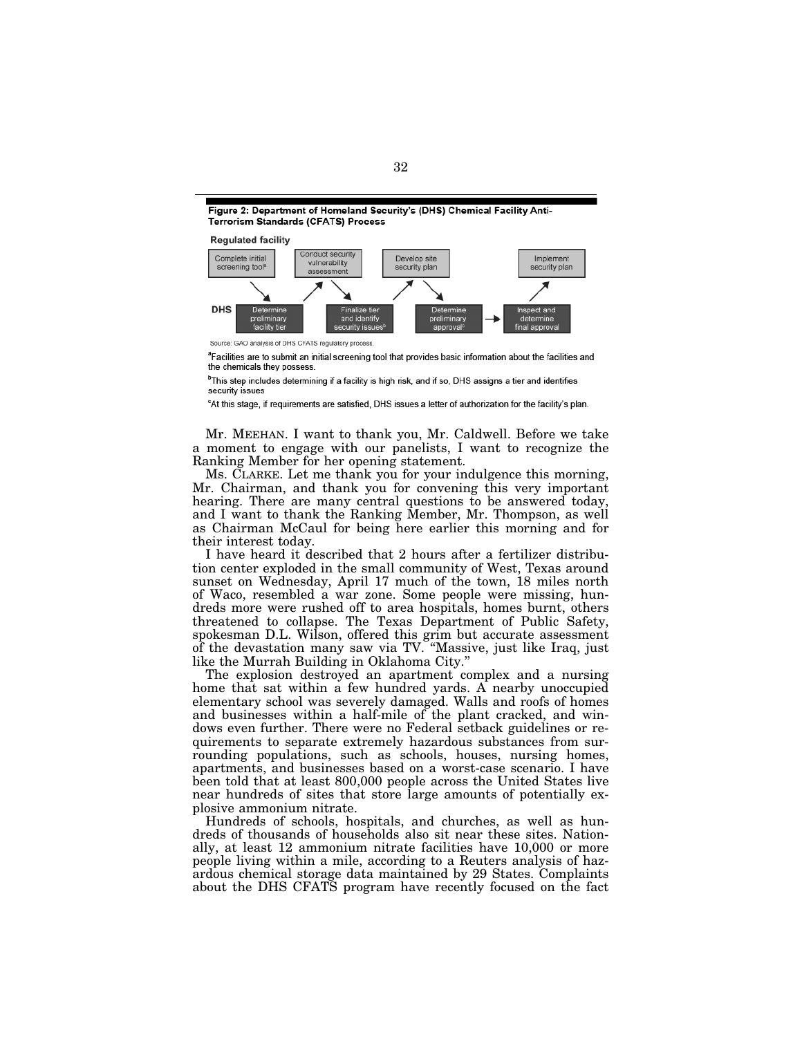**Figure 2: Department of Homeland Security's (DHS) Chemical Facility Anti-Terrorism Standards (CFATS) Process**

**Regulated facility**

Complete initial screening tool[a] → Conduct security vulnerability assessment → Develop site security plan → Implement security plan

**DHS**

Determine preliminary facility tier → Finalize tier and identify security issues[b] → Determine preliminary approval[c] → Inspect and determine final approval

Source: GAO analysis of DHS CFATS regulatory process.

[a]Facilities are to submit an initial screening tool that provides basic information about the facilities and the chemicals they possess.

[b]This step includes determining if a facility is high risk, and if so, DHS assigns a tier and identifies security issues

[c]At this stage, if requirements are satisfied, DHS issues a letter of authorization for the facility's plan.

Mr. MEEHAN. I want to thank you, Mr. Caldwell. Before we take a moment to engage with our panelists, I want to recognize the Ranking Member for her opening statement.

Ms. CLARKE. Let me thank you for your indulgence this morning, Mr. Chairman, and thank you for convening this very important hearing. There are many central questions to be answered today, and I want to thank the Ranking Member, Mr. Thompson, as well as Chairman McCaul for being here earlier this morning and for their interest today.

I have heard it described that 2 hours after a fertilizer distribution center exploded in the small community of West, Texas around sunset on Wednesday, April 17 much of the town, 18 miles north of Waco, resembled a war zone. Some people were missing, hundreds more were rushed off to area hospitals, homes burnt, others threatened to collapse. The Texas Department of Public Safety, spokesman D.L. Wilson, offered this grim but accurate assessment of the devastation many saw via TV. "Massive, just like Iraq, just like the Murrah Building in Oklahoma City."

The explosion destroyed an apartment complex and a nursing home that sat within a few hundred yards. A nearby unoccupied elementary school was severely damaged. Walls and roofs of homes and businesses within a half-mile of the plant cracked, and windows even further. There were no Federal setback guidelines or requirements to separate extremely hazardous substances from surrounding populations, such as schools, houses, nursing homes, apartments, and businesses based on a worst-case scenario. I have been told that at least 800,000 people across the United States live near hundreds of sites that store large amounts of potentially explosive ammonium nitrate.

Hundreds of schools, hospitals, and churches, as well as hundreds of thousands of households also sit near these sites. Nationally, at least 12 ammonium nitrate facilities have 10,000 or more people living within a mile, according to a Reuters analysis of hazardous chemical storage data maintained by 29 States. Complaints about the DHS CFATS program have recently focused on the fact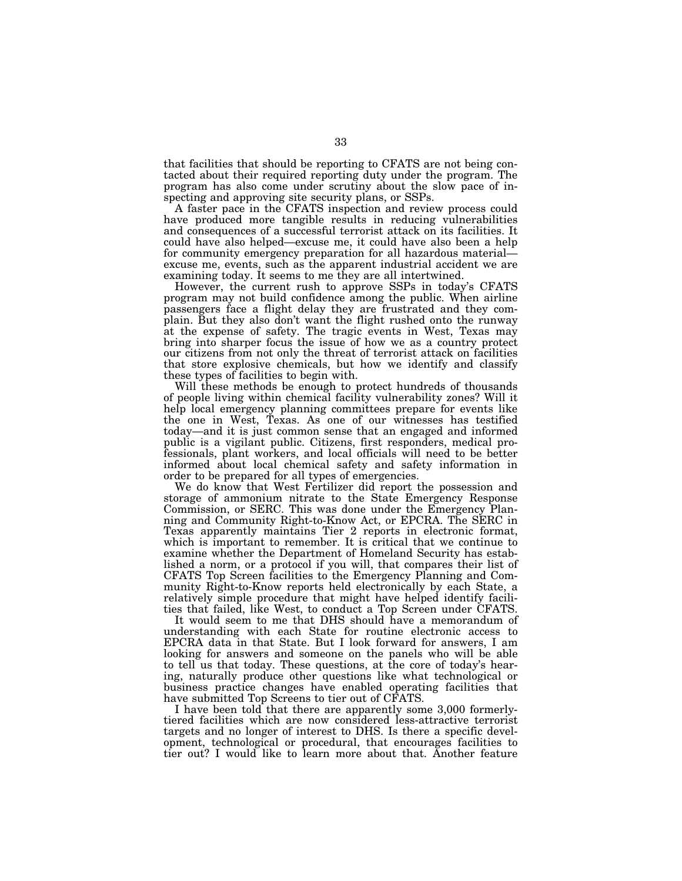that facilities that should be reporting to CFATS are not being contacted about their required reporting duty under the program. The program has also come under scrutiny about the slow pace of inspecting and approving site security plans, or SSPs.

A faster pace in the CFATS inspection and review process could have produced more tangible results in reducing vulnerabilities and consequences of a successful terrorist attack on its facilities. It could have also helped—excuse me, it could have also been a help for community emergency preparation for all hazardous material—excuse me, events, such as the apparent industrial accident we are examining today. It seems to me they are all intertwined.

However, the current rush to approve SSPs in today's CFATS program may not build confidence among the public. When airline passengers face a flight delay they are frustrated and they complain. But they also don't want the flight rushed onto the runway at the expense of safety. The tragic events in West, Texas may bring into sharper focus the issue of how we as a country protect our citizens from not only the threat of terrorist attack on facilities that store explosive chemicals, but how we identify and classify these types of facilities to begin with.

Will these methods be enough to protect hundreds of thousands of people living within chemical facility vulnerability zones? Will it help local emergency planning committees prepare for events like the one in West, Texas. As one of our witnesses has testified today—and it is just common sense that an engaged and informed public is a vigilant public. Citizens, first responders, medical professionals, plant workers, and local officials will need to be better informed about local chemical safety and safety information in order to be prepared for all types of emergencies.

We do know that West Fertilizer did report the possession and storage of ammonium nitrate to the State Emergency Response Commission, or SERC. This was done under the Emergency Planning and Community Right-to-Know Act, or EPCRA. The SERC in Texas apparently maintains Tier 2 reports in electronic format, which is important to remember. It is critical that we continue to examine whether the Department of Homeland Security has established a norm, or a protocol if you will, that compares their list of CFATS Top Screen facilities to the Emergency Planning and Community Right-to-Know reports held electronically by each State, a relatively simple procedure that might have helped identify facilities that failed, like West, to conduct a Top Screen under CFATS.

It would seem to me that DHS should have a memorandum of understanding with each State for routine electronic access to EPCRA data in that State. But I look forward for answers, I am looking for answers and someone on the panels who will be able to tell us that today. These questions, at the core of today's hearing, naturally produce other questions like what technological or business practice changes have enabled operating facilities that have submitted Top Screens to tier out of CFATS.

I have been told that there are apparently some 3,000 formerly-tiered facilities which are now considered less-attractive terrorist targets and no longer of interest to DHS. Is there a specific development, technological or procedural, that encourages facilities to tier out? I would like to learn more about that. Another feature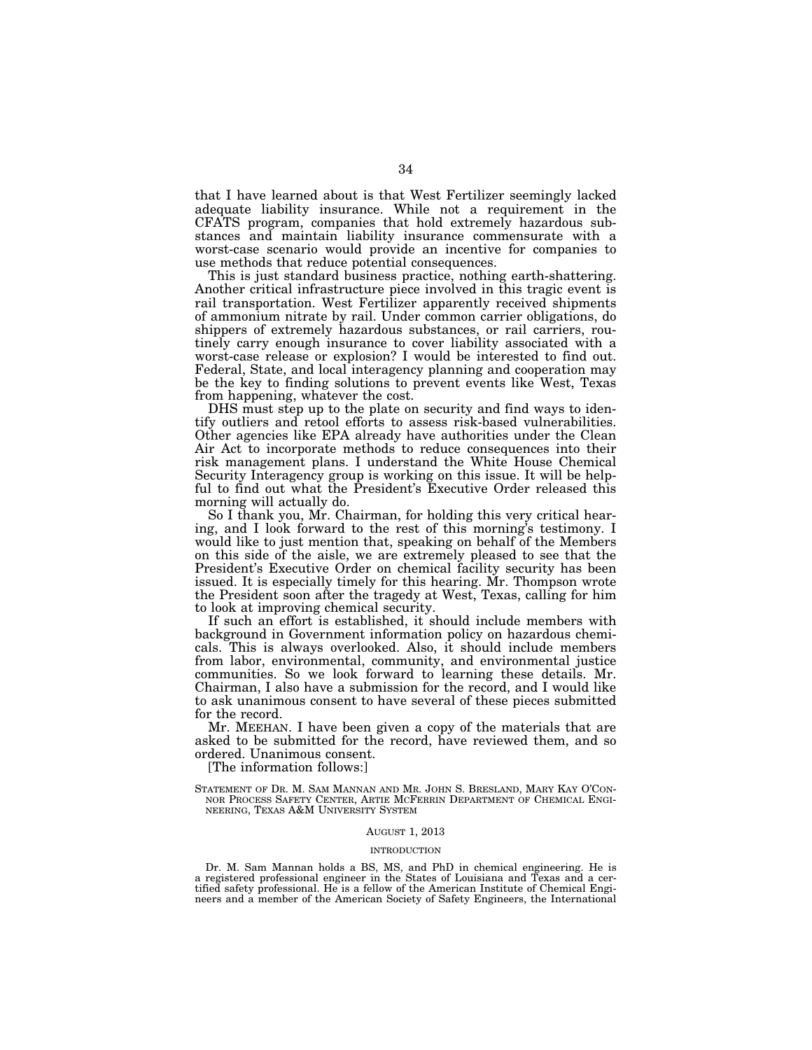that I have learned about is that West Fertilizer seemingly lacked adequate liability insurance. While not a requirement in the CFATS program, companies that hold extremely hazardous substances and maintain liability insurance commensurate with a worst-case scenario would provide an incentive for companies to use methods that reduce potential consequences.

This is just standard business practice, nothing earth-shattering. Another critical infrastructure piece involved in this tragic event is rail transportation. West Fertilizer apparently received shipments of ammonium nitrate by rail. Under common carrier obligations, do shippers of extremely hazardous substances, or rail carriers, routinely carry enough insurance to cover liability associated with a worst-case release or explosion? I would be interested to find out. Federal, State, and local interagency planning and cooperation may be the key to finding solutions to prevent events like West, Texas from happening, whatever the cost.

DHS must step up to the plate on security and find ways to identify outliers and retool efforts to assess risk-based vulnerabilities. Other agencies like EPA already have authorities under the Clean Air Act to incorporate methods to reduce consequences into their risk management plans. I understand the White House Chemical Security Interagency group is working on this issue. It will be helpful to find out what the President's Executive Order released this morning will actually do.

So I thank you, Mr. Chairman, for holding this very critical hearing, and I look forward to the rest of this morning's testimony. I would like to just mention that, speaking on behalf of the Members on this side of the aisle, we are extremely pleased to see that the President's Executive Order on chemical facility security has been issued. It is especially timely for this hearing. Mr. Thompson wrote the President soon after the tragedy at West, Texas, calling for him to look at improving chemical security.

If such an effort is established, it should include members with background in Government information policy on hazardous chemicals. This is always overlooked. Also, it should include members from labor, environmental, community, and environmental justice communities. So we look forward to learning these details. Mr. Chairman, I also have a submission for the record, and I would like to ask unanimous consent to have several of these pieces submitted for the record.

Mr. MEEHAN. I have been given a copy of the materials that are asked to be submitted for the record, have reviewed them, and so ordered. Unanimous consent.

[The information follows:]

STATEMENT OF DR. M. SAM MANNAN AND MR. JOHN S. BRESLAND, MARY KAY O'CONNOR PROCESS SAFETY CENTER, ARTIE MCFERRIN DEPARTMENT OF CHEMICAL ENGINEERING, TEXAS A&M UNIVERSITY SYSTEM

AUGUST 1, 2013

INTRODUCTION

Dr. M. Sam Mannan holds a BS, MS, and PhD in chemical engineering. He is a registered professional engineer in the States of Louisiana and Texas and a certified safety professional. He is a fellow of the American Institute of Chemical Engineers and a member of the American Society of Safety Engineers, the International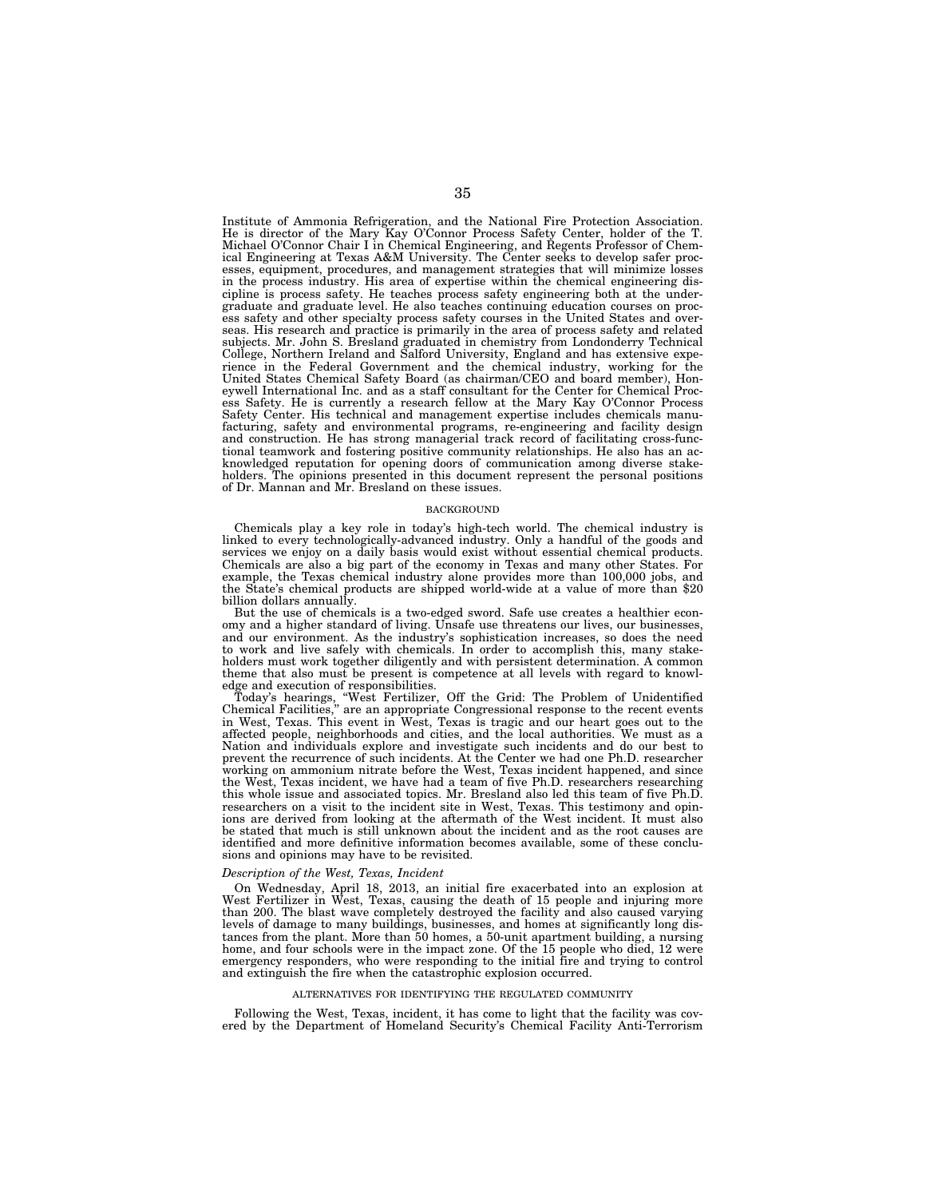Institute of Ammonia Refrigeration, and the National Fire Protection Association. He is director of the Mary Kay O'Connor Process Safety Center, holder of the T. Michael O'Connor Chair I in Chemical Engineering, and Regents Professor of Chemical Engineering at Texas A&M University. The Center seeks to develop safer processes, equipment, procedures, and management strategies that will minimize losses in the process industry. His area of expertise within the chemical engineering discipline is process safety. He teaches process safety engineering both at the undergraduate and graduate level. He also teaches continuing education courses on process safety and other specialty process safety courses in the United States and overseas. His research and practice is primarily in the area of process safety and related subjects. Mr. John S. Bresland graduated in chemistry from Londonderry Technical College, Northern Ireland and Salford University, England and has extensive experience in the Federal Government and the chemical industry, working for the United States Chemical Safety Board (as chairman/CEO and board member), Honeywell International Inc. and as a staff consultant for the Center for Chemical Process Safety. He is currently a research fellow at the Mary Kay O'Connor Process Safety Center. His technical and management expertise includes chemicals manufacturing, safety and environmental programs, re-engineering and facility design and construction. He has strong managerial track record of facilitating cross-functional teamwork and fostering positive community relationships. He also has an acknowledged reputation for opening doors of communication among diverse stakeholders. The opinions presented in this document represent the personal positions of Dr. Mannan and Mr. Bresland on these issues.

## BACKGROUND

Chemicals play a key role in today's high-tech world. The chemical industry is linked to every technologically-advanced industry. Only a handful of the goods and services we enjoy on a daily basis would exist without essential chemical products. Chemicals are also a big part of the economy in Texas and many other States. For example, the Texas chemical industry alone provides more than 100,000 jobs, and the State's chemical products are shipped world-wide at a value of more than $20 billion dollars annually.

But the use of chemicals is a two-edged sword. Safe use creates a healthier economy and a higher standard of living. Unsafe use threatens our lives, our businesses, and our environment. As the industry's sophistication increases, so does the need to work and live safely with chemicals. In order to accomplish this, many stakeholders must work together diligently and with persistent determination. A common theme that also must be present is competence at all levels with regard to knowledge and execution of responsibilities.

Today's hearings, "West Fertilizer, Off the Grid: The Problem of Unidentified Chemical Facilities," are an appropriate Congressional response to the recent events in West, Texas. This event in West, Texas is tragic and our heart goes out to the affected people, neighborhoods and cities, and the local authorities. We must as a Nation and individuals explore and investigate such incidents and do our best to prevent the recurrence of such incidents. At the Center we had one Ph.D. researcher working on ammonium nitrate before the West, Texas incident happened, and since the West, Texas incident, we have had a team of five Ph.D. researchers researching this whole issue and associated topics. Mr. Bresland also led this team of five Ph.D. researchers on a visit to the incident site in West, Texas. This testimony and opinions are derived from looking at the aftermath of the West incident. It must also be stated that much is still unknown about the incident and as the root causes are identified and more definitive information becomes available, some of these conclusions and opinions may have to be revisited.

### *Description of the West, Texas, Incident*

On Wednesday, April 18, 2013, an initial fire exacerbated into an explosion at West Fertilizer in West, Texas, causing the death of 15 people and injuring more than 200. The blast wave completely destroyed the facility and also caused varying levels of damage to many buildings, businesses, and homes at significantly long distances from the plant. More than 50 homes, a 50-unit apartment building, a nursing home, and four schools were in the impact zone. Of the 15 people who died, 12 were emergency responders, who were responding to the initial fire and trying to control and extinguish the fire when the catastrophic explosion occurred.

## ALTERNATIVES FOR IDENTIFYING THE REGULATED COMMUNITY

Following the West, Texas, incident, it has come to light that the facility was covered by the Department of Homeland Security's Chemical Facility Anti-Terrorism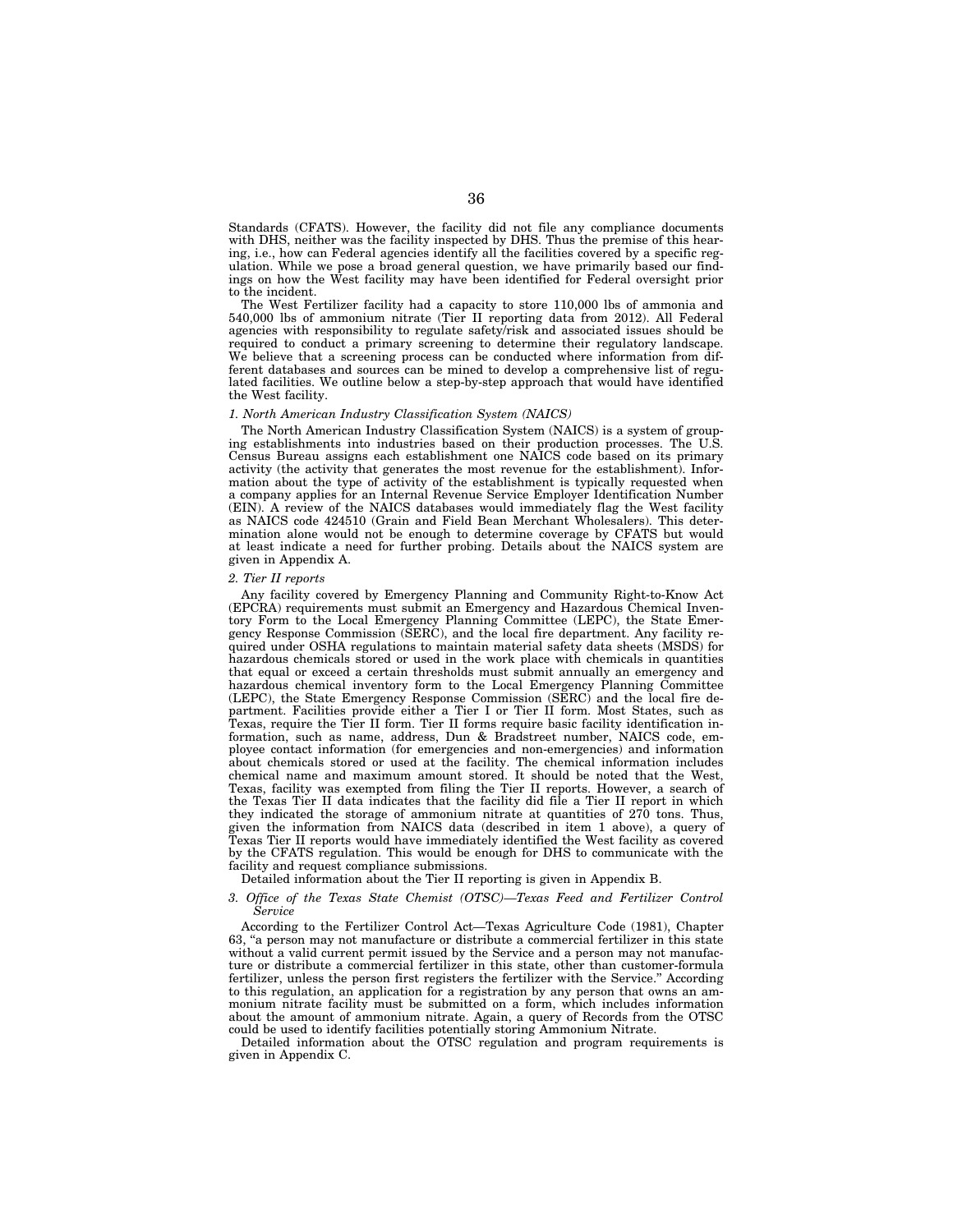Standards (CFATS). However, the facility did not file any compliance documents with DHS, neither was the facility inspected by DHS. Thus the premise of this hearing, i.e., how can Federal agencies identify all the facilities covered by a specific regulation. While we pose a broad general question, we have primarily based our findings on how the West facility may have been identified for Federal oversight prior to the incident.

The West Fertilizer facility had a capacity to store 110,000 lbs of ammonia and 540,000 lbs of ammonium nitrate (Tier II reporting data from 2012). All Federal agencies with responsibility to regulate safety/risk and associated issues should be required to conduct a primary screening to determine their regulatory landscape. We believe that a screening process can be conducted where information from different databases and sources can be mined to develop a comprehensive list of regulated facilities. We outline below a step-by-step approach that would have identified the West facility.

*1. North American Industry Classification System (NAICS)*

The North American Industry Classification System (NAICS) is a system of grouping establishments into industries based on their production processes. The U.S. Census Bureau assigns each establishment one NAICS code based on its primary activity (the activity that generates the most revenue for the establishment). Information about the type of activity of the establishment is typically requested when a company applies for an Internal Revenue Service Employer Identification Number (EIN). A review of the NAICS databases would immediately flag the West facility as NAICS code 424510 (Grain and Field Bean Merchant Wholesalers). This determination alone would not be enough to determine coverage by CFATS but would at least indicate a need for further probing. Details about the NAICS system are given in Appendix A.

*2. Tier II reports*

Any facility covered by Emergency Planning and Community Right-to-Know Act (EPCRA) requirements must submit an Emergency and Hazardous Chemical Inventory Form to the Local Emergency Planning Committee (LEPC), the State Emergency Response Commission (SERC), and the local fire department. Any facility required under OSHA regulations to maintain material safety data sheets (MSDS) for hazardous chemicals stored or used in the work place with chemicals in quantities that equal or exceed a certain thresholds must submit annually an emergency and hazardous chemical inventory form to the Local Emergency Planning Committee (LEPC), the State Emergency Response Commission (SERC) and the local fire department. Facilities provide either a Tier I or Tier II form. Most States, such as Texas, require the Tier II form. Tier II forms require basic facility identification information, such as name, address, Dun & Bradstreet number, NAICS code, employee contact information (for emergencies and non-emergencies) and information about chemicals stored or used at the facility. The chemical information includes chemical name and maximum amount stored. It should be noted that the West, Texas, facility was exempted from filing the Tier II reports. However, a search of the Texas Tier II data indicates that the facility did file a Tier II report in which they indicated the storage of ammonium nitrate at quantities of 270 tons. Thus, given the information from NAICS data (described in item 1 above), a query of Texas Tier II reports would have immediately identified the West facility as covered by the CFATS regulation. This would be enough for DHS to communicate with the facility and request compliance submissions.

Detailed information about the Tier II reporting is given in Appendix B.

*3. Office of the Texas State Chemist (OTSC)—Texas Feed and Fertilizer Control Service*

According to the Fertilizer Control Act—Texas Agriculture Code (1981), Chapter 63, "a person may not manufacture or distribute a commercial fertilizer in this state without a valid current permit issued by the Service and a person may not manufacture or distribute a commercial fertilizer in this state, other than customer-formula fertilizer, unless the person first registers the fertilizer with the Service." According to this regulation, an application for a registration by any person that owns an ammonium nitrate facility must be submitted on a form, which includes information about the amount of ammonium nitrate. Again, a query of Records from the OTSC could be used to identify facilities potentially storing Ammonium Nitrate.

Detailed information about the OTSC regulation and program requirements is given in Appendix C.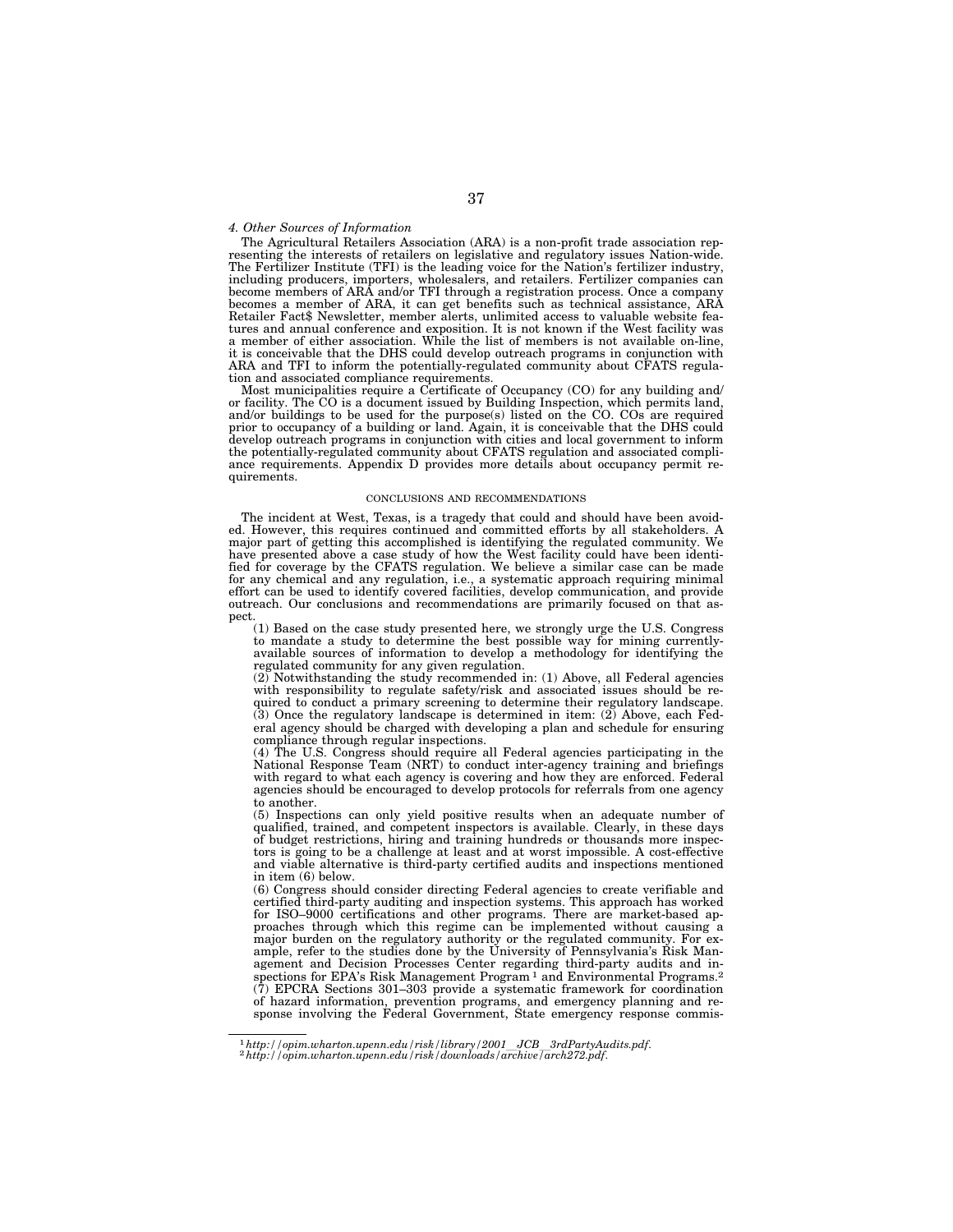*4. Other Sources of Information*

The Agricultural Retailers Association (ARA) is a non-profit trade association representing the interests of retailers on legislative and regulatory issues Nation-wide. The Fertilizer Institute (TFI) is the leading voice for the Nation's fertilizer industry, including producers, importers, wholesalers, and retailers. Fertilizer companies can become members of ARA and/or TFI through a registration process. Once a company becomes a member of ARA, it can get benefits such as technical assistance, ARA Retailer Fact$ Newsletter, member alerts, unlimited access to valuable website features and annual conference and exposition. It is not known if the West facility was a member of either association. While the list of members is not available on-line, it is conceivable that the DHS could develop outreach programs in conjunction with ARA and TFI to inform the potentially-regulated community about CFATS regulation and associated compliance requirements.

Most municipalities require a Certificate of Occupancy (CO) for any building and/or facility. The CO is a document issued by Building Inspection, which permits land, and/or buildings to be used for the purpose(s) listed on the CO. COs are required prior to occupancy of a building or land. Again, it is conceivable that the DHS could develop outreach programs in conjunction with cities and local government to inform the potentially-regulated community about CFATS regulation and associated compliance requirements. Appendix D provides more details about occupancy permit requirements.

## CONCLUSIONS AND RECOMMENDATIONS

The incident at West, Texas, is a tragedy that could and should have been avoided. However, this requires continued and committed efforts by all stakeholders. A major part of getting this accomplished is identifying the regulated community. We have presented above a case study of how the West facility could have been identified for coverage by the CFATS regulation. We believe a similar case can be made for any chemical and any regulation, i.e., a systematic approach requiring minimal effort can be used to identify covered facilities, develop communication, and provide outreach. Our conclusions and recommendations are primarily focused on that aspect.

(1) Based on the case study presented here, we strongly urge the U.S. Congress to mandate a study to determine the best possible way for mining currently-available sources of information to develop a methodology for identifying the regulated community for any given regulation.

(2) Notwithstanding the study recommended in: (1) Above, all Federal agencies with responsibility to regulate safety/risk and associated issues should be required to conduct a primary screening to determine their regulatory landscape.

(3) Once the regulatory landscape is determined in item: (2) Above, each Federal agency should be charged with developing a plan and schedule for ensuring compliance through regular inspections.

(4) The U.S. Congress should require all Federal agencies participating in the National Response Team (NRT) to conduct inter-agency training and briefings with regard to what each agency is covering and how they are enforced. Federal agencies should be encouraged to develop protocols for referrals from one agency to another.

(5) Inspections can only yield positive results when an adequate number of qualified, trained, and competent inspectors is available. Clearly, in these days of budget restrictions, hiring and training hundreds or thousands more inspectors is going to be a challenge at least and at worst impossible. A cost-effective and viable alternative is third-party certified audits and inspections mentioned in item (6) below.

(6) Congress should consider directing Federal agencies to create verifiable and certified third-party auditing and inspection systems. This approach has worked for ISO–9000 certifications and other programs. There are market-based approaches through which this regime can be implemented without causing a major burden on the regulatory authority or the regulated community. For example, refer to the studies done by the University of Pennsylvania's Risk Management and Decision Processes Center regarding third-party audits and inspections for EPA's Risk Management Program [1] and Environmental Programs.[2]

(7) EPCRA Sections 301–303 provide a systematic framework for coordination of hazard information, prevention programs, and emergency planning and response involving the Federal Government, State emergency response commis-

[1] *http://opim.wharton.upenn.edu/risk/library/2001_JCB_3rdPartyAudits.pdf.*

[2] *http://opim.wharton.upenn.edu/risk/downloads/archive/arch272.pdf.*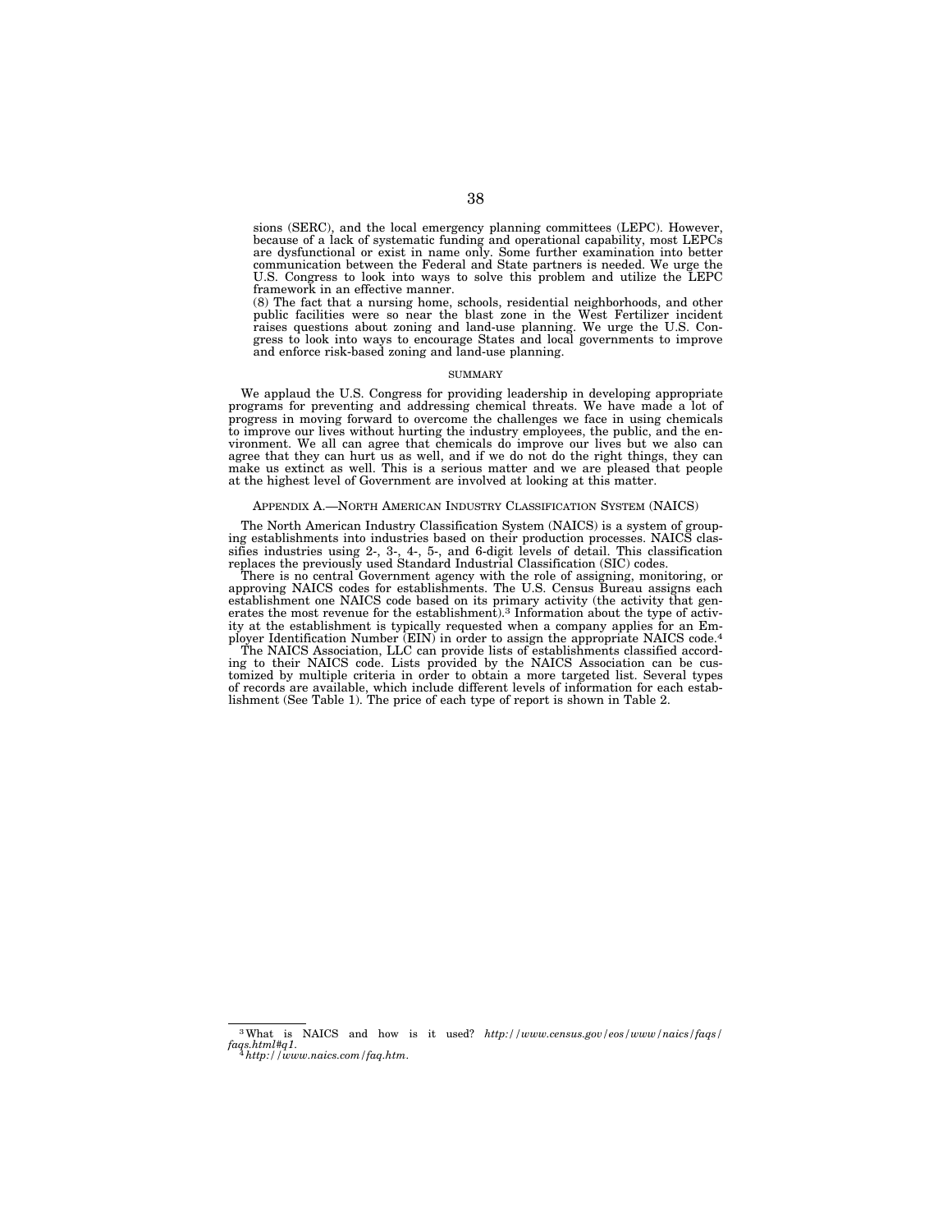sions (SERC), and the local emergency planning committees (LEPC). However, because of a lack of systematic funding and operational capability, most LEPCs are dysfunctional or exist in name only. Some further examination into better communication between the Federal and State partners is needed. We urge the U.S. Congress to look into ways to solve this problem and utilize the LEPC framework in an effective manner.

(8) The fact that a nursing home, schools, residential neighborhoods, and other public facilities were so near the blast zone in the West Fertilizer incident raises questions about zoning and land-use planning. We urge the U.S. Congress to look into ways to encourage States and local governments to improve and enforce risk-based zoning and land-use planning.

## SUMMARY

We applaud the U.S. Congress for providing leadership in developing appropriate programs for preventing and addressing chemical threats. We have made a lot of progress in moving forward to overcome the challenges we face in using chemicals to improve our lives without hurting the industry employees, the public, and the environment. We all can agree that chemicals do improve our lives but we also can agree that they can hurt us as well, and if we do not do the right things, they can make us extinct as well. This is a serious matter and we are pleased that people at the highest level of Government are involved at looking at this matter.

## APPENDIX A.—NORTH AMERICAN INDUSTRY CLASSIFICATION SYSTEM (NAICS)

The North American Industry Classification System (NAICS) is a system of grouping establishments into industries based on their production processes. NAICS classifies industries using 2-, 3-, 4-, 5-, and 6-digit levels of detail. This classification replaces the previously used Standard Industrial Classification (SIC) codes.

There is no central Government agency with the role of assigning, monitoring, or approving NAICS codes for establishments. The U.S. Census Bureau assigns each establishment one NAICS code based on its primary activity (the activity that generates the most revenue for the establishment).[3] Information about the type of activity at the establishment is typically requested when a company applies for an Employer Identification Number (EIN) in order to assign the appropriate NAICS code.[4]

The NAICS Association, LLC can provide lists of establishments classified according to their NAICS code. Lists provided by the NAICS Association can be customized by multiple criteria in order to obtain a more targeted list. Several types of records are available, which include different levels of information for each establishment (See Table 1). The price of each type of report is shown in Table 2.

---

[3] What is NAICS and how is it used? *http://www.census.gov/eos/www/naics/faqs/faqs.html#q1.*

[4] *http://www.naics.com/faq.htm.*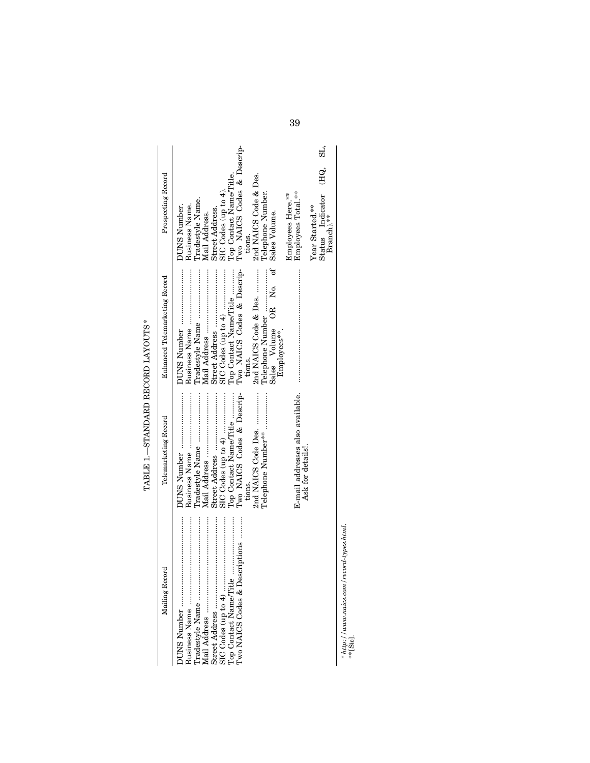TABLE 1.—STANDARD RECORD LAYOUTS*

| Mailing Record | Telemarketing Record | Enhanced Telemarketing Record | Prospecting Record |
|---|---|---|---|
| DUNS Number | DUNS Number | DUNS Number | DUNS Number. |
| Business Name | Business Name | Business Name | Business Name. |
| Tradestyle Name | Tradestyle Name | Tradestyle Name | Tradestyle Name. |
| Mail Address | Mail Address | Mail Address | Mail Address. |
| Street Address | Street Address | Street Address | Street Address. |
| SIC Codes (up to 4) | SIC Codes (up to 4) | SIC Codes (up to 4) | SIC Codes (up to 4). |
| Top Contact Name/Title | Top Contact Name/Title | Top Contact Name/Title | Top Contact Name/Title. |
| Two NAICS Codes & Descriptions | Two NAICS Codes & Descriptions. | Two NAICS Codes & Descriptions. | Two NAICS Codes & Descriptions. |
| | 2nd NAICS Code Des. | 2nd NAICS Code & Des. | 2nd NAICS Code & Des. |
| | Telephone Number** | Telephone Number | Telephone Number. |
| | | Sales Volume OR No. of Employees**. | Sales Volume. |
| | | | Employees Here.** |
| | E-mail addresses also available. Ask for details!. | | Employees Total.** |
| | | | Year Started.** |
| | | | Status Indicator (HQ, SL, Branch).** |

* *http://www.naics.com/record-types.html.*
** [Sic].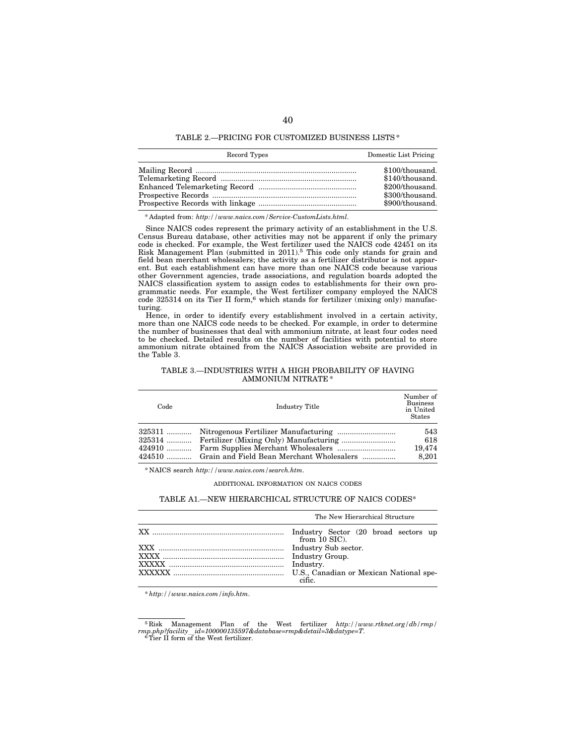TABLE 2.—PRICING FOR CUSTOMIZED BUSINESS LISTS *

| Record Types | Domestic List Pricing |
|---|---|
| Mailing Record | $100/thousand. |
| Telemarketing Record | $140/thousand. |
| Enhanced Telemarketing Record | $200/thousand. |
| Prospective Records | $300/thousand. |
| Prospective Records with linkage | $900/thousand. |

* Adapted from: *http://www.naics.com/Service-CustomLists.html.*

Since NAICS codes represent the primary activity of an establishment in the U.S. Census Bureau database, other activities may not be apparent if only the primary code is checked. For example, the West fertilizer used the NAICS code 42451 on its Risk Management Plan (submitted in 2011).[5] This code only stands for grain and field bean merchant wholesalers; the activity as a fertilizer distributor is not apparent. But each establishment can have more than one NAICS code because various other Government agencies, trade associations, and regulation boards adopted the NAICS classification system to assign codes to establishments for their own programmatic needs. For example, the West fertilizer company employed the NAICS code 325314 on its Tier II form,[6] which stands for fertilizer (mixing only) manufacturing.

Hence, in order to identify every establishment involved in a certain activity, more than one NAICS code needs to be checked. For example, in order to determine the number of businesses that deal with ammonium nitrate, at least four codes need to be checked. Detailed results on the number of facilities with potential to store ammonium nitrate obtained from the NAICS Association website are provided in the Table 3.

TABLE 3.—INDUSTRIES WITH A HIGH PROBABILITY OF HAVING AMMONIUM NITRATE *

| Code | Industry Title | Number of Business in United States |
|---|---|---|
| 325311 | Nitrogenous Fertilizer Manufacturing | 543 |
| 325314 | Fertilizer (Mixing Only) Manufacturing | 618 |
| 424910 | Farm Supplies Merchant Wholesalers | 19,474 |
| 424510 | Grain and Field Bean Merchant Wholesalers | 8,201 |

* NAICS search *http://www.naics.com/search.htm.*

ADDITIONAL INFORMATION ON NAICS CODES

TABLE A1.—NEW HIERARCHICAL STRUCTURE OF NAICS CODES*

| | The New Hierarchical Structure |
|---|---|
| XX | Industry Sector (20 broad sectors up from 10 SIC). |
| XXX | Industry Sub sector. |
| XXXX | Industry Group. |
| XXXXX | Industry. |
| XXXXXX | U.S., Canadian or Mexican National specific. |

* *http://www.naics.com/info.htm.*

[5] Risk Management Plan of the West fertilizer *http://www.rtknet.org/db/rmp/rmp.php?facility_id=100000135597&database=rmp&detail=3&datype=T.*

[6] Tier II form of the West fertilizer.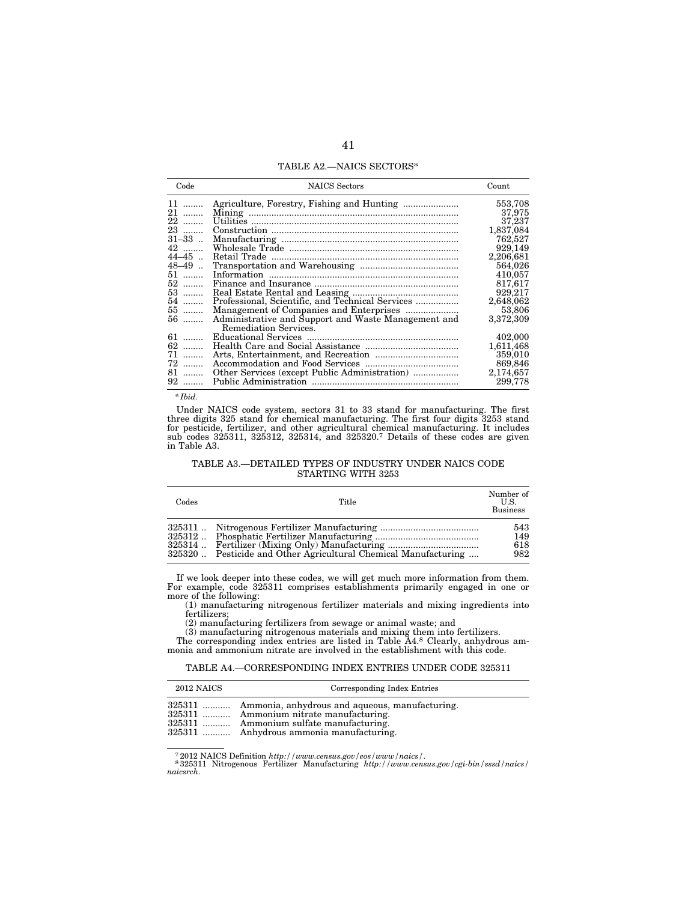TABLE A2.—NAICS SECTORS*

| Code | NAICS Sectors | Count |
|---|---|---|
| 11 | Agriculture, Forestry, Fishing and Hunting | 553,708 |
| 21 | Mining | 37,975 |
| 22 | Utilities | 37,237 |
| 23 | Construction | 1,837,084 |
| 31–33 | Manufacturing | 762,527 |
| 42 | Wholesale Trade | 929,149 |
| 44–45 | Retail Trade | 2,206,681 |
| 48–49 | Transportation and Warehousing | 564,026 |
| 51 | Information | 410,057 |
| 52 | Finance and Insurance | 817,617 |
| 53 | Real Estate Rental and Leasing | 929,217 |
| 54 | Professional, Scientific, and Technical Services | 2,648,062 |
| 55 | Management of Companies and Enterprises | 53,806 |
| 56 | Administrative and Support and Waste Management and Remediation Services. | 3,372,309 |
| 61 | Educational Services | 402,000 |
| 62 | Health Care and Social Assistance | 1,611,468 |
| 71 | Arts, Entertainment, and Recreation | 359,010 |
| 72 | Accommodation and Food Services | 869,846 |
| 81 | Other Services (except Public Administration) | 2,174,657 |
| 92 | Public Administration | 299,778 |

\* *Ibid.*

Under NAICS code system, sectors 31 to 33 stand for manufacturing. The first three digits 325 stand for chemical manufacturing. The first four digits 3253 stand for pesticide, fertilizer, and other agricultural chemical manufacturing. It includes sub codes 325311, 325312, 325314, and 325320.[7] Details of these codes are given in Table A3.

TABLE A3.—DETAILED TYPES OF INDUSTRY UNDER NAICS CODE STARTING WITH 3253

| Codes | Title | Number of U.S. Business |
|---|---|---|
| 325311 | Nitrogenous Fertilizer Manufacturing | 543 |
| 325312 | Phosphatic Fertilizer Manufacturing | 149 |
| 325314 | Fertilizer (Mixing Only) Manufacturing | 618 |
| 325320 | Pesticide and Other Agricultural Chemical Manufacturing | 982 |

If we look deeper into these codes, we will get much more information from them. For example, code 325311 comprises establishments primarily engaged in one or more of the following:

(1) manufacturing nitrogenous fertilizer materials and mixing ingredients into fertilizers;

(2) manufacturing fertilizers from sewage or animal waste; and

(3) manufacturing nitrogenous materials and mixing them into fertilizers.

The corresponding index entries are listed in Table A4.[8] Clearly, anhydrous ammonia and ammonium nitrate are involved in the establishment with this code.

TABLE A4.—CORRESPONDING INDEX ENTRIES UNDER CODE 325311

| 2012 NAICS | Corresponding Index Entries |
|---|---|
| 325311 | Ammonia, anhydrous and aqueous, manufacturing. |
| 325311 | Ammonium nitrate manufacturing. |
| 325311 | Ammonium sulfate manufacturing. |
| 325311 | Anhydrous ammonia manufacturing. |

[7] 2012 NAICS Definition *http://www.census.gov/eos/www/naics/*.

[8] 325311 Nitrogenous Fertilizer Manufacturing *http://www.census.gov/cgi-bin/sssd/naics/naicsrch*.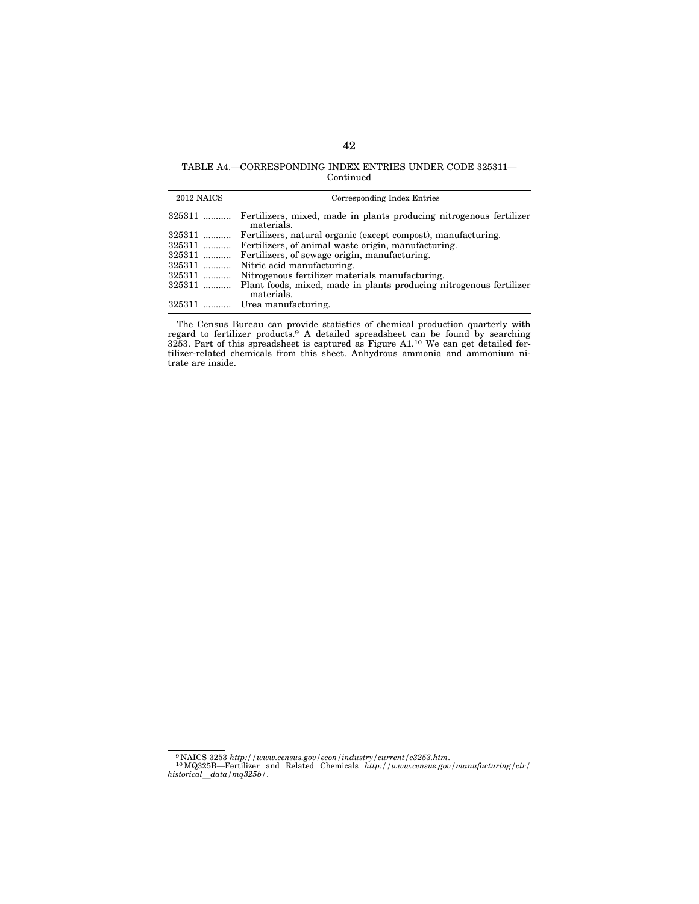TABLE A4.—CORRESPONDING INDEX ENTRIES UNDER CODE 325311—Continued

| 2012 NAICS | Corresponding Index Entries |
|---|---|
| 325311 | Fertilizers, mixed, made in plants producing nitrogenous fertilizer materials. |
| 325311 | Fertilizers, natural organic (except compost), manufacturing. |
| 325311 | Fertilizers, of animal waste origin, manufacturing. |
| 325311 | Fertilizers, of sewage origin, manufacturing. |
| 325311 | Nitric acid manufacturing. |
| 325311 | Nitrogenous fertilizer materials manufacturing. |
| 325311 | Plant foods, mixed, made in plants producing nitrogenous fertilizer materials. |
| 325311 | Urea manufacturing. |

The Census Bureau can provide statistics of chemical production quarterly with regard to fertilizer products.[9] A detailed spreadsheet can be found by searching 3253. Part of this spreadsheet is captured as Figure A1.[10] We can get detailed fertilizer-related chemicals from this sheet. Anhydrous ammonia and ammonium nitrate are inside.

---

[9] NAICS 3253 *http://www.census.gov/econ/industry/current/c3253.htm.*

[10] MQ325B—Fertilizer and Related Chemicals *http://www.census.gov/manufacturing/cir/historical_data/mq325b/.*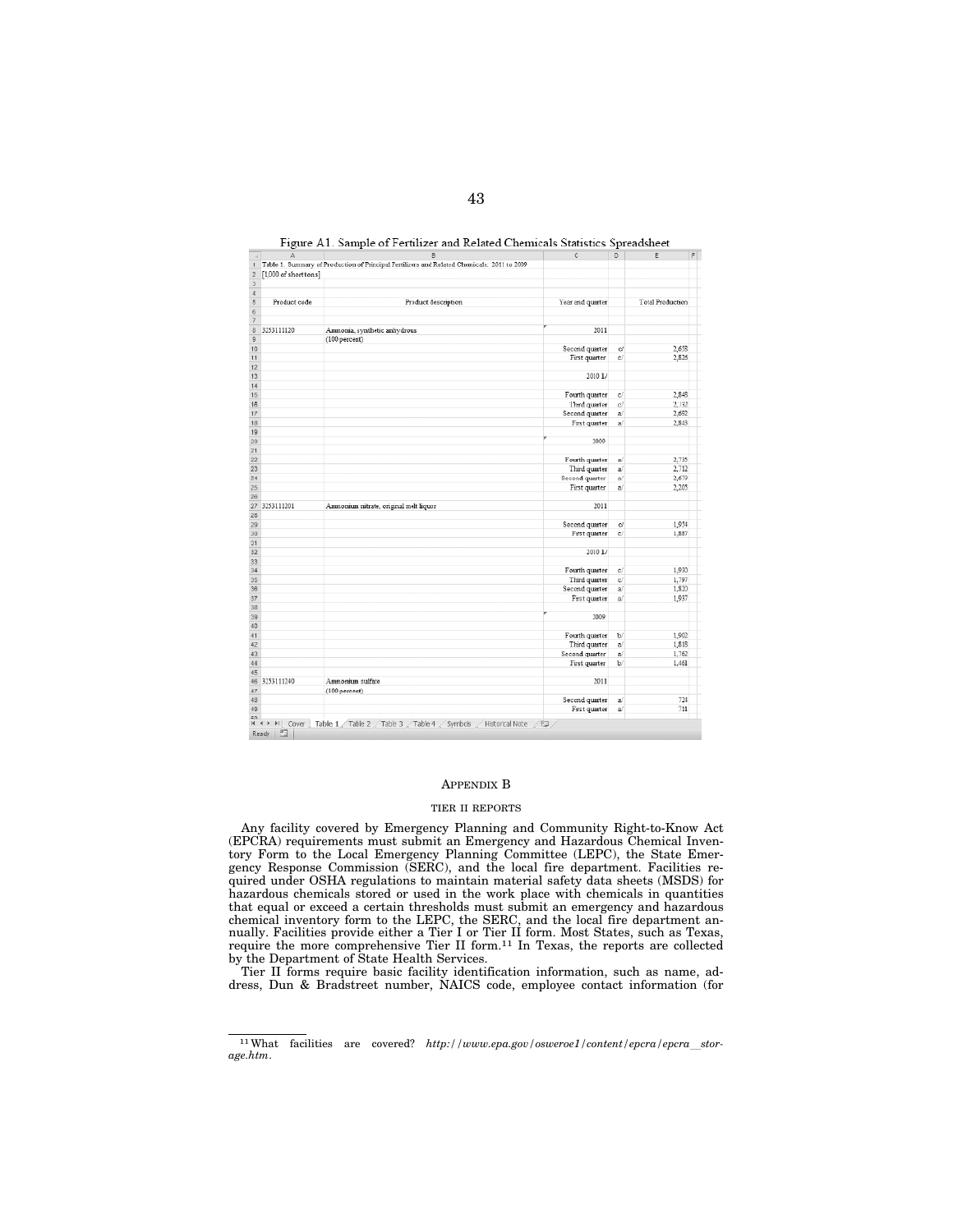Figure A1. Sample of Fertilizer and Related Chemicals Statistics Spreadsheet

Table 1. Summary of Production of Principal Fertilizers and Related Chemicals: 2011 to 2009
[1,000 of short tons]

| Product code | Product description | Year and quarter | | Total Production |
|---|---|---|---|---|
| 3253111120 | Ammonia, synthetic anhydrous (100 percent) | 2011 | | |
| | | Second quarter | c/ | 2,658 |
| | | First quarter | c/ | 2,826 |
| | | 2010 1/ | | |
| | | Fourth quarter | c/ | 2,848 |
| | | Third quarter | c/ | 2,732 |
| | | Second quarter | a/ | 2,692 |
| | | First quarter | a/ | 2,843 |
| | | 2009 | | |
| | | Fourth quarter | a/ | 2,735 |
| | | Third quarter | a/ | 2,712 |
| | | Second quarter | a/ | 2,679 |
| | | First quarter | a/ | 2,205 |
| 3253111201 | Ammonium nitrate, original melt liquor | 2011 | | |
| | | Second quarter | c/ | 1,954 |
| | | First quarter | c/ | 1,887 |
| | | 2010 1/ | | |
| | | Fourth quarter | c/ | 1,930 |
| | | Third quarter | c/ | 1,797 |
| | | Second quarter | a/ | 1,820 |
| | | First quarter | a/ | 1,937 |
| | | 2009 | | |
| | | Fourth quarter | b/ | 1,902 |
| | | Third quarter | a/ | 1,818 |
| | | Second quarter | a/ | 1,762 |
| | | First quarter | b/ | 1,461 |
| 3253111240 | Ammonium sulfate (100 percent) | 2011 | | |
| | | Second quarter | a/ | 724 |
| | | First quarter | a/ | 711 |

Cover | Table 1 | Table 2 | Table 3 | Table 4 | Symbols | Historical Note

## APPENDIX B

### TIER II REPORTS

Any facility covered by Emergency Planning and Community Right-to-Know Act (EPCRA) requirements must submit an Emergency and Hazardous Chemical Inventory Form to the Local Emergency Planning Committee (LEPC), the State Emergency Response Commission (SERC), and the local fire department. Facilities required under OSHA regulations to maintain material safety data sheets (MSDS) for hazardous chemicals stored or used in the work place with chemicals in quantities that equal or exceed a certain thresholds must submit an emergency and hazardous chemical inventory form to the LEPC, the SERC, and the local fire department annually. Facilities provide either a Tier I or Tier II form. Most States, such as Texas, require the more comprehensive Tier II form.[11] In Texas, the reports are collected by the Department of State Health Services.

Tier II forms require basic facility identification information, such as name, address, Dun & Bradstreet number, NAICS code, employee contact information (for

[11] What facilities are covered? *http://www.epa.gov/osweroe1/content/epcra/epcra_storage.htm*.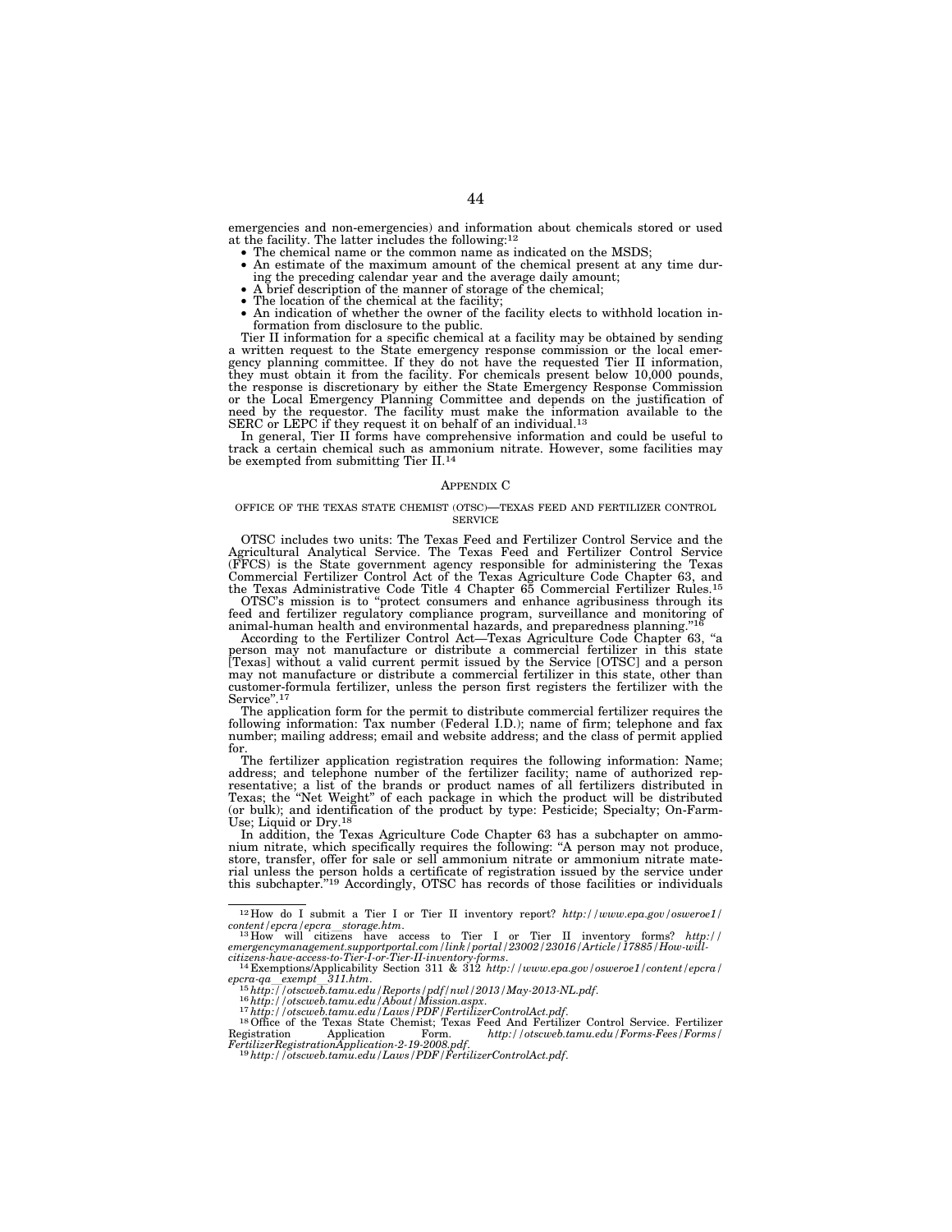emergencies and non-emergencies) and information about chemicals stored or used at the facility. The latter includes the following:[12]

- The chemical name or the common name as indicated on the MSDS;
- An estimate of the maximum amount of the chemical present at any time during the preceding calendar year and the average daily amount;
- A brief description of the manner of storage of the chemical;
- The location of the chemical at the facility;
- An indication of whether the owner of the facility elects to withhold location information from disclosure to the public.

Tier II information for a specific chemical at a facility may be obtained by sending a written request to the State emergency response commission or the local emergency planning committee. If they do not have the requested Tier II information, they must obtain it from the facility. For chemicals present below 10,000 pounds, the response is discretionary by either the State Emergency Response Commission or the Local Emergency Planning Committee and depends on the justification of need by the requestor. The facility must make the information available to the SERC or LEPC if they request it on behalf of an individual.[13]

In general, Tier II forms have comprehensive information and could be useful to track a certain chemical such as ammonium nitrate. However, some facilities may be exempted from submitting Tier II.[14]

## APPENDIX C

### OFFICE OF THE TEXAS STATE CHEMIST (OTSC)—TEXAS FEED AND FERTILIZER CONTROL SERVICE

OTSC includes two units: The Texas Feed and Fertilizer Control Service and the Agricultural Analytical Service. The Texas Feed and Fertilizer Control Service (FFCS) is the State government agency responsible for administering the Texas Commercial Fertilizer Control Act of the Texas Agriculture Code Chapter 63, and the Texas Administrative Code Title 4 Chapter 65 Commercial Fertilizer Rules.[15]

OTSC's mission is to "protect consumers and enhance agribusiness through its feed and fertilizer regulatory compliance program, surveillance and monitoring of animal-human health and environmental hazards, and preparedness planning."[16]

According to the Fertilizer Control Act—Texas Agriculture Code Chapter 63, "a person may not manufacture or distribute a commercial fertilizer in this state [Texas] without a valid current permit issued by the Service [OTSC] and a person may not manufacture or distribute a commercial fertilizer in this state, other than customer-formula fertilizer, unless the person first registers the fertilizer with the Service".[17]

The application form for the permit to distribute commercial fertilizer requires the following information: Tax number (Federal I.D.); name of firm; telephone and fax number; mailing address; email and website address; and the class of permit applied for.

The fertilizer application registration requires the following information: Name; address; and telephone number of the fertilizer facility; name of authorized representative; a list of the brands or product names of all fertilizers distributed in Texas; the "Net Weight" of each package in which the product will be distributed (or bulk); and identification of the product by type: Pesticide; Specialty; On-Farm-Use; Liquid or Dry.[18]

In addition, the Texas Agriculture Code Chapter 63 has a subchapter on ammonium nitrate, which specifically requires the following: "A person may not produce, store, transfer, offer for sale or sell ammonium nitrate or ammonium nitrate material unless the person holds a certificate of registration issued by the service under this subchapter."[19] Accordingly, OTSC has records of those facilities or individuals

---

[12] How do I submit a Tier I or Tier II inventory report? *http://www.epa.gov/osweroe1/content/epcra/epcra_storage.htm.*

[13] How will citizens have access to Tier I or Tier II inventory forms? *http://emergencymanagement.supportportal.com/link/portal/23002/23016/Article/17885/How-will-citizens-have-access-to-Tier-I-or-Tier-II-inventory-forms.*

[14] Exemptions/Applicability Section 311 & 312 *http://www.epa.gov/osweroe1/content/epcra/epcra-qa_exempt_311.htm.*

[15] *http://otscweb.tamu.edu/Reports/pdf/nwl/2013/May-2013-NL.pdf.*

[16] *http://otscweb.tamu.edu/About/Mission.aspx.*

[17] *http://otscweb.tamu.edu/Laws/PDF/FertilizerControlAct.pdf.*

[18] Office of the Texas State Chemist; Texas Feed And Fertilizer Control Service. Fertilizer Registration Application Form. *http://otscweb.tamu.edu/Forms-Fees/Forms/FertilizerRegistrationApplication-2-19-2008.pdf.*

[19] *http://otscweb.tamu.edu/Laws/PDF/FertilizerControlAct.pdf.*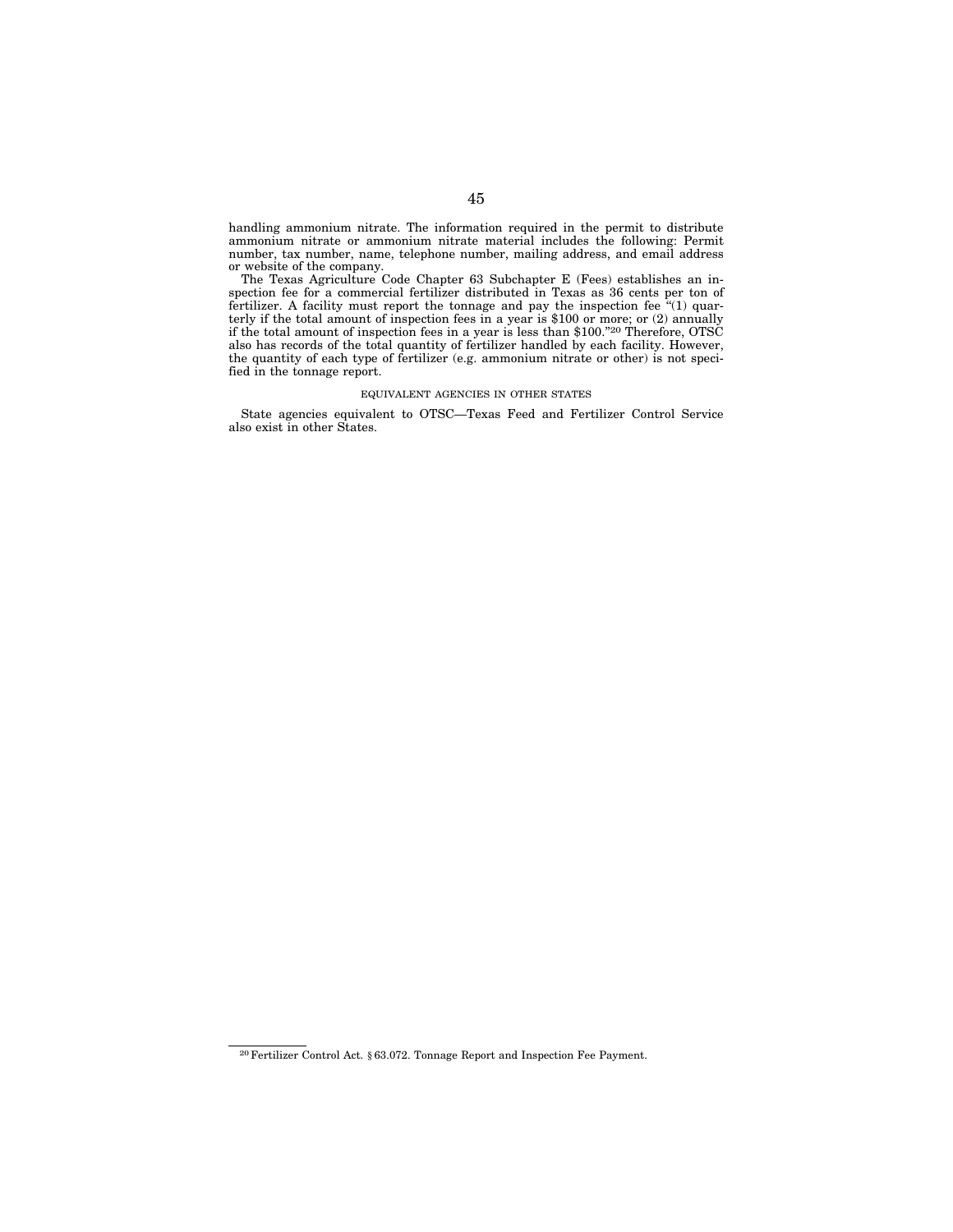handling ammonium nitrate. The information required in the permit to distribute ammonium nitrate or ammonium nitrate material includes the following: Permit number, tax number, name, telephone number, mailing address, and email address or website of the company.

The Texas Agriculture Code Chapter 63 Subchapter E (Fees) establishes an inspection fee for a commercial fertilizer distributed in Texas as 36 cents per ton of fertilizer. A facility must report the tonnage and pay the inspection fee "(1) quarterly if the total amount of inspection fees in a year is $100 or more; or (2) annually if the total amount of inspection fees in a year is less than $100."[20] Therefore, OTSC also has records of the total quantity of fertilizer handled by each facility. However, the quantity of each type of fertilizer (e.g. ammonium nitrate or other) is not specified in the tonnage report.

### EQUIVALENT AGENCIES IN OTHER STATES

State agencies equivalent to OTSC—Texas Feed and Fertilizer Control Service also exist in other States.

[20] Fertilizer Control Act. § 63.072. Tonnage Report and Inspection Fee Payment.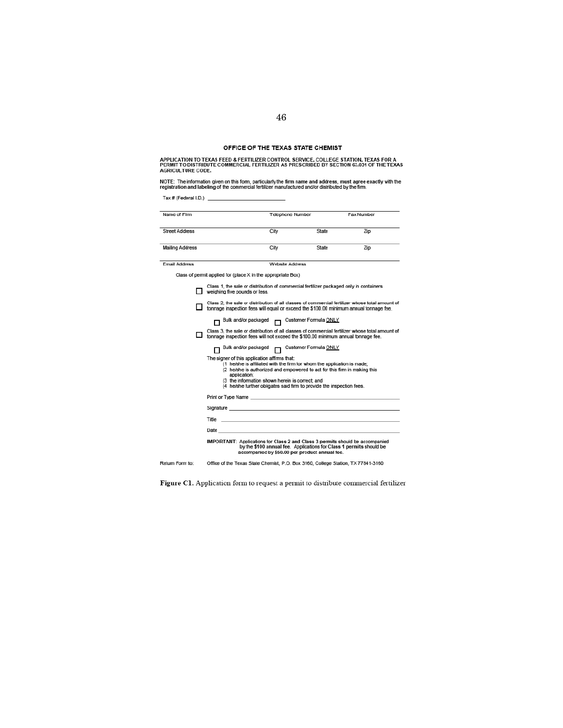## OFFICE OF THE TEXAS STATE CHEMIST

**APPLICATION TO TEXAS FEED & FERTILIZER CONTROL SERVICE, COLLEGE STATION, TEXAS FOR A PERMIT TO DISTRIBUTE COMMERCIAL FERTILIZER AS PRESCRIBED BY SECTION 63.031 OF THE TEXAS AGRICULTURE CODE.**

NOTE: The information given on this form, particularly the **firm name and address, must agree exactly** with the **registration and labeling** of the commercial fertilizer manufactured and/or distributed by the firm.

Tax # (Federal I.D.) ____________________

| Name of Firm | Telephone Number | | Fax Number |
|---|---|---|---|
| Street Address | City | State | Zip |
| Mailing Address | City | State | Zip |
| Email Address | Website Address | | |

Class of permit applied for (place X in the appropriate Box)

☐ Class 1, the sale or distribution of commercial fertilizer packaged only in containers weighing five pounds or less.

☐ Class 2, the sale or distribution of all classes of commercial fertilizer whose total amount of tonnage inspection fees will equal or exceed the $100.00 minimum annual tonnage fee.

☐ Bulk and/or packaged ☐ Customer Formula ONLY

☐ Class 3, the sale or distribution of all classes of commercial fertilizer whose total amount of tonnage inspection fees will not exceed the $100.00 minimum annual tonnage fee.

☐ Bulk and/or packaged ☐ Customer Formula ONLY

The signer of this application affirms that:

(1 he/she is affiliated with the firm for whom the application is made;
(2 he/she is authorized and empowered to act for this firm in making this application;
(3 the information shown herein is correct; and
(4 he/she further obligates said firm to provide the inspection fees.

Print or Type Name ____________________

Signature ____________________

Title ____________________

Date ____________________

**IMPORTANT**: Applications for **Class 2 and Class 3 permits** should be accompanied by the **$100 annual fee**. Applications for **Class 1 permits** should be accompanied by **$50.00 per product annual fee.**

Return Form to: Office of the Texas State Chemist, P.O. Box 3160, College Station, TX 77841-3160

**Figure C1.** Application form to request a permit to distribute commercial fertilizer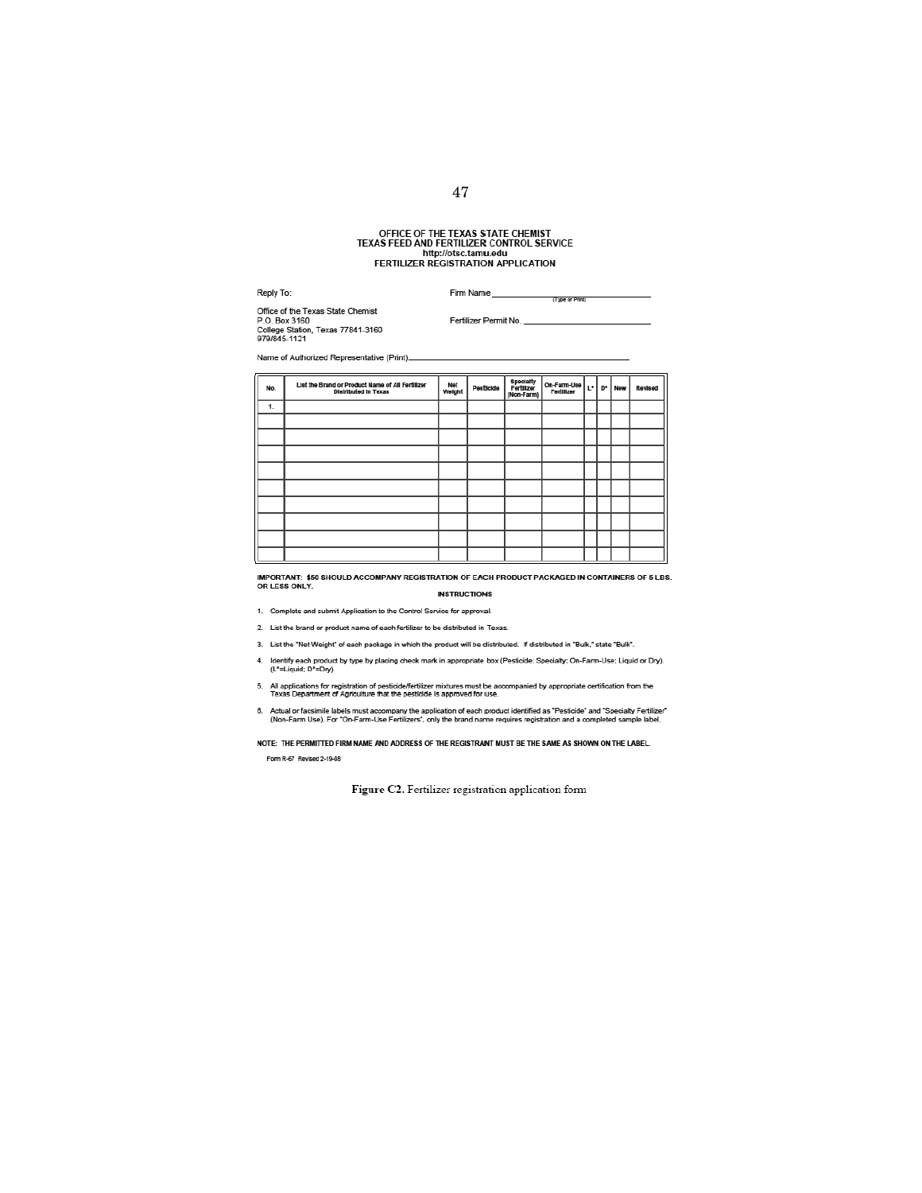**OFFICE OF THE TEXAS STATE CHEMIST**
**TEXAS FEED AND FERTILIZER CONTROL SERVICE**
**http://otsc.tamu.edu**
**FERTILIZER REGISTRATION APPLICATION**

Reply To:

Office of the Texas State Chemist
P.O. Box 3160
College Station, Texas 77841-3160
979/845-1121

Firm Name ______________________________ (Type or Print)

Fertilizer Permit No. ______________________________

Name of Authorized Representative (Print) ______________________________

| No. | List the Brand or Product Name of All Fertilizer Distributed in Texas | Net Weight | Pesticide | Specialty Fertilizer (Non-Farm) | On-Farm-Use Fertilizer | L* | D* | New | Revised |
|---|---|---|---|---|---|---|---|---|---|
| 1. | | | | | | | | | |
| | | | | | | | | | |
| | | | | | | | | | |
| | | | | | | | | | |
| | | | | | | | | | |
| | | | | | | | | | |
| | | | | | | | | | |
| | | | | | | | | | |
| | | | | | | | | | |
| | | | | | | | | | |

**IMPORTANT: $50 SHOULD ACCOMPANY REGISTRATION OF EACH PRODUCT PACKAGED IN CONTAINERS OF 5 LBS. OR LESS ONLY.**

**INSTRUCTIONS**

1. Complete and submit Application to the Control Service for approval.
2. List the brand or product name of each fertilizer to be distributed in Texas.
3. List the "Net Weight" of each package in which the product will be distributed. If distributed in "Bulk," state "Bulk".
4. Identify each product by type by placing check mark in appropriate box (Pesticide: Specialty: On-Farm-Use: Liquid or Dry). (L*=Liquid; D*=Dry)
5. All applications for registration of pesticide/fertilizer mixtures must be accompanied by appropriate certification from the Texas Department of Agriculture that the pesticide is approved for use.
6. Actual or facsimile labels must accompany the application of each product identified as "Pesticide" and "Specialty Fertilizer" (Non-Farm Use). For "On-Farm-Use Fertilizers", only the brand name requires registration and a completed sample label.

**NOTE: THE PERMITTED FIRM NAME AND ADDRESS OF THE REGISTRANT MUST BE THE SAME AS SHOWN ON THE LABEL.**

Form R-67 Revised 2-19-08

**Figure C2.** Fertilizer registration application form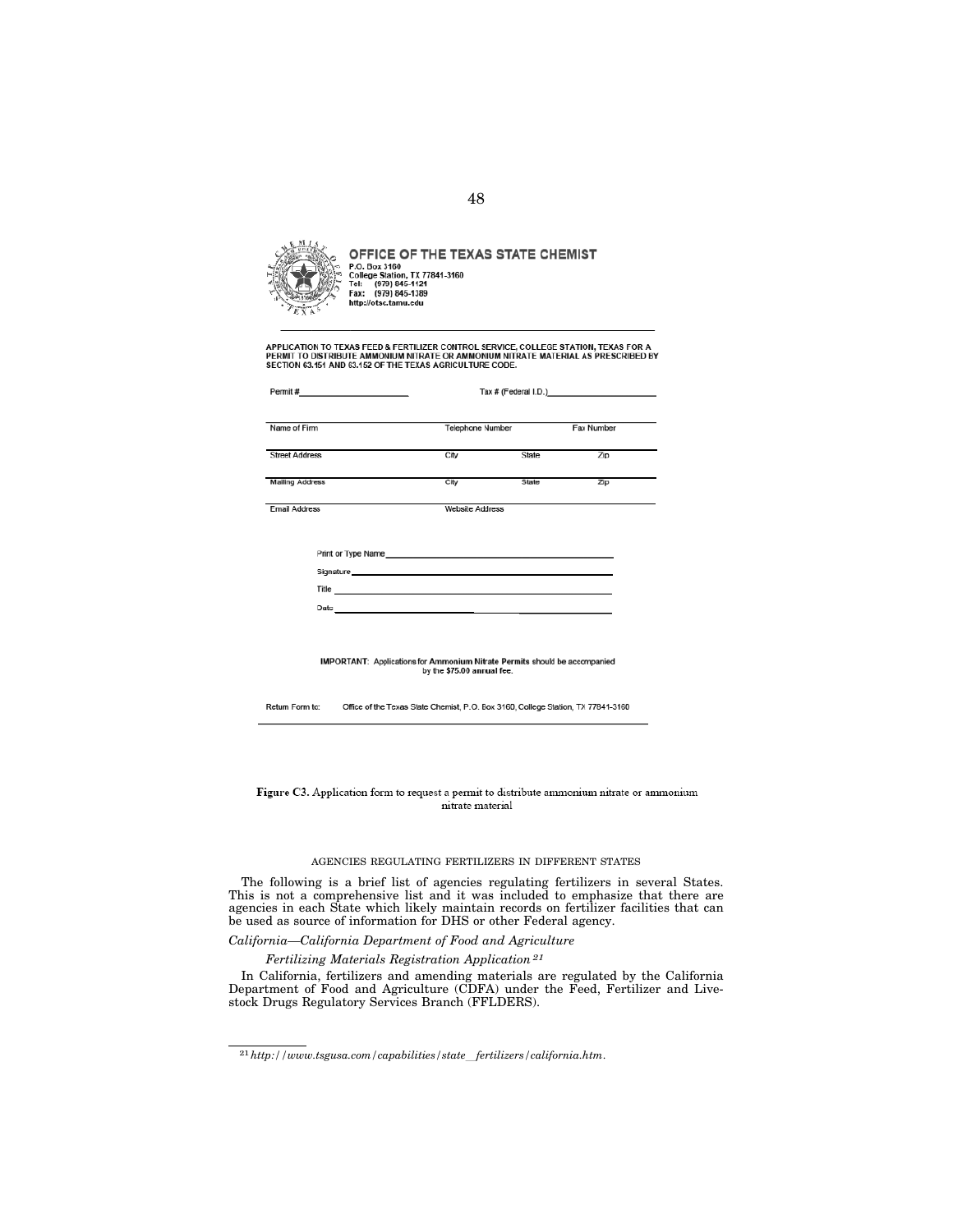**OFFICE OF THE TEXAS STATE CHEMIST**
P.O. Box 3160
College Station, TX 77841-3160
Tel: (979) 845-1121
Fax: (979) 845-1389
http://otsc.tamu.edu

APPLICATION TO TEXAS FEED & FERTILIZER CONTROL SERVICE, COLLEGE STATION, TEXAS FOR A PERMIT TO DISTRIBUTE AMMONIUM NITRATE OR AMMONIUM NITRATE MATERIAL AS PRESCRIBED BY SECTION 63.151 AND 63.152 OF THE TEXAS AGRICULTURE CODE.

Permit #\_\_\_\_\_\_\_\_\_\_\_\_\_\_\_\_\_\_ Tax # (Federal I.D.)\_\_\_\_\_\_\_\_\_\_\_\_\_\_\_\_\_\_

| Name of Firm | Telephone Number | | Fax Number |
|---|---|---|---|
| Street Address | City | State | Zip |
| Mailing Address | City | State | Zip |
| Email Address | Website Address | | |

Print or Type Name\_\_\_\_\_\_\_\_\_\_\_\_\_\_\_\_\_\_\_\_\_\_\_\_\_\_\_\_\_\_

Signature\_\_\_\_\_\_\_\_\_\_\_\_\_\_\_\_\_\_\_\_\_\_\_\_\_\_\_\_\_\_

Title \_\_\_\_\_\_\_\_\_\_\_\_\_\_\_\_\_\_\_\_\_\_\_\_\_\_\_\_\_\_

Date \_\_\_\_\_\_\_\_\_\_\_\_\_\_\_\_\_\_\_\_\_\_\_\_\_\_\_\_\_\_

**IMPORTANT:** Applications for Ammonium Nitrate Permits should be accompanied by the $75.00 annual fee.

Return Form to: Office of the Texas State Chemist, P.O. Box 3160, College Station, TX 77841-3160

**Figure C3.** Application form to request a permit to distribute ammonium nitrate or ammonium nitrate material

AGENCIES REGULATING FERTILIZERS IN DIFFERENT STATES

The following is a brief list of agencies regulating fertilizers in several States. This is not a comprehensive list and it was included to emphasize that there are agencies in each State which likely maintain records on fertilizer facilities that can be used as source of information for DHS or other Federal agency.

*California—California Department of Food and Agriculture*

*Fertilizing Materials Registration Application* [21]

In California, fertilizers and amending materials are regulated by the California Department of Food and Agriculture (CDFA) under the Feed, Fertilizer and Livestock Drugs Regulatory Services Branch (FFLDERS).

[21] *http://www.tsgusa.com/capabilities/state_fertilizers/california.htm.*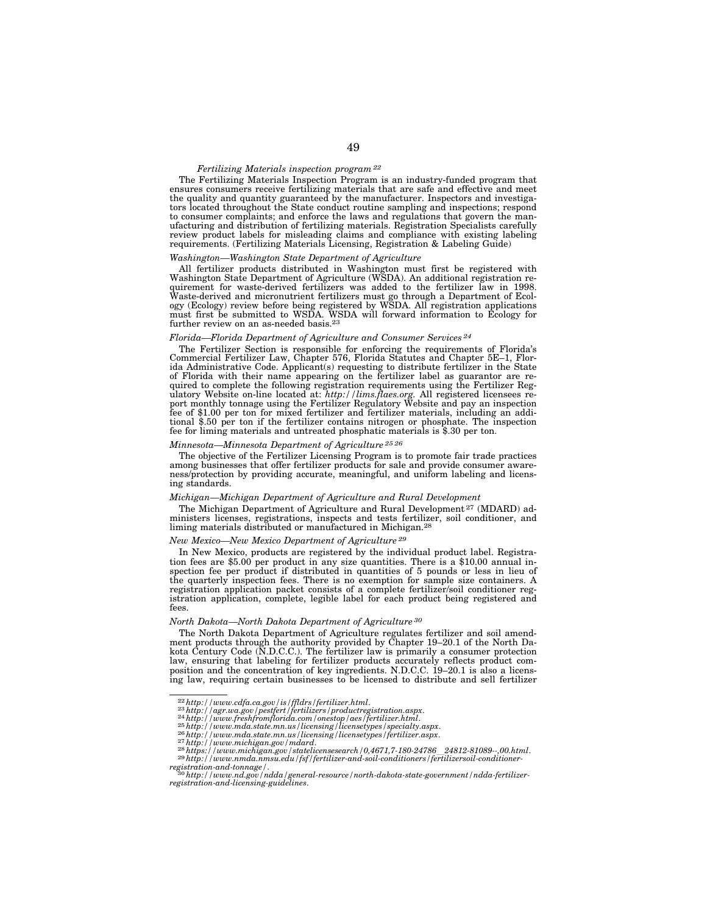*Fertilizing Materials inspection program* [22]

The Fertilizing Materials Inspection Program is an industry-funded program that ensures consumers receive fertilizing materials that are safe and effective and meet the quality and quantity guaranteed by the manufacturer. Inspectors and investigators located throughout the State conduct routine sampling and inspections; respond to consumer complaints; and enforce the laws and regulations that govern the manufacturing and distribution of fertilizing materials. Registration Specialists carefully review product labels for misleading claims and compliance with existing labeling requirements. (Fertilizing Materials Licensing, Registration & Labeling Guide)

*Washington—Washington State Department of Agriculture*

All fertilizer products distributed in Washington must first be registered with Washington State Department of Agriculture (WSDA). An additional registration requirement for waste-derived fertilizers was added to the fertilizer law in 1998. Waste-derived and micronutrient fertilizers must go through a Department of Ecology (Ecology) review before being registered by WSDA. All registration applications must first be submitted to WSDA. WSDA will forward information to Ecology for further review on an as-needed basis.[23]

*Florida—Florida Department of Agriculture and Consumer Services* [24]

The Fertilizer Section is responsible for enforcing the requirements of Florida's Commercial Fertilizer Law, Chapter 576, Florida Statutes and Chapter 5E–1, Florida Administrative Code. Applicant(s) requesting to distribute fertilizer in the State of Florida with their name appearing on the fertilizer label as guarantor are required to complete the following registration requirements using the Fertilizer Regulatory Website on-line located at: *http://lims.flaes.org.* All registered licensees report monthly tonnage using the Fertilizer Regulatory Website and pay an inspection fee of $1.00 per ton for mixed fertilizer and fertilizer materials, including an additional $.50 per ton if the fertilizer contains nitrogen or phosphate. The inspection fee for liming materials and untreated phosphatic materials is $.30 per ton.

*Minnesota—Minnesota Department of Agriculture* [25] [26]

The objective of the Fertilizer Licensing Program is to promote fair trade practices among businesses that offer fertilizer products for sale and provide consumer awareness/protection by providing accurate, meaningful, and uniform labeling and licensing standards.

*Michigan—Michigan Department of Agriculture and Rural Development*

The Michigan Department of Agriculture and Rural Development [27] (MDARD) administers licenses, registrations, inspects and tests fertilizer, soil conditioner, and liming materials distributed or manufactured in Michigan.[28]

*New Mexico—New Mexico Department of Agriculture* [29]

In New Mexico, products are registered by the individual product label. Registration fees are $5.00 per product in any size quantities. There is a $10.00 annual inspection fee per product if distributed in quantities of 5 pounds or less in lieu of the quarterly inspection fees. There is no exemption for sample size containers. A registration application packet consists of a complete fertilizer/soil conditioner registration application, complete, legible label for each product being registered and fees.

*North Dakota—North Dakota Department of Agriculture* [30]

The North Dakota Department of Agriculture regulates fertilizer and soil amendment products through the authority provided by Chapter 19–20.1 of the North Dakota Century Code (N.D.C.C.). The fertilizer law is primarily a consumer protection law, ensuring that labeling for fertilizer products accurately reflects product composition and the concentration of key ingredients. N.D.C.C. 19–20.1 is also a licensing law, requiring certain businesses to be licensed to distribute and sell fertilizer

---

[22] *http://www.cdfa.ca.gov/is/ffldrs/fertilizer.html.*
[23] *http://agr.wa.gov/pestfert/fertilizers/productregistration.aspx.*
[24] *http://www.freshfromflorida.com/onestop/aes/fertilizer.html.*
[25] *http://www.mda.state.mn.us/licensing/licensetypes/specialty.aspx.*
[26] *http://www.mda.state.mn.us/licensing/licensetypes/fertilizer.aspx.*
[27] *http://www.michigan.gov/mdard.*
[28] *https://www.michigan.gov/statelicensesearch/0,4671,7-180-24786__24812-81089--,00.html.*
[29] *http://www.nmda.nmsu.edu/fsf/fertilizer-and-soil-conditioners/fertilizersoil-conditioner-registration-and-tonnage/.*
[30] *http://www.nd.gov/ndda/general-resource/north-dakota-state-government/ndda-fertilizer-registration-and-licensing-guidelines.*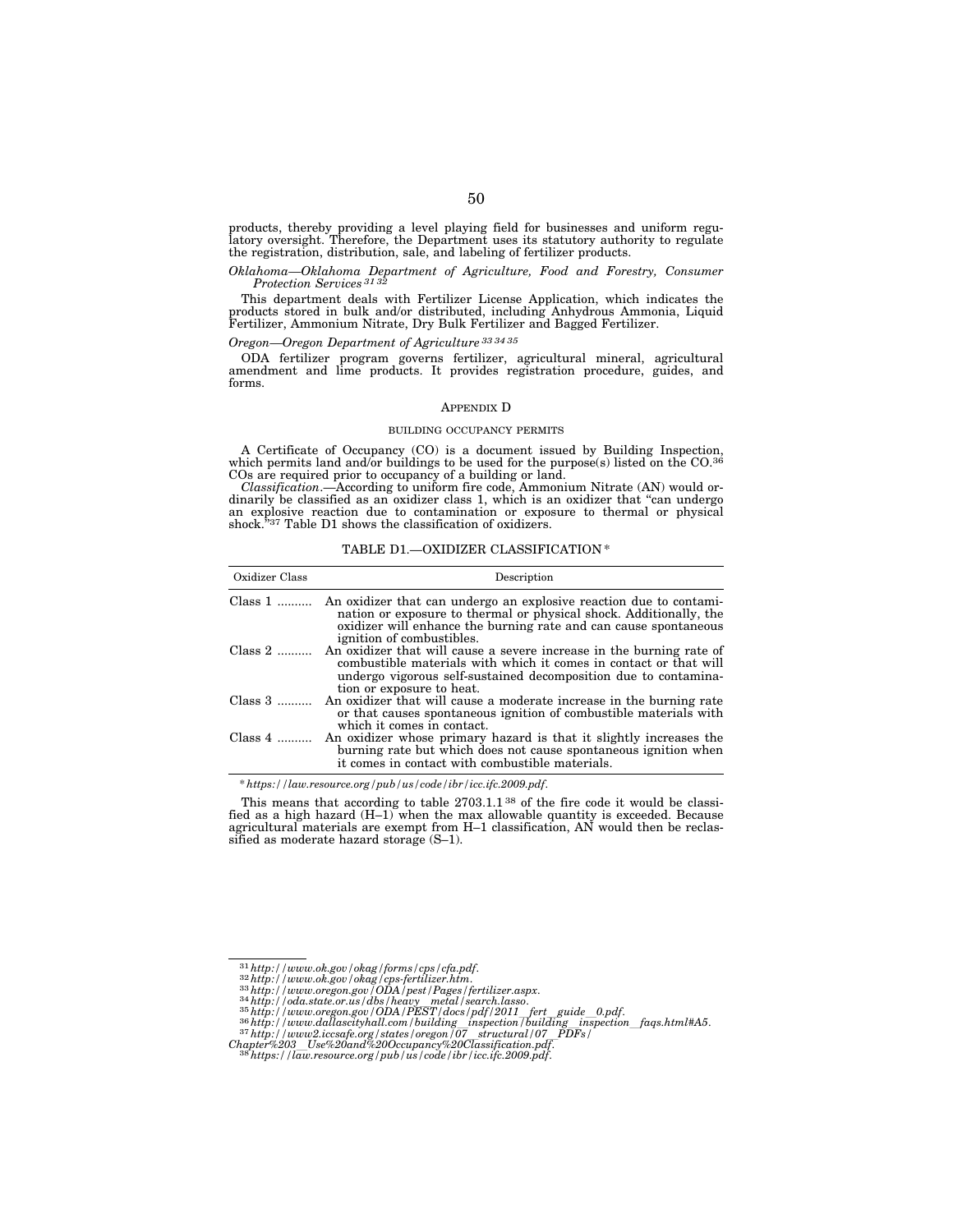products, thereby providing a level playing field for businesses and uniform regulatory oversight. Therefore, the Department uses its statutory authority to regulate the registration, distribution, sale, and labeling of fertilizer products.

*Oklahoma—Oklahoma Department of Agriculture, Food and Forestry, Consumer Protection Services* [31] [32]

This department deals with Fertilizer License Application, which indicates the products stored in bulk and/or distributed, including Anhydrous Ammonia, Liquid Fertilizer, Ammonium Nitrate, Dry Bulk Fertilizer and Bagged Fertilizer.

*Oregon—Oregon Department of Agriculture* [33] [34] [35]

ODA fertilizer program governs fertilizer, agricultural mineral, agricultural amendment and lime products. It provides registration procedure, guides, and forms.

## APPENDIX D

### BUILDING OCCUPANCY PERMITS

A Certificate of Occupancy (CO) is a document issued by Building Inspection, which permits land and/or buildings to be used for the purpose(s) listed on the CO.[36] COs are required prior to occupancy of a building or land.

*Classification.*—According to uniform fire code, Ammonium Nitrate (AN) would ordinarily be classified as an oxidizer class 1, which is an oxidizer that "can undergo an explosive reaction due to contamination or exposure to thermal or physical shock."[37] Table D1 shows the classification of oxidizers.

TABLE D1.—OXIDIZER CLASSIFICATION *

| Oxidizer Class | Description |
|---|---|
| Class 1 | An oxidizer that can undergo an explosive reaction due to contamination or exposure to thermal or physical shock. Additionally, the oxidizer will enhance the burning rate and can cause spontaneous ignition of combustibles. |
| Class 2 | An oxidizer that will cause a severe increase in the burning rate of combustible materials with which it comes in contact or that will undergo vigorous self-sustained decomposition due to contamination or exposure to heat. |
| Class 3 | An oxidizer that will cause a moderate increase in the burning rate or that causes spontaneous ignition of combustible materials with which it comes in contact. |
| Class 4 | An oxidizer whose primary hazard is that it slightly increases the burning rate but which does not cause spontaneous ignition when it comes in contact with combustible materials. |

* *https://law.resource.org/pub/us/code/ibr/icc.ifc.2009.pdf.*

This means that according to table 2703.1.1[38] of the fire code it would be classified as a high hazard (H–1) when the max allowable quantity is exceeded. Because agricultural materials are exempt from H–1 classification, AN would then be reclassified as moderate hazard storage (S–1).

---

[31] *http://www.ok.gov/okag/forms/cps/cfa.pdf.*
[32] *http://www.ok.gov/okag/cps-fertilizer.htm.*
[33] *http://www.oregon.gov/ODA/pest/Pages/fertilizer.aspx.*
[34] *http://oda.state.or.us/dbs/heavy__metal/search.lasso.*
[35] *http://www.oregon.gov/ODA/PEST/docs/pdf/2011__fert__guide__0.pdf.*
[36] *http://www.dallascityhall.com/building__inspection/building__inspection__faqs.html#A5.*
[37] *http://www2.iccsafe.org/states/oregon/07__structural/07__PDFs/Chapter%203__Use%20and%20Occupancy%20Classification.pdf.*
[38] *https://law.resource.org/pub/us/code/ibr/icc.ifc.2009.pdf.*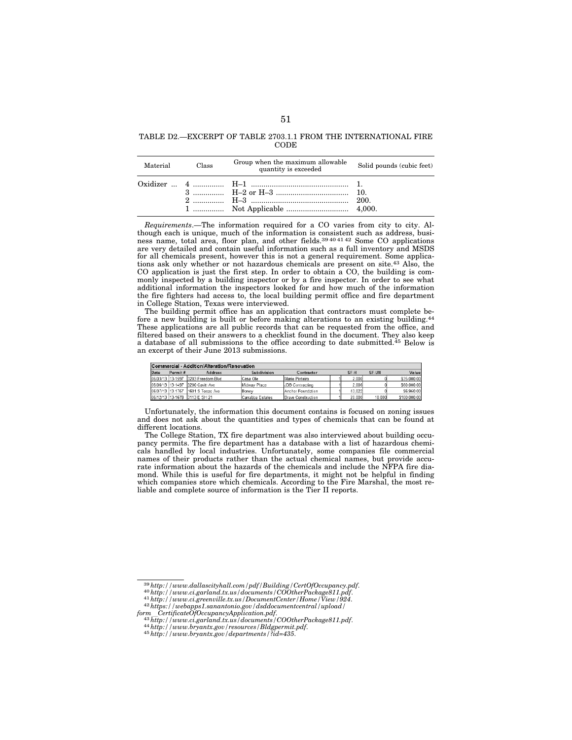TABLE D2.—EXCERPT OF TABLE 2703.1.1 FROM THE INTERNATIONAL FIRE CODE

| Material | Class | Group when the maximum allowable quantity is exceeded | Solid pounds (cubic feet) |
|---|---|---|---|
| Oxidizer | 4 | H–1 | 1. |
| | 3 | H–2 or H–3 | 10. |
| | 2 | H–3 | 200. |
| | 1 | Not Applicable | 4,000. |

*Requirements*.—The information required for a CO varies from city to city. Although each is unique, much of the information is consistent such as address, business name, total area, floor plan, and other fields.[39 40 41 42] Some CO applications are very detailed and contain useful information such as a full inventory and MSDS for all chemicals present, however this is not a general requirement. Some applications ask only whether or not hazardous chemicals are present on site.[43] Also, the CO application is just the first step. In order to obtain a CO, the building is commonly inspected by a building inspector or by a fire inspector. In order to see what additional information the inspectors looked for and how much of the information the fire fighters had access to, the local building permit office and fire department in College Station, Texas were interviewed.

The building permit office has an application that contractors must complete before a new building is built or before making alterations to an existing building.[44] These applications are all public records that can be requested from the office, and filtered based on their answers to a checklist found in the document. They also keep a database of all submissions to the office according to date submitted.[45] Below is an excerpt of their June 2013 submissions.

| Commercial - Addition/Alteration/Renovation | | | | | | | | |
|---|---|---|---|---|---|---|---|---|
| Date | Permit # | Address | Subdivision | Contractor | | SF-H | SF-UN | Value |
| 06/03/13 | 13-1597 | 3203 Freedom Blvd | Casa Ole | Mario Pinteiro | 1 | 2,000 | 0 | $35,000.00 |
| 06/06/13 | 13-1497 | 3200 Cavitt Ave | Midway Place | JDB Contracting | 1 | 2,000 | 0 | $60,000.00 |
| 06/07/13 | 13-1767 | 1601 S Texas Ave | Boney | Anchor Foundation | 1 | 43,022 | 0 | $6,960.00 |
| 06/12/13 | 13-1678 | 3113 E SH 21 | Carrabba Estates | Bravo Construction | 1 | 20,000 | 10,000 | $100,000.00 |

Unfortunately, the information this document contains is focused on zoning issues and does not ask about the quantities and types of chemicals that can be found at different locations.

The College Station, TX fire department was also interviewed about building occupancy permits. The fire department has a database with a list of hazardous chemicals handled by local industries. Unfortunately, some companies file commercial names of their products rather than the actual chemical names, but provide accurate information about the hazards of the chemicals and include the NFPA fire diamond. While this is useful for fire departments, it might not be helpful in finding which companies store which chemicals. According to the Fire Marshal, the most reliable and complete source of information is the Tier II reports.

---

[39] *http://www.dallascityhall.com/pdf/Building/CertOfOccupancy.pdf.*

[40] *http://www.ci.garland.tx.us/documents/COOtherPackage811.pdf.*

[41] *http://www.ci.greenville.tx.us/DocumentCenter/Home/View/924.*

[42] *https://webapps1.sanantonio.gov/dsddocumentcentral/upload/form_CertificateOfOccupancyApplication.pdf.*

[43] *http://www.ci.garland.tx.us/documents/COOtherPackage811.pdf.*

[44] *http://www.bryantx.gov/resources/Bldgpermit.pdf.*

[45] *http://www.bryantx.gov/departments/?id=435.*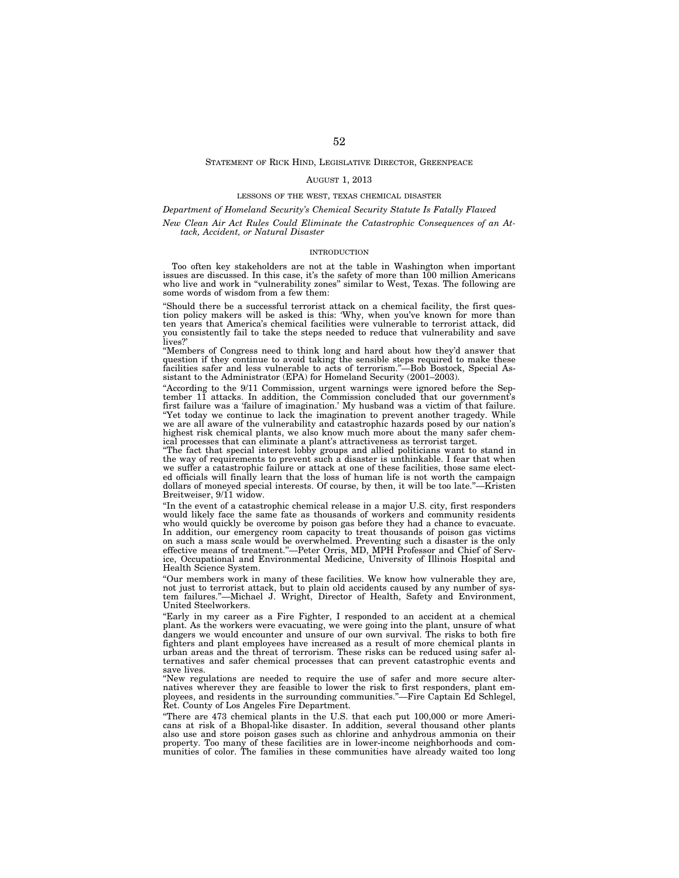STATEMENT OF RICK HIND, LEGISLATIVE DIRECTOR, GREENPEACE

AUGUST 1, 2013

LESSONS OF THE WEST, TEXAS CHEMICAL DISASTER

*Department of Homeland Security's Chemical Security Statute Is Fatally Flawed*

*New Clean Air Act Rules Could Eliminate the Catastrophic Consequences of an Attack, Accident, or Natural Disaster*

## INTRODUCTION

Too often key stakeholders are not at the table in Washington when important issues are discussed. In this case, it's the safety of more than 100 million Americans who live and work in "vulnerability zones" similar to West, Texas. The following are some words of wisdom from a few them:

"Should there be a successful terrorist attack on a chemical facility, the first question policy makers will be asked is this: 'Why, when you've known for more than ten years that America's chemical facilities were vulnerable to terrorist attack, did you consistently fail to take the steps needed to reduce that vulnerability and save lives?'

"Members of Congress need to think long and hard about how they'd answer that question if they continue to avoid taking the sensible steps required to make these facilities safer and less vulnerable to acts of terrorism."—Bob Bostock, Special Assistant to the Administrator (EPA) for Homeland Security (2001–2003).

"According to the 9/11 Commission, urgent warnings were ignored before the September 11 attacks. In addition, the Commission concluded that our government's first failure was a 'failure of imagination.' My husband was a victim of that failure.

"Yet today we continue to lack the imagination to prevent another tragedy. While we are all aware of the vulnerability and catastrophic hazards posed by our nation's highest risk chemical plants, we also know much more about the many safer chemical processes that can eliminate a plant's attractiveness as terrorist target.

"The fact that special interest lobby groups and allied politicians want to stand in the way of requirements to prevent such a disaster is unthinkable. I fear that when we suffer a catastrophic failure or attack at one of these facilities, those same elected officials will finally learn that the loss of human life is not worth the campaign dollars of moneyed special interests. Of course, by then, it will be too late."—Kristen Breitweiser, 9/11 widow.

"In the event of a catastrophic chemical release in a major U.S. city, first responders would likely face the same fate as thousands of workers and community residents who would quickly be overcome by poison gas before they had a chance to evacuate. In addition, our emergency room capacity to treat thousands of poison gas victims on such a mass scale would be overwhelmed. Preventing such a disaster is the only effective means of treatment."—Peter Orris, MD, MPH Professor and Chief of Service, Occupational and Environmental Medicine, University of Illinois Hospital and Health Science System.

"Our members work in many of these facilities. We know how vulnerable they are, not just to terrorist attack, but to plain old accidents caused by any number of system failures."—Michael J. Wright, Director of Health, Safety and Environment, United Steelworkers.

"Early in my career as a Fire Fighter, I responded to an accident at a chemical plant. As the workers were evacuating, we were going into the plant, unsure of what dangers we would encounter and unsure of our own survival. The risks to both fire fighters and plant employees have increased as a result of more chemical plants in urban areas and the threat of terrorism. These risks can be reduced using safer alternatives and safer chemical processes that can prevent catastrophic events and save lives.

"New regulations are needed to require the use of safer and more secure alternatives wherever they are feasible to lower the risk to first responders, plant employees, and residents in the surrounding communities."—Fire Captain Ed Schlegel, Ret. County of Los Angeles Fire Department.

"There are 473 chemical plants in the U.S. that each put 100,000 or more Americans at risk of a Bhopal-like disaster. In addition, several thousand other plants also use and store poison gases such as chlorine and anhydrous ammonia on their property. Too many of these facilities are in lower-income neighborhoods and communities of color. The families in these communities have already waited too long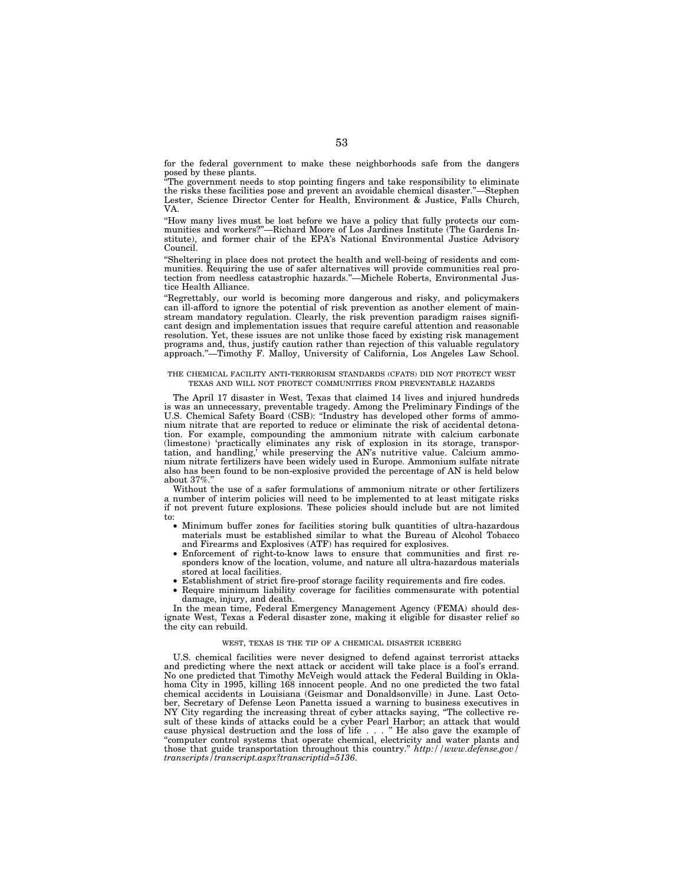for the federal government to make these neighborhoods safe from the dangers posed by these plants.

"The government needs to stop pointing fingers and take responsibility to eliminate the risks these facilities pose and prevent an avoidable chemical disaster."—Stephen Lester, Science Director Center for Health, Environment & Justice, Falls Church, VA.

"How many lives must be lost before we have a policy that fully protects our communities and workers?"—Richard Moore of Los Jardines Institute (The Gardens Institute), and former chair of the EPA's National Environmental Justice Advisory Council.

"Sheltering in place does not protect the health and well-being of residents and communities. Requiring the use of safer alternatives will provide communities real protection from needless catastrophic hazards."—Michele Roberts, Environmental Justice Health Alliance.

"Regrettably, our world is becoming more dangerous and risky, and policymakers can ill-afford to ignore the potential of risk prevention as another element of mainstream mandatory regulation. Clearly, the risk prevention paradigm raises significant design and implementation issues that require careful attention and reasonable resolution. Yet, these issues are not unlike those faced by existing risk management programs and, thus, justify caution rather than rejection of this valuable regulatory approach."—Timothy F. Malloy, University of California, Los Angeles Law School.

## THE CHEMICAL FACILITY ANTI-TERRORISM STANDARDS (CFATS) DID NOT PROTECT WEST TEXAS AND WILL NOT PROTECT COMMUNITIES FROM PREVENTABLE HAZARDS

The April 17 disaster in West, Texas that claimed 14 lives and injured hundreds is was an unnecessary, preventable tragedy. Among the Preliminary Findings of the U.S. Chemical Safety Board (CSB): "Industry has developed other forms of ammonium nitrate that are reported to reduce or eliminate the risk of accidental detonation. For example, compounding the ammonium nitrate with calcium carbonate (limestone) 'practically eliminates any risk of explosion in its storage, transportation, and handling,' while preserving the AN's nutritive value. Calcium ammonium nitrate fertilizers have been widely used in Europe. Ammonium sulfate nitrate also has been found to be non-explosive provided the percentage of AN is held below about 37%."

Without the use of a safer formulations of ammonium nitrate or other fertilizers a number of interim policies will need to be implemented to at least mitigate risks if not prevent future explosions. These policies should include but are not limited to:

- Minimum buffer zones for facilities storing bulk quantities of ultra-hazardous materials must be established similar to what the Bureau of Alcohol Tobacco and Firearms and Explosives (ATF) has required for explosives.
- Enforcement of right-to-know laws to ensure that communities and first responders know of the location, volume, and nature all ultra-hazardous materials stored at local facilities.
- Establishment of strict fire-proof storage facility requirements and fire codes.
- Require minimum liability coverage for facilities commensurate with potential damage, injury, and death.

In the mean time, Federal Emergency Management Agency (FEMA) should designate West, Texas a Federal disaster zone, making it eligible for disaster relief so the city can rebuild.

## WEST, TEXAS IS THE TIP OF A CHEMICAL DISASTER ICEBERG

U.S. chemical facilities were never designed to defend against terrorist attacks and predicting where the next attack or accident will take place is a fool's errand. No one predicted that Timothy McVeigh would attack the Federal Building in Oklahoma City in 1995, killing 168 innocent people. And no one predicted the two fatal chemical accidents in Louisiana (Geismar and Donaldsonville) in June. Last October, Secretary of Defense Leon Panetta issued a warning to business executives in NY City regarding the increasing threat of cyber attacks saying, "The collective result of these kinds of attacks could be a cyber Pearl Harbor; an attack that would cause physical destruction and the loss of life . . . " He also gave the example of "computer control systems that operate chemical, electricity and water plants and those that guide transportation throughout this country." *http://www.defense.gov/transcripts/transcript.aspx?transcriptid=5136.*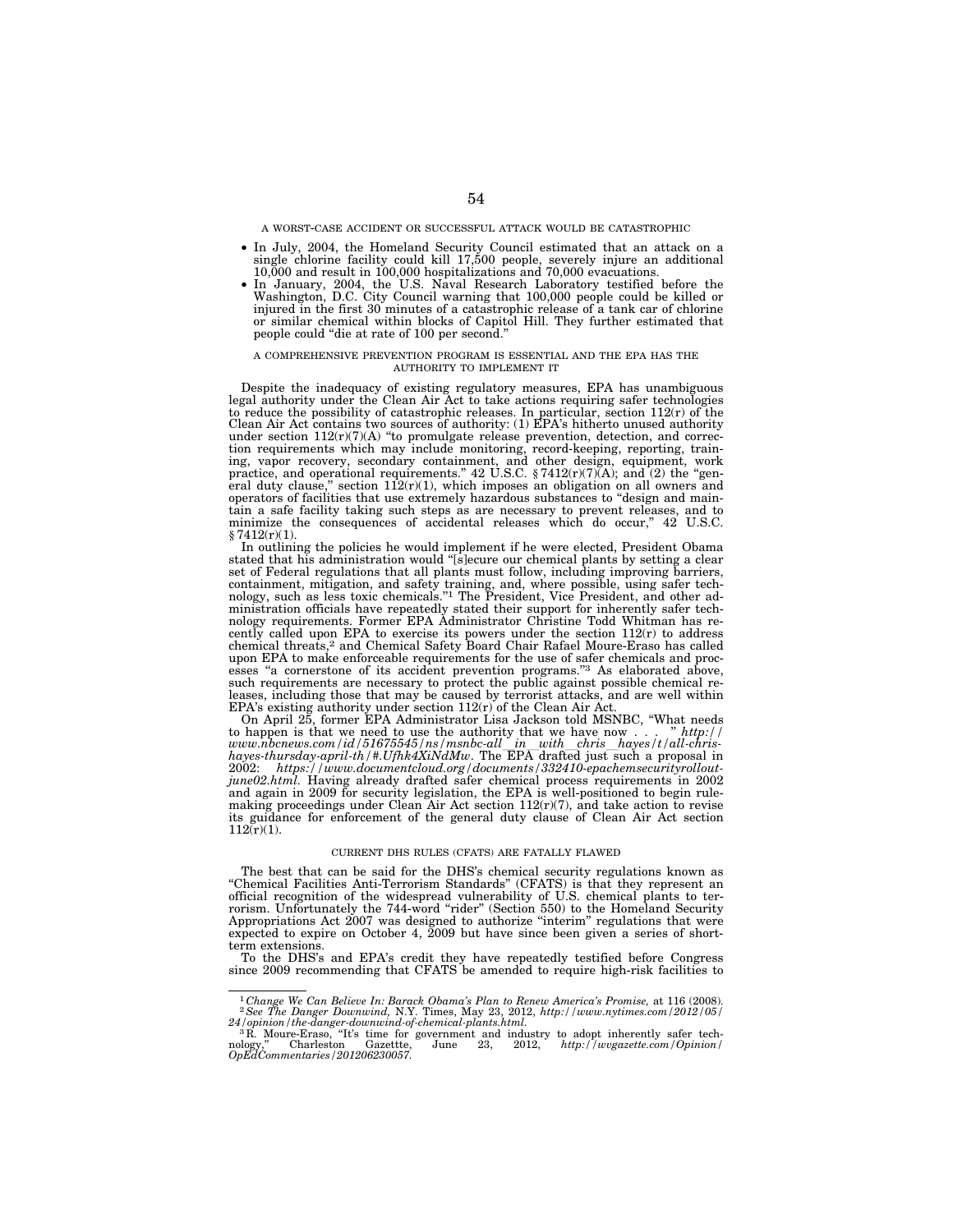A WORST-CASE ACCIDENT OR SUCCESSFUL ATTACK WOULD BE CATASTROPHIC

- In July, 2004, the Homeland Security Council estimated that an attack on a single chlorine facility could kill 17,500 people, severely injure an additional 10,000 and result in 100,000 hospitalizations and 70,000 evacuations.
- In January, 2004, the U.S. Naval Research Laboratory testified before the Washington, D.C. City Council warning that 100,000 people could be killed or injured in the first 30 minutes of a catastrophic release of a tank car of chlorine or similar chemical within blocks of Capitol Hill. They further estimated that people could "die at rate of 100 per second."

A COMPREHENSIVE PREVENTION PROGRAM IS ESSENTIAL AND THE EPA HAS THE AUTHORITY TO IMPLEMENT IT

Despite the inadequacy of existing regulatory measures, EPA has unambiguous legal authority under the Clean Air Act to take actions requiring safer technologies to reduce the possibility of catastrophic releases. In particular, section 112(r) of the Clean Air Act contains two sources of authority: (1) EPA's hitherto unused authority under section 112(r)(7)(A) "to promulgate release prevention, detection, and correction requirements which may include monitoring, record-keeping, reporting, training, vapor recovery, secondary containment, and other design, equipment, work practice, and operational requirements." 42 U.S.C. § 7412(r)(7)(A); and (2) the "general duty clause," section 112(r)(1), which imposes an obligation on all owners and operators of facilities that use extremely hazardous substances to "design and maintain a safe facility taking such steps as are necessary to prevent releases, and to minimize the consequences of accidental releases which do occur," 42 U.S.C. § 7412(r)(1).

In outlining the policies he would implement if he were elected, President Obama stated that his administration would "[s]ecure our chemical plants by setting a clear set of Federal regulations that all plants must follow, including improving barriers, containment, mitigation, and safety training, and, where possible, using safer technology, such as less toxic chemicals."[1] The President, Vice President, and other administration officials have repeatedly stated their support for inherently safer technology requirements. Former EPA Administrator Christine Todd Whitman has recently called upon EPA to exercise its powers under the section 112(r) to address chemical threats,[2] and Chemical Safety Board Chair Rafael Moure-Eraso has called upon EPA to make enforceable requirements for the use of safer chemicals and processes "a cornerstone of its accident prevention programs."[3] As elaborated above, such requirements are necessary to protect the public against possible chemical releases, including those that may be caused by terrorist attacks, and are well within EPA's existing authority under section 112(r) of the Clean Air Act.

On April 25, former EPA Administrator Lisa Jackson told MSNBC, "What needs to happen is that we need to use the authority that we have now . . . " *http://www.nbcnews.com/id/51675545/ns/msnbc-all_in_with_chris_hayes/t/all-chris-hayes-thursday-april-th/#.Ufhk4XiNdMw*. The EPA drafted just such a proposal in 2002: *https://www.documentcloud.org/documents/332410-epachemsecurityrollout-june02.html*. Having already drafted safer chemical process requirements in 2002 and again in 2009 for security legislation, the EPA is well-positioned to begin rulemaking proceedings under Clean Air Act section 112(r)(7), and take action to revise its guidance for enforcement of the general duty clause of Clean Air Act section 112(r)(1).

CURRENT DHS RULES (CFATS) ARE FATALLY FLAWED

The best that can be said for the DHS's chemical security regulations known as "Chemical Facilities Anti-Terrorism Standards" (CFATS) is that they represent an official recognition of the widespread vulnerability of U.S. chemical plants to terrorism. Unfortunately the 744-word "rider" (Section 550) to the Homeland Security Appropriations Act 2007 was designed to authorize "interim" regulations that were expected to expire on October 4, 2009 but have since been given a series of short-term extensions.

To the DHS's and EPA's credit they have repeatedly testified before Congress since 2009 recommending that CFATS be amended to require high-risk facilities to

---

[1] *Change We Can Believe In: Barack Obama's Plan to Renew America's Promise,* at 116 (2008).

[2] *See The Danger Downwind,* N.Y. Times, May 23, 2012, *http://www.nytimes.com/2012/05/24/opinion/the-danger-downwind-of-chemical-plants.html.*

[3] R. Moure-Eraso, "It's time for government and industry to adopt inherently safer technology," Charleston Gazettte, June 23, 2012, *http://wvgazette.com/Opinion/OpEdCommentaries/201206230057.*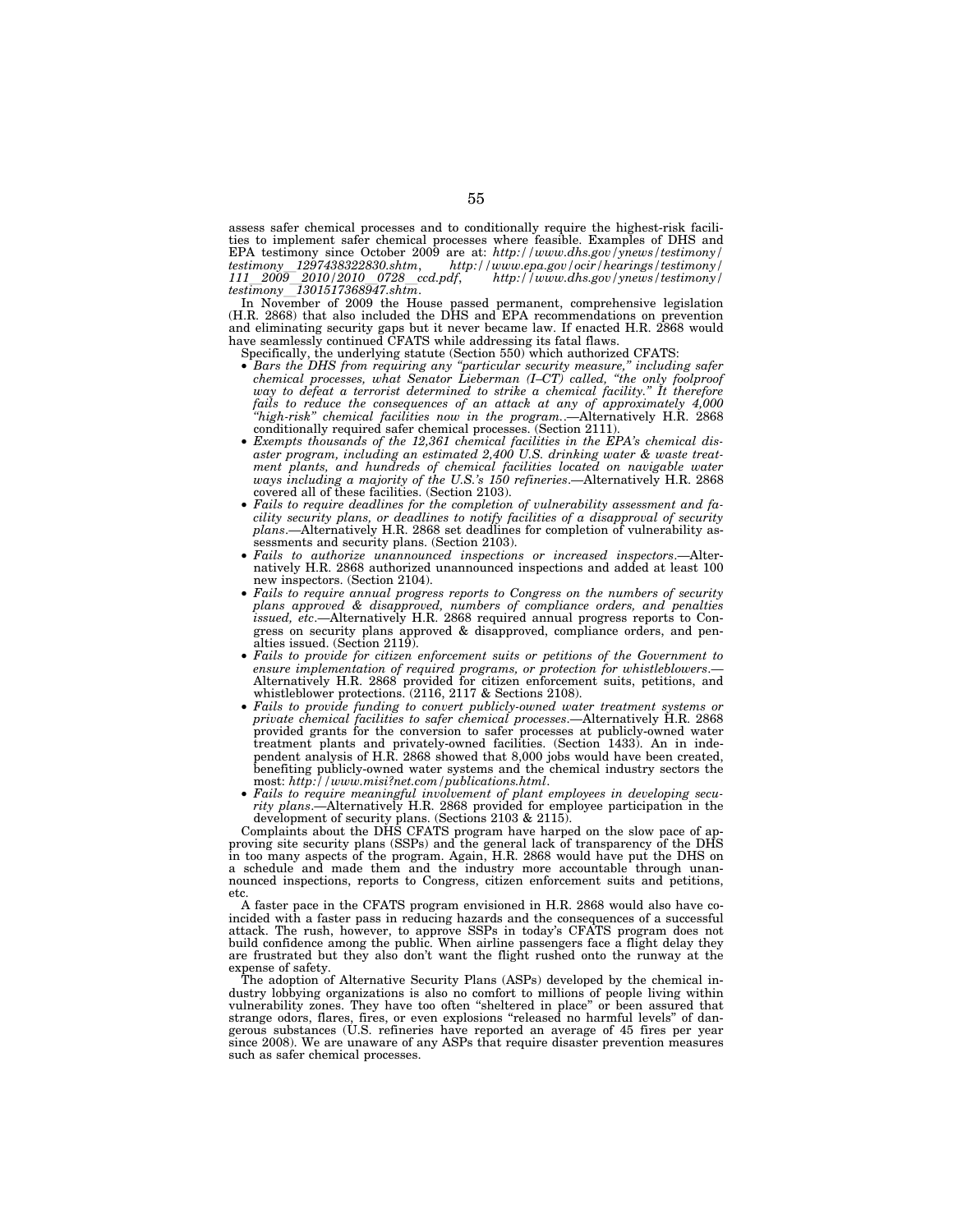assess safer chemical processes and to conditionally require the highest-risk facilities to implement safer chemical processes where feasible. Examples of DHS and EPA testimony since October 2009 are at: *http://www.dhs.gov/ynews/testimony/testimony_1297438322830.shtm*, *http://www.epa.gov/ocir/hearings/testimony/111_2009_2010/2010_0728_ccd.pdf*, *http://www.dhs.gov/ynews/testimony/testimony_1301517368947.shtm*.

In November of 2009 the House passed permanent, comprehensive legislation (H.R. 2868) that also included the DHS and EPA recommendations on prevention and eliminating security gaps but it never became law. If enacted H.R. 2868 would have seamlessly continued CFATS while addressing its fatal flaws.

Specifically, the underlying statute (Section 550) which authorized CFATS:

- *Bars the DHS from requiring any "particular security measure," including safer chemical processes, what Senator Lieberman (I–CT) called, "the only foolproof way to defeat a terrorist determined to strike a chemical facility." It therefore fails to reduce the consequences of an attack at any of approximately 4,000 "high-risk" chemical facilities now in the program.*.—Alternatively H.R. 2868 conditionally required safer chemical processes. (Section 2111).
- *Exempts thousands of the 12,361 chemical facilities in the EPA's chemical disaster program, including an estimated 2,400 U.S. drinking water & waste treatment plants, and hundreds of chemical facilities located on navigable water ways including a majority of the U.S.'s 150 refineries*.—Alternatively H.R. 2868 covered all of these facilities. (Section 2103).
- *Fails to require deadlines for the completion of vulnerability assessment and facility security plans, or deadlines to notify facilities of a disapproval of security plans*.—Alternatively H.R. 2868 set deadlines for completion of vulnerability assessments and security plans. (Section 2103).
- *Fails to authorize unannounced inspections or increased inspectors*.—Alternatively H.R. 2868 authorized unannounced inspections and added at least 100 new inspectors. (Section 2104).
- *Fails to require annual progress reports to Congress on the numbers of security plans approved & disapproved, numbers of compliance orders, and penalties issued, etc*.—Alternatively H.R. 2868 required annual progress reports to Congress on security plans approved & disapproved, compliance orders, and penalties issued. (Section 2119).
- *Fails to provide for citizen enforcement suits or petitions of the Government to ensure implementation of required programs, or protection for whistleblowers*.—Alternatively H.R. 2868 provided for citizen enforcement suits, petitions, and whistleblower protections. (2116, 2117 & Sections 2108).
- *Fails to provide funding to convert publicly-owned water treatment systems or private chemical facilities to safer chemical processes*.—Alternatively H.R. 2868 provided grants for the conversion to safer processes at publicly-owned water treatment plants and privately-owned facilities. (Section 1433). An in independent analysis of H.R. 2868 showed that 8,000 jobs would have been created, benefiting publicly-owned water systems and the chemical industry sectors the most: *http://www.misi?net.com/publications.html*.
- *Fails to require meaningful involvement of plant employees in developing security plans*.—Alternatively H.R. 2868 provided for employee participation in the development of security plans. (Sections 2103 & 2115).

Complaints about the DHS CFATS program have harped on the slow pace of approving site security plans (SSPs) and the general lack of transparency of the DHS in too many aspects of the program. Again, H.R. 2868 would have put the DHS on a schedule and made them and the industry more accountable through unannounced inspections, reports to Congress, citizen enforcement suits and petitions, etc.

A faster pace in the CFATS program envisioned in H.R. 2868 would also have coincided with a faster pass in reducing hazards and the consequences of a successful attack. The rush, however, to approve SSPs in today's CFATS program does not build confidence among the public. When airline passengers face a flight delay they are frustrated but they also don't want the flight rushed onto the runway at the expense of safety.

The adoption of Alternative Security Plans (ASPs) developed by the chemical industry lobbying organizations is also no comfort to millions of people living within vulnerability zones. They have too often "sheltered in place" or been assured that strange odors, flares, fires, or even explosions "released no harmful levels" of dangerous substances (U.S. refineries have reported an average of 45 fires per year since 2008). We are unaware of any ASPs that require disaster prevention measures such as safer chemical processes.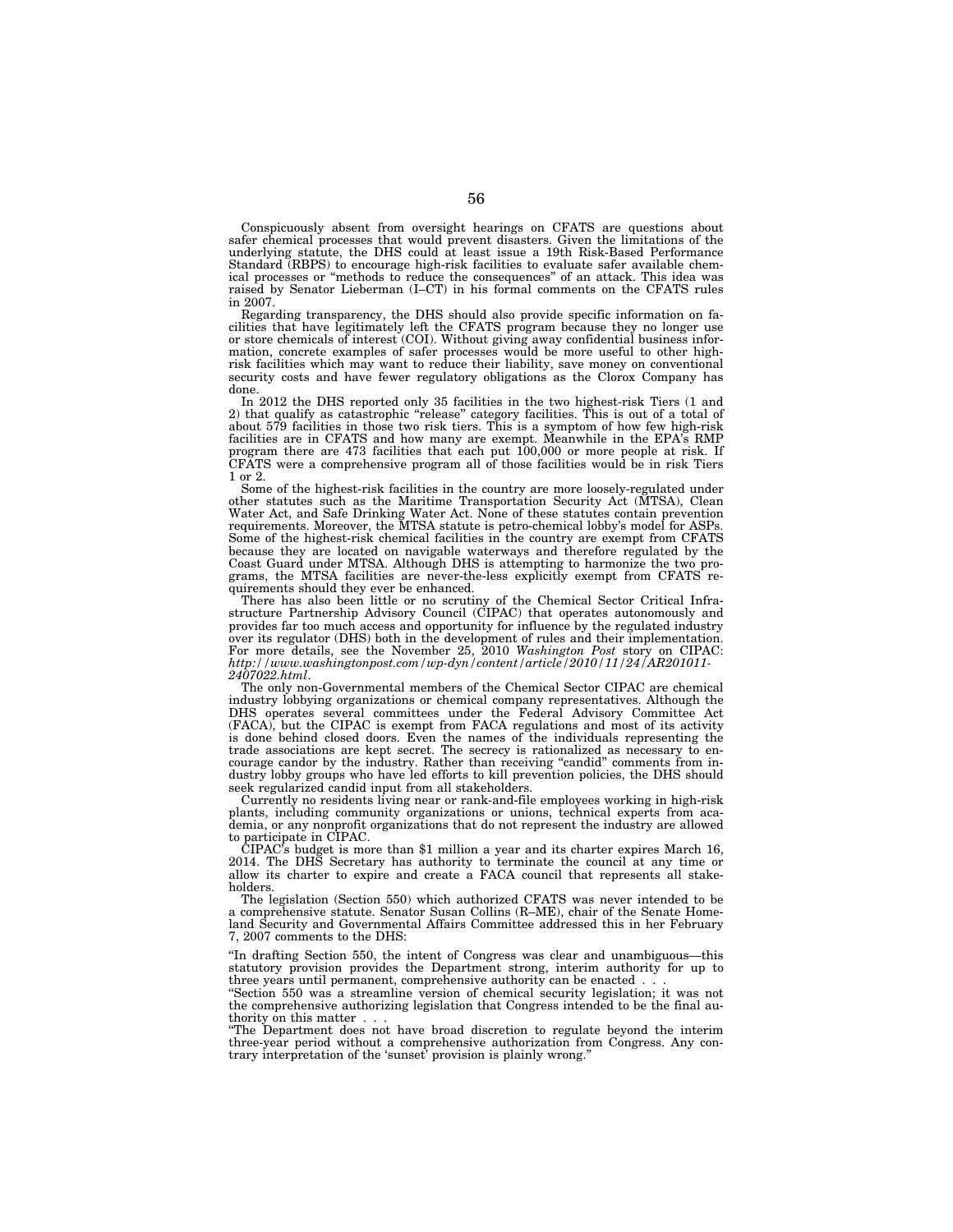Conspicuously absent from oversight hearings on CFATS are questions about safer chemical processes that would prevent disasters. Given the limitations of the underlying statute, the DHS could at least issue a 19th Risk-Based Performance Standard (RBPS) to encourage high-risk facilities to evaluate safer available chemical processes or "methods to reduce the consequences" of an attack. This idea was raised by Senator Lieberman (I–CT) in his formal comments on the CFATS rules in 2007.

Regarding transparency, the DHS should also provide specific information on facilities that have legitimately left the CFATS program because they no longer use or store chemicals of interest (COI). Without giving away confidential business information, concrete examples of safer processes would be more useful to other high-risk facilities which may want to reduce their liability, save money on conventional security costs and have fewer regulatory obligations as the Clorox Company has done.

In 2012 the DHS reported only 35 facilities in the two highest-risk Tiers (1 and 2) that qualify as catastrophic "release" category facilities. This is out of a total of about 579 facilities in those two risk tiers. This is a symptom of how few high-risk facilities are in CFATS and how many are exempt. Meanwhile in the EPA's RMP program there are 473 facilities that each put 100,000 or more people at risk. If CFATS were a comprehensive program all of those facilities would be in risk Tiers 1 or 2.

Some of the highest-risk facilities in the country are more loosely-regulated under other statutes such as the Maritime Transportation Security Act (MTSA), Clean Water Act, and Safe Drinking Water Act. None of these statutes contain prevention requirements. Moreover, the MTSA statute is petro-chemical lobby's model for ASPs. Some of the highest-risk chemical facilities in the country are exempt from CFATS because they are located on navigable waterways and therefore regulated by the Coast Guard under MTSA. Although DHS is attempting to harmonize the two programs, the MTSA facilities are never-the-less explicitly exempt from CFATS requirements should they ever be enhanced.

There has also been little or no scrutiny of the Chemical Sector Critical Infrastructure Partnership Advisory Council (CIPAC) that operates autonomously and provides far too much access and opportunity for influence by the regulated industry over its regulator (DHS) both in the development of rules and their implementation. For more details, see the November 25, 2010 *Washington Post* story on CIPAC: *http://www.washingtonpost.com/wp-dyn/content/article/2010/11/24/AR201011-2407022.html*.

The only non-Governmental members of the Chemical Sector CIPAC are chemical industry lobbying organizations or chemical company representatives. Although the DHS operates several committees under the Federal Advisory Committee Act (FACA), but the CIPAC is exempt from FACA regulations and most of its activity is done behind closed doors. Even the names of the individuals representing the trade associations are kept secret. The secrecy is rationalized as necessary to encourage candor by the industry. Rather than receiving "candid" comments from industry lobby groups who have led efforts to kill prevention policies, the DHS should seek regularized candid input from all stakeholders.

Currently no residents living near or rank-and-file employees working in high-risk plants, including community organizations or unions, technical experts from academia, or any nonprofit organizations that do not represent the industry are allowed to participate in CIPAC.

CIPAC's budget is more than $1 million a year and its charter expires March 16, 2014. The DHS Secretary has authority to terminate the council at any time or allow its charter to expire and create a FACA council that represents all stakeholders.

The legislation (Section 550) which authorized CFATS was never intended to be a comprehensive statute. Senator Susan Collins (R–ME), chair of the Senate Homeland Security and Governmental Affairs Committee addressed this in her February 7, 2007 comments to the DHS:

"In drafting Section 550, the intent of Congress was clear and unambiguous—this statutory provision provides the Department strong, interim authority for up to three years until permanent, comprehensive authority can be enacted . . .

"Section 550 was a streamline version of chemical security legislation; it was not the comprehensive authorizing legislation that Congress intended to be the final authority on this matter . . .

"The Department does not have broad discretion to regulate beyond the interim three-year period without a comprehensive authorization from Congress. Any contrary interpretation of the 'sunset' provision is plainly wrong."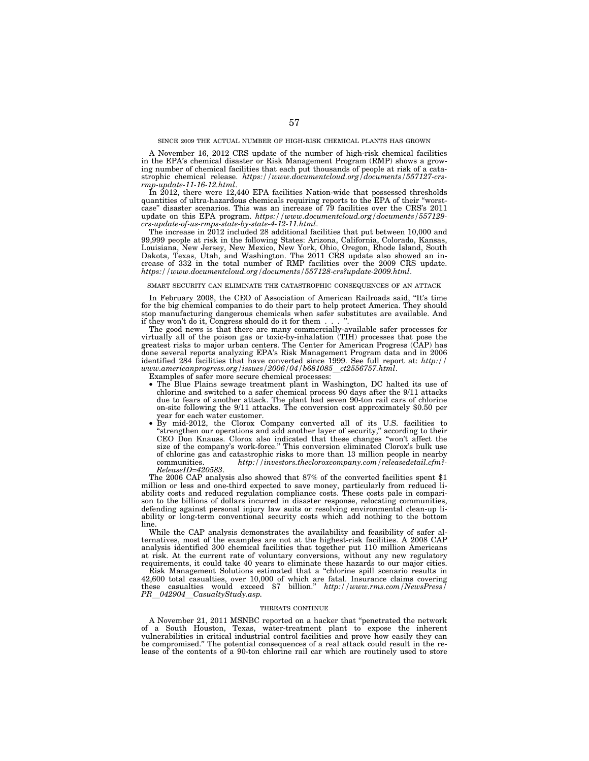## SINCE 2009 THE ACTUAL NUMBER OF HIGH-RISK CHEMICAL PLANTS HAS GROWN

A November 16, 2012 CRS update of the number of high-risk chemical facilities in the EPA's chemical disaster or Risk Management Program (RMP) shows a growing number of chemical facilities that each put thousands of people at risk of a catastrophic chemical release. *https://www.documentcloud.org/documents/557127-crs-rmp-update-11-16-12.html*.

In 2012, there were 12,440 EPA facilities Nation-wide that possessed thresholds quantities of ultra-hazardous chemicals requiring reports to the EPA of their "worst-case" disaster scenarios. This was an increase of 79 facilities over the CRS's 2011 update on this EPA program. *https://www.documentcloud.org/documents/557129-crs-update-of-us-rmps-state-by-state-4-12-11.html*.

The increase in 2012 included 28 additional facilities that put between 10,000 and 99,999 people at risk in the following States: Arizona, California, Colorado, Kansas, Louisiana, New Jersey, New Mexico, New York, Ohio, Oregon, Rhode Island, South Dakota, Texas, Utah, and Washington. The 2011 CRS update also showed an increase of 332 in the total number of RMP facilities over the 2009 CRS update. *https://www.documentcloud.org/documents/557128-crs?update-2009.html*.

## SMART SECURITY CAN ELIMINATE THE CATASTROPHIC CONSEQUENCES OF AN ATTACK

In February 2008, the CEO of Association of American Railroads said, "It's time for the big chemical companies to do their part to help protect America. They should stop manufacturing dangerous chemicals when safer substitutes are available. And if they won't do it, Congress should do it for them . . . ".

The good news is that there are many commercially-available safer processes for virtually all of the poison gas or toxic-by-inhalation (TIH) processes that pose the greatest risks to major urban centers. The Center for American Progress (CAP) has done several reports analyzing EPA's Risk Management Program data and in 2006 identified 284 facilities that have converted since 1999. See full report at: *http://www.americanprogress.org/issues/2006/04/b681085_ct2556757.html*.

Examples of safer more secure chemical processes:

- The Blue Plains sewage treatment plant in Washington, DC halted its use of chlorine and switched to a safer chemical process 90 days after the 9/11 attacks due to fears of another attack. The plant had seven 90-ton rail cars of chlorine on-site following the 9/11 attacks. The conversion cost approximately $0.50 per year for each water customer.
- By mid-2012, the Clorox Company converted all of its U.S. facilities to "strengthen our operations and add another layer of security," according to their CEO Don Knauss. Clorox also indicated that these changes "won't affect the size of the company's work-force." This conversion eliminated Clorox's bulk use of chlorine gas and catastrophic risks to more than 13 million people in nearby communities. *http://investors.thecloroxcompany.com/releasedetail.cfm?-ReleaseID=420583*.

The 2006 CAP analysis also showed that 87% of the converted facilities spent $1 million or less and one-third expected to save money, particularly from reduced liability costs and reduced regulation compliance costs. These costs pale in comparison to the billions of dollars incurred in disaster response, relocating communities, defending against personal injury law suits or resolving environmental clean-up liability or long-term conventional security costs which add nothing to the bottom line.

While the CAP analysis demonstrates the availability and feasibility of safer alternatives, most of the examples are not at the highest-risk facilities. A 2008 CAP analysis identified 300 chemical facilities that together put 110 million Americans at risk. At the current rate of voluntary conversions, without any new regulatory requirements, it could take 40 years to eliminate these hazards to our major cities.

Risk Management Solutions estimated that a "chlorine spill scenario results in 42,600 total casualties, over 10,000 of which are fatal. Insurance claims covering these casualties would exceed $7 billion." *http://www.rms.com/NewsPress/PR_042904_CasualtyStudy.asp.*

## THREATS CONTINUE

A November 21, 2011 MSNBC reported on a hacker that "penetrated the network of a South Houston, Texas, water-treatment plant to expose the inherent vulnerabilities in critical industrial control facilities and prove how easily they can be compromised." The potential consequences of a real attack could result in the release of the contents of a 90-ton chlorine rail car which are routinely used to store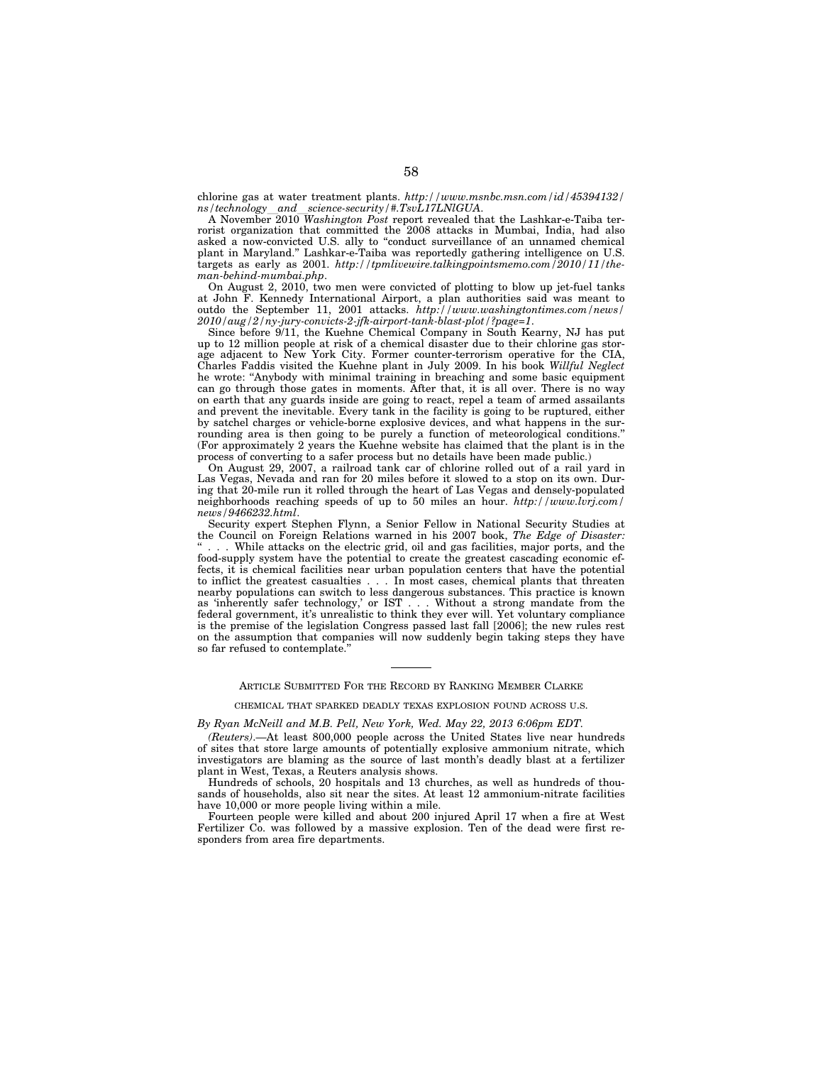chlorine gas at water treatment plants. *http://www.msnbc.msn.com/id/45394132/ns/technology_and_science-security/#.TsvL17LNlGUA*.

A November 2010 *Washington Post* report revealed that the Lashkar-e-Taiba terrorist organization that committed the 2008 attacks in Mumbai, India, had also asked a now-convicted U.S. ally to "conduct surveillance of an unnamed chemical plant in Maryland." Lashkar-e-Taiba was reportedly gathering intelligence on U.S. targets as early as 2001. *http://tpmlivewire.talkingpointsmemo.com/2010/11/the-man-behind-mumbai.php*.

On August 2, 2010, two men were convicted of plotting to blow up jet-fuel tanks at John F. Kennedy International Airport, a plan authorities said was meant to outdo the September 11, 2001 attacks. *http://www.washingtontimes.com/news/2010/aug/2/ny-jury-convicts-2-jfk-airport-tank-blast-plot/?page=1*.

Since before 9/11, the Kuehne Chemical Company in South Kearny, NJ has put up to 12 million people at risk of a chemical disaster due to their chlorine gas storage adjacent to New York City. Former counter-terrorism operative for the CIA, Charles Faddis visited the Kuehne plant in July 2009. In his book *Willful Neglect* he wrote: "Anybody with minimal training in breaching and some basic equipment can go through those gates in moments. After that, it is all over. There is no way on earth that any guards inside are going to react, repel a team of armed assailants and prevent the inevitable. Every tank in the facility is going to be ruptured, either by satchel charges or vehicle-borne explosive devices, and what happens in the surrounding area is then going to be purely a function of meteorological conditions." (For approximately 2 years the Kuehne website has claimed that the plant is in the process of converting to a safer process but no details have been made public.)

On August 29, 2007, a railroad tank car of chlorine rolled out of a rail yard in Las Vegas, Nevada and ran for 20 miles before it slowed to a stop on its own. During that 20-mile run it rolled through the heart of Las Vegas and densely-populated neighborhoods reaching speeds of up to 50 miles an hour. *http://www.lvrj.com/news/9466232.html*.

Security expert Stephen Flynn, a Senior Fellow in National Security Studies at the Council on Foreign Relations warned in his 2007 book, *The Edge of Disaster:* " . . . While attacks on the electric grid, oil and gas facilities, major ports, and the food-supply system have the potential to create the greatest cascading economic effects, it is chemical facilities near urban population centers that have the potential to inflict the greatest casualties . . . In most cases, chemical plants that threaten nearby populations can switch to less dangerous substances. This practice is known as 'inherently safer technology,' or IST . . . Without a strong mandate from the federal government, it's unrealistic to think they ever will. Yet voluntary compliance is the premise of the legislation Congress passed last fall [2006]; the new rules rest on the assumption that companies will now suddenly begin taking steps they have so far refused to contemplate."

---

ARTICLE SUBMITTED FOR THE RECORD BY RANKING MEMBER CLARKE

CHEMICAL THAT SPARKED DEADLY TEXAS EXPLOSION FOUND ACROSS U.S.

*By Ryan McNeill and M.B. Pell, New York, Wed. May 22, 2013 6:06pm EDT.*

*(Reuters)*.—At least 800,000 people across the United States live near hundreds of sites that store large amounts of potentially explosive ammonium nitrate, which investigators are blaming as the source of last month's deadly blast at a fertilizer plant in West, Texas, a Reuters analysis shows.

Hundreds of schools, 20 hospitals and 13 churches, as well as hundreds of thousands of households, also sit near the sites. At least 12 ammonium-nitrate facilities have 10,000 or more people living within a mile.

Fourteen people were killed and about 200 injured April 17 when a fire at West Fertilizer Co. was followed by a massive explosion. Ten of the dead were first responders from area fire departments.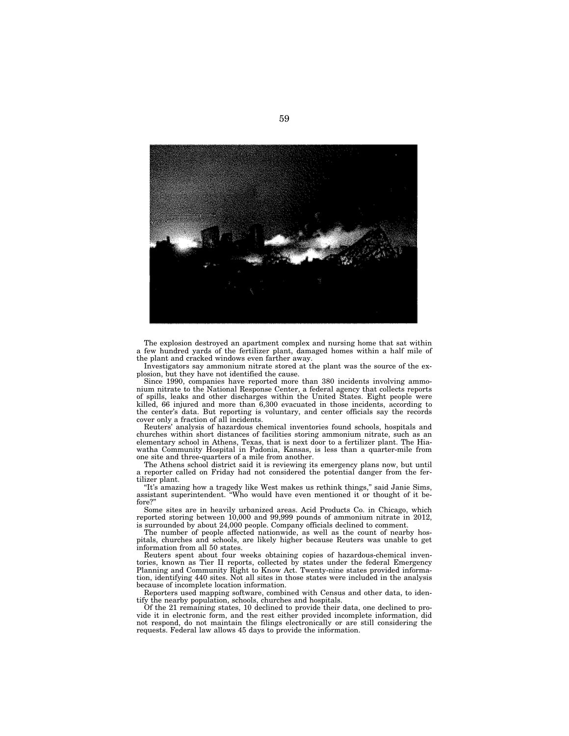The explosion destroyed an apartment complex and nursing home that sat within a few hundred yards of the fertilizer plant, damaged homes within a half mile of the plant and cracked windows even farther away.

Investigators say ammonium nitrate stored at the plant was the source of the explosion, but they have not identified the cause.

Since 1990, companies have reported more than 380 incidents involving ammonium nitrate to the National Response Center, a federal agency that collects reports of spills, leaks and other discharges within the United States. Eight people were killed, 66 injured and more than 6,300 evacuated in those incidents, according to the center's data. But reporting is voluntary, and center officials say the records cover only a fraction of all incidents.

Reuters' analysis of hazardous chemical inventories found schools, hospitals and churches within short distances of facilities storing ammonium nitrate, such as an elementary school in Athens, Texas, that is next door to a fertilizer plant. The Hiawatha Community Hospital in Padonia, Kansas, is less than a quarter-mile from one site and three-quarters of a mile from another.

The Athens school district said it is reviewing its emergency plans now, but until a reporter called on Friday had not considered the potential danger from the fertilizer plant.

"It's amazing how a tragedy like West makes us rethink things," said Janie Sims, assistant superintendent. "Who would have even mentioned it or thought of it before?"

Some sites are in heavily urbanized areas. Acid Products Co. in Chicago, which reported storing between 10,000 and 99,999 pounds of ammonium nitrate in 2012, is surrounded by about 24,000 people. Company officials declined to comment.

The number of people affected nationwide, as well as the count of nearby hospitals, churches and schools, are likely higher because Reuters was unable to get information from all 50 states.

Reuters spent about four weeks obtaining copies of hazardous-chemical inventories, known as Tier II reports, collected by states under the federal Emergency Planning and Community Right to Know Act. Twenty-nine states provided information, identifying 440 sites. Not all sites in those states were included in the analysis because of incomplete location information.

Reporters used mapping software, combined with Census and other data, to identify the nearby population, schools, churches and hospitals.

Of the 21 remaining states, 10 declined to provide their data, one declined to provide it in electronic form, and the rest either provided incomplete information, did not respond, do not maintain the filings electronically or are still considering the requests. Federal law allows 45 days to provide the information.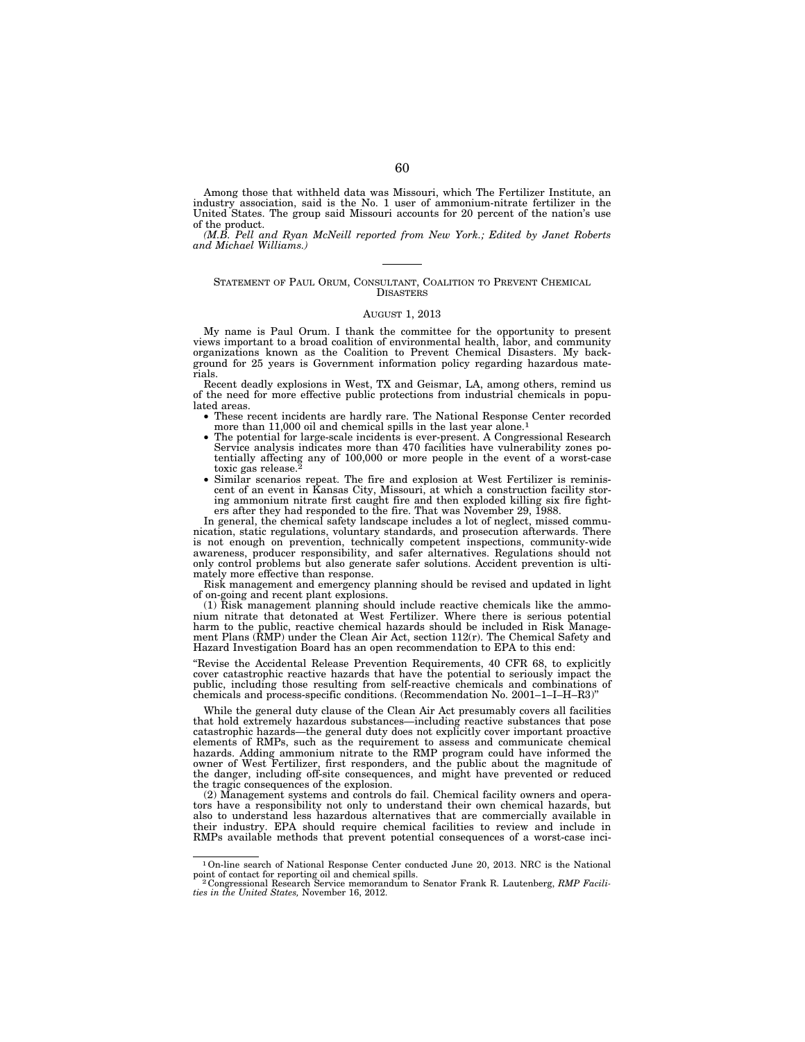Among those that withheld data was Missouri, which The Fertilizer Institute, an industry association, said is the No. 1 user of ammonium-nitrate fertilizer in the United States. The group said Missouri accounts for 20 percent of the nation's use of the product.

*(M.B. Pell and Ryan McNeill reported from New York.; Edited by Janet Roberts and Michael Williams.)*

---

STATEMENT OF PAUL ORUM, CONSULTANT, COALITION TO PREVENT CHEMICAL DISASTERS

AUGUST 1, 2013

My name is Paul Orum. I thank the committee for the opportunity to present views important to a broad coalition of environmental health, labor, and community organizations known as the Coalition to Prevent Chemical Disasters. My background for 25 years is Government information policy regarding hazardous materials.

Recent deadly explosions in West, TX and Geismar, LA, among others, remind us of the need for more effective public protections from industrial chemicals in populated areas.

- These recent incidents are hardly rare. The National Response Center recorded more than 11,000 oil and chemical spills in the last year alone.[1]
- The potential for large-scale incidents is ever-present. A Congressional Research Service analysis indicates more than 470 facilities have vulnerability zones potentially affecting any of 100,000 or more people in the event of a worst-case toxic gas release.[2]
- Similar scenarios repeat. The fire and explosion at West Fertilizer is reminiscent of an event in Kansas City, Missouri, at which a construction facility storing ammonium nitrate first caught fire and then exploded killing six fire fighters after they had responded to the fire. That was November 29, 1988.

In general, the chemical safety landscape includes a lot of neglect, missed communication, static regulations, voluntary standards, and prosecution afterwards. There is not enough on prevention, technically competent inspections, community-wide awareness, producer responsibility, and safer alternatives. Regulations should not only control problems but also generate safer solutions. Accident prevention is ultimately more effective than response.

Risk management and emergency planning should be revised and updated in light of on-going and recent plant explosions.

(1) Risk management planning should include reactive chemicals like the ammonium nitrate that detonated at West Fertilizer. Where there is serious potential harm to the public, reactive chemical hazards should be included in Risk Management Plans (RMP) under the Clean Air Act, section 112(r). The Chemical Safety and Hazard Investigation Board has an open recommendation to EPA to this end:

"Revise the Accidental Release Prevention Requirements, 40 CFR 68, to explicitly cover catastrophic reactive hazards that have the potential to seriously impact the public, including those resulting from self-reactive chemicals and combinations of chemicals and process-specific conditions. (Recommendation No. 2001–1–I–H–R3)"

While the general duty clause of the Clean Air Act presumably covers all facilities that hold extremely hazardous substances—including reactive substances that pose catastrophic hazards—the general duty does not explicitly cover important proactive elements of RMPs, such as the requirement to assess and communicate chemical hazards. Adding ammonium nitrate to the RMP program could have informed the owner of West Fertilizer, first responders, and the public about the magnitude of the danger, including off-site consequences, and might have prevented or reduced the tragic consequences of the explosion.

(2) Management systems and controls do fail. Chemical facility owners and operators have a responsibility not only to understand their own chemical hazards, but also to understand less hazardous alternatives that are commercially available in their industry. EPA should require chemical facilities to review and include in RMPs available methods that prevent potential consequences of a worst-case inci-

---

[1] On-line search of National Response Center conducted June 20, 2013. NRC is the National point of contact for reporting oil and chemical spills.

[2] Congressional Research Service memorandum to Senator Frank R. Lautenberg, *RMP Facilities in the United States,* November 16, 2012.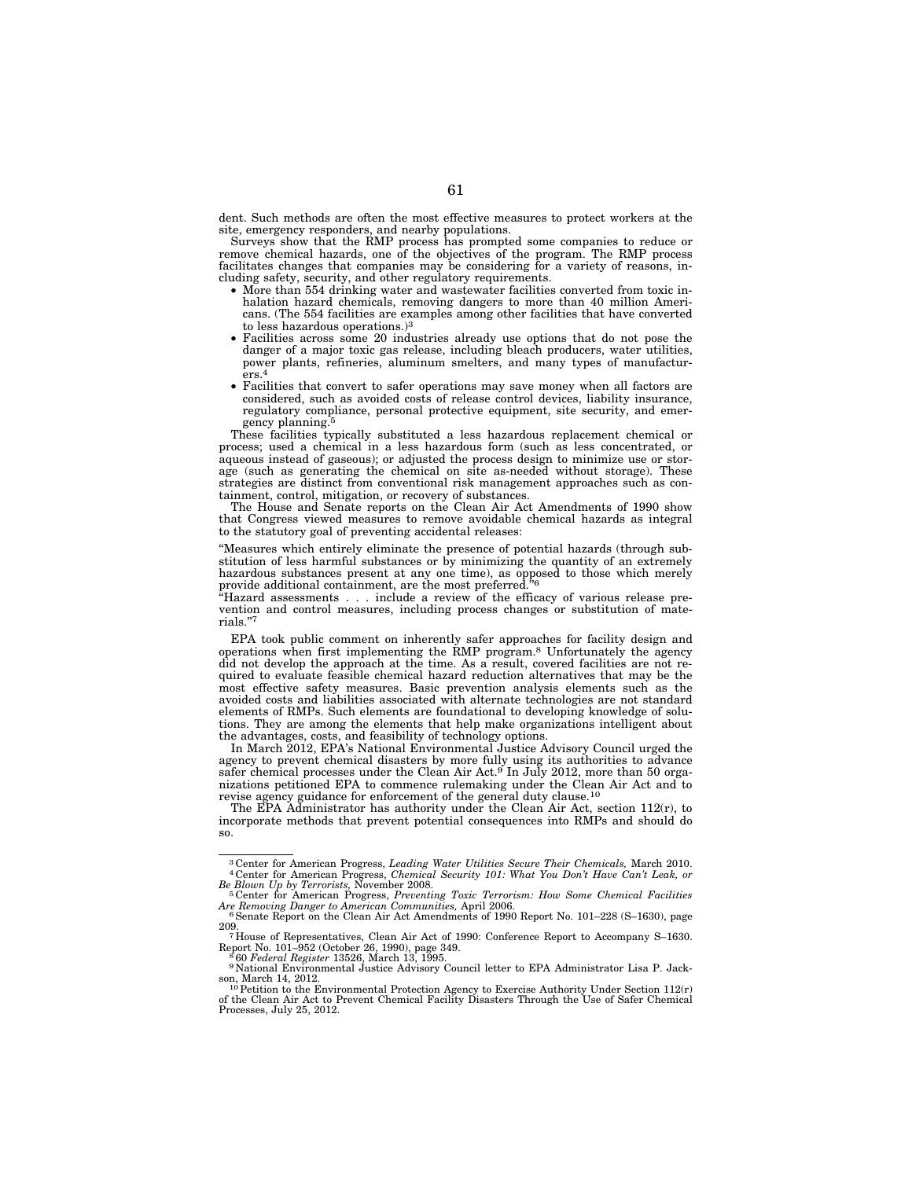dent. Such methods are often the most effective measures to protect workers at the site, emergency responders, and nearby populations.

Surveys show that the RMP process has prompted some companies to reduce or remove chemical hazards, one of the objectives of the program. The RMP process facilitates changes that companies may be considering for a variety of reasons, including safety, security, and other regulatory requirements.

- More than 554 drinking water and wastewater facilities converted from toxic inhalation hazard chemicals, removing dangers to more than 40 million Americans. (The 554 facilities are examples among other facilities that have converted to less hazardous operations.)[3]
- Facilities across some 20 industries already use options that do not pose the danger of a major toxic gas release, including bleach producers, water utilities, power plants, refineries, aluminum smelters, and many types of manufacturers.[4]
- Facilities that convert to safer operations may save money when all factors are considered, such as avoided costs of release control devices, liability insurance, regulatory compliance, personal protective equipment, site security, and emergency planning.[5]

These facilities typically substituted a less hazardous replacement chemical or process; used a chemical in a less hazardous form (such as less concentrated, or aqueous instead of gaseous); or adjusted the process design to minimize use or storage (such as generating the chemical on site as-needed without storage). These strategies are distinct from conventional risk management approaches such as containment, control, mitigation, or recovery of substances.

The House and Senate reports on the Clean Air Act Amendments of 1990 show that Congress viewed measures to remove avoidable chemical hazards as integral to the statutory goal of preventing accidental releases:

"Measures which entirely eliminate the presence of potential hazards (through substitution of less harmful substances or by minimizing the quantity of an extremely hazardous substances present at any one time), as opposed to those which merely provide additional containment, are the most preferred."[6]

"Hazard assessments . . . include a review of the efficacy of various release prevention and control measures, including process changes or substitution of materials."[7]

EPA took public comment on inherently safer approaches for facility design and operations when first implementing the RMP program.[8] Unfortunately the agency did not develop the approach at the time. As a result, covered facilities are not required to evaluate feasible chemical hazard reduction alternatives that may be the most effective safety measures. Basic prevention analysis elements such as the avoided costs and liabilities associated with alternate technologies are not standard elements of RMPs. Such elements are foundational to developing knowledge of solutions. They are among the elements that help make organizations intelligent about the advantages, costs, and feasibility of technology options.

In March 2012, EPA's National Environmental Justice Advisory Council urged the agency to prevent chemical disasters by more fully using its authorities to advance safer chemical processes under the Clean Air Act.[9] In July 2012, more than 50 organizations petitioned EPA to commence rulemaking under the Clean Air Act and to revise agency guidance for enforcement of the general duty clause.[10]

The EPA Administrator has authority under the Clean Air Act, section 112(r), to incorporate methods that prevent potential consequences into RMPs and should do so.

---

[3] Center for American Progress, *Leading Water Utilities Secure Their Chemicals,* March 2010.

[4] Center for American Progress, *Chemical Security 101: What You Don't Have Can't Leak, or Be Blown Up by Terrorists,* November 2008.

[5] Center for American Progress, *Preventing Toxic Terrorism: How Some Chemical Facilities Are Removing Danger to American Communities,* April 2006.

[6] Senate Report on the Clean Air Act Amendments of 1990 Report No. 101–228 (S–1630), page 209.

[7] House of Representatives, Clean Air Act of 1990: Conference Report to Accompany S–1630. Report No. 101–952 (October 26, 1990), page 349.

[8] 60 *Federal Register* 13526, March 13, 1995.

[9] National Environmental Justice Advisory Council letter to EPA Administrator Lisa P. Jackson, March 14, 2012.

[10] Petition to the Environmental Protection Agency to Exercise Authority Under Section 112(r) of the Clean Air Act to Prevent Chemical Facility Disasters Through the Use of Safer Chemical Processes, July 25, 2012.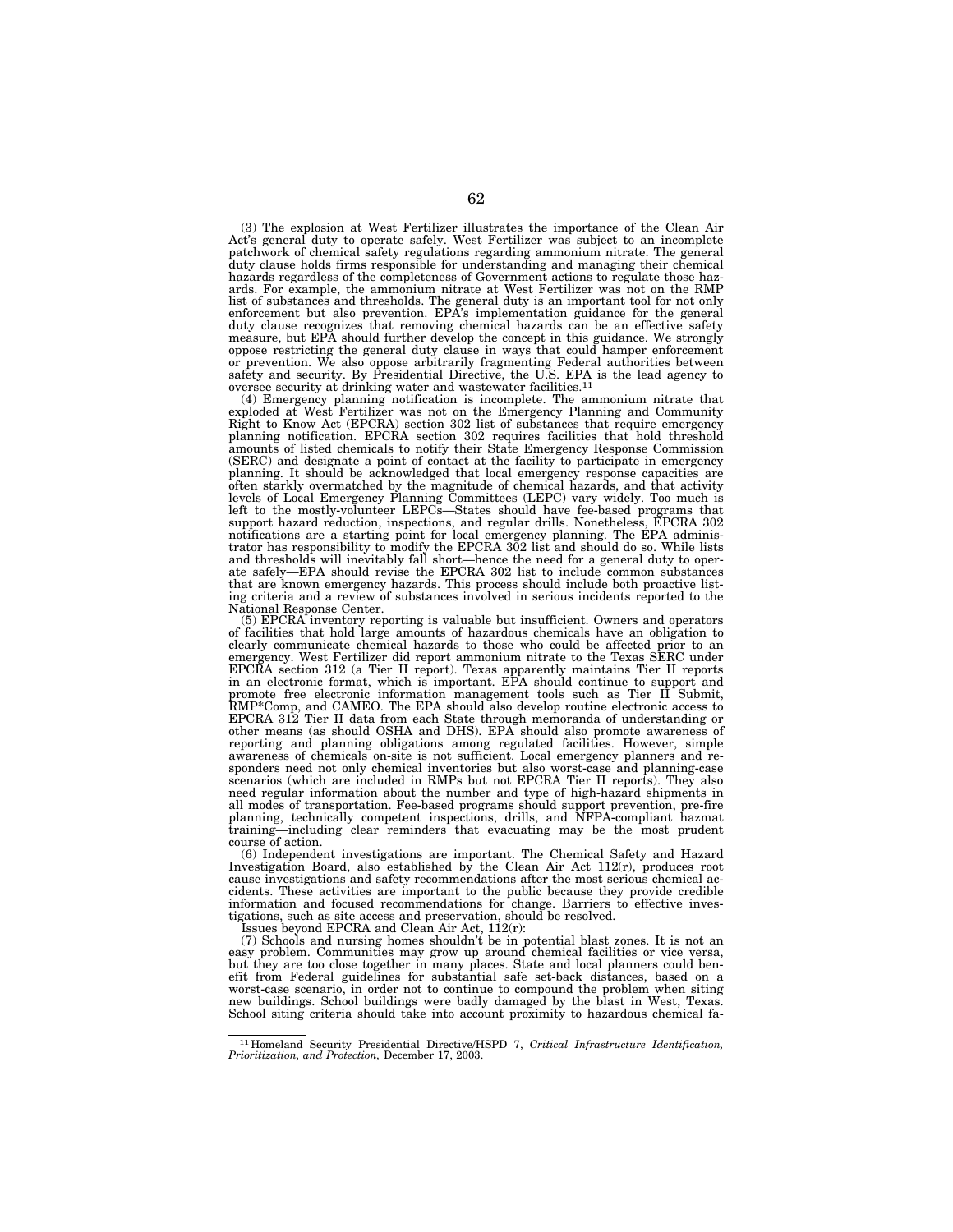(3) The explosion at West Fertilizer illustrates the importance of the Clean Air Act's general duty to operate safely. West Fertilizer was subject to an incomplete patchwork of chemical safety regulations regarding ammonium nitrate. The general duty clause holds firms responsible for understanding and managing their chemical hazards regardless of the completeness of Government actions to regulate those hazards. For example, the ammonium nitrate at West Fertilizer was not on the RMP list of substances and thresholds. The general duty is an important tool for not only enforcement but also prevention. EPA's implementation guidance for the general duty clause recognizes that removing chemical hazards can be an effective safety measure, but EPA should further develop the concept in this guidance. We strongly oppose restricting the general duty clause in ways that could hamper enforcement or prevention. We also oppose arbitrarily fragmenting Federal authorities between safety and security. By Presidential Directive, the U.S. EPA is the lead agency to oversee security at drinking water and wastewater facilities.[11]

(4) Emergency planning notification is incomplete. The ammonium nitrate that exploded at West Fertilizer was not on the Emergency Planning and Community Right to Know Act (EPCRA) section 302 list of substances that require emergency planning notification. EPCRA section 302 requires facilities that hold threshold amounts of listed chemicals to notify their State Emergency Response Commission (SERC) and designate a point of contact at the facility to participate in emergency planning. It should be acknowledged that local emergency response capacities are often starkly overmatched by the magnitude of chemical hazards, and that activity levels of Local Emergency Planning Committees (LEPC) vary widely. Too much is left to the mostly-volunteer LEPCs—States should have fee-based programs that support hazard reduction, inspections, and regular drills. Nonetheless, EPCRA 302 notifications are a starting point for local emergency planning. The EPA administrator has responsibility to modify the EPCRA 302 list and should do so. While lists and thresholds will inevitably fall short—hence the need for a general duty to operate safely—EPA should revise the EPCRA 302 list to include common substances that are known emergency hazards. This process should include both proactive listing criteria and a review of substances involved in serious incidents reported to the National Response Center.

(5) EPCRA inventory reporting is valuable but insufficient. Owners and operators of facilities that hold large amounts of hazardous chemicals have an obligation to clearly communicate chemical hazards to those who could be affected prior to an emergency. West Fertilizer did report ammonium nitrate to the Texas SERC under EPCRA section 312 (a Tier II report). Texas apparently maintains Tier II reports in an electronic format, which is important. EPA should continue to support and promote free electronic information management tools such as Tier II Submit, RMP*Comp, and CAMEO. The EPA should also develop routine electronic access to EPCRA 312 Tier II data from each State through memoranda of understanding or other means (as should OSHA and DHS). EPA should also promote awareness of reporting and planning obligations among regulated facilities. However, simple awareness of chemicals on-site is not sufficient. Local emergency planners and responders need not only chemical inventories but also worst-case and planning-case scenarios (which are included in RMPs but not EPCRA Tier II reports). They also need regular information about the number and type of high-hazard shipments in all modes of transportation. Fee-based programs should support prevention, pre-fire planning, technically competent inspections, drills, and NFPA-compliant hazmat training—including clear reminders that evacuating may be the most prudent course of action.

(6) Independent investigations are important. The Chemical Safety and Hazard Investigation Board, also established by the Clean Air Act 112(r), produces root cause investigations and safety recommendations after the most serious chemical accidents. These activities are important to the public because they provide credible information and focused recommendations for change. Barriers to effective investigations, such as site access and preservation, should be resolved.

Issues beyond EPCRA and Clean Air Act, 112(r):

(7) Schools and nursing homes shouldn't be in potential blast zones. It is not an easy problem. Communities may grow up around chemical facilities or vice versa, but they are too close together in many places. State and local planners could benefit from Federal guidelines for substantial safe set-back distances, based on a worst-case scenario, in order not to continue to compound the problem when siting new buildings. School buildings were badly damaged by the blast in West, Texas. School siting criteria should take into account proximity to hazardous chemical fa-

[11] Homeland Security Presidential Directive/HSPD 7, *Critical Infrastructure Identification, Prioritization, and Protection,* December 17, 2003.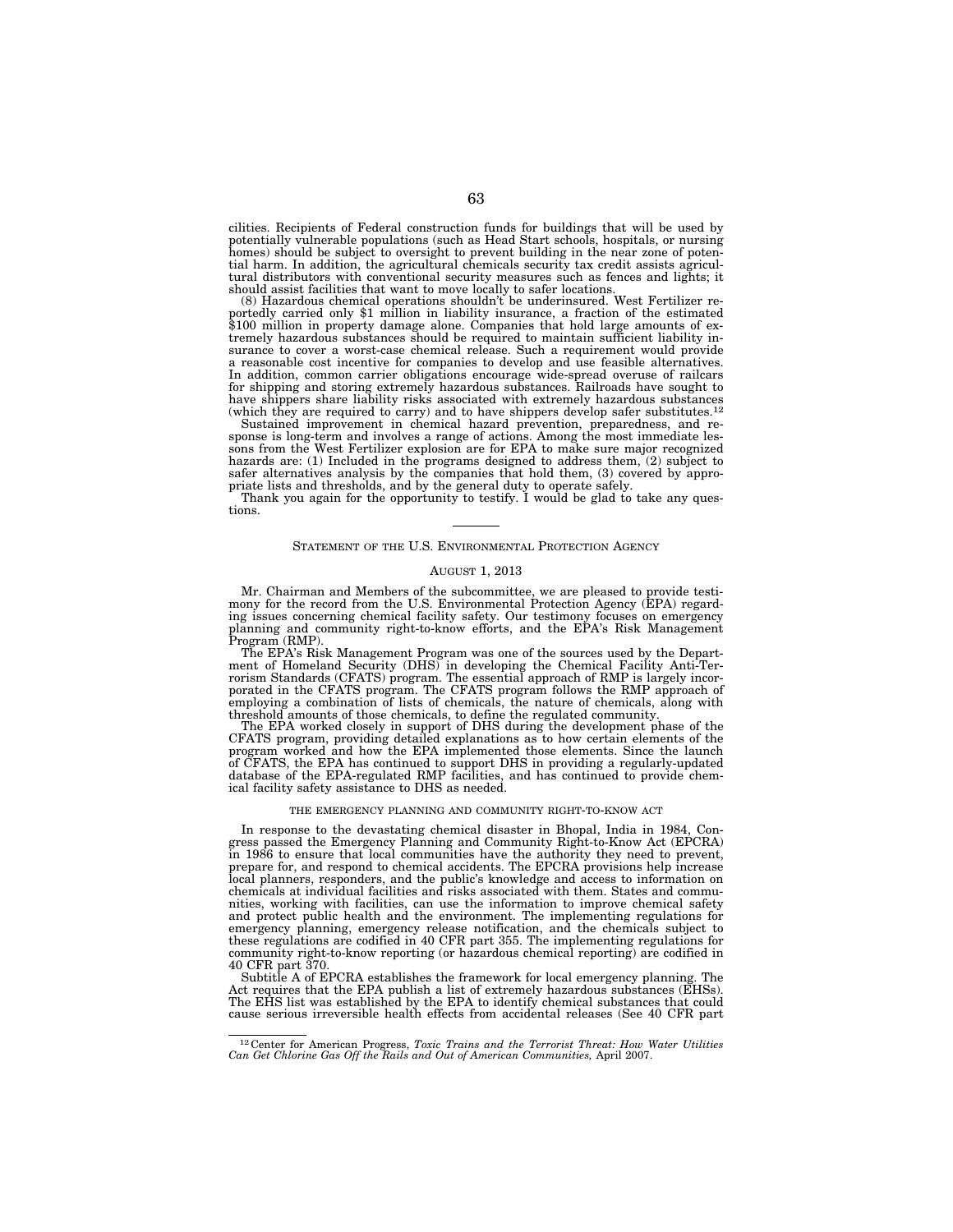cilities. Recipients of Federal construction funds for buildings that will be used by potentially vulnerable populations (such as Head Start schools, hospitals, or nursing homes) should be subject to oversight to prevent building in the near zone of potential harm. In addition, the agricultural chemicals security tax credit assists agricultural distributors with conventional security measures such as fences and lights; it should assist facilities that want to move locally to safer locations.

(8) Hazardous chemical operations shouldn't be underinsured. West Fertilizer reportedly carried only $1 million in liability insurance, a fraction of the estimated $100 million in property damage alone. Companies that hold large amounts of extremely hazardous substances should be required to maintain sufficient liability insurance to cover a worst-case chemical release. Such a requirement would provide a reasonable cost incentive for companies to develop and use feasible alternatives. In addition, common carrier obligations encourage wide-spread overuse of railcars for shipping and storing extremely hazardous substances. Railroads have sought to have shippers share liability risks associated with extremely hazardous substances (which they are required to carry) and to have shippers develop safer substitutes.[12]

Sustained improvement in chemical hazard prevention, preparedness, and response is long-term and involves a range of actions. Among the most immediate lessons from the West Fertilizer explosion are for EPA to make sure major recognized hazards are: (1) Included in the programs designed to address them, (2) subject to safer alternatives analysis by the companies that hold them, (3) covered by appropriate lists and thresholds, and by the general duty to operate safely.

Thank you again for the opportunity to testify. I would be glad to take any questions.

---

## STATEMENT OF THE U.S. ENVIRONMENTAL PROTECTION AGENCY

AUGUST 1, 2013

Mr. Chairman and Members of the subcommittee, we are pleased to provide testimony for the record from the U.S. Environmental Protection Agency (EPA) regarding issues concerning chemical facility safety. Our testimony focuses on emergency planning and community right-to-know efforts, and the EPA's Risk Management Program (RMP).

The EPA's Risk Management Program was one of the sources used by the Department of Homeland Security (DHS) in developing the Chemical Facility Anti-Terrorism Standards (CFATS) program. The essential approach of RMP is largely incorporated in the CFATS program. The CFATS program follows the RMP approach of employing a combination of lists of chemicals, the nature of chemicals, along with threshold amounts of those chemicals, to define the regulated community.

The EPA worked closely in support of DHS during the development phase of the CFATS program, providing detailed explanations as to how certain elements of the program worked and how the EPA implemented those elements. Since the launch of CFATS, the EPA has continued to support DHS in providing a regularly-updated database of the EPA-regulated RMP facilities, and has continued to provide chemical facility safety assistance to DHS as needed.

### THE EMERGENCY PLANNING AND COMMUNITY RIGHT-TO-KNOW ACT

In response to the devastating chemical disaster in Bhopal, India in 1984, Congress passed the Emergency Planning and Community Right-to-Know Act (EPCRA) in 1986 to ensure that local communities have the authority they need to prevent, prepare for, and respond to chemical accidents. The EPCRA provisions help increase local planners, responders, and the public's knowledge and access to information on chemicals at individual facilities and risks associated with them. States and communities, working with facilities, can use the information to improve chemical safety and protect public health and the environment. The implementing regulations for emergency planning, emergency release notification, and the chemicals subject to these regulations are codified in 40 CFR part 355. The implementing regulations for community right-to-know reporting (or hazardous chemical reporting) are codified in 40 CFR part 370.

Subtitle A of EPCRA establishes the framework for local emergency planning. The Act requires that the EPA publish a list of extremely hazardous substances (EHSs). The EHS list was established by the EPA to identify chemical substances that could cause serious irreversible health effects from accidental releases (See 40 CFR part

---

[12] Center for American Progress, *Toxic Trains and the Terrorist Threat: How Water Utilities Can Get Chlorine Gas Off the Rails and Out of American Communities,* April 2007.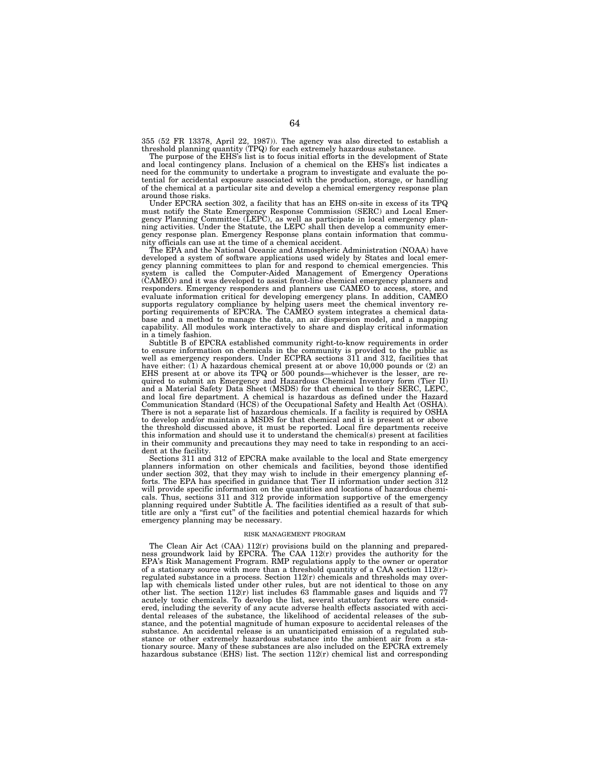355 (52 FR 13378, April 22, 1987)). The agency was also directed to establish a threshold planning quantity (TPQ) for each extremely hazardous substance.

The purpose of the EHS's list is to focus initial efforts in the development of State and local contingency plans. Inclusion of a chemical on the EHS's list indicates a need for the community to undertake a program to investigate and evaluate the potential for accidental exposure associated with the production, storage, or handling of the chemical at a particular site and develop a chemical emergency response plan around those risks.

Under EPCRA section 302, a facility that has an EHS on-site in excess of its TPQ must notify the State Emergency Response Commission (SERC) and Local Emergency Planning Committee (LEPC), as well as participate in local emergency planning activities. Under the Statute, the LEPC shall then develop a community emergency response plan. Emergency Response plans contain information that community officials can use at the time of a chemical accident.

The EPA and the National Oceanic and Atmospheric Administration (NOAA) have developed a system of software applications used widely by States and local emergency planning committees to plan for and respond to chemical emergencies. This system is called the Computer-Aided Management of Emergency Operations (CAMEO) and it was developed to assist front-line chemical emergency planners and responders. Emergency responders and planners use CAMEO to access, store, and evaluate information critical for developing emergency plans. In addition, CAMEO supports regulatory compliance by helping users meet the chemical inventory reporting requirements of EPCRA. The CAMEO system integrates a chemical database and a method to manage the data, an air dispersion model, and a mapping capability. All modules work interactively to share and display critical information in a timely fashion.

Subtitle B of EPCRA established community right-to-know requirements in order to ensure information on chemicals in the community is provided to the public as well as emergency responders. Under ECPRA sections 311 and 312, facilities that have either: (1) A hazardous chemical present at or above 10,000 pounds or (2) an EHS present at or above its TPQ or 500 pounds—whichever is the lesser, are required to submit an Emergency and Hazardous Chemical Inventory form (Tier II) and a Material Safety Data Sheet (MSDS) for that chemical to their SERC, LEPC, and local fire department. A chemical is hazardous as defined under the Hazard Communication Standard (HCS) of the Occupational Safety and Health Act (OSHA). There is not a separate list of hazardous chemicals. If a facility is required by OSHA to develop and/or maintain a MSDS for that chemical and it is present at or above the threshold discussed above, it must be reported. Local fire departments receive this information and should use it to understand the chemical(s) present at facilities in their community and precautions they may need to take in responding to an accident at the facility.

Sections 311 and 312 of EPCRA make available to the local and State emergency planners information on other chemicals and facilities, beyond those identified under section 302, that they may wish to include in their emergency planning efforts. The EPA has specified in guidance that Tier II information under section 312 will provide specific information on the quantities and locations of hazardous chemicals. Thus, sections 311 and 312 provide information supportive of the emergency planning required under Subtitle A. The facilities identified as a result of that subtitle are only a "first cut" of the facilities and potential chemical hazards for which emergency planning may be necessary.

## RISK MANAGEMENT PROGRAM

The Clean Air Act (CAA) 112(r) provisions build on the planning and preparedness groundwork laid by EPCRA. The CAA 112(r) provides the authority for the EPA's Risk Management Program. RMP regulations apply to the owner or operator of a stationary source with more than a threshold quantity of a CAA section 112(r)-regulated substance in a process. Section 112(r) chemicals and thresholds may overlap with chemicals listed under other rules, but are not identical to those on any other list. The section 112(r) list includes 63 flammable gases and liquids and 77 acutely toxic chemicals. To develop the list, several statutory factors were considered, including the severity of any acute adverse health effects associated with accidental releases of the substance, the likelihood of accidental releases of the substance, and the potential magnitude of human exposure to accidental releases of the substance. An accidental release is an unanticipated emission of a regulated substance or other extremely hazardous substance into the ambient air from a stationary source. Many of these substances are also included on the EPCRA extremely hazardous substance (EHS) list. The section 112(r) chemical list and corresponding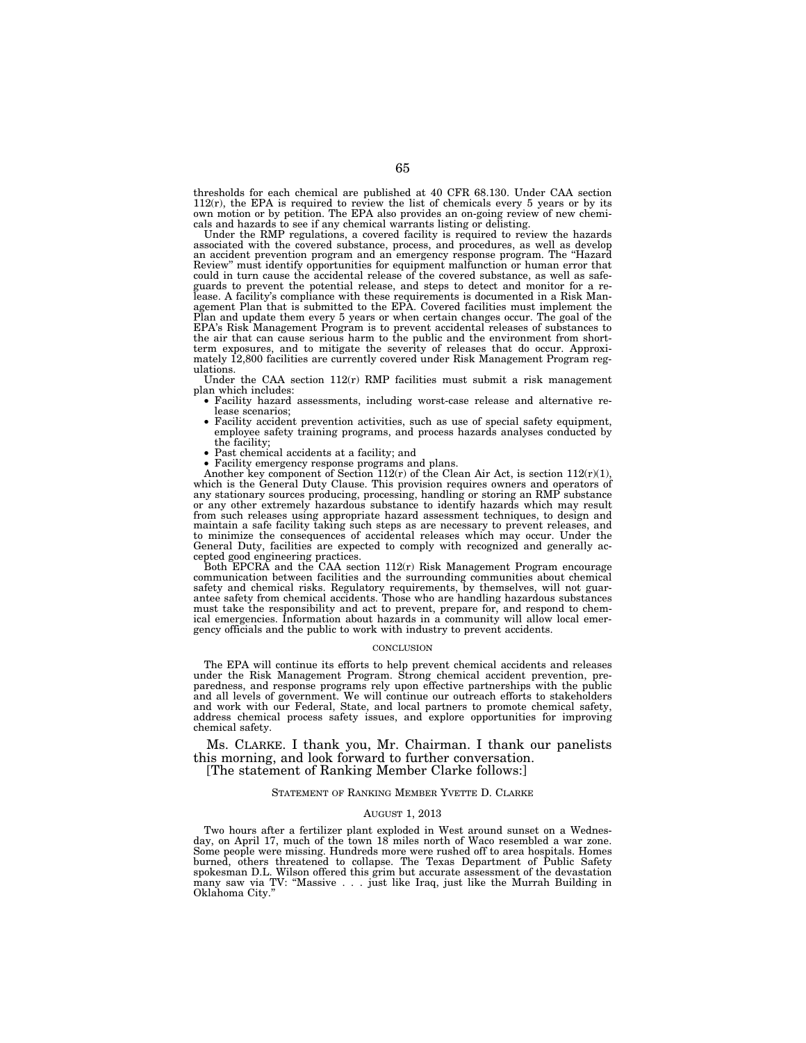thresholds for each chemical are published at 40 CFR 68.130. Under CAA section 112(r), the EPA is required to review the list of chemicals every 5 years or by its own motion or by petition. The EPA also provides an on-going review of new chemicals and hazards to see if any chemical warrants listing or delisting.

Under the RMP regulations, a covered facility is required to review the hazards associated with the covered substance, process, and procedures, as well as develop an accident prevention program and an emergency response program. The "Hazard Review" must identify opportunities for equipment malfunction or human error that could in turn cause the accidental release of the covered substance, as well as safeguards to prevent the potential release, and steps to detect and monitor for a release. A facility's compliance with these requirements is documented in a Risk Management Plan that is submitted to the EPA. Covered facilities must implement the Plan and update them every 5 years or when certain changes occur. The goal of the EPA's Risk Management Program is to prevent accidental releases of substances to the air that can cause serious harm to the public and the environment from short-term exposures, and to mitigate the severity of releases that do occur. Approximately 12,800 facilities are currently covered under Risk Management Program regulations.

Under the CAA section 112(r) RMP facilities must submit a risk management plan which includes:

- Facility hazard assessments, including worst-case release and alternative release scenarios;
- Facility accident prevention activities, such as use of special safety equipment, employee safety training programs, and process hazards analyses conducted by the facility;
- Past chemical accidents at a facility; and
- Facility emergency response programs and plans.

Another key component of Section 112(r) of the Clean Air Act, is section 112(r)(1), which is the General Duty Clause. This provision requires owners and operators of any stationary sources producing, processing, handling or storing an RMP substance or any other extremely hazardous substance to identify hazards which may result from such releases using appropriate hazard assessment techniques, to design and maintain a safe facility taking such steps as are necessary to prevent releases, and to minimize the consequences of accidental releases which may occur. Under the General Duty, facilities are expected to comply with recognized and generally accepted good engineering practices.

Both EPCRA and the CAA section 112(r) Risk Management Program encourage communication between facilities and the surrounding communities about chemical safety and chemical risks. Regulatory requirements, by themselves, will not guarantee safety from chemical accidents. Those who are handling hazardous substances must take the responsibility and act to prevent, prepare for, and respond to chemical emergencies. Information about hazards in a community will allow local emergency officials and the public to work with industry to prevent accidents.

## CONCLUSION

The EPA will continue its efforts to help prevent chemical accidents and releases under the Risk Management Program. Strong chemical accident prevention, preparedness, and response programs rely upon effective partnerships with the public and all levels of government. We will continue our outreach efforts to stakeholders and work with our Federal, State, and local partners to promote chemical safety, address chemical process safety issues, and explore opportunities for improving chemical safety.

Ms. CLARKE. I thank you, Mr. Chairman. I thank our panelists this morning, and look forward to further conversation.

[The statement of Ranking Member Clarke follows:]

## STATEMENT OF RANKING MEMBER YVETTE D. CLARKE

AUGUST 1, 2013

Two hours after a fertilizer plant exploded in West around sunset on a Wednesday, on April 17, much of the town 18 miles north of Waco resembled a war zone. Some people were missing. Hundreds more were rushed off to area hospitals. Homes burned, others threatened to collapse. The Texas Department of Public Safety spokesman D.L. Wilson offered this grim but accurate assessment of the devastation many saw via TV: "Massive . . . just like Iraq, just like the Murrah Building in Oklahoma City."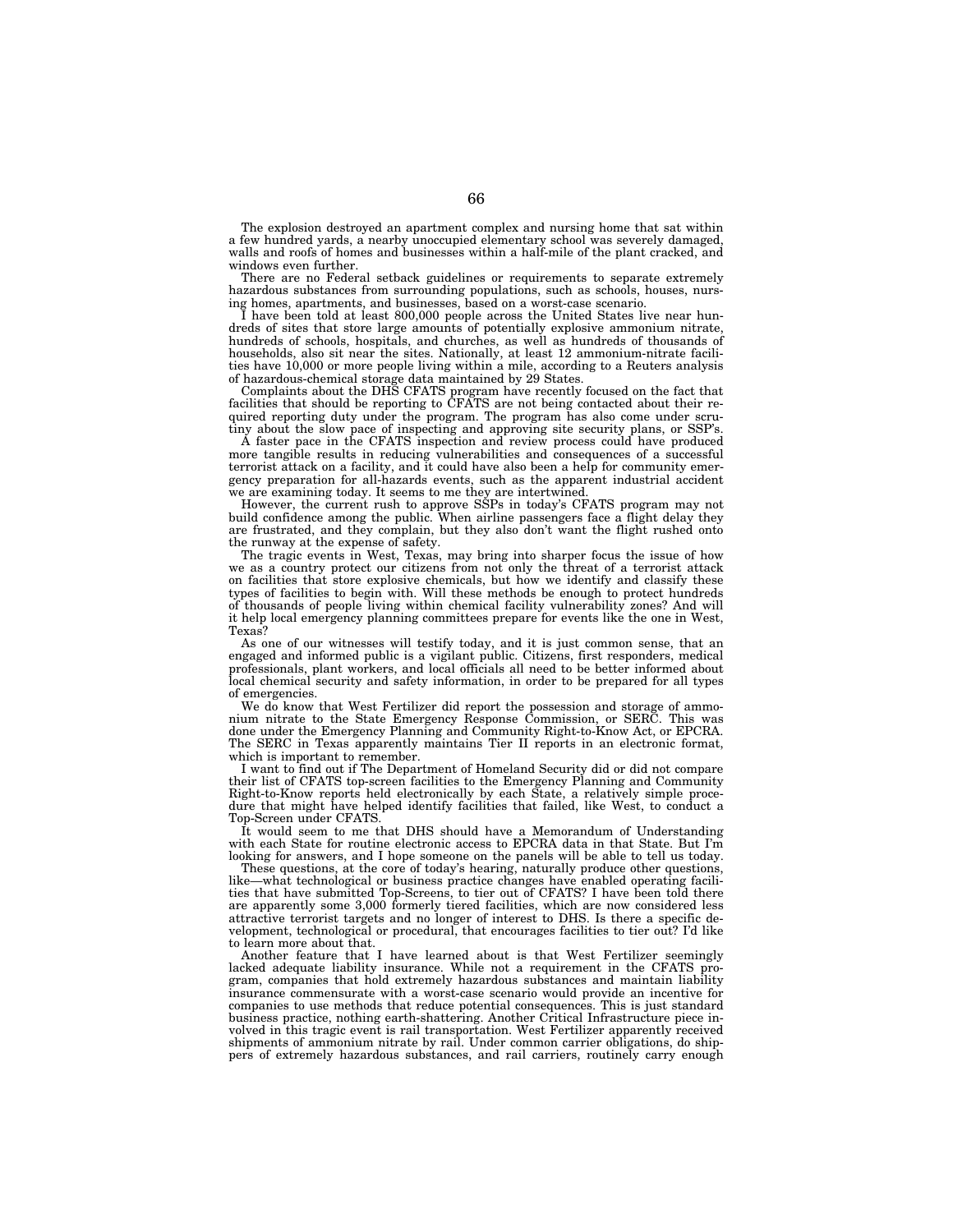The explosion destroyed an apartment complex and nursing home that sat within a few hundred yards, a nearby unoccupied elementary school was severely damaged, walls and roofs of homes and businesses within a half-mile of the plant cracked, and windows even further.

There are no Federal setback guidelines or requirements to separate extremely hazardous substances from surrounding populations, such as schools, houses, nursing homes, apartments, and businesses, based on a worst-case scenario.

I have been told at least 800,000 people across the United States live near hundreds of sites that store large amounts of potentially explosive ammonium nitrate, hundreds of schools, hospitals, and churches, as well as hundreds of thousands of households, also sit near the sites. Nationally, at least 12 ammonium-nitrate facilities have 10,000 or more people living within a mile, according to a Reuters analysis of hazardous-chemical storage data maintained by 29 States.

Complaints about the DHS CFATS program have recently focused on the fact that facilities that should be reporting to CFATS are not being contacted about their required reporting duty under the program. The program has also come under scrutiny about the slow pace of inspecting and approving site security plans, or SSP's.

A faster pace in the CFATS inspection and review process could have produced more tangible results in reducing vulnerabilities and consequences of a successful terrorist attack on a facility, and it could have also been a help for community emergency preparation for all-hazards events, such as the apparent industrial accident we are examining today. It seems to me they are intertwined.

However, the current rush to approve SSPs in today's CFATS program may not build confidence among the public. When airline passengers face a flight delay they are frustrated, and they complain, but they also don't want the flight rushed onto the runway at the expense of safety.

The tragic events in West, Texas, may bring into sharper focus the issue of how we as a country protect our citizens from not only the threat of a terrorist attack on facilities that store explosive chemicals, but how we identify and classify these types of facilities to begin with. Will these methods be enough to protect hundreds of thousands of people living within chemical facility vulnerability zones? And will it help local emergency planning committees prepare for events like the one in West, Texas?

As one of our witnesses will testify today, and it is just common sense, that an engaged and informed public is a vigilant public. Citizens, first responders, medical professionals, plant workers, and local officials all need to be better informed about local chemical security and safety information, in order to be prepared for all types of emergencies.

We do know that West Fertilizer did report the possession and storage of ammonium nitrate to the State Emergency Response Commission, or SERC. This was done under the Emergency Planning and Community Right-to-Know Act, or EPCRA. The SERC in Texas apparently maintains Tier II reports in an electronic format, which is important to remember.

I want to find out if The Department of Homeland Security did or did not compare their list of CFATS top-screen facilities to the Emergency Planning and Community Right-to-Know reports held electronically by each State, a relatively simple procedure that might have helped identify facilities that failed, like West, to conduct a Top-Screen under CFATS.

It would seem to me that DHS should have a Memorandum of Understanding with each State for routine electronic access to EPCRA data in that State. But I'm looking for answers, and I hope someone on the panels will be able to tell us today.

These questions, at the core of today's hearing, naturally produce other questions, like—what technological or business practice changes have enabled operating facilities that have submitted Top-Screens, to tier out of CFATS? I have been told there are apparently some 3,000 formerly tiered facilities, which are now considered less attractive terrorist targets and no longer of interest to DHS. Is there a specific development, technological or procedural, that encourages facilities to tier out? I'd like to learn more about that.

Another feature that I have learned about is that West Fertilizer seemingly lacked adequate liability insurance. While not a requirement in the CFATS program, companies that hold extremely hazardous substances and maintain liability insurance commensurate with a worst-case scenario would provide an incentive for companies to use methods that reduce potential consequences. This is just standard business practice, nothing earth-shattering. Another Critical Infrastructure piece involved in this tragic event is rail transportation. West Fertilizer apparently received shipments of ammonium nitrate by rail. Under common carrier obligations, do shippers of extremely hazardous substances, and rail carriers, routinely carry enough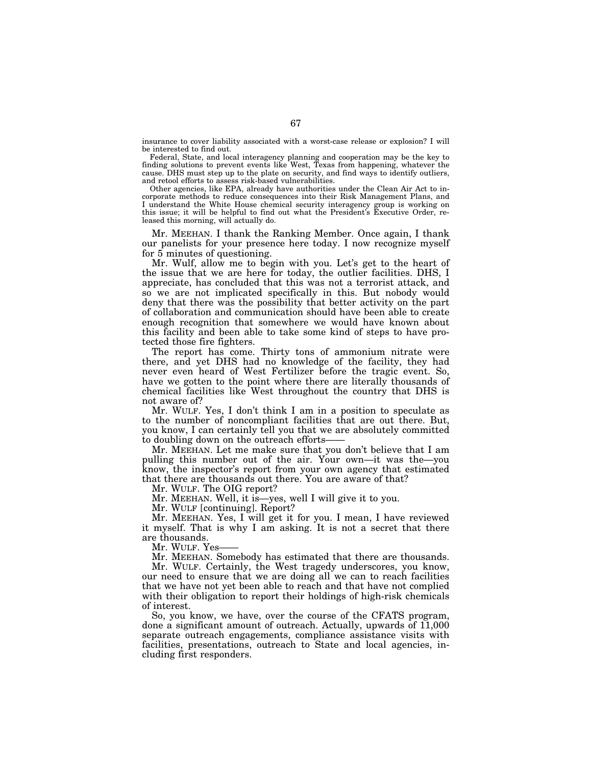insurance to cover liability associated with a worst-case release or explosion? I will be interested to find out.

Federal, State, and local interagency planning and cooperation may be the key to finding solutions to prevent events like West, Texas from happening, whatever the cause. DHS must step up to the plate on security, and find ways to identify outliers, and retool efforts to assess risk-based vulnerabilities.

Other agencies, like EPA, already have authorities under the Clean Air Act to incorporate methods to reduce consequences into their Risk Management Plans, and I understand the White House chemical security interagency group is working on this issue; it will be helpful to find out what the President's Executive Order, released this morning, will actually do.

Mr. MEEHAN. I thank the Ranking Member. Once again, I thank our panelists for your presence here today. I now recognize myself for 5 minutes of questioning.

Mr. Wulf, allow me to begin with you. Let's get to the heart of the issue that we are here for today, the outlier facilities. DHS, I appreciate, has concluded that this was not a terrorist attack, and so we are not implicated specifically in this. But nobody would deny that there was the possibility that better activity on the part of collaboration and communication should have been able to create enough recognition that somewhere we would have known about this facility and been able to take some kind of steps to have protected those fire fighters.

The report has come. Thirty tons of ammonium nitrate were there, and yet DHS had no knowledge of the facility, they had never even heard of West Fertilizer before the tragic event. So, have we gotten to the point where there are literally thousands of chemical facilities like West throughout the country that DHS is not aware of?

Mr. WULF. Yes, I don't think I am in a position to speculate as to the number of noncompliant facilities that are out there. But, you know, I can certainly tell you that we are absolutely committed to doubling down on the outreach efforts——

Mr. MEEHAN. Let me make sure that you don't believe that I am pulling this number out of the air. Your own—it was the—you know, the inspector's report from your own agency that estimated that there are thousands out there. You are aware of that?

Mr. WULF. The OIG report?

Mr. MEEHAN. Well, it is—yes, well I will give it to you.

Mr. WULF [continuing]. Report?

Mr. MEEHAN. Yes, I will get it for you. I mean, I have reviewed it myself. That is why I am asking. It is not a secret that there are thousands.

Mr. WULF. Yes——

Mr. MEEHAN. Somebody has estimated that there are thousands.

Mr. WULF. Certainly, the West tragedy underscores, you know, our need to ensure that we are doing all we can to reach facilities that we have not yet been able to reach and that have not complied with their obligation to report their holdings of high-risk chemicals of interest.

So, you know, we have, over the course of the CFATS program, done a significant amount of outreach. Actually, upwards of 11,000 separate outreach engagements, compliance assistance visits with facilities, presentations, outreach to State and local agencies, including first responders.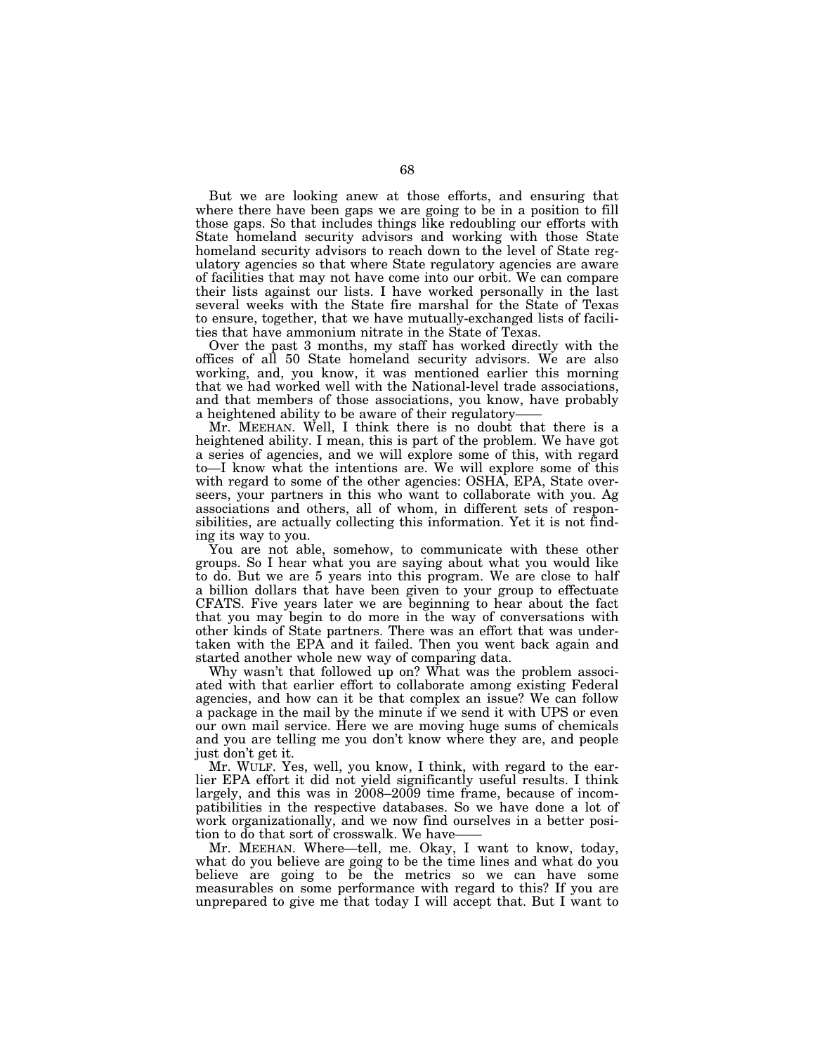But we are looking anew at those efforts, and ensuring that where there have been gaps we are going to be in a position to fill those gaps. So that includes things like redoubling our efforts with State homeland security advisors and working with those State homeland security advisors to reach down to the level of State regulatory agencies so that where State regulatory agencies are aware of facilities that may not have come into our orbit. We can compare their lists against our lists. I have worked personally in the last several weeks with the State fire marshal for the State of Texas to ensure, together, that we have mutually-exchanged lists of facilities that have ammonium nitrate in the State of Texas.

Over the past 3 months, my staff has worked directly with the offices of all 50 State homeland security advisors. We are also working, and, you know, it was mentioned earlier this morning that we had worked well with the National-level trade associations, and that members of those associations, you know, have probably a heightened ability to be aware of their regulatory——

Mr. MEEHAN. Well, I think there is no doubt that there is a heightened ability. I mean, this is part of the problem. We have got a series of agencies, and we will explore some of this, with regard to—I know what the intentions are. We will explore some of this with regard to some of the other agencies: OSHA, EPA, State overseers, your partners in this who want to collaborate with you. Ag associations and others, all of whom, in different sets of responsibilities, are actually collecting this information. Yet it is not finding its way to you.

You are not able, somehow, to communicate with these other groups. So I hear what you are saying about what you would like to do. But we are 5 years into this program. We are close to half a billion dollars that have been given to your group to effectuate CFATS. Five years later we are beginning to hear about the fact that you may begin to do more in the way of conversations with other kinds of State partners. There was an effort that was undertaken with the EPA and it failed. Then you went back again and started another whole new way of comparing data.

Why wasn't that followed up on? What was the problem associated with that earlier effort to collaborate among existing Federal agencies, and how can it be that complex an issue? We can follow a package in the mail by the minute if we send it with UPS or even our own mail service. Here we are moving huge sums of chemicals and you are telling me you don't know where they are, and people just don't get it.

Mr. WULF. Yes, well, you know, I think, with regard to the earlier EPA effort it did not yield significantly useful results. I think largely, and this was in 2008–2009 time frame, because of incompatibilities in the respective databases. So we have done a lot of work organizationally, and we now find ourselves in a better position to do that sort of crosswalk. We have——

Mr. MEEHAN. Where—tell, me. Okay, I want to know, today, what do you believe are going to be the time lines and what do you believe are going to be the metrics so we can have some measurables on some performance with regard to this? If you are unprepared to give me that today I will accept that. But I want to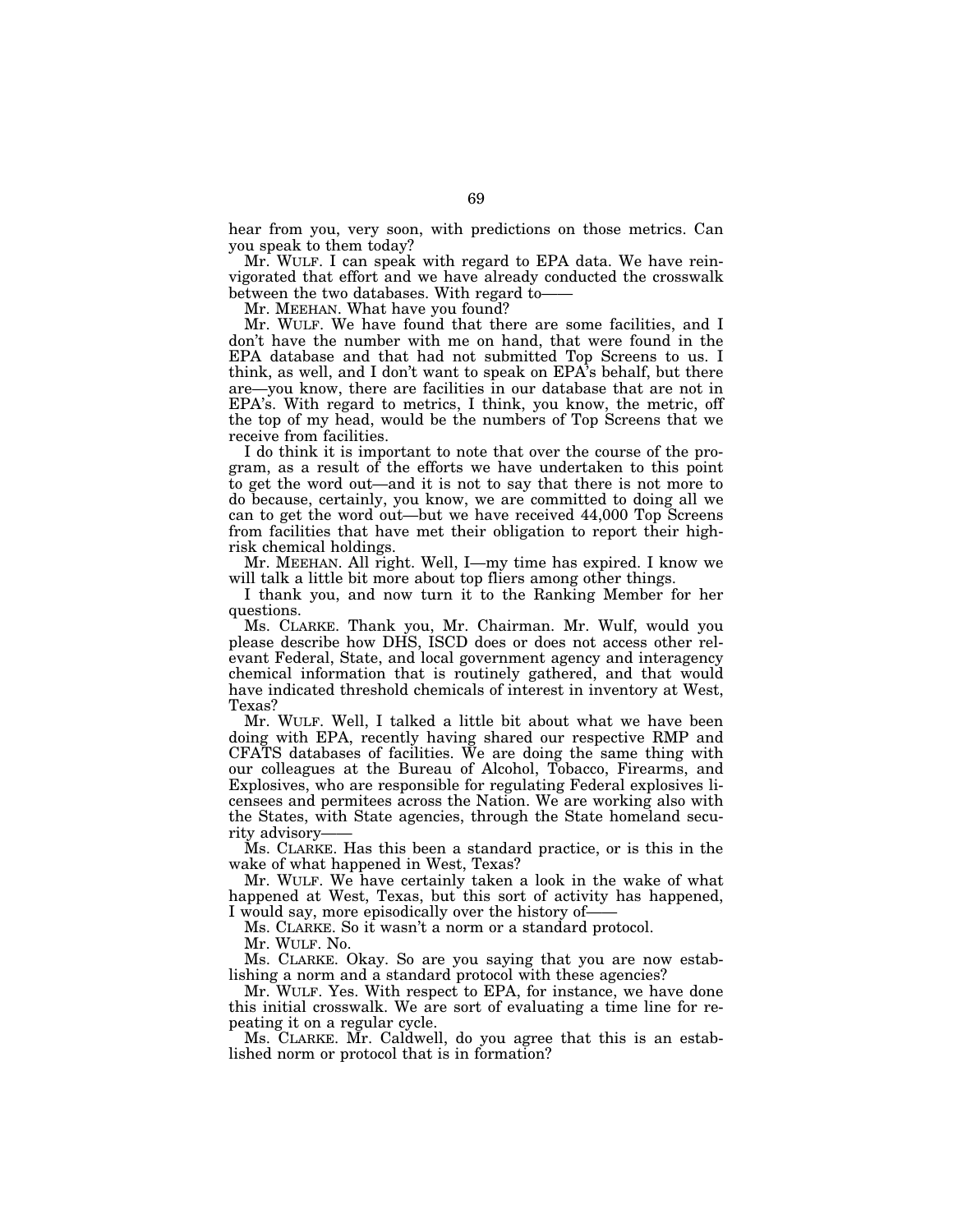hear from you, very soon, with predictions on those metrics. Can you speak to them today?

Mr. WULF. I can speak with regard to EPA data. We have reinvigorated that effort and we have already conducted the crosswalk between the two databases. With regard to——

Mr. MEEHAN. What have you found?

Mr. WULF. We have found that there are some facilities, and I don't have the number with me on hand, that were found in the EPA database and that had not submitted Top Screens to us. I think, as well, and I don't want to speak on EPA's behalf, but there are—you know, there are facilities in our database that are not in EPA's. With regard to metrics, I think, you know, the metric, off the top of my head, would be the numbers of Top Screens that we receive from facilities.

I do think it is important to note that over the course of the program, as a result of the efforts we have undertaken to this point to get the word out—and it is not to say that there is not more to do because, certainly, you know, we are committed to doing all we can to get the word out—but we have received 44,000 Top Screens from facilities that have met their obligation to report their high-risk chemical holdings.

Mr. MEEHAN. All right. Well, I—my time has expired. I know we will talk a little bit more about top fliers among other things.

I thank you, and now turn it to the Ranking Member for her questions.

Ms. CLARKE. Thank you, Mr. Chairman. Mr. Wulf, would you please describe how DHS, ISCD does or does not access other relevant Federal, State, and local government agency and interagency chemical information that is routinely gathered, and that would have indicated threshold chemicals of interest in inventory at West, Texas?

Mr. WULF. Well, I talked a little bit about what we have been doing with EPA, recently having shared our respective RMP and CFATS databases of facilities. We are doing the same thing with our colleagues at the Bureau of Alcohol, Tobacco, Firearms, and Explosives, who are responsible for regulating Federal explosives licensees and permitees across the Nation. We are working also with the States, with State agencies, through the State homeland security advisory——

Ms. CLARKE. Has this been a standard practice, or is this in the wake of what happened in West, Texas?

Mr. WULF. We have certainly taken a look in the wake of what happened at West, Texas, but this sort of activity has happened, I would say, more episodically over the history of——

Ms. CLARKE. So it wasn't a norm or a standard protocol.

Mr. WULF. No.

Ms. CLARKE. Okay. So are you saying that you are now establishing a norm and a standard protocol with these agencies?

Mr. WULF. Yes. With respect to EPA, for instance, we have done this initial crosswalk. We are sort of evaluating a time line for repeating it on a regular cycle.

Ms. CLARKE. Mr. Caldwell, do you agree that this is an established norm or protocol that is in formation?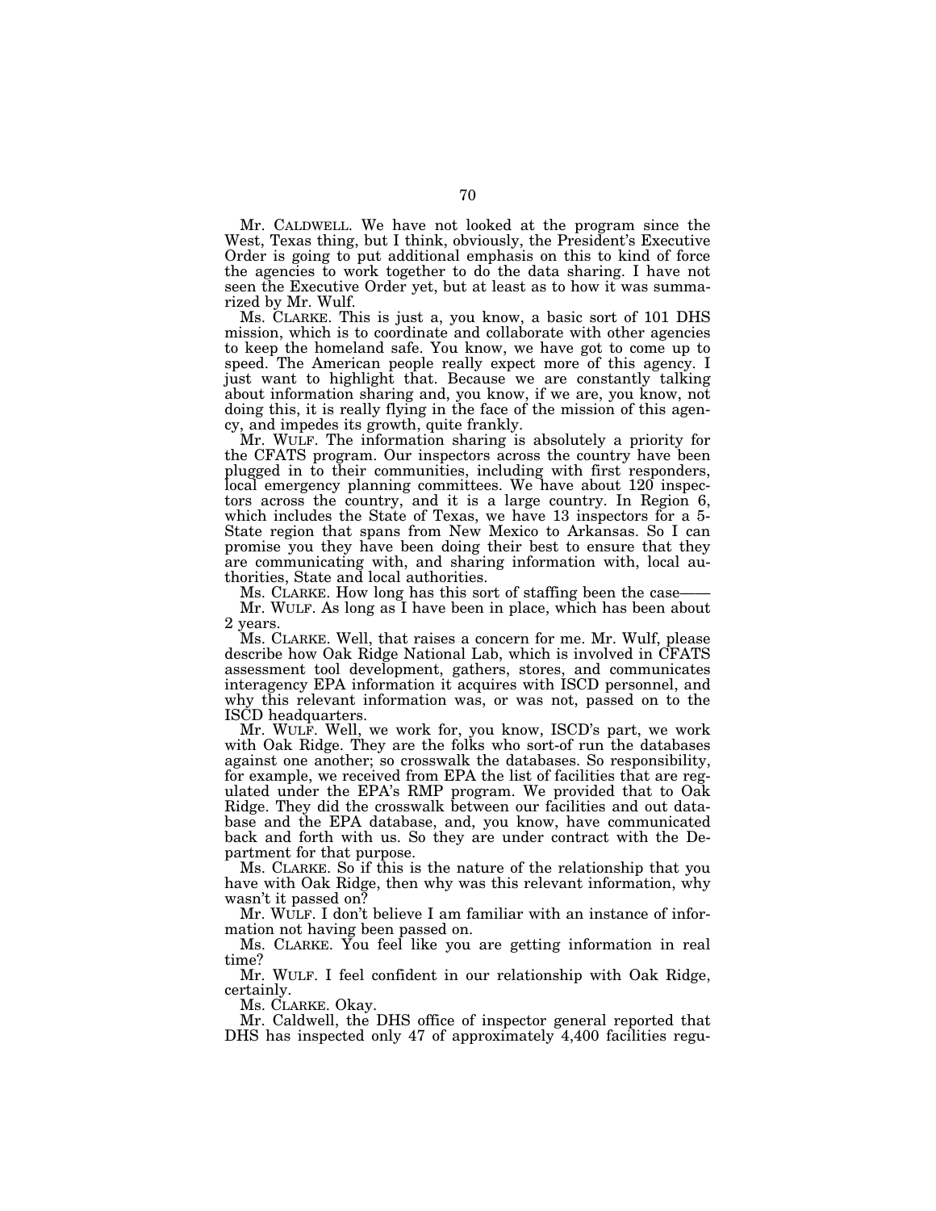Mr. CALDWELL. We have not looked at the program since the West, Texas thing, but I think, obviously, the President's Executive Order is going to put additional emphasis on this to kind of force the agencies to work together to do the data sharing. I have not seen the Executive Order yet, but at least as to how it was summarized by Mr. Wulf.

Ms. CLARKE. This is just a, you know, a basic sort of 101 DHS mission, which is to coordinate and collaborate with other agencies to keep the homeland safe. You know, we have got to come up to speed. The American people really expect more of this agency. I just want to highlight that. Because we are constantly talking about information sharing and, you know, if we are, you know, not doing this, it is really flying in the face of the mission of this agency, and impedes its growth, quite frankly.

Mr. WULF. The information sharing is absolutely a priority for the CFATS program. Our inspectors across the country have been plugged in to their communities, including with first responders, local emergency planning committees. We have about 120 inspectors across the country, and it is a large country. In Region 6, which includes the State of Texas, we have 13 inspectors for a 5-State region that spans from New Mexico to Arkansas. So I can promise you they have been doing their best to ensure that they are communicating with, and sharing information with, local authorities, State and local authorities.

Ms. CLARKE. How long has this sort of staffing been the case——

Mr. WULF. As long as I have been in place, which has been about 2 years.

Ms. CLARKE. Well, that raises a concern for me. Mr. Wulf, please describe how Oak Ridge National Lab, which is involved in CFATS assessment tool development, gathers, stores, and communicates interagency EPA information it acquires with ISCD personnel, and why this relevant information was, or was not, passed on to the ISCD headquarters.

Mr. WULF. Well, we work for, you know, ISCD's part, we work with Oak Ridge. They are the folks who sort-of run the databases against one another; so crosswalk the databases. So responsibility, for example, we received from EPA the list of facilities that are regulated under the EPA's RMP program. We provided that to Oak Ridge. They did the crosswalk between our facilities and out database and the EPA database, and, you know, have communicated back and forth with us. So they are under contract with the Department for that purpose.

Ms. CLARKE. So if this is the nature of the relationship that you have with Oak Ridge, then why was this relevant information, why wasn't it passed on?

Mr. WULF. I don't believe I am familiar with an instance of information not having been passed on.

Ms. CLARKE. You feel like you are getting information in real time?

Mr. WULF. I feel confident in our relationship with Oak Ridge, certainly.

Ms. CLARKE. Okay.

Mr. Caldwell, the DHS office of inspector general reported that DHS has inspected only 47 of approximately 4,400 facilities regu-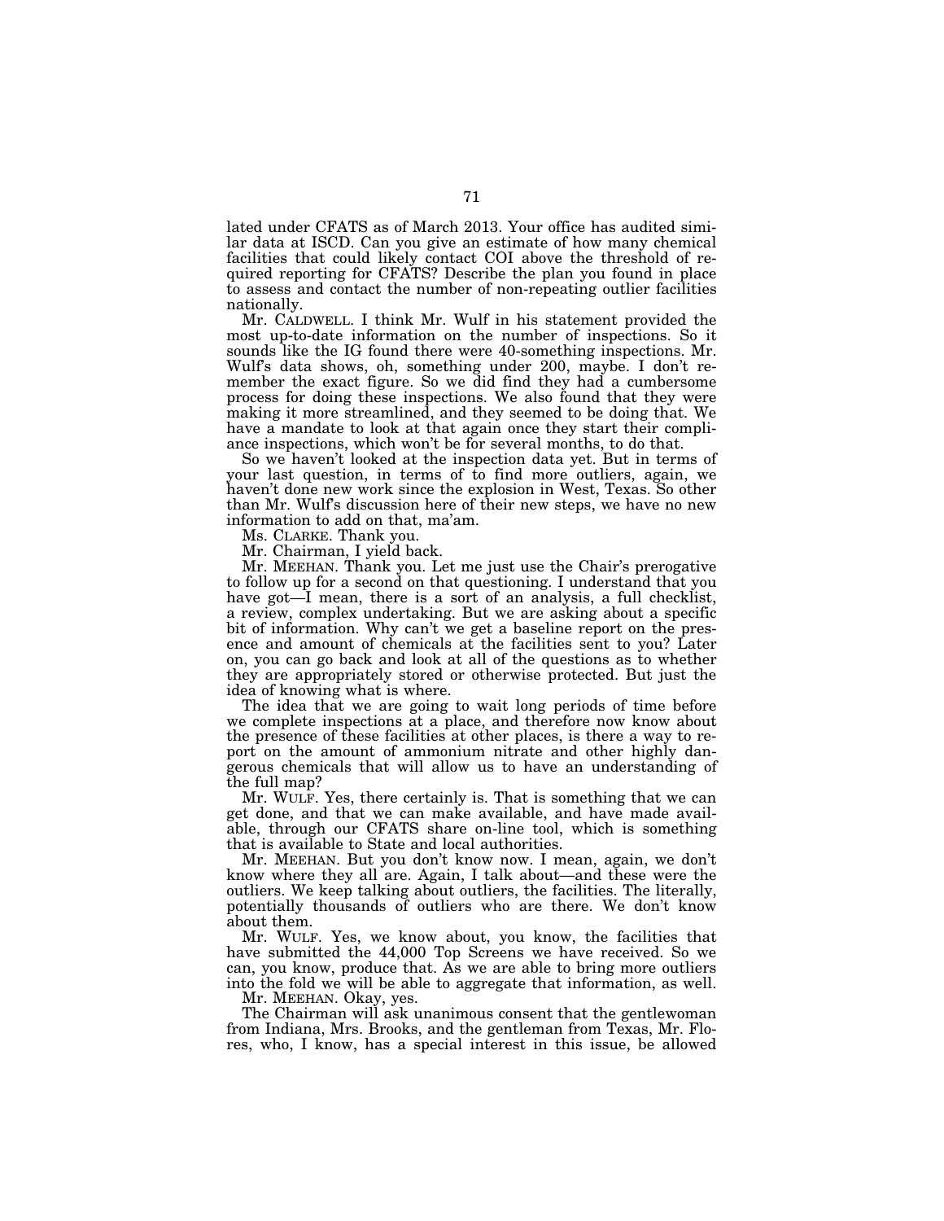lated under CFATS as of March 2013. Your office has audited similar data at ISCD. Can you give an estimate of how many chemical facilities that could likely contact COI above the threshold of required reporting for CFATS? Describe the plan you found in place to assess and contact the number of non-repeating outlier facilities nationally.

Mr. CALDWELL. I think Mr. Wulf in his statement provided the most up-to-date information on the number of inspections. So it sounds like the IG found there were 40-something inspections. Mr. Wulf's data shows, oh, something under 200, maybe. I don't remember the exact figure. So we did find they had a cumbersome process for doing these inspections. We also found that they were making it more streamlined, and they seemed to be doing that. We have a mandate to look at that again once they start their compliance inspections, which won't be for several months, to do that.

So we haven't looked at the inspection data yet. But in terms of your last question, in terms of to find more outliers, again, we haven't done new work since the explosion in West, Texas. So other than Mr. Wulf's discussion here of their new steps, we have no new information to add on that, ma'am.

Ms. CLARKE. Thank you.

Mr. Chairman, I yield back.

Mr. MEEHAN. Thank you. Let me just use the Chair's prerogative to follow up for a second on that questioning. I understand that you have got—I mean, there is a sort of an analysis, a full checklist, a review, complex undertaking. But we are asking about a specific bit of information. Why can't we get a baseline report on the presence and amount of chemicals at the facilities sent to you? Later on, you can go back and look at all of the questions as to whether they are appropriately stored or otherwise protected. But just the idea of knowing what is where.

The idea that we are going to wait long periods of time before we complete inspections at a place, and therefore now know about the presence of these facilities at other places, is there a way to report on the amount of ammonium nitrate and other highly dangerous chemicals that will allow us to have an understanding of the full map?

Mr. WULF. Yes, there certainly is. That is something that we can get done, and that we can make available, and have made available, through our CFATS share on-line tool, which is something that is available to State and local authorities.

Mr. MEEHAN. But you don't know now. I mean, again, we don't know where they all are. Again, I talk about—and these were the outliers. We keep talking about outliers, the facilities. The literally, potentially thousands of outliers who are there. We don't know about them.

Mr. WULF. Yes, we know about, you know, the facilities that have submitted the 44,000 Top Screens we have received. So we can, you know, produce that. As we are able to bring more outliers into the fold we will be able to aggregate that information, as well.

Mr. MEEHAN. Okay, yes.

The Chairman will ask unanimous consent that the gentlewoman from Indiana, Mrs. Brooks, and the gentleman from Texas, Mr. Flores, who, I know, has a special interest in this issue, be allowed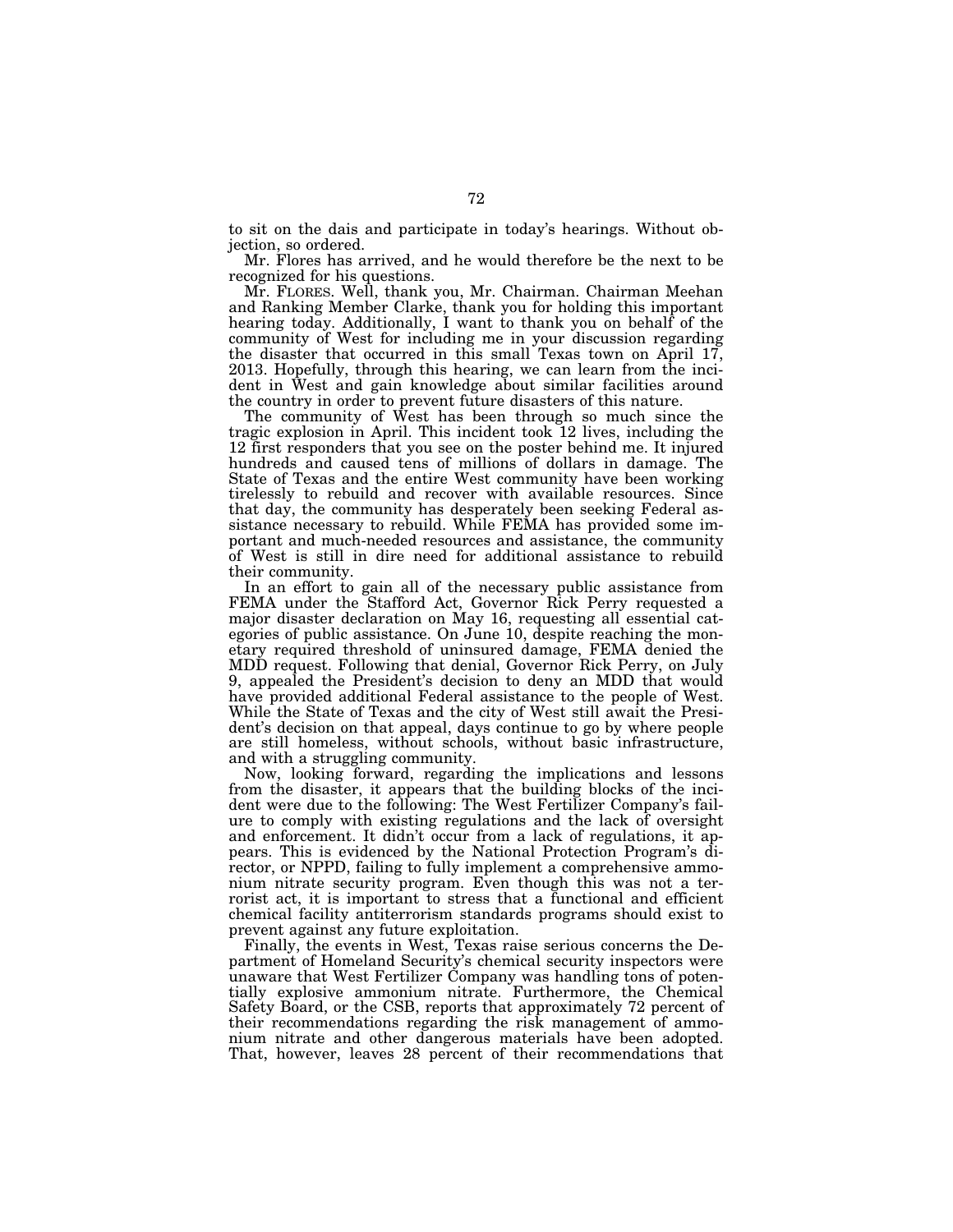to sit on the dais and participate in today's hearings. Without objection, so ordered.

Mr. Flores has arrived, and he would therefore be the next to be recognized for his questions.

Mr. FLORES. Well, thank you, Mr. Chairman. Chairman Meehan and Ranking Member Clarke, thank you for holding this important hearing today. Additionally, I want to thank you on behalf of the community of West for including me in your discussion regarding the disaster that occurred in this small Texas town on April 17, 2013. Hopefully, through this hearing, we can learn from the incident in West and gain knowledge about similar facilities around the country in order to prevent future disasters of this nature.

The community of West has been through so much since the tragic explosion in April. This incident took 12 lives, including the 12 first responders that you see on the poster behind me. It injured hundreds and caused tens of millions of dollars in damage. The State of Texas and the entire West community have been working tirelessly to rebuild and recover with available resources. Since that day, the community has desperately been seeking Federal assistance necessary to rebuild. While FEMA has provided some important and much-needed resources and assistance, the community of West is still in dire need for additional assistance to rebuild their community.

In an effort to gain all of the necessary public assistance from FEMA under the Stafford Act, Governor Rick Perry requested a major disaster declaration on May 16, requesting all essential categories of public assistance. On June 10, despite reaching the monetary required threshold of uninsured damage, FEMA denied the MDD request. Following that denial, Governor Rick Perry, on July 9, appealed the President's decision to deny an MDD that would have provided additional Federal assistance to the people of West. While the State of Texas and the city of West still await the President's decision on that appeal, days continue to go by where people are still homeless, without schools, without basic infrastructure, and with a struggling community.

Now, looking forward, regarding the implications and lessons from the disaster, it appears that the building blocks of the incident were due to the following: The West Fertilizer Company's failure to comply with existing regulations and the lack of oversight and enforcement. It didn't occur from a lack of regulations, it appears. This is evidenced by the National Protection Program's director, or NPPD, failing to fully implement a comprehensive ammonium nitrate security program. Even though this was not a terrorist act, it is important to stress that a functional and efficient chemical facility antiterrorism standards programs should exist to prevent against any future exploitation.

Finally, the events in West, Texas raise serious concerns the Department of Homeland Security's chemical security inspectors were unaware that West Fertilizer Company was handling tons of potentially explosive ammonium nitrate. Furthermore, the Chemical Safety Board, or the CSB, reports that approximately 72 percent of their recommendations regarding the risk management of ammonium nitrate and other dangerous materials have been adopted. That, however, leaves 28 percent of their recommendations that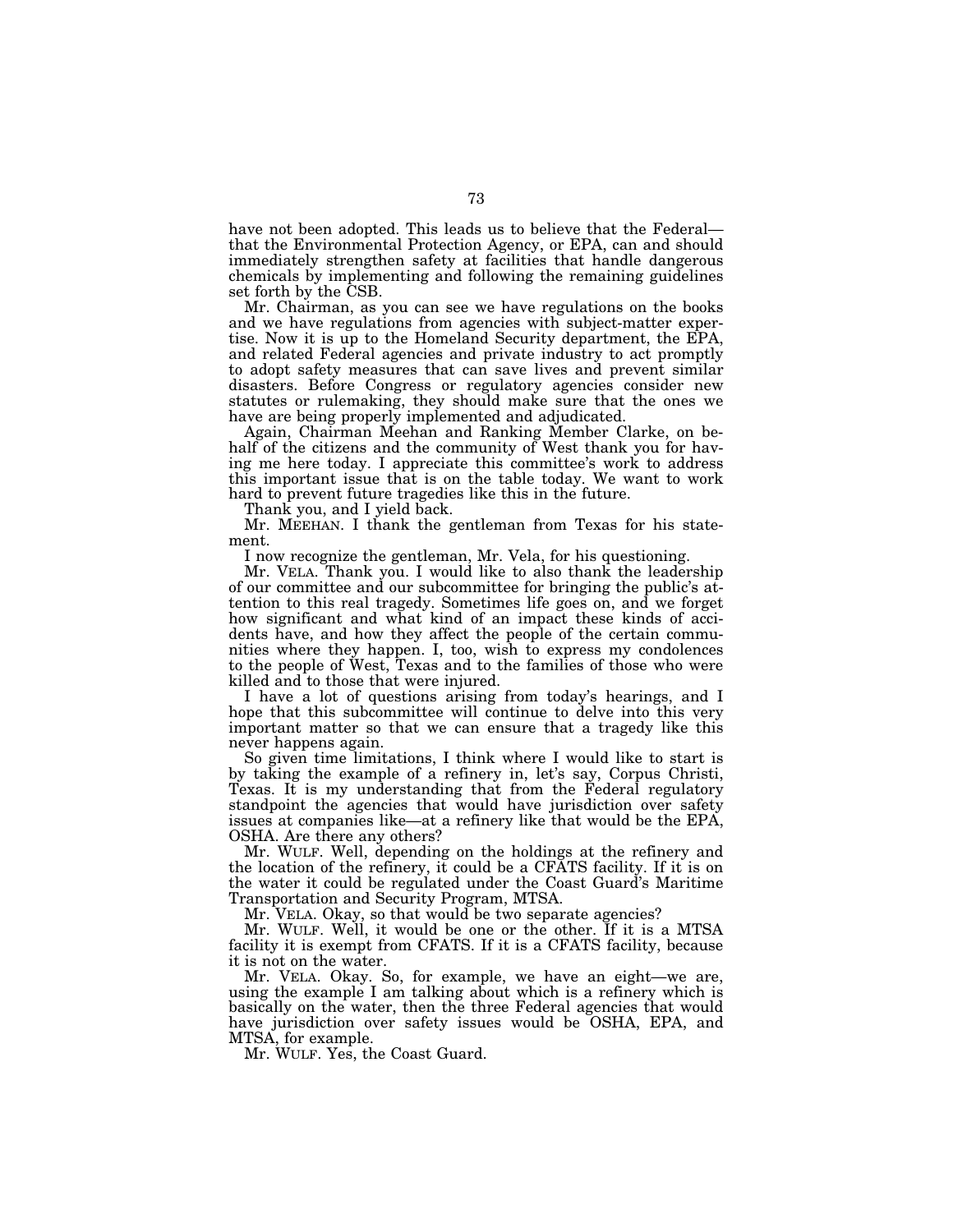have not been adopted. This leads us to believe that the Federal—that the Environmental Protection Agency, or EPA, can and should immediately strengthen safety at facilities that handle dangerous chemicals by implementing and following the remaining guidelines set forth by the CSB.

Mr. Chairman, as you can see we have regulations on the books and we have regulations from agencies with subject-matter expertise. Now it is up to the Homeland Security department, the EPA, and related Federal agencies and private industry to act promptly to adopt safety measures that can save lives and prevent similar disasters. Before Congress or regulatory agencies consider new statutes or rulemaking, they should make sure that the ones we have are being properly implemented and adjudicated.

Again, Chairman Meehan and Ranking Member Clarke, on behalf of the citizens and the community of West thank you for having me here today. I appreciate this committee's work to address this important issue that is on the table today. We want to work hard to prevent future tragedies like this in the future.

Thank you, and I yield back.

Mr. MEEHAN. I thank the gentleman from Texas for his statement.

I now recognize the gentleman, Mr. Vela, for his questioning.

Mr. VELA. Thank you. I would like to also thank the leadership of our committee and our subcommittee for bringing the public's attention to this real tragedy. Sometimes life goes on, and we forget how significant and what kind of an impact these kinds of accidents have, and how they affect the people of the certain communities where they happen. I, too, wish to express my condolences to the people of West, Texas and to the families of those who were killed and to those that were injured.

I have a lot of questions arising from today's hearings, and I hope that this subcommittee will continue to delve into this very important matter so that we can ensure that a tragedy like this never happens again.

So given time limitations, I think where I would like to start is by taking the example of a refinery in, let's say, Corpus Christi, Texas. It is my understanding that from the Federal regulatory standpoint the agencies that would have jurisdiction over safety issues at companies like—at a refinery like that would be the EPA, OSHA. Are there any others?

Mr. WULF. Well, depending on the holdings at the refinery and the location of the refinery, it could be a CFATS facility. If it is on the water it could be regulated under the Coast Guard's Maritime Transportation and Security Program, MTSA.

Mr. VELA. Okay, so that would be two separate agencies?

Mr. WULF. Well, it would be one or the other. If it is a MTSA facility it is exempt from CFATS. If it is a CFATS facility, because it is not on the water.

Mr. VELA. Okay. So, for example, we have an eight—we are, using the example I am talking about which is a refinery which is basically on the water, then the three Federal agencies that would have jurisdiction over safety issues would be OSHA, EPA, and MTSA, for example.

Mr. WULF. Yes, the Coast Guard.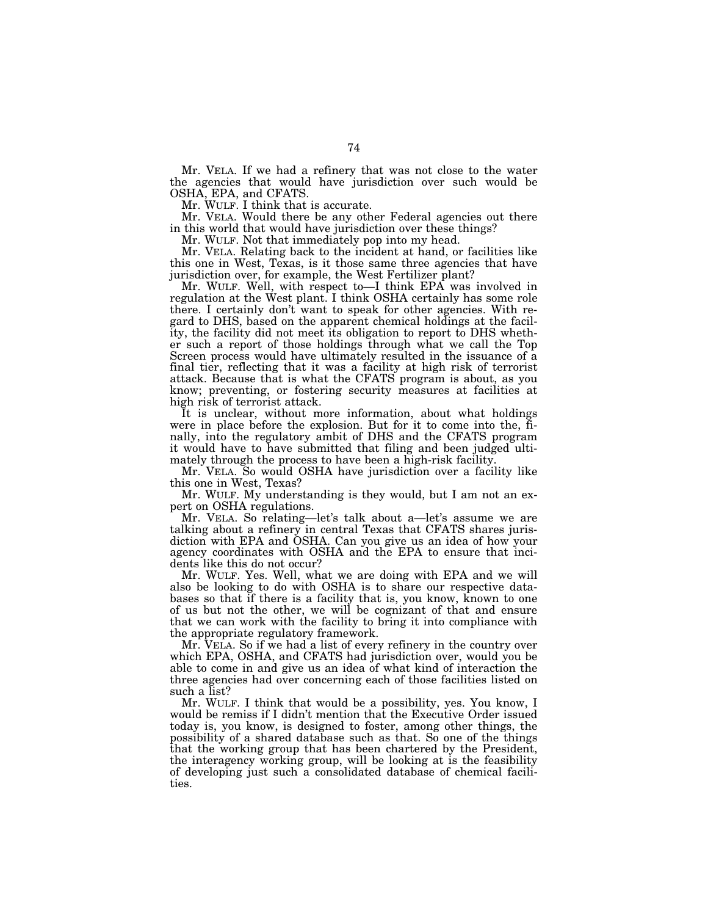Mr. VELA. If we had a refinery that was not close to the water the agencies that would have jurisdiction over such would be OSHA, EPA, and CFATS.

Mr. WULF. I think that is accurate.

Mr. VELA. Would there be any other Federal agencies out there in this world that would have jurisdiction over these things?

Mr. WULF. Not that immediately pop into my head.

Mr. VELA. Relating back to the incident at hand, or facilities like this one in West, Texas, is it those same three agencies that have jurisdiction over, for example, the West Fertilizer plant?

Mr. WULF. Well, with respect to—I think EPA was involved in regulation at the West plant. I think OSHA certainly has some role there. I certainly don't want to speak for other agencies. With regard to DHS, based on the apparent chemical holdings at the facility, the facility did not meet its obligation to report to DHS whether such a report of those holdings through what we call the Top Screen process would have ultimately resulted in the issuance of a final tier, reflecting that it was a facility at high risk of terrorist attack. Because that is what the CFATS program is about, as you know; preventing, or fostering security measures at facilities at high risk of terrorist attack.

It is unclear, without more information, about what holdings were in place before the explosion. But for it to come into the, finally, into the regulatory ambit of DHS and the CFATS program it would have to have submitted that filing and been judged ultimately through the process to have been a high-risk facility.

Mr. VELA. So would OSHA have jurisdiction over a facility like this one in West, Texas?

Mr. WULF. My understanding is they would, but I am not an expert on OSHA regulations.

Mr. VELA. So relating—let's talk about a—let's assume we are talking about a refinery in central Texas that CFATS shares jurisdiction with EPA and OSHA. Can you give us an idea of how your agency coordinates with OSHA and the EPA to ensure that incidents like this do not occur?

Mr. WULF. Yes. Well, what we are doing with EPA and we will also be looking to do with OSHA is to share our respective databases so that if there is a facility that is, you know, known to one of us but not the other, we will be cognizant of that and ensure that we can work with the facility to bring it into compliance with the appropriate regulatory framework.

Mr. VELA. So if we had a list of every refinery in the country over which EPA, OSHA, and CFATS had jurisdiction over, would you be able to come in and give us an idea of what kind of interaction the three agencies had over concerning each of those facilities listed on such a list?

Mr. WULF. I think that would be a possibility, yes. You know, I would be remiss if I didn't mention that the Executive Order issued today is, you know, is designed to foster, among other things, the possibility of a shared database such as that. So one of the things that the working group that has been chartered by the President, the interagency working group, will be looking at is the feasibility of developing just such a consolidated database of chemical facilities.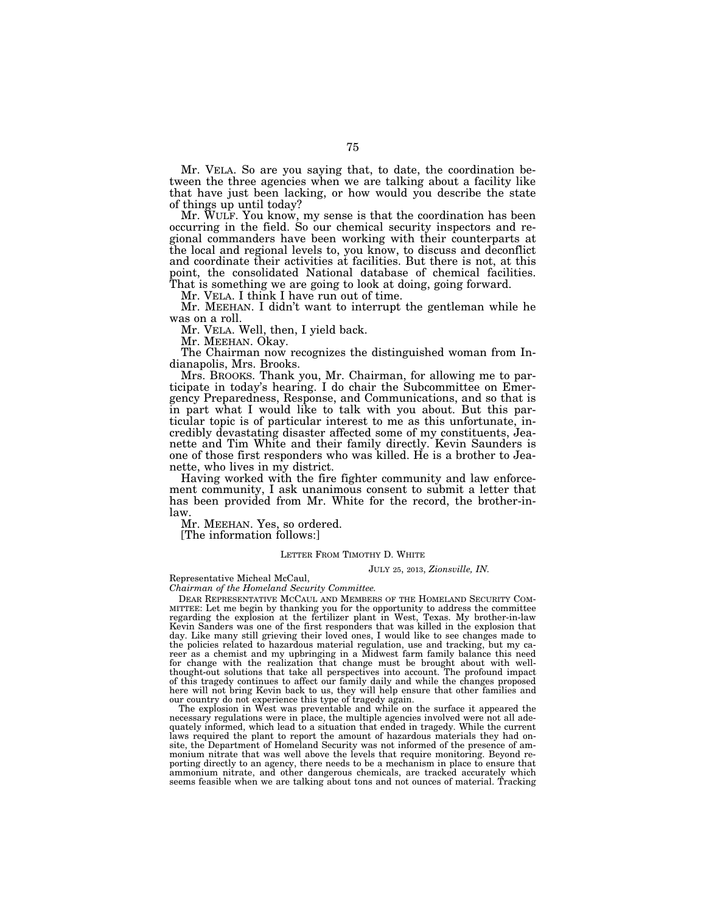Mr. VELA. So are you saying that, to date, the coordination between the three agencies when we are talking about a facility like that have just been lacking, or how would you describe the state of things up until today?

Mr. WULF. You know, my sense is that the coordination has been occurring in the field. So our chemical security inspectors and regional commanders have been working with their counterparts at the local and regional levels to, you know, to discuss and deconflict and coordinate their activities at facilities. But there is not, at this point, the consolidated National database of chemical facilities. That is something we are going to look at doing, going forward.

Mr. VELA. I think I have run out of time.

Mr. MEEHAN. I didn't want to interrupt the gentleman while he was on a roll.

Mr. VELA. Well, then, I yield back.

Mr. MEEHAN. Okay.

The Chairman now recognizes the distinguished woman from Indianapolis, Mrs. Brooks.

Mrs. BROOKS. Thank you, Mr. Chairman, for allowing me to participate in today's hearing. I do chair the Subcommittee on Emergency Preparedness, Response, and Communications, and so that is in part what I would like to talk with you about. But this particular topic is of particular interest to me as this unfortunate, incredibly devastating disaster affected some of my constituents, Jeanette and Tim White and their family directly. Kevin Saunders is one of those first responders who was killed. He is a brother to Jeanette, who lives in my district.

Having worked with the fire fighter community and law enforcement community, I ask unanimous consent to submit a letter that has been provided from Mr. White for the record, the brother-in-law.

Mr. MEEHAN. Yes, so ordered.

[The information follows:]

LETTER FROM TIMOTHY D. WHITE

JULY 25, 2013, *Zionsville, IN.*

Representative Micheal McCaul,
*Chairman of the Homeland Security Committee.*

DEAR REPRESENTATIVE MCCAUL AND MEMBERS OF THE HOMELAND SECURITY COMMITTEE: Let me begin by thanking you for the opportunity to address the committee regarding the explosion at the fertilizer plant in West, Texas. My brother-in-law Kevin Sanders was one of the first responders that was killed in the explosion that day. Like many still grieving their loved ones, I would like to see changes made to the policies related to hazardous material regulation, use and tracking, but my career as a chemist and my upbringing in a Midwest farm family balance this need for change with the realization that change must be brought about with well-thought-out solutions that take all perspectives into account. The profound impact of this tragedy continues to affect our family daily and while the changes proposed here will not bring Kevin back to us, they will help ensure that other families and our country do not experience this type of tragedy again.

The explosion in West was preventable and while on the surface it appeared the necessary regulations were in place, the multiple agencies involved were not all adequately informed, which lead to a situation that ended in tragedy. While the current laws required the plant to report the amount of hazardous materials they had on-site, the Department of Homeland Security was not informed of the presence of ammonium nitrate that was well above the levels that require monitoring. Beyond reporting directly to an agency, there needs to be a mechanism in place to ensure that ammonium nitrate, and other dangerous chemicals, are tracked accurately which seems feasible when we are talking about tons and not ounces of material. Tracking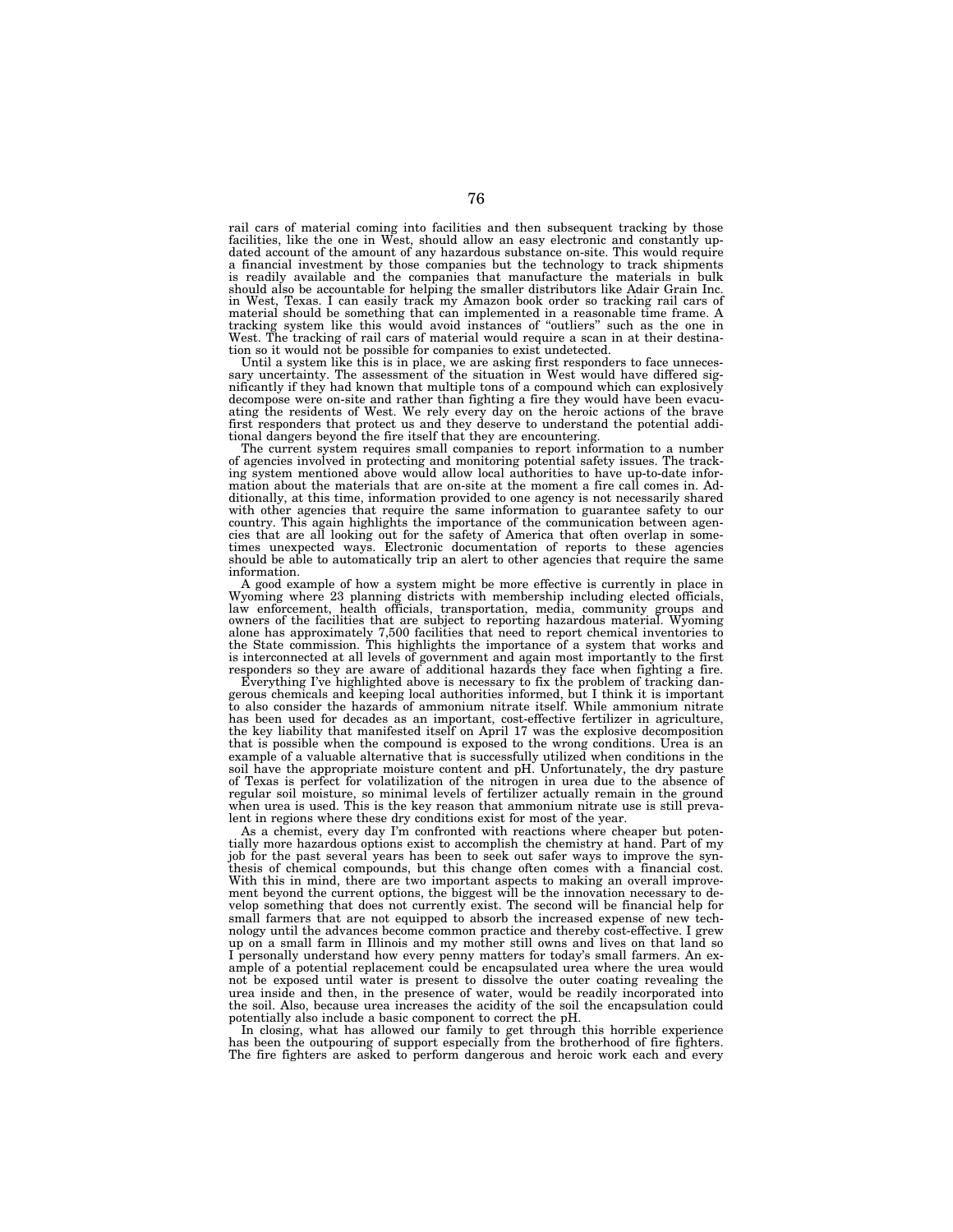rail cars of material coming into facilities and then subsequent tracking by those facilities, like the one in West, should allow an easy electronic and constantly updated account of the amount of any hazardous substance on-site. This would require a financial investment by those companies but the technology to track shipments is readily available and the companies that manufacture the materials in bulk should also be accountable for helping the smaller distributors like Adair Grain Inc. in West, Texas. I can easily track my Amazon book order so tracking rail cars of material should be something that can implemented in a reasonable time frame. A tracking system like this would avoid instances of "outliers" such as the one in West. The tracking of rail cars of material would require a scan in at their destination so it would not be possible for companies to exist undetected.

Until a system like this is in place, we are asking first responders to face unnecessary uncertainty. The assessment of the situation in West would have differed significantly if they had known that multiple tons of a compound which can explosively decompose were on-site and rather than fighting a fire they would have been evacuating the residents of West. We rely every day on the heroic actions of the brave first responders that protect us and they deserve to understand the potential additional dangers beyond the fire itself that they are encountering.

The current system requires small companies to report information to a number of agencies involved in protecting and monitoring potential safety issues. The tracking system mentioned above would allow local authorities to have up-to-date information about the materials that are on-site at the moment a fire call comes in. Additionally, at this time, information provided to one agency is not necessarily shared with other agencies that require the same information to guarantee safety to our country. This again highlights the importance of the communication between agencies that are all looking out for the safety of America that often overlap in sometimes unexpected ways. Electronic documentation of reports to these agencies should be able to automatically trip an alert to other agencies that require the same information.

A good example of how a system might be more effective is currently in place in Wyoming where 23 planning districts with membership including elected officials, law enforcement, health officials, transportation, media, community groups and owners of the facilities that are subject to reporting hazardous material. Wyoming alone has approximately 7,500 facilities that need to report chemical inventories to the State commission. This highlights the importance of a system that works and is interconnected at all levels of government and again most importantly to the first responders so they are aware of additional hazards they face when fighting a fire.

Everything I've highlighted above is necessary to fix the problem of tracking dangerous chemicals and keeping local authorities informed, but I think it is important to also consider the hazards of ammonium nitrate itself. While ammonium nitrate has been used for decades as an important, cost-effective fertilizer in agriculture, the key liability that manifested itself on April 17 was the explosive decomposition that is possible when the compound is exposed to the wrong conditions. Urea is an example of a valuable alternative that is successfully utilized when conditions in the soil have the appropriate moisture content and pH. Unfortunately, the dry pasture of Texas is perfect for volatilization of the nitrogen in urea due to the absence of regular soil moisture, so minimal levels of fertilizer actually remain in the ground when urea is used. This is the key reason that ammonium nitrate use is still prevalent in regions where these dry conditions exist for most of the year.

As a chemist, every day I'm confronted with reactions where cheaper but potentially more hazardous options exist to accomplish the chemistry at hand. Part of my job for the past several years has been to seek out safer ways to improve the synthesis of chemical compounds, but this change often comes with a financial cost. With this in mind, there are two important aspects to making an overall improvement beyond the current options, the biggest will be the innovation necessary to develop something that does not currently exist. The second will be financial help for small farmers that are not equipped to absorb the increased expense of new technology until the advances become common practice and thereby cost-effective. I grew up on a small farm in Illinois and my mother still owns and lives on that land so I personally understand how every penny matters for today's small farmers. An example of a potential replacement could be encapsulated urea where the urea would not be exposed until water is present to dissolve the outer coating revealing the urea inside and then, in the presence of water, would be readily incorporated into the soil. Also, because urea increases the acidity of the soil the encapsulation could potentially also include a basic component to correct the pH.

In closing, what has allowed our family to get through this horrible experience has been the outpouring of support especially from the brotherhood of fire fighters. The fire fighters are asked to perform dangerous and heroic work each and every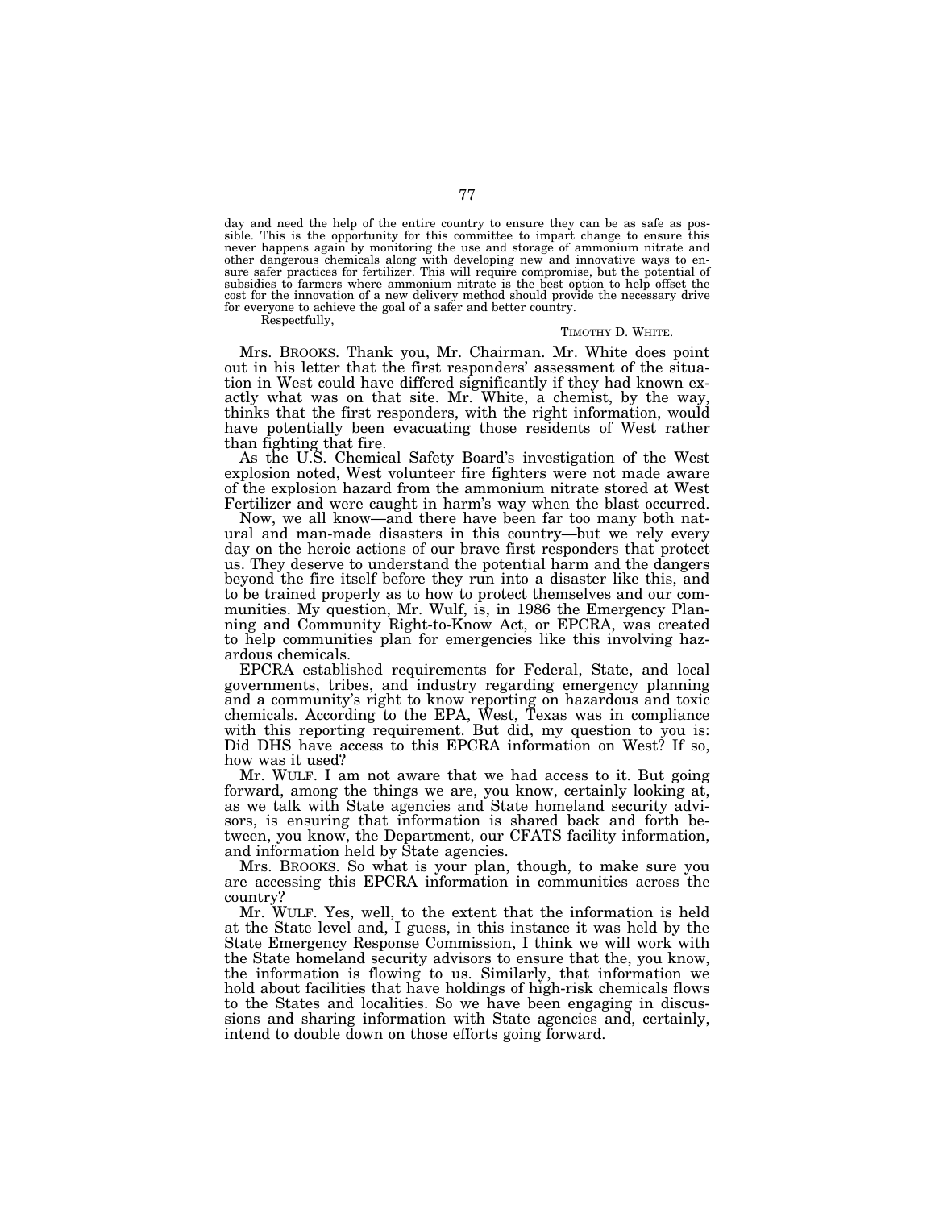day and need the help of the entire country to ensure they can be as safe as possible. This is the opportunity for this committee to impart change to ensure this never happens again by monitoring the use and storage of ammonium nitrate and other dangerous chemicals along with developing new and innovative ways to ensure safer practices for fertilizer. This will require compromise, but the potential of subsidies to farmers where ammonium nitrate is the best option to help offset the cost for the innovation of a new delivery method should provide the necessary drive for everyone to achieve the goal of a safer and better country.

Respectfully,

TIMOTHY D. WHITE.

Mrs. BROOKS. Thank you, Mr. Chairman. Mr. White does point out in his letter that the first responders' assessment of the situation in West could have differed significantly if they had known exactly what was on that site. Mr. White, a chemist, by the way, thinks that the first responders, with the right information, would have potentially been evacuating those residents of West rather than fighting that fire.

As the U.S. Chemical Safety Board's investigation of the West explosion noted, West volunteer fire fighters were not made aware of the explosion hazard from the ammonium nitrate stored at West Fertilizer and were caught in harm's way when the blast occurred.

Now, we all know—and there have been far too many both natural and man-made disasters in this country—but we rely every day on the heroic actions of our brave first responders that protect us. They deserve to understand the potential harm and the dangers beyond the fire itself before they run into a disaster like this, and to be trained properly as to how to protect themselves and our communities. My question, Mr. Wulf, is, in 1986 the Emergency Planning and Community Right-to-Know Act, or EPCRA, was created to help communities plan for emergencies like this involving hazardous chemicals.

EPCRA established requirements for Federal, State, and local governments, tribes, and industry regarding emergency planning and a community's right to know reporting on hazardous and toxic chemicals. According to the EPA, West, Texas was in compliance with this reporting requirement. But did, my question to you is: Did DHS have access to this EPCRA information on West? If so, how was it used?

Mr. WULF. I am not aware that we had access to it. But going forward, among the things we are, you know, certainly looking at, as we talk with State agencies and State homeland security advisors, is ensuring that information is shared back and forth between, you know, the Department, our CFATS facility information, and information held by State agencies.

Mrs. BROOKS. So what is your plan, though, to make sure you are accessing this EPCRA information in communities across the country?

Mr. WULF. Yes, well, to the extent that the information is held at the State level and, I guess, in this instance it was held by the State Emergency Response Commission, I think we will work with the State homeland security advisors to ensure that the, you know, the information is flowing to us. Similarly, that information we hold about facilities that have holdings of high-risk chemicals flows to the States and localities. So we have been engaging in discussions and sharing information with State agencies and, certainly, intend to double down on those efforts going forward.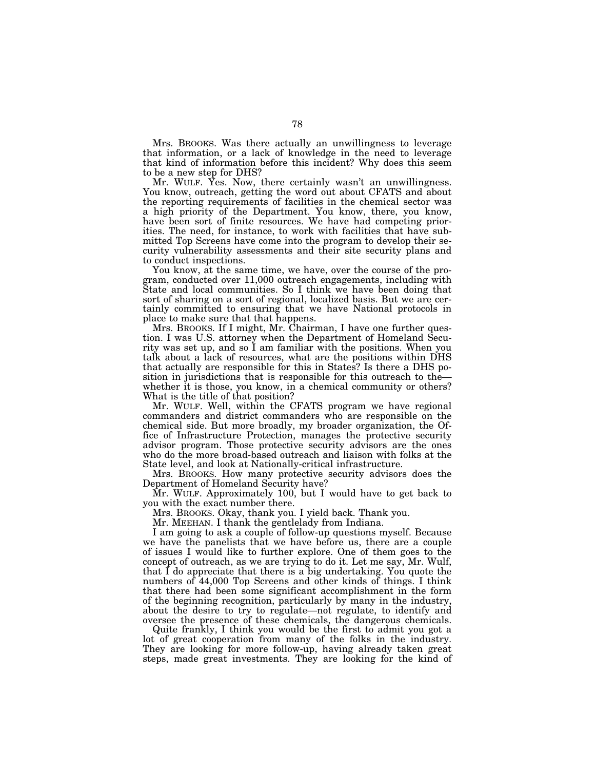Mrs. BROOKS. Was there actually an unwillingness to leverage that information, or a lack of knowledge in the need to leverage that kind of information before this incident? Why does this seem to be a new step for DHS?

Mr. WULF. Yes. Now, there certainly wasn't an unwillingness. You know, outreach, getting the word out about CFATS and about the reporting requirements of facilities in the chemical sector was a high priority of the Department. You know, there, you know, have been sort of finite resources. We have had competing priorities. The need, for instance, to work with facilities that have submitted Top Screens have come into the program to develop their security vulnerability assessments and their site security plans and to conduct inspections.

You know, at the same time, we have, over the course of the program, conducted over 11,000 outreach engagements, including with State and local communities. So I think we have been doing that sort of sharing on a sort of regional, localized basis. But we are certainly committed to ensuring that we have National protocols in place to make sure that that happens.

Mrs. BROOKS. If I might, Mr. Chairman, I have one further question. I was U.S. attorney when the Department of Homeland Security was set up, and so I am familiar with the positions. When you talk about a lack of resources, what are the positions within DHS that actually are responsible for this in States? Is there a DHS position in jurisdictions that is responsible for this outreach to the—whether it is those, you know, in a chemical community or others? What is the title of that position?

Mr. WULF. Well, within the CFATS program we have regional commanders and district commanders who are responsible on the chemical side. But more broadly, my broader organization, the Office of Infrastructure Protection, manages the protective security advisor program. Those protective security advisors are the ones who do the more broad-based outreach and liaison with folks at the State level, and look at Nationally-critical infrastructure.

Mrs. BROOKS. How many protective security advisors does the Department of Homeland Security have?

Mr. WULF. Approximately 100, but I would have to get back to you with the exact number there.

Mrs. BROOKS. Okay, thank you. I yield back. Thank you.

Mr. MEEHAN. I thank the gentlelady from Indiana.

I am going to ask a couple of follow-up questions myself. Because we have the panelists that we have before us, there are a couple of issues I would like to further explore. One of them goes to the concept of outreach, as we are trying to do it. Let me say, Mr. Wulf, that I do appreciate that there is a big undertaking. You quote the numbers of 44,000 Top Screens and other kinds of things. I think that there had been some significant accomplishment in the form of the beginning recognition, particularly by many in the industry, about the desire to try to regulate—not regulate, to identify and oversee the presence of these chemicals, the dangerous chemicals.

Quite frankly, I think you would be the first to admit you got a lot of great cooperation from many of the folks in the industry. They are looking for more follow-up, having already taken great steps, made great investments. They are looking for the kind of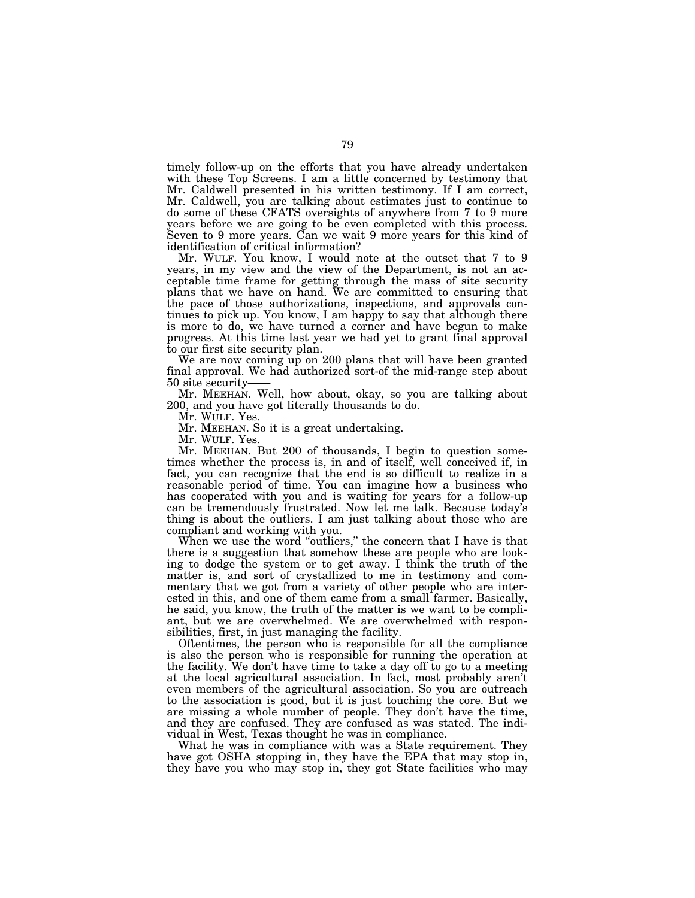timely follow-up on the efforts that you have already undertaken with these Top Screens. I am a little concerned by testimony that Mr. Caldwell presented in his written testimony. If I am correct, Mr. Caldwell, you are talking about estimates just to continue to do some of these CFATS oversights of anywhere from 7 to 9 more years before we are going to be even completed with this process. Seven to 9 more years. Can we wait 9 more years for this kind of identification of critical information?

Mr. WULF. You know, I would note at the outset that 7 to 9 years, in my view and the view of the Department, is not an acceptable time frame for getting through the mass of site security plans that we have on hand. We are committed to ensuring that the pace of those authorizations, inspections, and approvals continues to pick up. You know, I am happy to say that although there is more to do, we have turned a corner and have begun to make progress. At this time last year we had yet to grant final approval to our first site security plan.

We are now coming up on 200 plans that will have been granted final approval. We had authorized sort-of the mid-range step about 50 site security——

Mr. MEEHAN. Well, how about, okay, so you are talking about 200, and you have got literally thousands to do.

Mr. WULF. Yes.

Mr. MEEHAN. So it is a great undertaking.

Mr. WULF. Yes.

Mr. MEEHAN. But 200 of thousands, I begin to question sometimes whether the process is, in and of itself, well conceived if, in fact, you can recognize that the end is so difficult to realize in a reasonable period of time. You can imagine how a business who has cooperated with you and is waiting for years for a follow-up can be tremendously frustrated. Now let me talk. Because today's thing is about the outliers. I am just talking about those who are compliant and working with you.

When we use the word "outliers," the concern that I have is that there is a suggestion that somehow these are people who are looking to dodge the system or to get away. I think the truth of the matter is, and sort of crystallized to me in testimony and commentary that we got from a variety of other people who are interested in this, and one of them came from a small farmer. Basically, he said, you know, the truth of the matter is we want to be compliant, but we are overwhelmed. We are overwhelmed with responsibilities, first, in just managing the facility.

Oftentimes, the person who is responsible for all the compliance is also the person who is responsible for running the operation at the facility. We don't have time to take a day off to go to a meeting at the local agricultural association. In fact, most probably aren't even members of the agricultural association. So you are outreach to the association is good, but it is just touching the core. But we are missing a whole number of people. They don't have the time, and they are confused. They are confused as was stated. The individual in West, Texas thought he was in compliance.

What he was in compliance with was a State requirement. They have got OSHA stopping in, they have the EPA that may stop in, they have you who may stop in, they got State facilities who may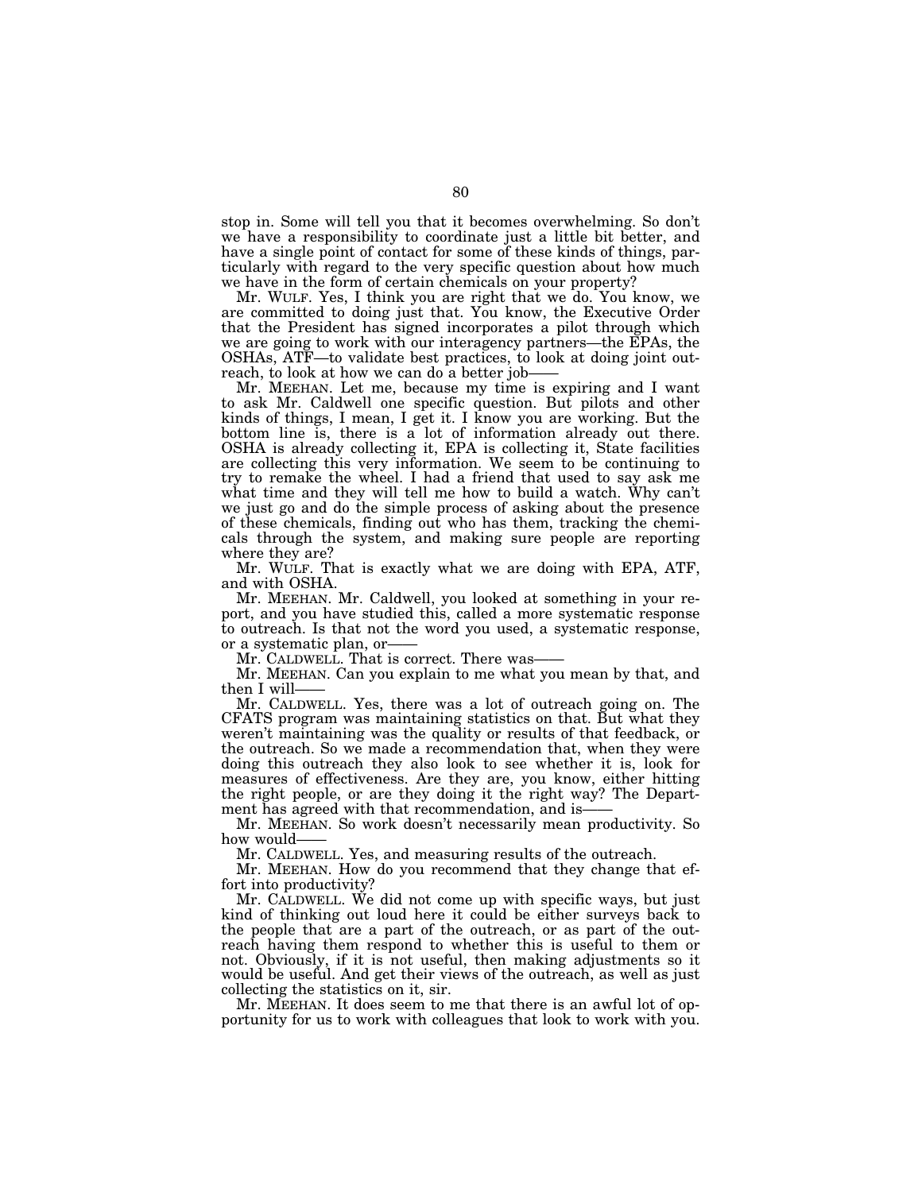stop in. Some will tell you that it becomes overwhelming. So don't we have a responsibility to coordinate just a little bit better, and have a single point of contact for some of these kinds of things, particularly with regard to the very specific question about how much we have in the form of certain chemicals on your property?

Mr. WULF. Yes, I think you are right that we do. You know, we are committed to doing just that. You know, the Executive Order that the President has signed incorporates a pilot through which we are going to work with our interagency partners—the EPAs, the OSHAs, ATF—to validate best practices, to look at doing joint outreach, to look at how we can do a better job——

Mr. MEEHAN. Let me, because my time is expiring and I want to ask Mr. Caldwell one specific question. But pilots and other kinds of things, I mean, I get it. I know you are working. But the bottom line is, there is a lot of information already out there. OSHA is already collecting it, EPA is collecting it, State facilities are collecting this very information. We seem to be continuing to try to remake the wheel. I had a friend that used to say ask me what time and they will tell me how to build a watch. Why can't we just go and do the simple process of asking about the presence of these chemicals, finding out who has them, tracking the chemicals through the system, and making sure people are reporting where they are?

Mr. WULF. That is exactly what we are doing with EPA, ATF, and with OSHA.

Mr. MEEHAN. Mr. Caldwell, you looked at something in your report, and you have studied this, called a more systematic response to outreach. Is that not the word you used, a systematic response, or a systematic plan, or——

Mr. CALDWELL. That is correct. There was——

Mr. MEEHAN. Can you explain to me what you mean by that, and then I will——

Mr. CALDWELL. Yes, there was a lot of outreach going on. The CFATS program was maintaining statistics on that. But what they weren't maintaining was the quality or results of that feedback, or the outreach. So we made a recommendation that, when they were doing this outreach they also look to see whether it is, look for measures of effectiveness. Are they are, you know, either hitting the right people, or are they doing it the right way? The Department has agreed with that recommendation, and is——

Mr. MEEHAN. So work doesn't necessarily mean productivity. So how would——

Mr. CALDWELL. Yes, and measuring results of the outreach.

Mr. MEEHAN. How do you recommend that they change that effort into productivity?

Mr. CALDWELL. We did not come up with specific ways, but just kind of thinking out loud here it could be either surveys back to the people that are a part of the outreach, or as part of the outreach having them respond to whether this is useful to them or not. Obviously, if it is not useful, then making adjustments so it would be useful. And get their views of the outreach, as well as just collecting the statistics on it, sir.

Mr. MEEHAN. It does seem to me that there is an awful lot of opportunity for us to work with colleagues that look to work with you.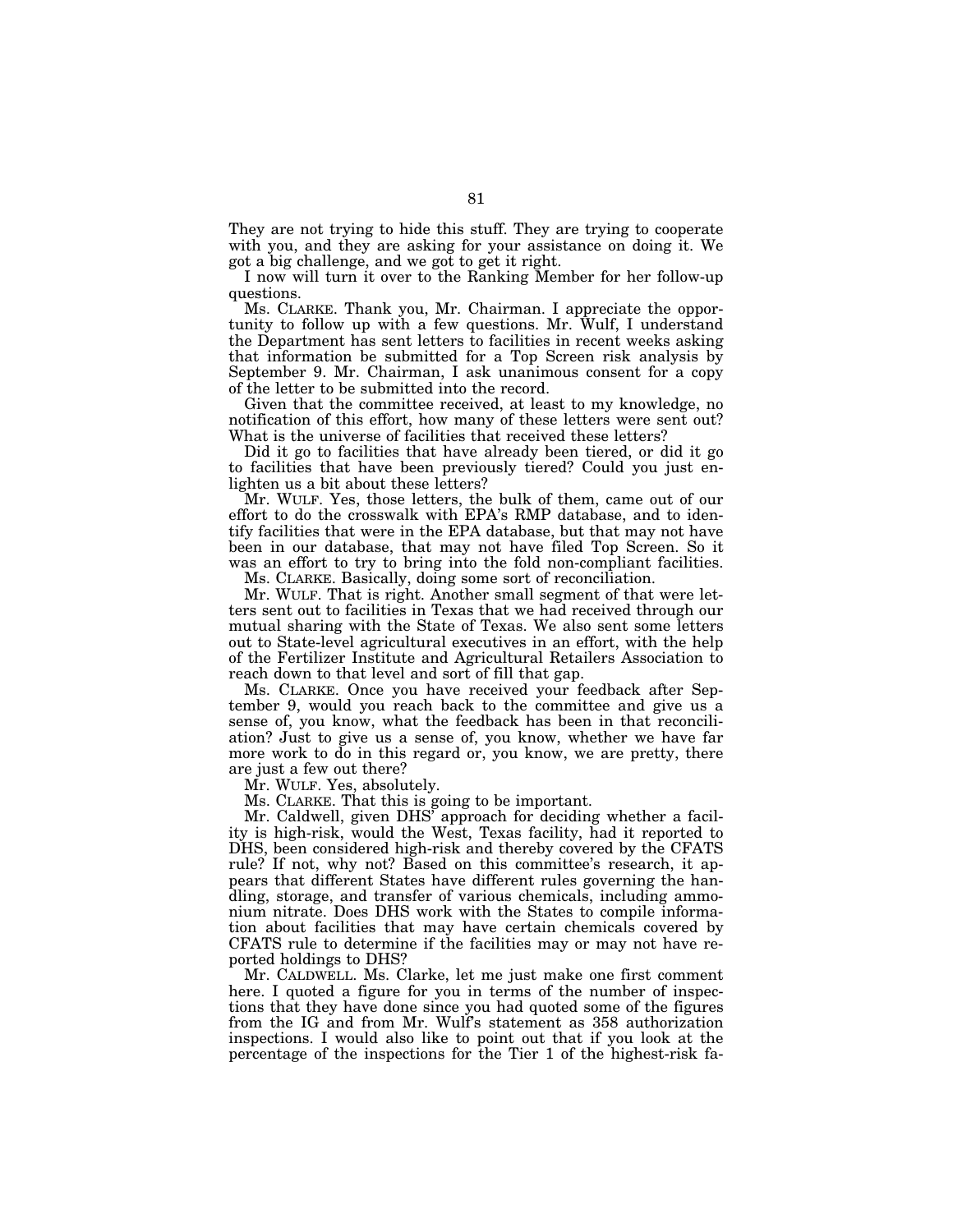They are not trying to hide this stuff. They are trying to cooperate with you, and they are asking for your assistance on doing it. We got a big challenge, and we got to get it right.

I now will turn it over to the Ranking Member for her follow-up questions.

Ms. CLARKE. Thank you, Mr. Chairman. I appreciate the opportunity to follow up with a few questions. Mr. Wulf, I understand the Department has sent letters to facilities in recent weeks asking that information be submitted for a Top Screen risk analysis by September 9. Mr. Chairman, I ask unanimous consent for a copy of the letter to be submitted into the record.

Given that the committee received, at least to my knowledge, no notification of this effort, how many of these letters were sent out? What is the universe of facilities that received these letters?

Did it go to facilities that have already been tiered, or did it go to facilities that have been previously tiered? Could you just enlighten us a bit about these letters?

Mr. WULF. Yes, those letters, the bulk of them, came out of our effort to do the crosswalk with EPA's RMP database, and to identify facilities that were in the EPA database, but that may not have been in our database, that may not have filed Top Screen. So it was an effort to try to bring into the fold non-compliant facilities.

Ms. CLARKE. Basically, doing some sort of reconciliation.

Mr. WULF. That is right. Another small segment of that were letters sent out to facilities in Texas that we had received through our mutual sharing with the State of Texas. We also sent some letters out to State-level agricultural executives in an effort, with the help of the Fertilizer Institute and Agricultural Retailers Association to reach down to that level and sort of fill that gap.

Ms. CLARKE. Once you have received your feedback after September 9, would you reach back to the committee and give us a sense of, you know, what the feedback has been in that reconciliation? Just to give us a sense of, you know, whether we have far more work to do in this regard or, you know, we are pretty, there are just a few out there?

Mr. WULF. Yes, absolutely.

Ms. CLARKE. That this is going to be important.

Mr. Caldwell, given DHS' approach for deciding whether a facility is high-risk, would the West, Texas facility, had it reported to DHS, been considered high-risk and thereby covered by the CFATS rule? If not, why not? Based on this committee's research, it appears that different States have different rules governing the handling, storage, and transfer of various chemicals, including ammonium nitrate. Does DHS work with the States to compile information about facilities that may have certain chemicals covered by CFATS rule to determine if the facilities may or may not have reported holdings to DHS?

Mr. CALDWELL. Ms. Clarke, let me just make one first comment here. I quoted a figure for you in terms of the number of inspections that they have done since you had quoted some of the figures from the IG and from Mr. Wulf's statement as 358 authorization inspections. I would also like to point out that if you look at the percentage of the inspections for the Tier 1 of the highest-risk fa-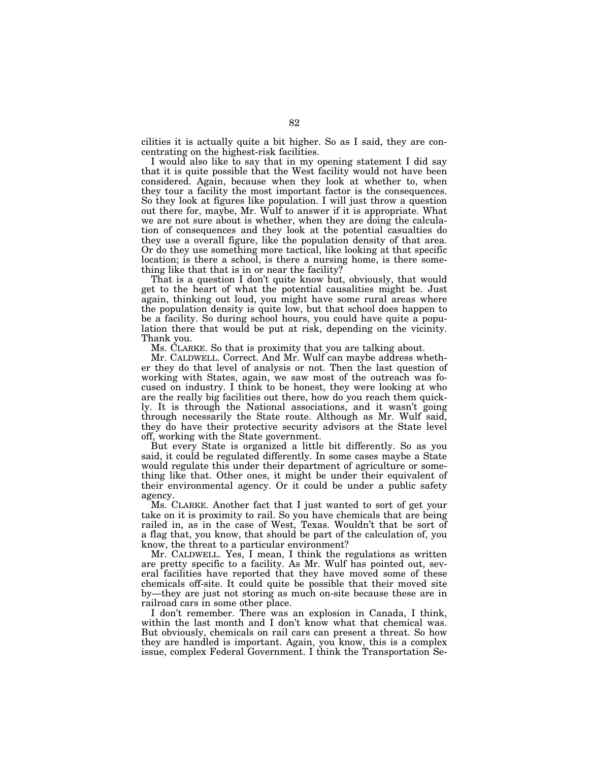cilities it is actually quite a bit higher. So as I said, they are concentrating on the highest-risk facilities.

I would also like to say that in my opening statement I did say that it is quite possible that the West facility would not have been considered. Again, because when they look at whether to, when they tour a facility the most important factor is the consequences. So they look at figures like population. I will just throw a question out there for, maybe, Mr. Wulf to answer if it is appropriate. What we are not sure about is whether, when they are doing the calculation of consequences and they look at the potential casualties do they use a overall figure, like the population density of that area. Or do they use something more tactical, like looking at that specific location; is there a school, is there a nursing home, is there something like that that is in or near the facility?

That is a question I don't quite know but, obviously, that would get to the heart of what the potential causalities might be. Just again, thinking out loud, you might have some rural areas where the population density is quite low, but that school does happen to be a facility. So during school hours, you could have quite a population there that would be put at risk, depending on the vicinity. Thank you.

Ms. CLARKE. So that is proximity that you are talking about.

Mr. CALDWELL. Correct. And Mr. Wulf can maybe address whether they do that level of analysis or not. Then the last question of working with States, again, we saw most of the outreach was focused on industry. I think to be honest, they were looking at who are the really big facilities out there, how do you reach them quickly. It is through the National associations, and it wasn't going through necessarily the State route. Although as Mr. Wulf said, they do have their protective security advisors at the State level off, working with the State government.

But every State is organized a little bit differently. So as you said, it could be regulated differently. In some cases maybe a State would regulate this under their department of agriculture or something like that. Other ones, it might be under their equivalent of their environmental agency. Or it could be under a public safety agency.

Ms. CLARKE. Another fact that I just wanted to sort of get your take on it is proximity to rail. So you have chemicals that are being railed in, as in the case of West, Texas. Wouldn't that be sort of a flag that, you know, that should be part of the calculation of, you know, the threat to a particular environment?

Mr. CALDWELL. Yes, I mean, I think the regulations as written are pretty specific to a facility. As Mr. Wulf has pointed out, several facilities have reported that they have moved some of these chemicals off-site. It could quite be possible that their moved site by—they are just not storing as much on-site because these are in railroad cars in some other place.

I don't remember. There was an explosion in Canada, I think, within the last month and I don't know what that chemical was. But obviously, chemicals on rail cars can present a threat. So how they are handled is important. Again, you know, this is a complex issue, complex Federal Government. I think the Transportation Se-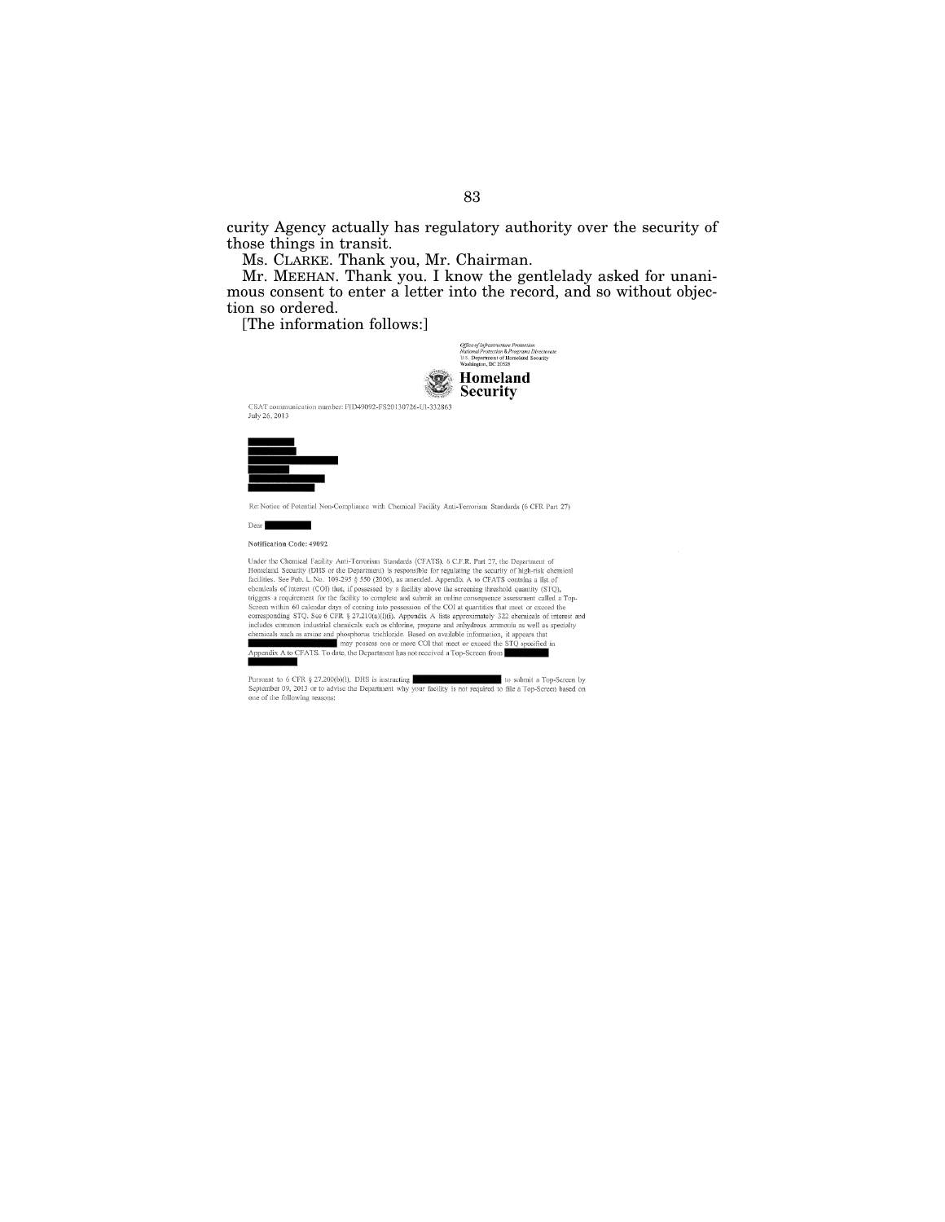curity Agency actually has regulatory authority over the security of those things in transit.

Ms. CLARKE. Thank you, Mr. Chairman.

Mr. MEEHAN. Thank you. I know the gentlelady asked for unanimous consent to enter a letter into the record, and so without objection so ordered.

[The information follows:]

*Office of Infrastructure Protection*
*National Protection & Programs Directorate*
U.S. Department of Homeland Security
Washington, DC 20528

**Homeland Security**

CSAT communication number: FID49092-FS20130726-UI-332863
July 26, 2013

Re: Notice of Potential Non-Compliance with Chemical Facility Anti-Terrorism Standards (6 CFR Part 27)

Dear

**Notification Code: 49092**

Under the Chemical Facility Anti-Terrorism Standards (CFATS), 6 C.F.R. Part 27, the Department of Homeland Security (DHS or the Department) is responsible for regulating the security of high-risk chemical facilities. See Pub. L. No. 109-295 § 550 (2006), as amended. Appendix A to CFATS contains a list of chemicals of interest (COI) that, if possessed by a facility above the screening threshold quantity (STQ), triggers a requirement for the facility to complete and submit an online consequence assessment called a Top-Screen within 60 calendar days of coming into possession of the COI at quantities that meet or exceed the corresponding STQ. See 6 CFR § 27.210(a)(1)(i). Appendix A lists approximately 322 chemicals of interest and includes common industrial chemicals such as chlorine, propane and anhydrous ammonia as well as specialty chemicals such as arsine and phosphorus trichloride. Based on available information, it appears that may possess one or more COI that meet or exceed the STQ specified in Appendix A to CFATS. To date, the Department has not received a Top-Screen from

Pursuant to 6 CFR § 27.200(b)(1), DHS is instructing to submit a Top-Screen by September 09, 2013 or to advise the Department why your facility is not required to file a Top-Screen based on one of the following reasons: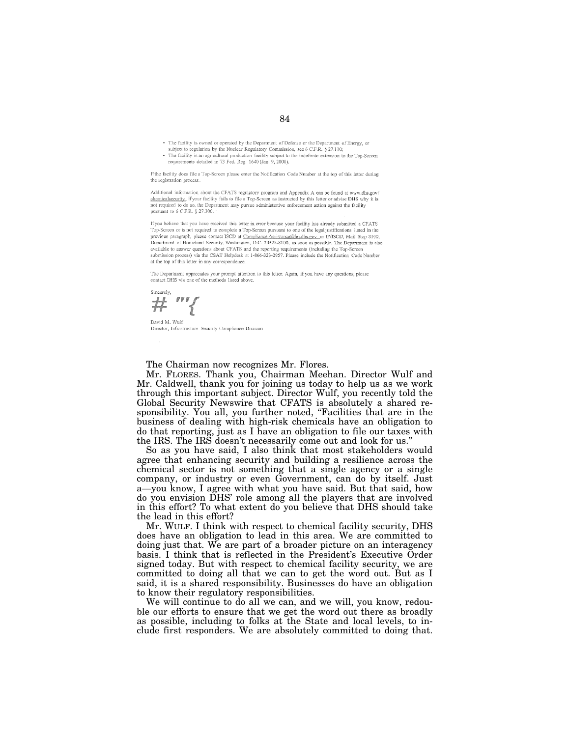- The facility is owned or operated by the Department of Defense or the Department of Energy, or subject to regulation by the Nuclear Regulatory Commission, see 6 C.F.R. § 27.110;
- The facility is an agricultural production facility subject to the indefinite extension to the Top-Screen requirements detailed in 73 Fed. Reg. 1640 (Jan. 9, 2008).

If the facility does file a Top-Screen please enter the Notification Code Number at the top of this letter during the registration process.

Additional information about the CFATS regulatory program and Appendix A can be found at www.dhs.gov/chemicalsecurity. If your facility fails to file a Top-Screen as instructed by this letter or advise DHS why it is not required to do so, the Department may pursue administrative enforcement action against the facility pursuant to 6 C.F.R. § 27.300.

If you believe that you have received this letter in error because your facility has already submitted a CFATS Top-Screen or is not required to complete a Top-Screen pursuant to one of the legal justifications listed in the previous paragraph, please contact ISCD at Compliance.Assistance@hq.dhs.gov or IP/ISCD, Mail Stop 8100, Department of Homeland Security, Washington, D.C. 20528-8100, as soon as possible. The Department is also available to answer questions about CFATS and the reporting requirements (including the Top-Screen submission process) via the CSAT Helpdesk at 1-866-323-2957. Please include the Notification Code Number at the top of this letter in any correspondence.

The Department appreciates your prompt attention to this letter. Again, if you have any questions, please contact DHS via one of the methods listed above.

Sincerely,

David M. Wulf
Director, Infrastructure Security Compliance Division

The Chairman now recognizes Mr. Flores.

Mr. FLORES. Thank you, Chairman Meehan. Director Wulf and Mr. Caldwell, thank you for joining us today to help us as we work through this important subject. Director Wulf, you recently told the Global Security Newswire that CFATS is absolutely a shared responsibility. You all, you further noted, "Facilities that are in the business of dealing with high-risk chemicals have an obligation to do that reporting, just as I have an obligation to file our taxes with the IRS. The IRS doesn't necessarily come out and look for us."

So as you have said, I also think that most stakeholders would agree that enhancing security and building a resilience across the chemical sector is not something that a single agency or a single company, or industry or even Government, can do by itself. Just a—you know, I agree with what you have said. But that said, how do you envision DHS' role among all the players that are involved in this effort? To what extent do you believe that DHS should take the lead in this effort?

Mr. WULF. I think with respect to chemical facility security, DHS does have an obligation to lead in this area. We are committed to doing just that. We are part of a broader picture on an interagency basis. I think that is reflected in the President's Executive Order signed today. But with respect to chemical facility security, we are committed to doing all that we can to get the word out. But as I said, it is a shared responsibility. Businesses do have an obligation to know their regulatory responsibilities.

We will continue to do all we can, and we will, you know, redouble our efforts to ensure that we get the word out there as broadly as possible, including to folks at the State and local levels, to include first responders. We are absolutely committed to doing that.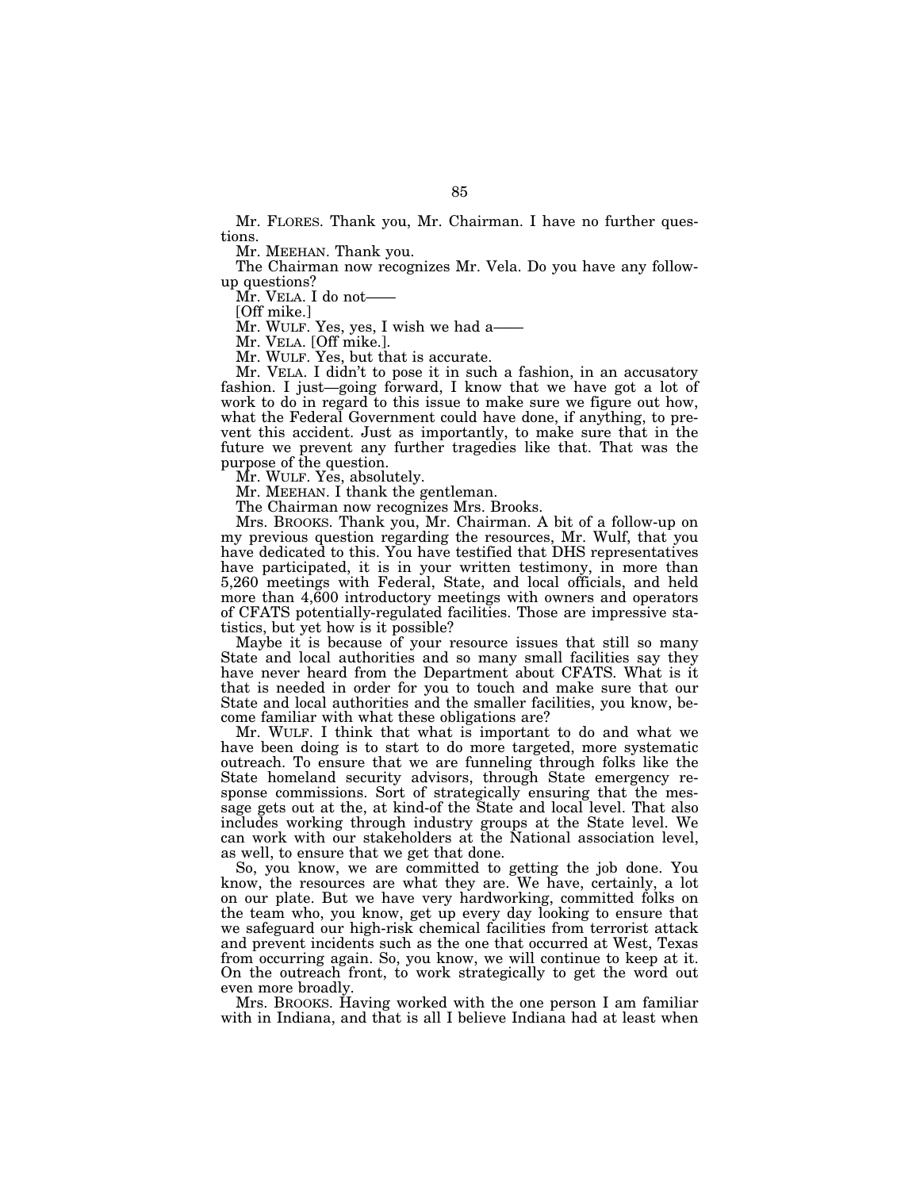Mr. FLORES. Thank you, Mr. Chairman. I have no further questions.

Mr. MEEHAN. Thank you.

The Chairman now recognizes Mr. Vela. Do you have any follow-up questions?

Mr. VELA. I do not——

[Off mike.]

Mr. WULF. Yes, yes, I wish we had a——

Mr. VELA. [Off mike.].

Mr. WULF. Yes, but that is accurate.

Mr. VELA. I didn't to pose it in such a fashion, in an accusatory fashion. I just—going forward, I know that we have got a lot of work to do in regard to this issue to make sure we figure out how, what the Federal Government could have done, if anything, to prevent this accident. Just as importantly, to make sure that in the future we prevent any further tragedies like that. That was the purpose of the question.

Mr. WULF. Yes, absolutely.

Mr. MEEHAN. I thank the gentleman.

The Chairman now recognizes Mrs. Brooks.

Mrs. BROOKS. Thank you, Mr. Chairman. A bit of a follow-up on my previous question regarding the resources, Mr. Wulf, that you have dedicated to this. You have testified that DHS representatives have participated, it is in your written testimony, in more than 5,260 meetings with Federal, State, and local officials, and held more than 4,600 introductory meetings with owners and operators of CFATS potentially-regulated facilities. Those are impressive statistics, but yet how is it possible?

Maybe it is because of your resource issues that still so many State and local authorities and so many small facilities say they have never heard from the Department about CFATS. What is it that is needed in order for you to touch and make sure that our State and local authorities and the smaller facilities, you know, become familiar with what these obligations are?

Mr. WULF. I think that what is important to do and what we have been doing is to start to do more targeted, more systematic outreach. To ensure that we are funneling through folks like the State homeland security advisors, through State emergency response commissions. Sort of strategically ensuring that the message gets out at the, at kind-of the State and local level. That also includes working through industry groups at the State level. We can work with our stakeholders at the National association level, as well, to ensure that we get that done.

So, you know, we are committed to getting the job done. You know, the resources are what they are. We have, certainly, a lot on our plate. But we have very hardworking, committed folks on the team who, you know, get up every day looking to ensure that we safeguard our high-risk chemical facilities from terrorist attack and prevent incidents such as the one that occurred at West, Texas from occurring again. So, you know, we will continue to keep at it. On the outreach front, to work strategically to get the word out even more broadly.

Mrs. BROOKS. Having worked with the one person I am familiar with in Indiana, and that is all I believe Indiana had at least when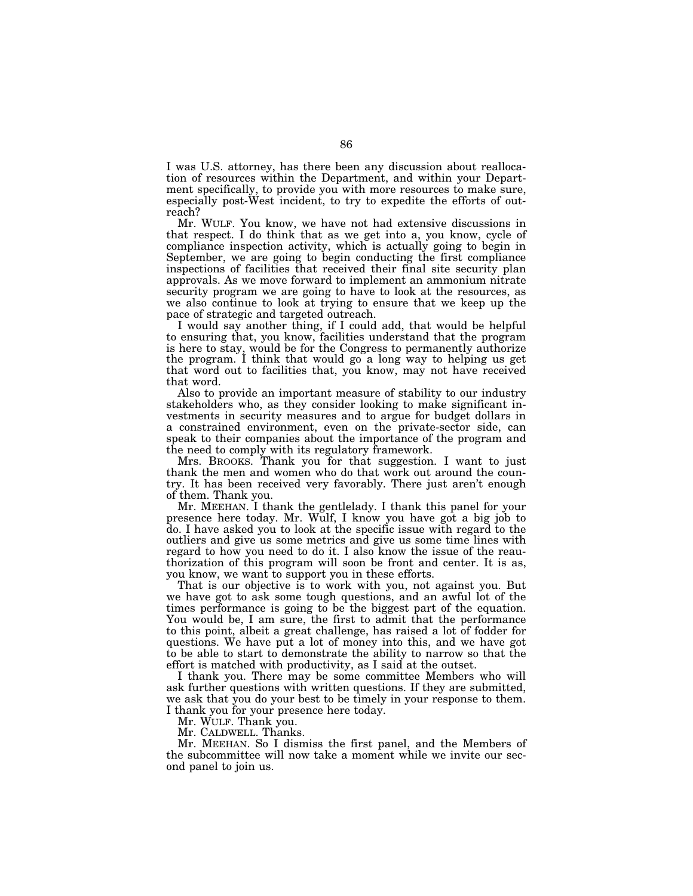I was U.S. attorney, has there been any discussion about reallocation of resources within the Department, and within your Department specifically, to provide you with more resources to make sure, especially post-West incident, to try to expedite the efforts of outreach?

Mr. WULF. You know, we have not had extensive discussions in that respect. I do think that as we get into a, you know, cycle of compliance inspection activity, which is actually going to begin in September, we are going to begin conducting the first compliance inspections of facilities that received their final site security plan approvals. As we move forward to implement an ammonium nitrate security program we are going to have to look at the resources, as we also continue to look at trying to ensure that we keep up the pace of strategic and targeted outreach.

I would say another thing, if I could add, that would be helpful to ensuring that, you know, facilities understand that the program is here to stay, would be for the Congress to permanently authorize the program. I think that would go a long way to helping us get that word out to facilities that, you know, may not have received that word.

Also to provide an important measure of stability to our industry stakeholders who, as they consider looking to make significant investments in security measures and to argue for budget dollars in a constrained environment, even on the private-sector side, can speak to their companies about the importance of the program and the need to comply with its regulatory framework.

Mrs. BROOKS. Thank you for that suggestion. I want to just thank the men and women who do that work out around the country. It has been received very favorably. There just aren't enough of them. Thank you.

Mr. MEEHAN. I thank the gentlelady. I thank this panel for your presence here today. Mr. Wulf, I know you have got a big job to do. I have asked you to look at the specific issue with regard to the outliers and give us some metrics and give us some time lines with regard to how you need to do it. I also know the issue of the reauthorization of this program will soon be front and center. It is as, you know, we want to support you in these efforts.

That is our objective is to work with you, not against you. But we have got to ask some tough questions, and an awful lot of the times performance is going to be the biggest part of the equation. You would be, I am sure, the first to admit that the performance to this point, albeit a great challenge, has raised a lot of fodder for questions. We have put a lot of money into this, and we have got to be able to start to demonstrate the ability to narrow so that the effort is matched with productivity, as I said at the outset.

I thank you. There may be some committee Members who will ask further questions with written questions. If they are submitted, we ask that you do your best to be timely in your response to them. I thank you for your presence here today.

Mr. WULF. Thank you.

Mr. CALDWELL. Thanks.

Mr. MEEHAN. So I dismiss the first panel, and the Members of the subcommittee will now take a moment while we invite our second panel to join us.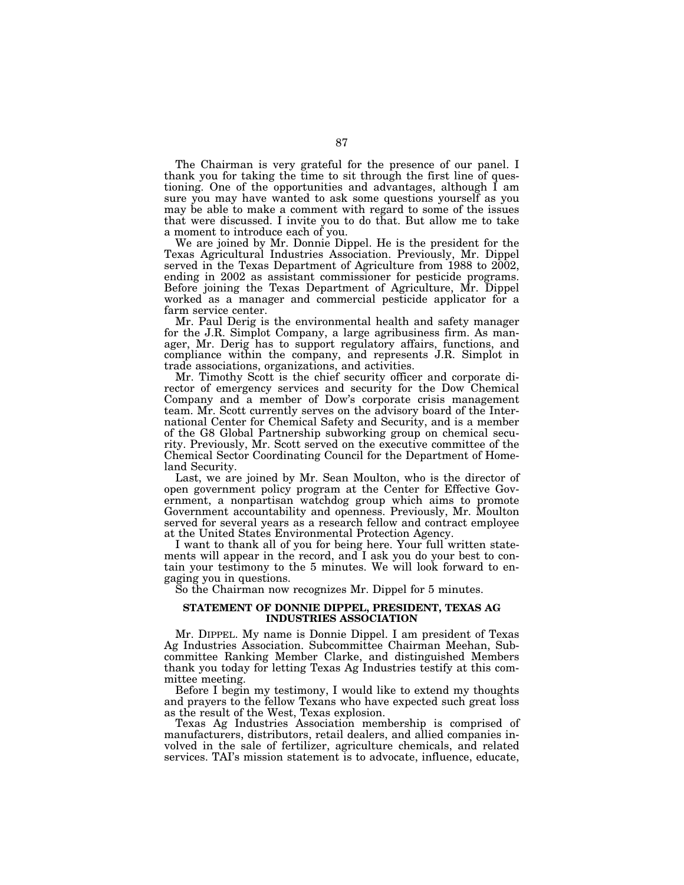The Chairman is very grateful for the presence of our panel. I thank you for taking the time to sit through the first line of questioning. One of the opportunities and advantages, although I am sure you may have wanted to ask some questions yourself as you may be able to make a comment with regard to some of the issues that were discussed. I invite you to do that. But allow me to take a moment to introduce each of you.

We are joined by Mr. Donnie Dippel. He is the president for the Texas Agricultural Industries Association. Previously, Mr. Dippel served in the Texas Department of Agriculture from 1988 to 2002, ending in 2002 as assistant commissioner for pesticide programs. Before joining the Texas Department of Agriculture, Mr. Dippel worked as a manager and commercial pesticide applicator for a farm service center.

Mr. Paul Derig is the environmental health and safety manager for the J.R. Simplot Company, a large agribusiness firm. As manager, Mr. Derig has to support regulatory affairs, functions, and compliance within the company, and represents J.R. Simplot in trade associations, organizations, and activities.

Mr. Timothy Scott is the chief security officer and corporate director of emergency services and security for the Dow Chemical Company and a member of Dow's corporate crisis management team. Mr. Scott currently serves on the advisory board of the International Center for Chemical Safety and Security, and is a member of the G8 Global Partnership subworking group on chemical security. Previously, Mr. Scott served on the executive committee of the Chemical Sector Coordinating Council for the Department of Homeland Security.

Last, we are joined by Mr. Sean Moulton, who is the director of open government policy program at the Center for Effective Government, a nonpartisan watchdog group which aims to promote Government accountability and openness. Previously, Mr. Moulton served for several years as a research fellow and contract employee at the United States Environmental Protection Agency.

I want to thank all of you for being here. Your full written statements will appear in the record, and I ask you do your best to contain your testimony to the 5 minutes. We will look forward to engaging you in questions.

So the Chairman now recognizes Mr. Dippel for 5 minutes.

## STATEMENT OF DONNIE DIPPEL, PRESIDENT, TEXAS AG INDUSTRIES ASSOCIATION

Mr. DIPPEL. My name is Donnie Dippel. I am president of Texas Ag Industries Association. Subcommittee Chairman Meehan, Subcommittee Ranking Member Clarke, and distinguished Members thank you today for letting Texas Ag Industries testify at this committee meeting.

Before I begin my testimony, I would like to extend my thoughts and prayers to the fellow Texans who have expected such great loss as the result of the West, Texas explosion.

Texas Ag Industries Association membership is comprised of manufacturers, distributors, retail dealers, and allied companies involved in the sale of fertilizer, agriculture chemicals, and related services. TAI's mission statement is to advocate, influence, educate,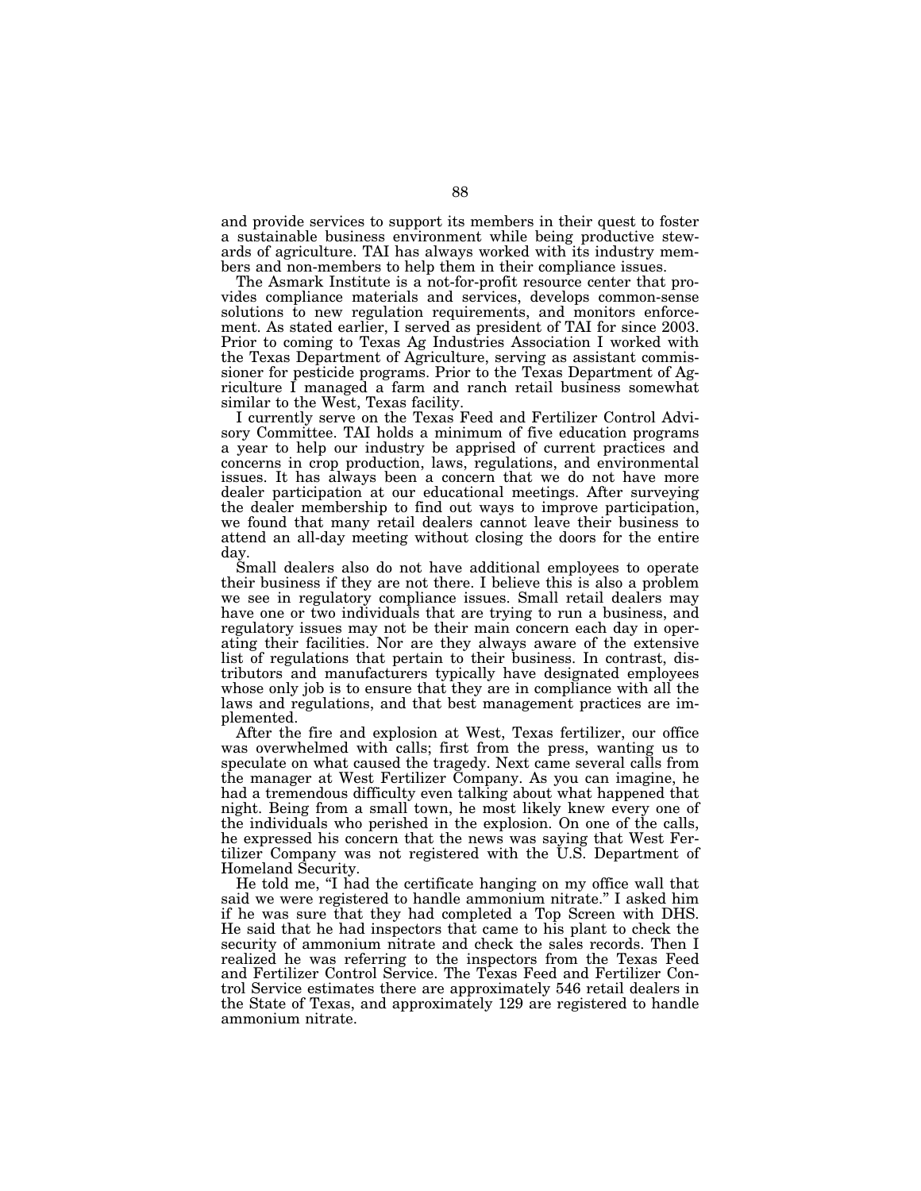and provide services to support its members in their quest to foster a sustainable business environment while being productive stewards of agriculture. TAI has always worked with its industry members and non-members to help them in their compliance issues.

The Asmark Institute is a not-for-profit resource center that provides compliance materials and services, develops common-sense solutions to new regulation requirements, and monitors enforcement. As stated earlier, I served as president of TAI for since 2003. Prior to coming to Texas Ag Industries Association I worked with the Texas Department of Agriculture, serving as assistant commissioner for pesticide programs. Prior to the Texas Department of Agriculture I managed a farm and ranch retail business somewhat similar to the West, Texas facility.

I currently serve on the Texas Feed and Fertilizer Control Advisory Committee. TAI holds a minimum of five education programs a year to help our industry be apprised of current practices and concerns in crop production, laws, regulations, and environmental issues. It has always been a concern that we do not have more dealer participation at our educational meetings. After surveying the dealer membership to find out ways to improve participation, we found that many retail dealers cannot leave their business to attend an all-day meeting without closing the doors for the entire day.

Small dealers also do not have additional employees to operate their business if they are not there. I believe this is also a problem we see in regulatory compliance issues. Small retail dealers may have one or two individuals that are trying to run a business, and regulatory issues may not be their main concern each day in operating their facilities. Nor are they always aware of the extensive list of regulations that pertain to their business. In contrast, distributors and manufacturers typically have designated employees whose only job is to ensure that they are in compliance with all the laws and regulations, and that best management practices are implemented.

After the fire and explosion at West, Texas fertilizer, our office was overwhelmed with calls; first from the press, wanting us to speculate on what caused the tragedy. Next came several calls from the manager at West Fertilizer Company. As you can imagine, he had a tremendous difficulty even talking about what happened that night. Being from a small town, he most likely knew every one of the individuals who perished in the explosion. On one of the calls, he expressed his concern that the news was saying that West Fertilizer Company was not registered with the U.S. Department of Homeland Security.

He told me, "I had the certificate hanging on my office wall that said we were registered to handle ammonium nitrate." I asked him if he was sure that they had completed a Top Screen with DHS. He said that he had inspectors that came to his plant to check the security of ammonium nitrate and check the sales records. Then I realized he was referring to the inspectors from the Texas Feed and Fertilizer Control Service. The Texas Feed and Fertilizer Control Service estimates there are approximately 546 retail dealers in the State of Texas, and approximately 129 are registered to handle ammonium nitrate.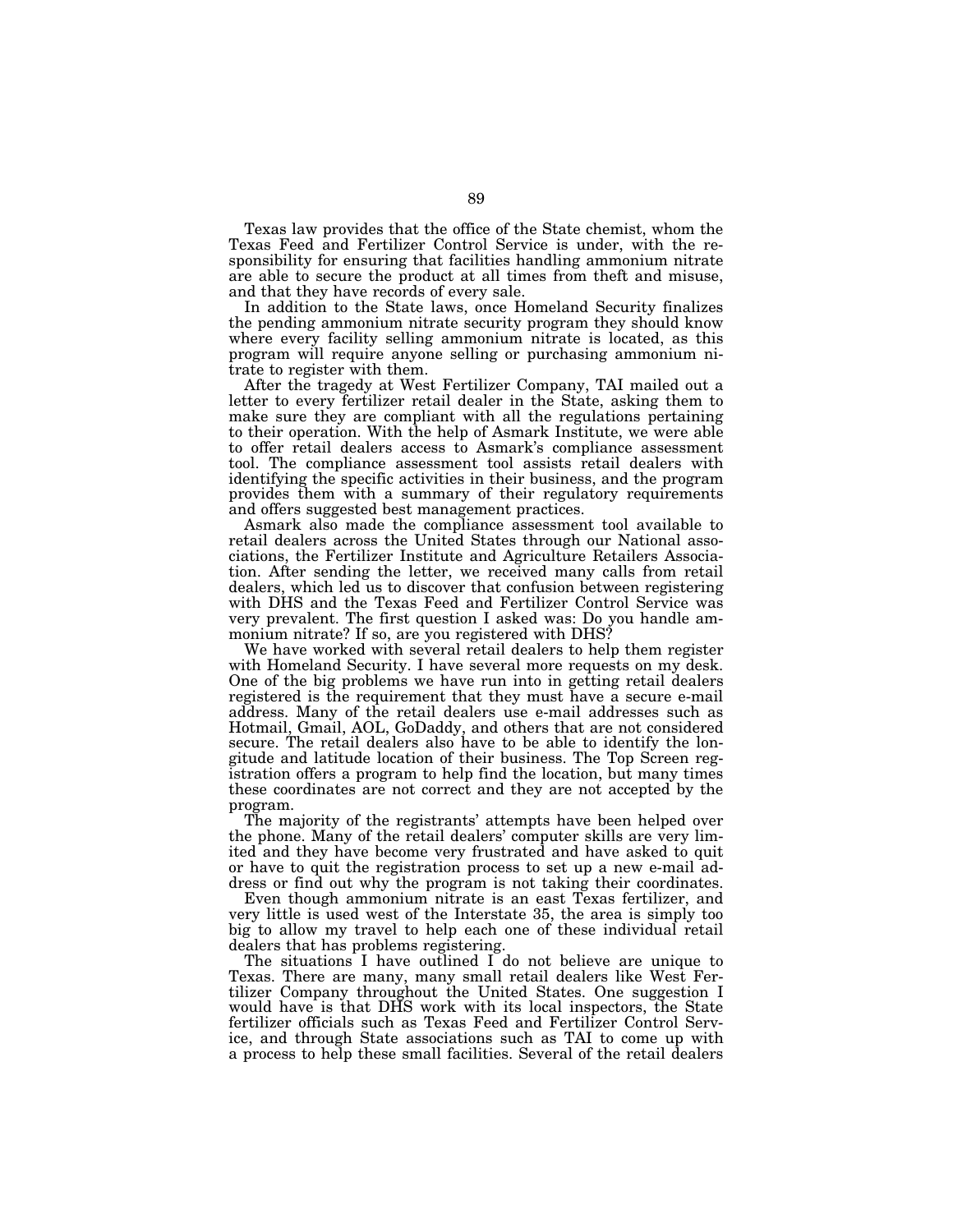Texas law provides that the office of the State chemist, whom the Texas Feed and Fertilizer Control Service is under, with the responsibility for ensuring that facilities handling ammonium nitrate are able to secure the product at all times from theft and misuse, and that they have records of every sale.

In addition to the State laws, once Homeland Security finalizes the pending ammonium nitrate security program they should know where every facility selling ammonium nitrate is located, as this program will require anyone selling or purchasing ammonium nitrate to register with them.

After the tragedy at West Fertilizer Company, TAI mailed out a letter to every fertilizer retail dealer in the State, asking them to make sure they are compliant with all the regulations pertaining to their operation. With the help of Asmark Institute, we were able to offer retail dealers access to Asmark's compliance assessment tool. The compliance assessment tool assists retail dealers with identifying the specific activities in their business, and the program provides them with a summary of their regulatory requirements and offers suggested best management practices.

Asmark also made the compliance assessment tool available to retail dealers across the United States through our National associations, the Fertilizer Institute and Agriculture Retailers Association. After sending the letter, we received many calls from retail dealers, which led us to discover that confusion between registering with DHS and the Texas Feed and Fertilizer Control Service was very prevalent. The first question I asked was: Do you handle ammonium nitrate? If so, are you registered with DHS?

We have worked with several retail dealers to help them register with Homeland Security. I have several more requests on my desk. One of the big problems we have run into in getting retail dealers registered is the requirement that they must have a secure e-mail address. Many of the retail dealers use e-mail addresses such as Hotmail, Gmail, AOL, GoDaddy, and others that are not considered secure. The retail dealers also have to be able to identify the longitude and latitude location of their business. The Top Screen registration offers a program to help find the location, but many times these coordinates are not correct and they are not accepted by the program.

The majority of the registrants' attempts have been helped over the phone. Many of the retail dealers' computer skills are very limited and they have become very frustrated and have asked to quit or have to quit the registration process to set up a new e-mail address or find out why the program is not taking their coordinates.

Even though ammonium nitrate is an east Texas fertilizer, and very little is used west of the Interstate 35, the area is simply too big to allow my travel to help each one of these individual retail dealers that has problems registering.

The situations I have outlined I do not believe are unique to Texas. There are many, many small retail dealers like West Fertilizer Company throughout the United States. One suggestion I would have is that DHS work with its local inspectors, the State fertilizer officials such as Texas Feed and Fertilizer Control Service, and through State associations such as TAI to come up with a process to help these small facilities. Several of the retail dealers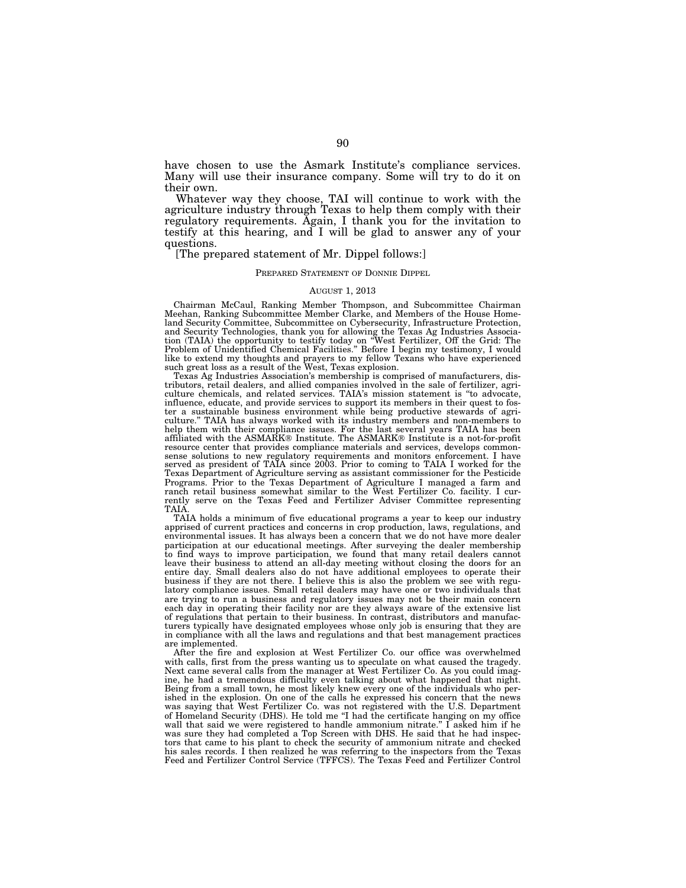have chosen to use the Asmark Institute's compliance services. Many will use their insurance company. Some will try to do it on their own.

Whatever way they choose, TAI will continue to work with the agriculture industry through Texas to help them comply with their regulatory requirements. Again, I thank you for the invitation to testify at this hearing, and I will be glad to answer any of your questions.

[The prepared statement of Mr. Dippel follows:]

PREPARED STATEMENT OF DONNIE DIPPEL

AUGUST 1, 2013

Chairman McCaul, Ranking Member Thompson, and Subcommittee Chairman Meehan, Ranking Subcommittee Member Clarke, and Members of the House Homeland Security Committee, Subcommittee on Cybersecurity, Infrastructure Protection, and Security Technologies, thank you for allowing the Texas Ag Industries Association (TAIA) the opportunity to testify today on "West Fertilizer, Off the Grid: The Problem of Unidentified Chemical Facilities." Before I begin my testimony, I would like to extend my thoughts and prayers to my fellow Texans who have experienced such great loss as a result of the West, Texas explosion.

Texas Ag Industries Association's membership is comprised of manufacturers, distributors, retail dealers, and allied companies involved in the sale of fertilizer, agriculture chemicals, and related services. TAIA's mission statement is "to advocate, influence, educate, and provide services to support its members in their quest to foster a sustainable business environment while being productive stewards of agriculture." TAIA has always worked with its industry members and non-members to help them with their compliance issues. For the last several years TAIA has been affiliated with the ASMARK® Institute. The ASMARK® Institute is a not-for-profit resource center that provides compliance materials and services, develops commonsense solutions to new regulatory requirements and monitors enforcement. I have served as president of TAIA since 2003. Prior to coming to TAIA I worked for the Texas Department of Agriculture serving as assistant commissioner for the Pesticide Programs. Prior to the Texas Department of Agriculture I managed a farm and ranch retail business somewhat similar to the West Fertilizer Co. facility. I currently serve on the Texas Feed and Fertilizer Adviser Committee representing TAIA.

TAIA holds a minimum of five educational programs a year to keep our industry apprised of current practices and concerns in crop production, laws, regulations, and environmental issues. It has always been a concern that we do not have more dealer participation at our educational meetings. After surveying the dealer membership to find ways to improve participation, we found that many retail dealers cannot leave their business to attend an all-day meeting without closing the doors for an entire day. Small dealers also do not have additional employees to operate their business if they are not there. I believe this is also the problem we see with regulatory compliance issues. Small retail dealers may have one or two individuals that are trying to run a business and regulatory issues may not be their main concern each day in operating their facility nor are they always aware of the extensive list of regulations that pertain to their business. In contrast, distributors and manufacturers typically have designated employees whose only job is ensuring that they are in compliance with all the laws and regulations and that best management practices are implemented.

After the fire and explosion at West Fertilizer Co. our office was overwhelmed with calls, first from the press wanting us to speculate on what caused the tragedy. Next came several calls from the manager at West Fertilizer Co. As you could imagine, he had a tremendous difficulty even talking about what happened that night. Being from a small town, he most likely knew every one of the individuals who perished in the explosion. On one of the calls he expressed his concern that the news was saying that West Fertilizer Co. was not registered with the U.S. Department of Homeland Security (DHS). He told me "I had the certificate hanging on my office wall that said we were registered to handle ammonium nitrate." I asked him if he was sure they had completed a Top Screen with DHS. He said that he had inspectors that came to his plant to check the security of ammonium nitrate and checked his sales records. I then realized he was referring to the inspectors from the Texas Feed and Fertilizer Control Service (TFFCS). The Texas Feed and Fertilizer Control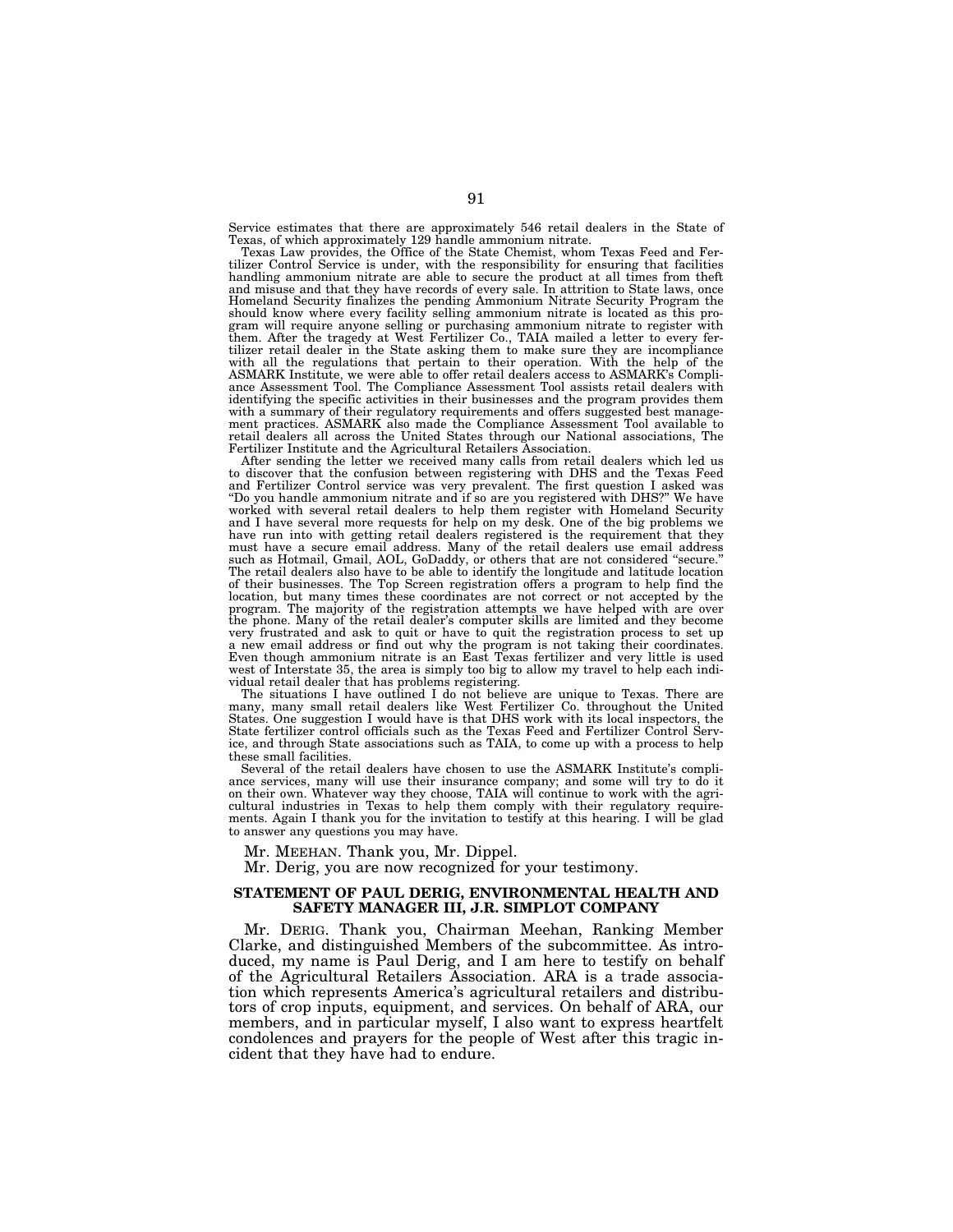Service estimates that there are approximately 546 retail dealers in the State of Texas, of which approximately 129 handle ammonium nitrate.

Texas Law provides, the Office of the State Chemist, whom Texas Feed and Fertilizer Control Service is under, with the responsibility for ensuring that facilities handling ammonium nitrate are able to secure the product at all times from theft and misuse and that they have records of every sale. In attrition to State laws, once Homeland Security finalizes the pending Ammonium Nitrate Security Program the should know where every facility selling ammonium nitrate is located as this program will require anyone selling or purchasing ammonium nitrate to register with them. After the tragedy at West Fertilizer Co., TAIA mailed a letter to every fertilizer retail dealer in the State asking them to make sure they are incompliance with all the regulations that pertain to their operation. With the help of the ASMARK Institute, we were able to offer retail dealers access to ASMARK's Compliance Assessment Tool. The Compliance Assessment Tool assists retail dealers with identifying the specific activities in their businesses and the program provides them with a summary of their regulatory requirements and offers suggested best management practices. ASMARK also made the Compliance Assessment Tool available to retail dealers all across the United States through our National associations, The Fertilizer Institute and the Agricultural Retailers Association.

After sending the letter we received many calls from retail dealers which led us to discover that the confusion between registering with DHS and the Texas Feed and Fertilizer Control service was very prevalent. The first question I asked was "Do you handle ammonium nitrate and if so are you registered with DHS?" We have worked with several retail dealers to help them register with Homeland Security and I have several more requests for help on my desk. One of the big problems we have run into with getting retail dealers registered is the requirement that they must have a secure email address. Many of the retail dealers use email address such as Hotmail, Gmail, AOL, GoDaddy, or others that are not considered "secure." The retail dealers also have to be able to identify the longitude and latitude location of their businesses. The Top Screen registration offers a program to help find the location, but many times these coordinates are not correct or not accepted by the program. The majority of the registration attempts we have helped with are over the phone. Many of the retail dealer's computer skills are limited and they become very frustrated and ask to quit or have to quit the registration process to set up a new email address or find out why the program is not taking their coordinates. Even though ammonium nitrate is an East Texas fertilizer and very little is used west of Interstate 35, the area is simply too big to allow my travel to help each individual retail dealer that has problems registering.

The situations I have outlined I do not believe are unique to Texas. There are many, many small retail dealers like West Fertilizer Co. throughout the United States. One suggestion I would have is that DHS work with its local inspectors, the State fertilizer control officials such as the Texas Feed and Fertilizer Control Service, and through State associations such as TAIA, to come up with a process to help these small facilities.

Several of the retail dealers have chosen to use the ASMARK Institute's compliance services, many will use their insurance company; and some will try to do it on their own. Whatever way they choose, TAIA will continue to work with the agricultural industries in Texas to help them comply with their regulatory requirements. Again I thank you for the invitation to testify at this hearing. I will be glad to answer any questions you may have.

Mr. MEEHAN. Thank you, Mr. Dippel.

Mr. Derig, you are now recognized for your testimony.

## STATEMENT OF PAUL DERIG, ENVIRONMENTAL HEALTH AND SAFETY MANAGER III, J.R. SIMPLOT COMPANY

Mr. DERIG. Thank you, Chairman Meehan, Ranking Member Clarke, and distinguished Members of the subcommittee. As introduced, my name is Paul Derig, and I am here to testify on behalf of the Agricultural Retailers Association. ARA is a trade association which represents America's agricultural retailers and distributors of crop inputs, equipment, and services. On behalf of ARA, our members, and in particular myself, I also want to express heartfelt condolences and prayers for the people of West after this tragic incident that they have had to endure.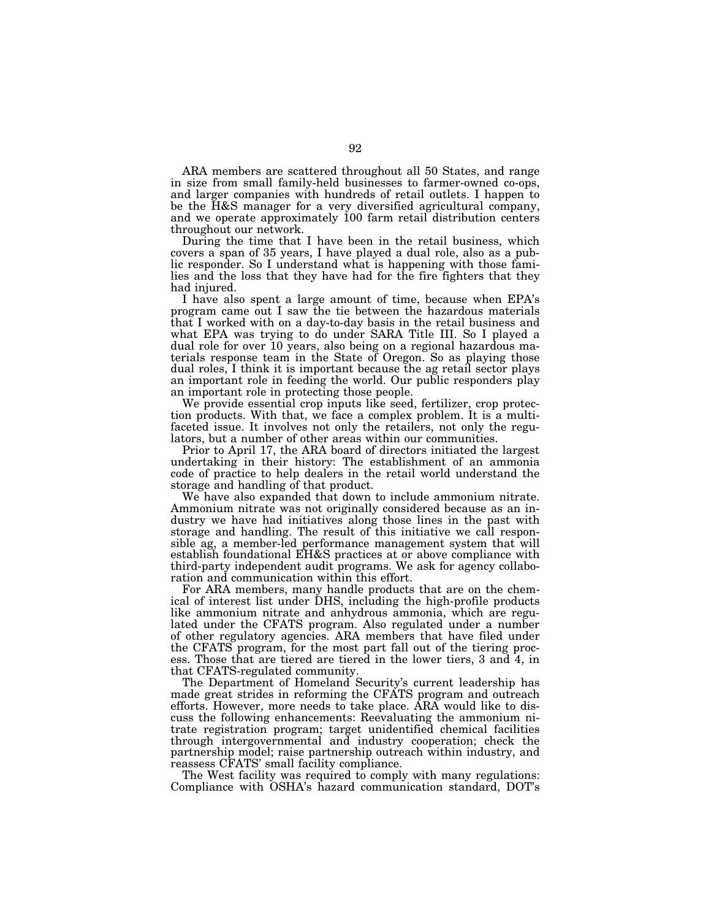ARA members are scattered throughout all 50 States, and range in size from small family-held businesses to farmer-owned co-ops, and larger companies with hundreds of retail outlets. I happen to be the H&S manager for a very diversified agricultural company, and we operate approximately 100 farm retail distribution centers throughout our network.

During the time that I have been in the retail business, which covers a span of 35 years, I have played a dual role, also as a public responder. So I understand what is happening with those families and the loss that they have had for the fire fighters that they had injured.

I have also spent a large amount of time, because when EPA's program came out I saw the tie between the hazardous materials that I worked with on a day-to-day basis in the retail business and what EPA was trying to do under SARA Title III. So I played a dual role for over 10 years, also being on a regional hazardous materials response team in the State of Oregon. So as playing those dual roles, I think it is important because the ag retail sector plays an important role in feeding the world. Our public responders play an important role in protecting those people.

We provide essential crop inputs like seed, fertilizer, crop protection products. With that, we face a complex problem. It is a multifaceted issue. It involves not only the retailers, not only the regulators, but a number of other areas within our communities.

Prior to April 17, the ARA board of directors initiated the largest undertaking in their history: The establishment of an ammonia code of practice to help dealers in the retail world understand the storage and handling of that product.

We have also expanded that down to include ammonium nitrate. Ammonium nitrate was not originally considered because as an industry we have had initiatives along those lines in the past with storage and handling. The result of this initiative we call responsible ag, a member-led performance management system that will establish foundational EH&S practices at or above compliance with third-party independent audit programs. We ask for agency collaboration and communication within this effort.

For ARA members, many handle products that are on the chemical of interest list under DHS, including the high-profile products like ammonium nitrate and anhydrous ammonia, which are regulated under the CFATS program. Also regulated under a number of other regulatory agencies. ARA members that have filed under the CFATS program, for the most part fall out of the tiering process. Those that are tiered are tiered in the lower tiers, 3 and 4, in that CFATS-regulated community.

The Department of Homeland Security's current leadership has made great strides in reforming the CFATS program and outreach efforts. However, more needs to take place. ARA would like to discuss the following enhancements: Reevaluating the ammonium nitrate registration program; target unidentified chemical facilities through intergovernmental and industry cooperation; check the partnership model; raise partnership outreach within industry, and reassess CFATS' small facility compliance.

The West facility was required to comply with many regulations: Compliance with OSHA's hazard communication standard, DOT's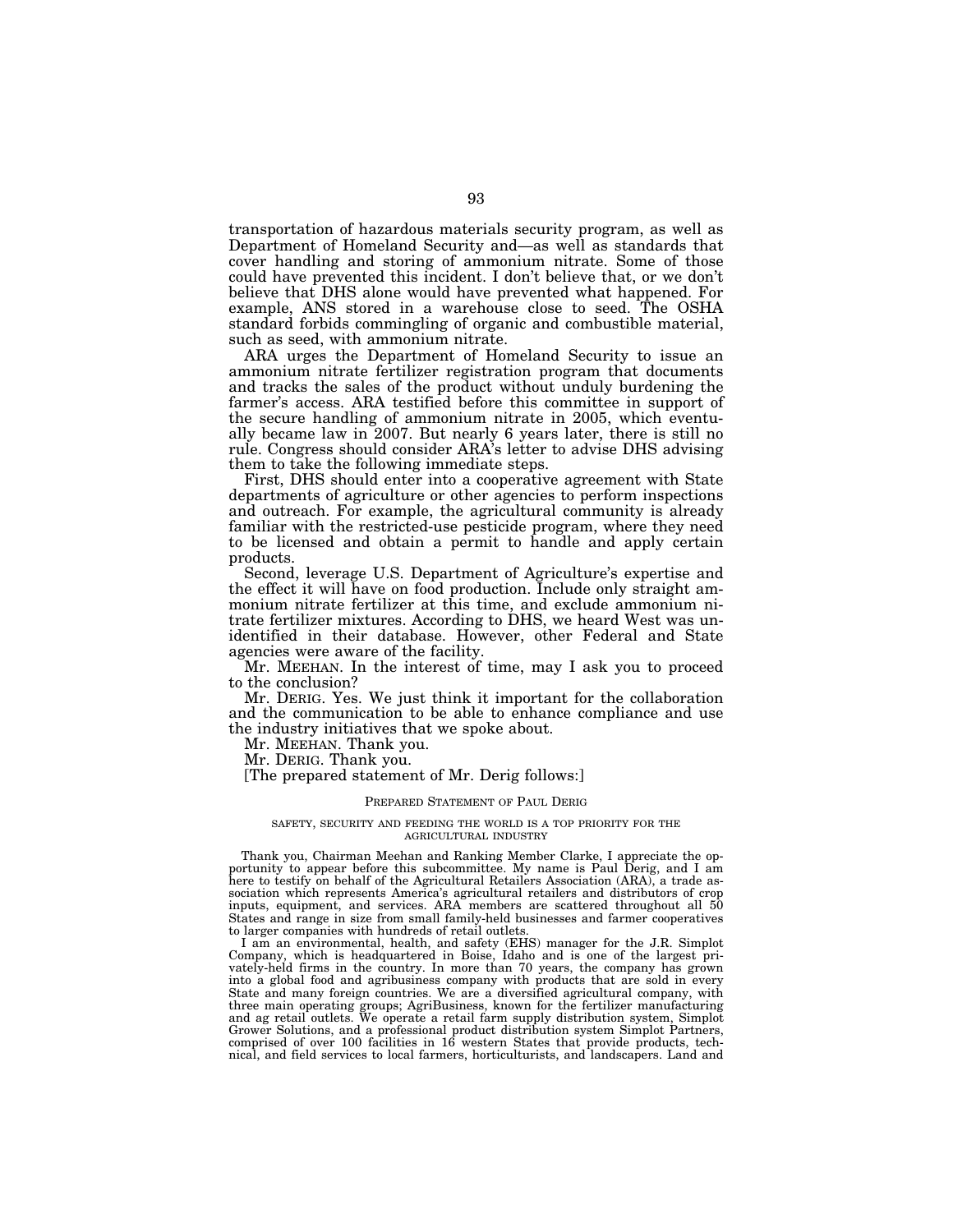transportation of hazardous materials security program, as well as Department of Homeland Security and—as well as standards that cover handling and storing of ammonium nitrate. Some of those could have prevented this incident. I don't believe that, or we don't believe that DHS alone would have prevented what happened. For example, ANS stored in a warehouse close to seed. The OSHA standard forbids commingling of organic and combustible material, such as seed, with ammonium nitrate.

ARA urges the Department of Homeland Security to issue an ammonium nitrate fertilizer registration program that documents and tracks the sales of the product without unduly burdening the farmer's access. ARA testified before this committee in support of the secure handling of ammonium nitrate in 2005, which eventually became law in 2007. But nearly 6 years later, there is still no rule. Congress should consider ARA's letter to advise DHS advising them to take the following immediate steps.

First, DHS should enter into a cooperative agreement with State departments of agriculture or other agencies to perform inspections and outreach. For example, the agricultural community is already familiar with the restricted-use pesticide program, where they need to be licensed and obtain a permit to handle and apply certain products.

Second, leverage U.S. Department of Agriculture's expertise and the effect it will have on food production. Include only straight ammonium nitrate fertilizer at this time, and exclude ammonium nitrate fertilizer mixtures. According to DHS, we heard West was unidentified in their database. However, other Federal and State agencies were aware of the facility.

Mr. MEEHAN. In the interest of time, may I ask you to proceed to the conclusion?

Mr. DERIG. Yes. We just think it important for the collaboration and the communication to be able to enhance compliance and use the industry initiatives that we spoke about.

Mr. MEEHAN. Thank you.

Mr. DERIG. Thank you.

[The prepared statement of Mr. Derig follows:]

## PREPARED STATEMENT OF PAUL DERIG

### SAFETY, SECURITY AND FEEDING THE WORLD IS A TOP PRIORITY FOR THE AGRICULTURAL INDUSTRY

Thank you, Chairman Meehan and Ranking Member Clarke, I appreciate the opportunity to appear before this subcommittee. My name is Paul Derig, and I am here to testify on behalf of the Agricultural Retailers Association (ARA), a trade association which represents America's agricultural retailers and distributors of crop inputs, equipment, and services. ARA members are scattered throughout all 50 States and range in size from small family-held businesses and farmer cooperatives to larger companies with hundreds of retail outlets.

I am an environmental, health, and safety (EHS) manager for the J.R. Simplot Company, which is headquartered in Boise, Idaho and is one of the largest privately-held firms in the country. In more than 70 years, the company has grown into a global food and agribusiness company with products that are sold in every State and many foreign countries. We are a diversified agricultural company, with three main operating groups; AgriBusiness, known for the fertilizer manufacturing and ag retail outlets. We operate a retail farm supply distribution system, Simplot Grower Solutions, and a professional product distribution system Simplot Partners, comprised of over 100 facilities in 16 western States that provide products, technical, and field services to local farmers, horticulturists, and landscapers. Land and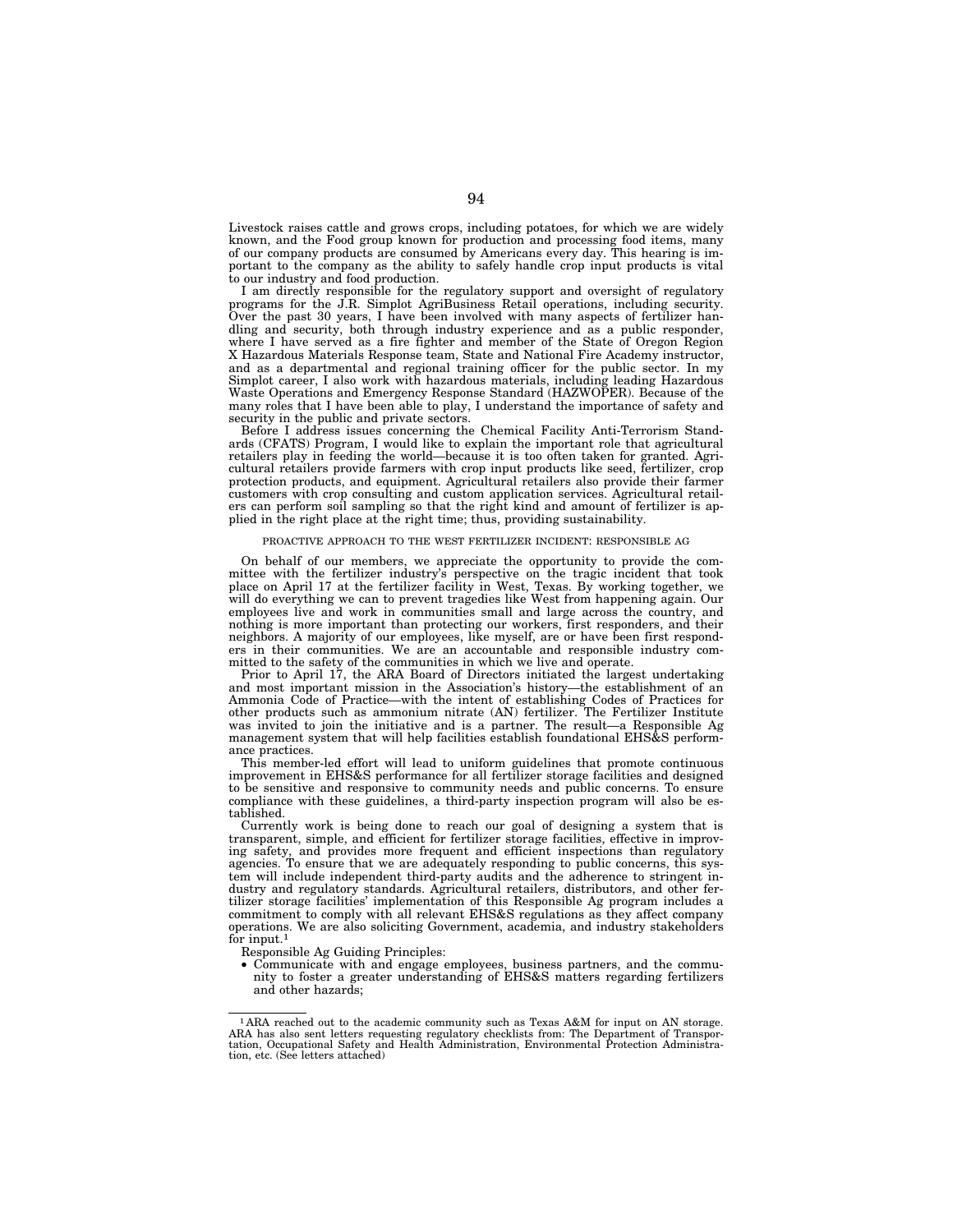Livestock raises cattle and grows crops, including potatoes, for which we are widely known, and the Food group known for production and processing food items, many of our company products are consumed by Americans every day. This hearing is important to the company as the ability to safely handle crop input products is vital to our industry and food production.

I am directly responsible for the regulatory support and oversight of regulatory programs for the J.R. Simplot AgriBusiness Retail operations, including security. Over the past 30 years, I have been involved with many aspects of fertilizer handling and security, both through industry experience and as a public responder, where I have served as a fire fighter and member of the State of Oregon Region X Hazardous Materials Response team, State and National Fire Academy instructor, and as a departmental and regional training officer for the public sector. In my Simplot career, I also work with hazardous materials, including leading Hazardous Waste Operations and Emergency Response Standard (HAZWOPER). Because of the many roles that I have been able to play, I understand the importance of safety and security in the public and private sectors.

Before I address issues concerning the Chemical Facility Anti-Terrorism Standards (CFATS) Program, I would like to explain the important role that agricultural retailers play in feeding the world—because it is too often taken for granted. Agricultural retailers provide farmers with crop input products like seed, fertilizer, crop protection products, and equipment. Agricultural retailers also provide their farmer customers with crop consulting and custom application services. Agricultural retailers can perform soil sampling so that the right kind and amount of fertilizer is applied in the right place at the right time; thus, providing sustainability.

## PROACTIVE APPROACH TO THE WEST FERTILIZER INCIDENT: RESPONSIBLE AG

On behalf of our members, we appreciate the opportunity to provide the committee with the fertilizer industry's perspective on the tragic incident that took place on April 17 at the fertilizer facility in West, Texas. By working together, we will do everything we can to prevent tragedies like West from happening again. Our employees live and work in communities small and large across the country, and nothing is more important than protecting our workers, first responders, and their neighbors. A majority of our employees, like myself, are or have been first responders in their communities. We are an accountable and responsible industry committed to the safety of the communities in which we live and operate.

Prior to April 17, the ARA Board of Directors initiated the largest undertaking and most important mission in the Association's history—the establishment of an Ammonia Code of Practice—with the intent of establishing Codes of Practices for other products such as ammonium nitrate (AN) fertilizer. The Fertilizer Institute was invited to join the initiative and is a partner. The result—a Responsible Ag management system that will help facilities establish foundational EHS&S performance practices.

This member-led effort will lead to uniform guidelines that promote continuous improvement in EHS&S performance for all fertilizer storage facilities and designed to be sensitive and responsive to community needs and public concerns. To ensure compliance with these guidelines, a third-party inspection program will also be established.

Currently work is being done to reach our goal of designing a system that is transparent, simple, and efficient for fertilizer storage facilities, effective in improving safety, and provides more frequent and efficient inspections than regulatory agencies. To ensure that we are adequately responding to public concerns, this system will include independent third-party audits and the adherence to stringent industry and regulatory standards. Agricultural retailers, distributors, and other fertilizer storage facilities' implementation of this Responsible Ag program includes a commitment to comply with all relevant EHS&S regulations as they affect company operations. We are also soliciting Government, academia, and industry stakeholders for input.[1]

Responsible Ag Guiding Principles:

- Communicate with and engage employees, business partners, and the community to foster a greater understanding of EHS&S matters regarding fertilizers and other hazards;

---

[1] ARA reached out to the academic community such as Texas A&M for input on AN storage. ARA has also sent letters requesting regulatory checklists from: The Department of Transportation, Occupational Safety and Health Administration, Environmental Protection Administration, etc. (See letters attached)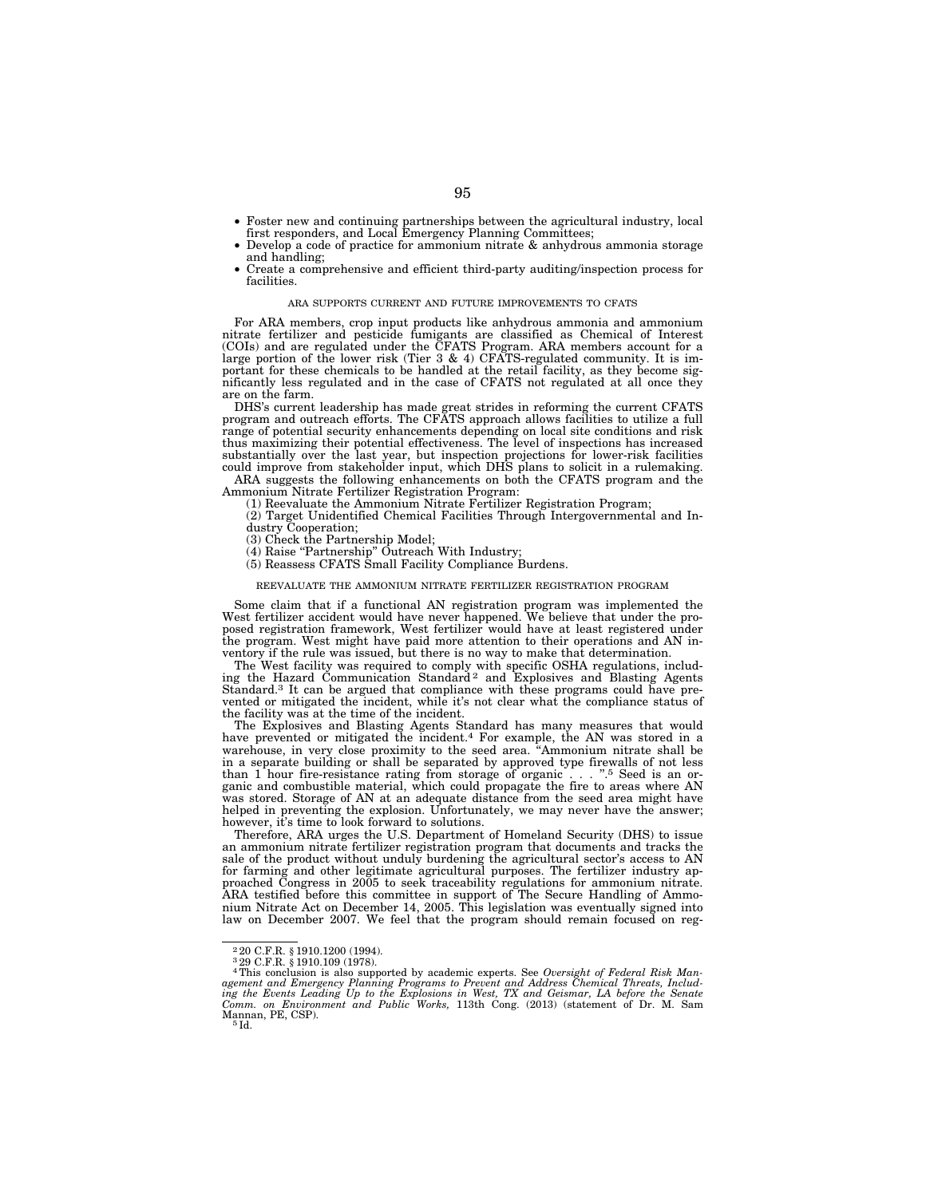- Foster new and continuing partnerships between the agricultural industry, local first responders, and Local Emergency Planning Committees;
- Develop a code of practice for ammonium nitrate & anhydrous ammonia storage and handling;
- Create a comprehensive and efficient third-party auditing/inspection process for facilities.

ARA SUPPORTS CURRENT AND FUTURE IMPROVEMENTS TO CFATS

For ARA members, crop input products like anhydrous ammonia and ammonium nitrate fertilizer and pesticide fumigants are classified as Chemical of Interest (COIs) and are regulated under the CFATS Program. ARA members account for a large portion of the lower risk (Tier 3 & 4) CFATS-regulated community. It is important for these chemicals to be handled at the retail facility, as they become significantly less regulated and in the case of CFATS not regulated at all once they are on the farm.

DHS's current leadership has made great strides in reforming the current CFATS program and outreach efforts. The CFATS approach allows facilities to utilize a full range of potential security enhancements depending on local site conditions and risk thus maximizing their potential effectiveness. The level of inspections has increased substantially over the last year, but inspection projections for lower-risk facilities could improve from stakeholder input, which DHS plans to solicit in a rulemaking.

ARA suggests the following enhancements on both the CFATS program and the Ammonium Nitrate Fertilizer Registration Program:

(1) Reevaluate the Ammonium Nitrate Fertilizer Registration Program;
(2) Target Unidentified Chemical Facilities Through Intergovernmental and Industry Cooperation;
(3) Check the Partnership Model;
(4) Raise "Partnership" Outreach With Industry;
(5) Reassess CFATS Small Facility Compliance Burdens.

REEVALUATE THE AMMONIUM NITRATE FERTILIZER REGISTRATION PROGRAM

Some claim that if a functional AN registration program was implemented the West fertilizer accident would have never happened. We believe that under the proposed registration framework, West fertilizer would have at least registered under the program. West might have paid more attention to their operations and AN inventory if the rule was issued, but there is no way to make that determination.

The West facility was required to comply with specific OSHA regulations, including the Hazard Communication Standard[2] and Explosives and Blasting Agents Standard.[3] It can be argued that compliance with these programs could have prevented or mitigated the incident, while it's not clear what the compliance status of the facility was at the time of the incident.

The Explosives and Blasting Agents Standard has many measures that would have prevented or mitigated the incident.[4] For example, the AN was stored in a warehouse, in very close proximity to the seed area. "Ammonium nitrate shall be in a separate building or shall be separated by approved type firewalls of not less than 1 hour fire-resistance rating from storage of organic . . . ".[5] Seed is an organic and combustible material, which could propagate the fire to areas where AN was stored. Storage of AN at an adequate distance from the seed area might have helped in preventing the explosion. Unfortunately, we may never have the answer; however, it's time to look forward to solutions.

Therefore, ARA urges the U.S. Department of Homeland Security (DHS) to issue an ammonium nitrate fertilizer registration program that documents and tracks the sale of the product without unduly burdening the agricultural sector's access to AN for farming and other legitimate agricultural purposes. The fertilizer industry approached Congress in 2005 to seek traceability regulations for ammonium nitrate. ARA testified before this committee in support of The Secure Handling of Ammonium Nitrate Act on December 14, 2005. This legislation was eventually signed into law on December 2007. We feel that the program should remain focused on reg-

---

[2] 20 C.F.R. § 1910.1200 (1994).

[3] 29 C.F.R. § 1910.109 (1978).

[4] This conclusion is also supported by academic experts. See *Oversight of Federal Risk Management and Emergency Planning Programs to Prevent and Address Chemical Threats, Including the Events Leading Up to the Explosions in West, TX and Geismar, LA before the Senate Comm. on Environment and Public Works,* 113th Cong. (2013) (statement of Dr. M. Sam Mannan, PE, CSP).

[5] Id.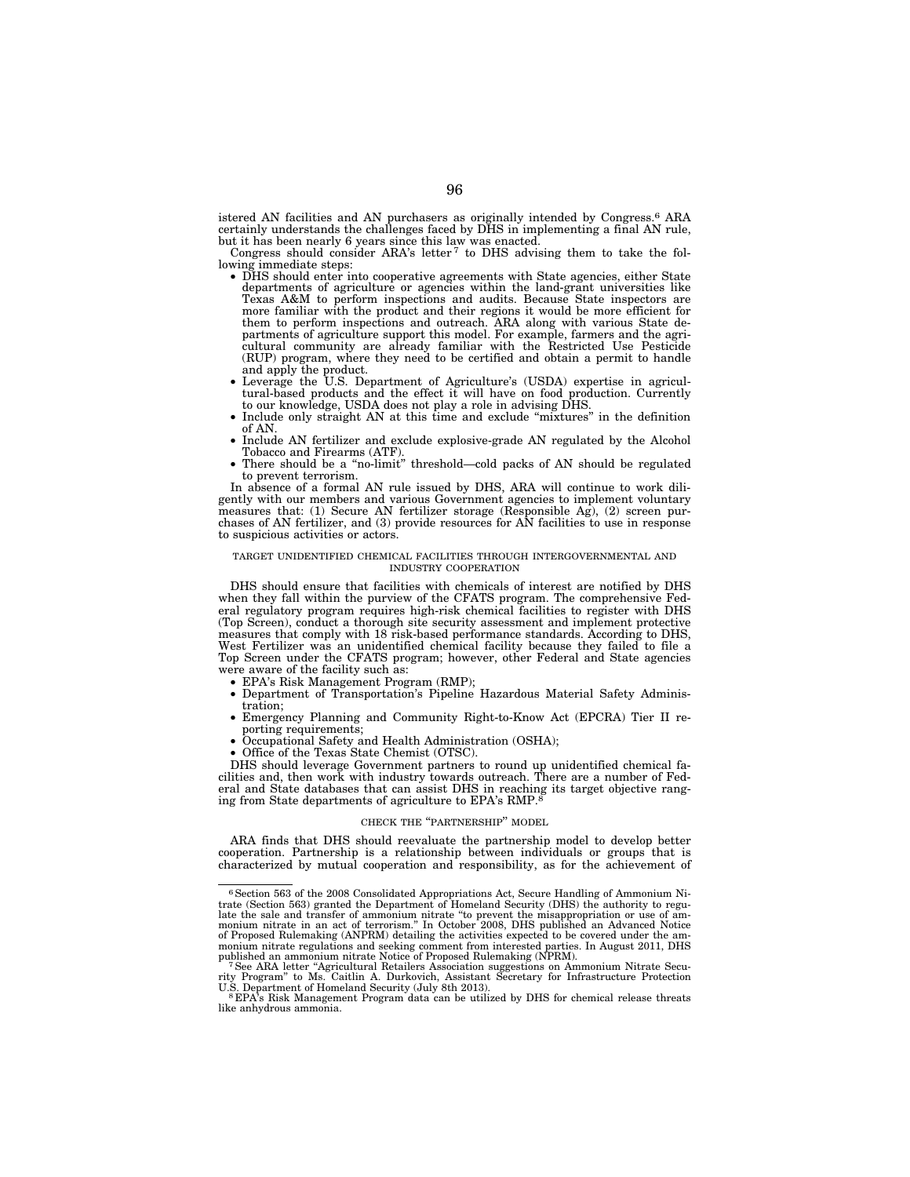istered AN facilities and AN purchasers as originally intended by Congress.[6] ARA certainly understands the challenges faced by DHS in implementing a final AN rule, but it has been nearly 6 years since this law was enacted.

Congress should consider ARA's letter[7] to DHS advising them to take the following immediate steps:

- DHS should enter into cooperative agreements with State agencies, either State departments of agriculture or agencies within the land-grant universities like Texas A&M to perform inspections and audits. Because State inspectors are more familiar with the product and their regions it would be more efficient for them to perform inspections and outreach. ARA along with various State departments of agriculture support this model. For example, farmers and the agricultural community are already familiar with the Restricted Use Pesticide (RUP) program, where they need to be certified and obtain a permit to handle and apply the product.
- Leverage the U.S. Department of Agriculture's (USDA) expertise in agricultural-based products and the effect it will have on food production. Currently to our knowledge, USDA does not play a role in advising DHS.
- Include only straight AN at this time and exclude "mixtures" in the definition of AN.
- Include AN fertilizer and exclude explosive-grade AN regulated by the Alcohol Tobacco and Firearms (ATF).
- There should be a "no-limit" threshold—cold packs of AN should be regulated to prevent terrorism.

In absence of a formal AN rule issued by DHS, ARA will continue to work diligently with our members and various Government agencies to implement voluntary measures that: (1) Secure AN fertilizer storage (Responsible Ag), (2) screen purchases of AN fertilizer, and (3) provide resources for AN facilities to use in response to suspicious activities or actors.

## TARGET UNIDENTIFIED CHEMICAL FACILITIES THROUGH INTERGOVERNMENTAL AND INDUSTRY COOPERATION

DHS should ensure that facilities with chemicals of interest are notified by DHS when they fall within the purview of the CFATS program. The comprehensive Federal regulatory program requires high-risk chemical facilities to register with DHS (Top Screen), conduct a thorough site security assessment and implement protective measures that comply with 18 risk-based performance standards. According to DHS, West Fertilizer was an unidentified chemical facility because they failed to file a Top Screen under the CFATS program; however, other Federal and State agencies were aware of the facility such as:

- EPA's Risk Management Program (RMP);
- Department of Transportation's Pipeline Hazardous Material Safety Administration;
- Emergency Planning and Community Right-to-Know Act (EPCRA) Tier II reporting requirements;
- Occupational Safety and Health Administration (OSHA);
- Office of the Texas State Chemist (OTSC).

DHS should leverage Government partners to round up unidentified chemical facilities and, then work with industry towards outreach. There are a number of Federal and State databases that can assist DHS in reaching its target objective ranging from State departments of agriculture to EPA's RMP.[8]

## CHECK THE "PARTNERSHIP" MODEL

ARA finds that DHS should reevaluate the partnership model to develop better cooperation. Partnership is a relationship between individuals or groups that is characterized by mutual cooperation and responsibility, as for the achievement of

---

[6] Section 563 of the 2008 Consolidated Appropriations Act, Secure Handling of Ammonium Nitrate (Section 563) granted the Department of Homeland Security (DHS) the authority to regulate the sale and transfer of ammonium nitrate "to prevent the misappropriation or use of ammonium nitrate in an act of terrorism." In October 2008, DHS published an Advanced Notice of Proposed Rulemaking (ANPRM) detailing the activities expected to be covered under the ammonium nitrate regulations and seeking comment from interested parties. In August 2011, DHS published an ammonium nitrate Notice of Proposed Rulemaking (NPRM).

[7] See ARA letter "Agricultural Retailers Association suggestions on Ammonium Nitrate Security Program" to Ms. Caitlin A. Durkovich, Assistant Secretary for Infrastructure Protection U.S. Department of Homeland Security (July 8th 2013).

[8] EPA's Risk Management Program data can be utilized by DHS for chemical release threats like anhydrous ammonia.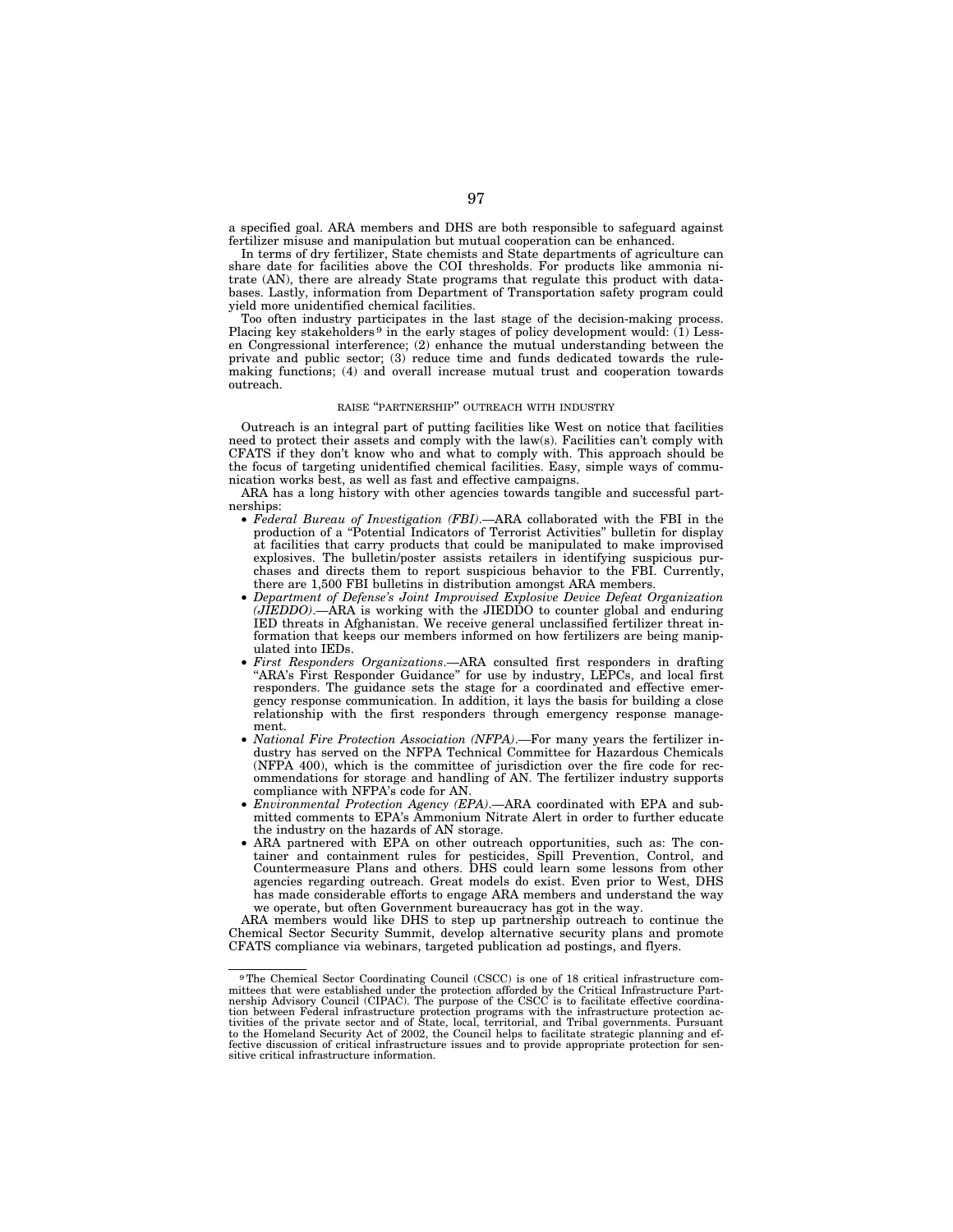a specified goal. ARA members and DHS are both responsible to safeguard against fertilizer misuse and manipulation but mutual cooperation can be enhanced.

In terms of dry fertilizer, State chemists and State departments of agriculture can share date for facilities above the COI thresholds. For products like ammonia nitrate (AN), there are already State programs that regulate this product with databases. Lastly, information from Department of Transportation safety program could yield more unidentified chemical facilities.

Too often industry participates in the last stage of the decision-making process. Placing key stakeholders[9] in the early stages of policy development would: (1) Lessen Congressional interference; (2) enhance the mutual understanding between the private and public sector; (3) reduce time and funds dedicated towards the rulemaking functions; (4) and overall increase mutual trust and cooperation towards outreach.

### RAISE "PARTNERSHIP" OUTREACH WITH INDUSTRY

Outreach is an integral part of putting facilities like West on notice that facilities need to protect their assets and comply with the law(s). Facilities can't comply with CFATS if they don't know who and what to comply with. This approach should be the focus of targeting unidentified chemical facilities. Easy, simple ways of communication works best, as well as fast and effective campaigns.

ARA has a long history with other agencies towards tangible and successful partnerships:

- *Federal Bureau of Investigation (FBI)*.—ARA collaborated with the FBI in the production of a "Potential Indicators of Terrorist Activities" bulletin for display at facilities that carry products that could be manipulated to make improvised explosives. The bulletin/poster assists retailers in identifying suspicious purchases and directs them to report suspicious behavior to the FBI. Currently, there are 1,500 FBI bulletins in distribution amongst ARA members.
- *Department of Defense's Joint Improvised Explosive Device Defeat Organization (JIEDDO)*.—ARA is working with the JIEDDO to counter global and enduring IED threats in Afghanistan. We receive general unclassified fertilizer threat information that keeps our members informed on how fertilizers are being manipulated into IEDs.
- *First Responders Organizations*.—ARA consulted first responders in drafting "ARA's First Responder Guidance" for use by industry, LEPCs, and local first responders. The guidance sets the stage for a coordinated and effective emergency response communication. In addition, it lays the basis for building a close relationship with the first responders through emergency response management.
- *National Fire Protection Association (NFPA)*.—For many years the fertilizer industry has served on the NFPA Technical Committee for Hazardous Chemicals (NFPA 400), which is the committee of jurisdiction over the fire code for recommendations for storage and handling of AN. The fertilizer industry supports compliance with NFPA's code for AN.
- *Environmental Protection Agency (EPA)*.—ARA coordinated with EPA and submitted comments to EPA's Ammonium Nitrate Alert in order to further educate the industry on the hazards of AN storage.
- ARA partnered with EPA on other outreach opportunities, such as: The container and containment rules for pesticides, Spill Prevention, Control, and Countermeasure Plans and others. DHS could learn some lessons from other agencies regarding outreach. Great models do exist. Even prior to West, DHS has made considerable efforts to engage ARA members and understand the way we operate, but often Government bureaucracy has got in the way.

ARA members would like DHS to step up partnership outreach to continue the Chemical Sector Security Summit, develop alternative security plans and promote CFATS compliance via webinars, targeted publication ad postings, and flyers.

---

[9] The Chemical Sector Coordinating Council (CSCC) is one of 18 critical infrastructure committees that were established under the protection afforded by the Critical Infrastructure Partnership Advisory Council (CIPAC). The purpose of the CSCC is to facilitate effective coordination between Federal infrastructure protection programs with the infrastructure protection activities of the private sector and of State, local, territorial, and Tribal governments. Pursuant to the Homeland Security Act of 2002, the Council helps to facilitate strategic planning and effective discussion of critical infrastructure issues and to provide appropriate protection for sensitive critical infrastructure information.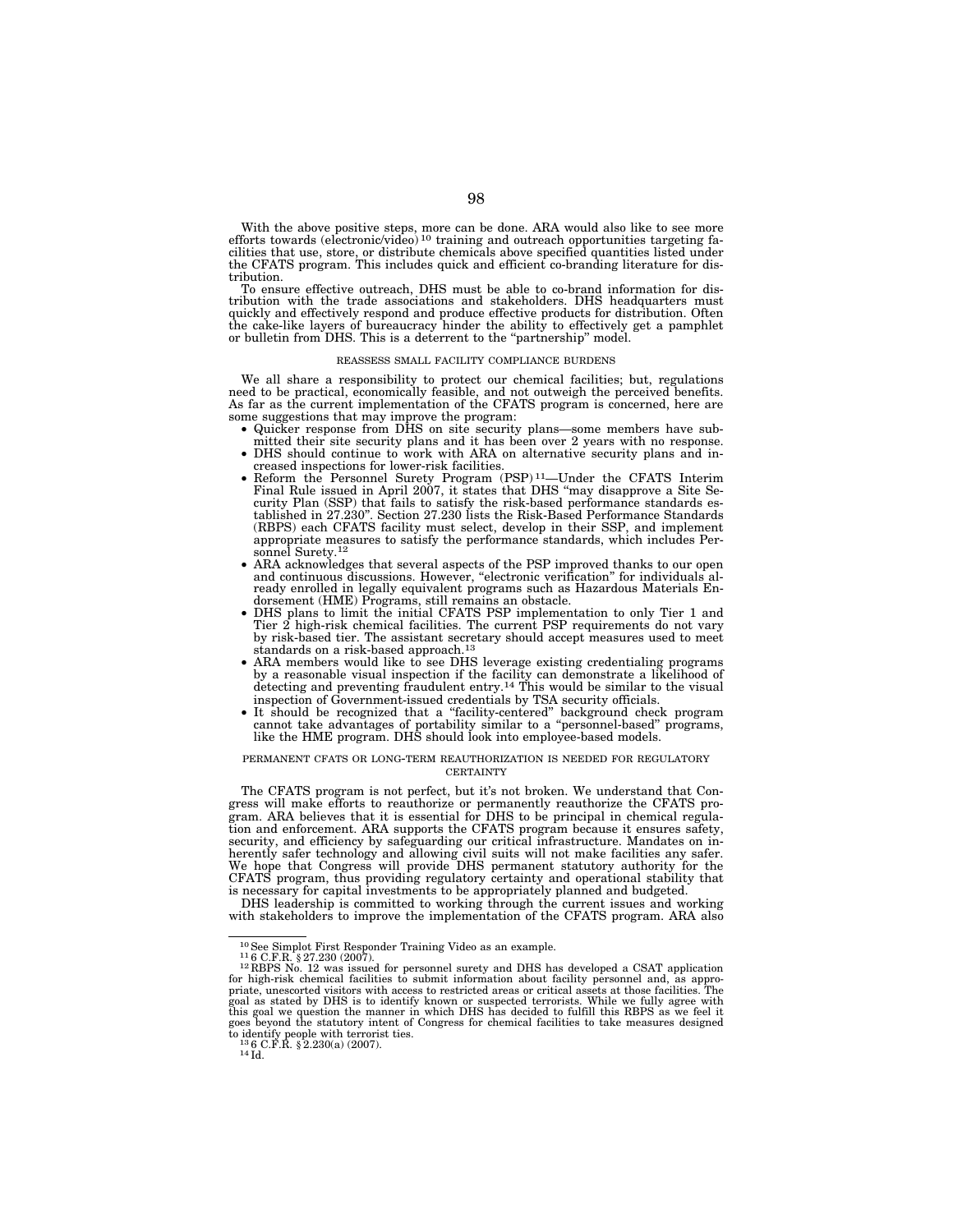With the above positive steps, more can be done. ARA would also like to see more efforts towards (electronic/video) [10] training and outreach opportunities targeting facilities that use, store, or distribute chemicals above specified quantities listed under the CFATS program. This includes quick and efficient co-branding literature for distribution.

To ensure effective outreach, DHS must be able to co-brand information for distribution with the trade associations and stakeholders. DHS headquarters must quickly and effectively respond and produce effective products for distribution. Often the cake-like layers of bureaucracy hinder the ability to effectively get a pamphlet or bulletin from DHS. This is a deterrent to the "partnership" model.

## REASSESS SMALL FACILITY COMPLIANCE BURDENS

We all share a responsibility to protect our chemical facilities; but, regulations need to be practical, economically feasible, and not outweigh the perceived benefits. As far as the current implementation of the CFATS program is concerned, here are some suggestions that may improve the program:

- Quicker response from DHS on site security plans—some members have submitted their site security plans and it has been over 2 years with no response.
- DHS should continue to work with ARA on alternative security plans and increased inspections for lower-risk facilities.
- Reform the Personnel Surety Program (PSP) [11]—Under the CFATS Interim Final Rule issued in April 2007, it states that DHS "may disapprove a Site Security Plan (SSP) that fails to satisfy the risk-based performance standards established in 27.230". Section 27.230 lists the Risk-Based Performance Standards (RBPS) each CFATS facility must select, develop in their SSP, and implement appropriate measures to satisfy the performance standards, which includes Personnel Surety.[12]
- ARA acknowledges that several aspects of the PSP improved thanks to our open and continuous discussions. However, "electronic verification" for individuals already enrolled in legally equivalent programs such as Hazardous Materials Endorsement (HME) Programs, still remains an obstacle.
- DHS plans to limit the initial CFATS PSP implementation to only Tier 1 and Tier 2 high-risk chemical facilities. The current PSP requirements do not vary by risk-based tier. The assistant secretary should accept measures used to meet standards on a risk-based approach.[13]
- ARA members would like to see DHS leverage existing credentialing programs by a reasonable visual inspection if the facility can demonstrate a likelihood of detecting and preventing fraudulent entry.[14] This would be similar to the visual inspection of Government-issued credentials by TSA security officials.
- It should be recognized that a "facility-centered" background check program cannot take advantages of portability similar to a "personnel-based" programs, like the HME program. DHS should look into employee-based models.

## PERMANENT CFATS OR LONG-TERM REAUTHORIZATION IS NEEDED FOR REGULATORY CERTAINTY

The CFATS program is not perfect, but it's not broken. We understand that Congress will make efforts to reauthorize or permanently reauthorize the CFATS program. ARA believes that it is essential for DHS to be principal in chemical regulation and enforcement. ARA supports the CFATS program because it ensures safety, security, and efficiency by safeguarding our critical infrastructure. Mandates on inherently safer technology and allowing civil suits will not make facilities any safer. We hope that Congress will provide DHS permanent statutory authority for the CFATS program, thus providing regulatory certainty and operational stability that is necessary for capital investments to be appropriately planned and budgeted.

DHS leadership is committed to working through the current issues and working with stakeholders to improve the implementation of the CFATS program. ARA also

---

[10] See Simplot First Responder Training Video as an example.

[11] 6 C.F.R. § 27.230 (2007).

[12] RBPS No. 12 was issued for personnel surety and DHS has developed a CSAT application for high-risk chemical facilities to submit information about facility personnel and, as appropriate, unescorted visitors with access to restricted areas or critical assets at those facilities. The goal as stated by DHS is to identify known or suspected terrorists. While we fully agree with this goal we question the manner in which DHS has decided to fulfill this RBPS as we feel it goes beyond the statutory intent of Congress for chemical facilities to take measures designed to identify people with terrorist ties.

[13] 6 C.F.R. § 2.230(a) (2007).

[14] Id.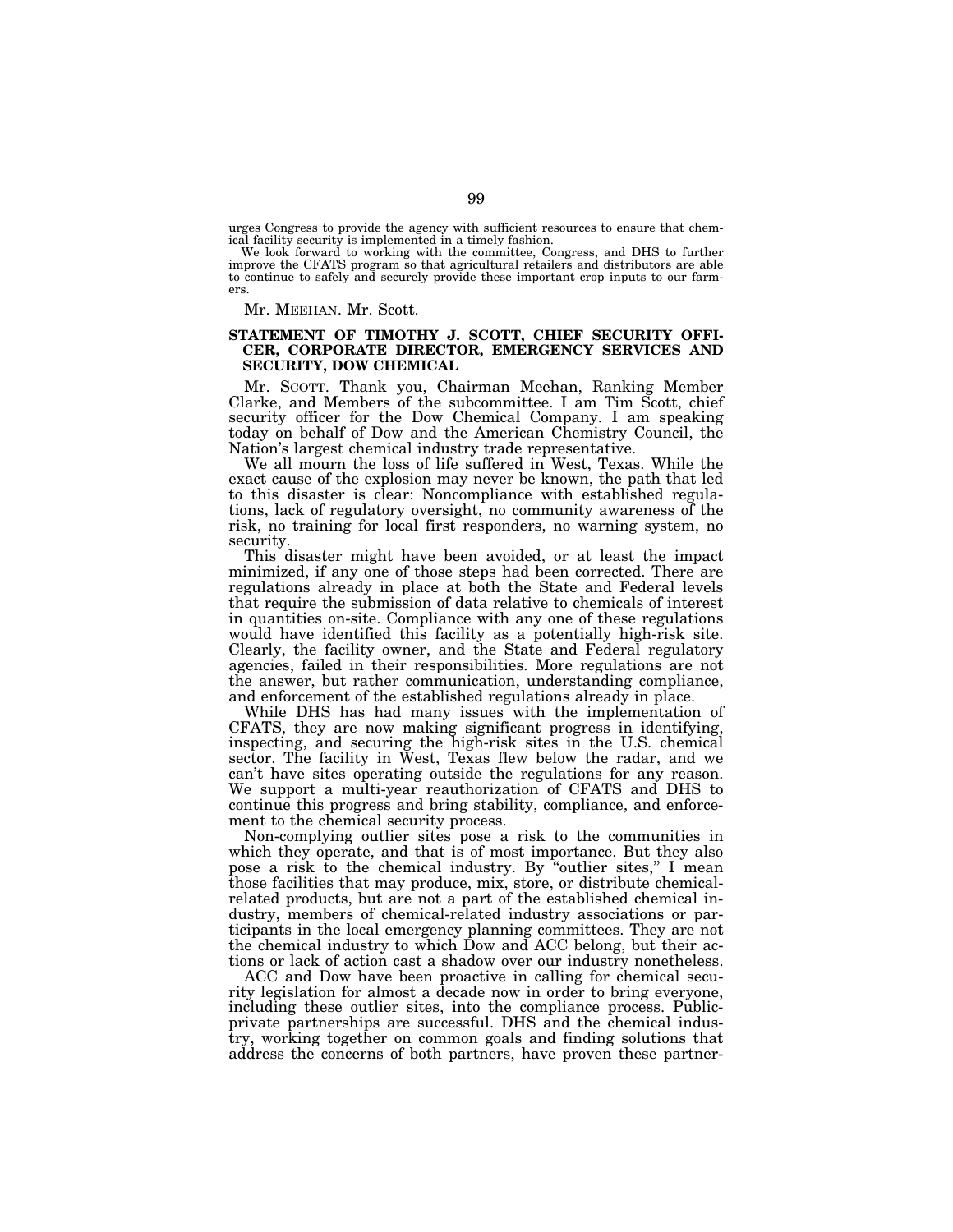urges Congress to provide the agency with sufficient resources to ensure that chemical facility security is implemented in a timely fashion.

We look forward to working with the committee, Congress, and DHS to further improve the CFATS program so that agricultural retailers and distributors are able to continue to safely and securely provide these important crop inputs to our farmers.

Mr. MEEHAN. Mr. Scott.

**STATEMENT OF TIMOTHY J. SCOTT, CHIEF SECURITY OFFICER, CORPORATE DIRECTOR, EMERGENCY SERVICES AND SECURITY, DOW CHEMICAL**

Mr. SCOTT. Thank you, Chairman Meehan, Ranking Member Clarke, and Members of the subcommittee. I am Tim Scott, chief security officer for the Dow Chemical Company. I am speaking today on behalf of Dow and the American Chemistry Council, the Nation's largest chemical industry trade representative.

We all mourn the loss of life suffered in West, Texas. While the exact cause of the explosion may never be known, the path that led to this disaster is clear: Noncompliance with established regulations, lack of regulatory oversight, no community awareness of the risk, no training for local first responders, no warning system, no security.

This disaster might have been avoided, or at least the impact minimized, if any one of those steps had been corrected. There are regulations already in place at both the State and Federal levels that require the submission of data relative to chemicals of interest in quantities on-site. Compliance with any one of these regulations would have identified this facility as a potentially high-risk site. Clearly, the facility owner, and the State and Federal regulatory agencies, failed in their responsibilities. More regulations are not the answer, but rather communication, understanding compliance, and enforcement of the established regulations already in place.

While DHS has had many issues with the implementation of CFATS, they are now making significant progress in identifying, inspecting, and securing the high-risk sites in the U.S. chemical sector. The facility in West, Texas flew below the radar, and we can't have sites operating outside the regulations for any reason. We support a multi-year reauthorization of CFATS and DHS to continue this progress and bring stability, compliance, and enforcement to the chemical security process.

Non-complying outlier sites pose a risk to the communities in which they operate, and that is of most importance. But they also pose a risk to the chemical industry. By "outlier sites," I mean those facilities that may produce, mix, store, or distribute chemical-related products, but are not a part of the established chemical industry, members of chemical-related industry associations or participants in the local emergency planning committees. They are not the chemical industry to which Dow and ACC belong, but their actions or lack of action cast a shadow over our industry nonetheless.

ACC and Dow have been proactive in calling for chemical security legislation for almost a decade now in order to bring everyone, including these outlier sites, into the compliance process. Public-private partnerships are successful. DHS and the chemical industry, working together on common goals and finding solutions that address the concerns of both partners, have proven these partner-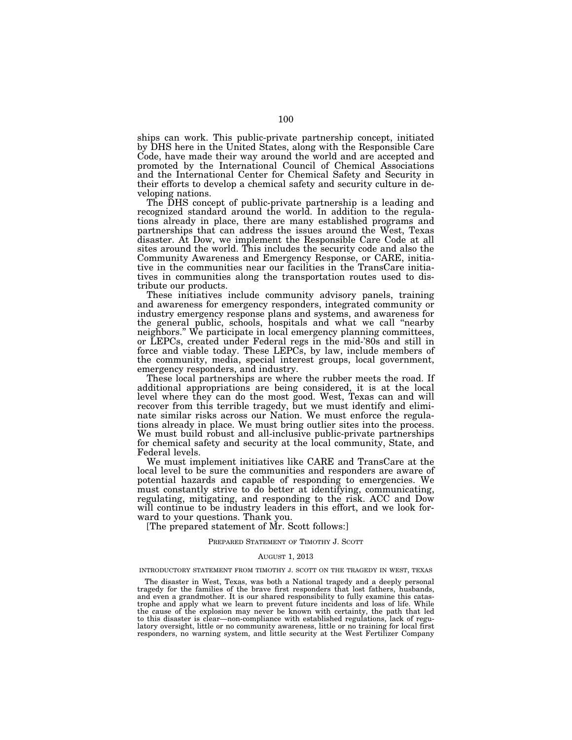ships can work. This public-private partnership concept, initiated by DHS here in the United States, along with the Responsible Care Code, have made their way around the world and are accepted and promoted by the International Council of Chemical Associations and the International Center for Chemical Safety and Security in their efforts to develop a chemical safety and security culture in developing nations.

The DHS concept of public-private partnership is a leading and recognized standard around the world. In addition to the regulations already in place, there are many established programs and partnerships that can address the issues around the West, Texas disaster. At Dow, we implement the Responsible Care Code at all sites around the world. This includes the security code and also the Community Awareness and Emergency Response, or CARE, initiative in the communities near our facilities in the TransCare initiatives in communities along the transportation routes used to distribute our products.

These initiatives include community advisory panels, training and awareness for emergency responders, integrated community or industry emergency response plans and systems, and awareness for the general public, schools, hospitals and what we call "nearby neighbors." We participate in local emergency planning committees, or LEPCs, created under Federal regs in the mid-'80s and still in force and viable today. These LEPCs, by law, include members of the community, media, special interest groups, local government, emergency responders, and industry.

These local partnerships are where the rubber meets the road. If additional appropriations are being considered, it is at the local level where they can do the most good. West, Texas can and will recover from this terrible tragedy, but we must identify and eliminate similar risks across our Nation. We must enforce the regulations already in place. We must bring outlier sites into the process. We must build robust and all-inclusive public-private partnerships for chemical safety and security at the local community, State, and Federal levels.

We must implement initiatives like CARE and TransCare at the local level to be sure the communities and responders are aware of potential hazards and capable of responding to emergencies. We must constantly strive to do better at identifying, communicating, regulating, mitigating, and responding to the risk. ACC and Dow will continue to be industry leaders in this effort, and we look forward to your questions. Thank you.

[The prepared statement of Mr. Scott follows:]

PREPARED STATEMENT OF TIMOTHY J. SCOTT

AUGUST 1, 2013

INTRODUCTORY STATEMENT FROM TIMOTHY J. SCOTT ON THE TRAGEDY IN WEST, TEXAS

The disaster in West, Texas, was both a National tragedy and a deeply personal tragedy for the families of the brave first responders that lost fathers, husbands, and even a grandmother. It is our shared responsibility to fully examine this catastrophe and apply what we learn to prevent future incidents and loss of life. While the cause of the explosion may never be known with certainty, the path that led to this disaster is clear—non-compliance with established regulations, lack of regulatory oversight, little or no community awareness, little or no training for local first responders, no warning system, and little security at the West Fertilizer Company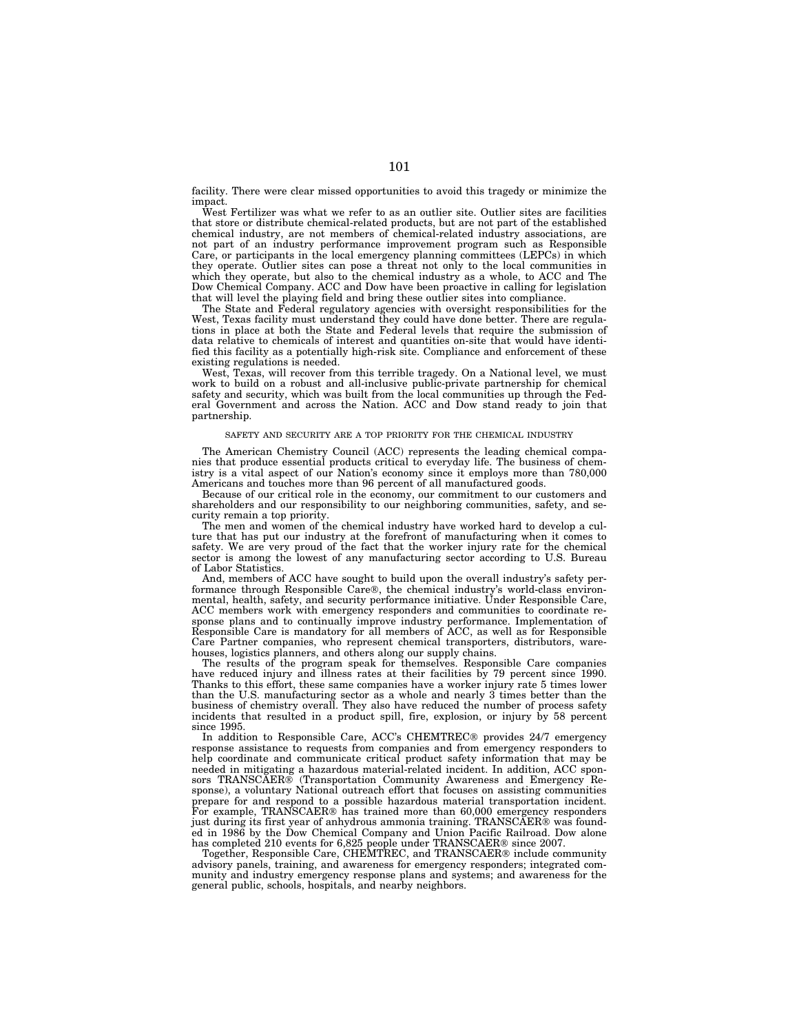facility. There were clear missed opportunities to avoid this tragedy or minimize the impact.

West Fertilizer was what we refer to as an outlier site. Outlier sites are facilities that store or distribute chemical-related products, but are not part of the established chemical industry, are not members of chemical-related industry associations, are not part of an industry performance improvement program such as Responsible Care, or participants in the local emergency planning committees (LEPCs) in which they operate. Outlier sites can pose a threat not only to the local communities in which they operate, but also to the chemical industry as a whole, to ACC and The Dow Chemical Company. ACC and Dow have been proactive in calling for legislation that will level the playing field and bring these outlier sites into compliance.

The State and Federal regulatory agencies with oversight responsibilities for the West, Texas facility must understand they could have done better. There are regulations in place at both the State and Federal levels that require the submission of data relative to chemicals of interest and quantities on-site that would have identified this facility as a potentially high-risk site. Compliance and enforcement of these existing regulations is needed.

West, Texas, will recover from this terrible tragedy. On a National level, we must work to build on a robust and all-inclusive public-private partnership for chemical safety and security, which was built from the local communities up through the Federal Government and across the Nation. ACC and Dow stand ready to join that partnership.

## SAFETY AND SECURITY ARE A TOP PRIORITY FOR THE CHEMICAL INDUSTRY

The American Chemistry Council (ACC) represents the leading chemical companies that produce essential products critical to everyday life. The business of chemistry is a vital aspect of our Nation's economy since it employs more than 780,000 Americans and touches more than 96 percent of all manufactured goods.

Because of our critical role in the economy, our commitment to our customers and shareholders and our responsibility to our neighboring communities, safety, and security remain a top priority.

The men and women of the chemical industry have worked hard to develop a culture that has put our industry at the forefront of manufacturing when it comes to safety. We are very proud of the fact that the worker injury rate for the chemical sector is among the lowest of any manufacturing sector according to U.S. Bureau of Labor Statistics.

And, members of ACC have sought to build upon the overall industry's safety performance through Responsible Care®, the chemical industry's world-class environmental, health, safety, and security performance initiative. Under Responsible Care, ACC members work with emergency responders and communities to coordinate response plans and to continually improve industry performance. Implementation of Responsible Care is mandatory for all members of ACC, as well as for Responsible Care Partner companies, who represent chemical transporters, distributors, warehouses, logistics planners, and others along our supply chains.

The results of the program speak for themselves. Responsible Care companies have reduced injury and illness rates at their facilities by 79 percent since 1990. Thanks to this effort, these same companies have a worker injury rate 5 times lower than the U.S. manufacturing sector as a whole and nearly 3 times better than the business of chemistry overall. They also have reduced the number of process safety incidents that resulted in a product spill, fire, explosion, or injury by 58 percent since 1995.

In addition to Responsible Care, ACC's CHEMTREC® provides 24/7 emergency response assistance to requests from companies and from emergency responders to help coordinate and communicate critical product safety information that may be needed in mitigating a hazardous material-related incident. In addition, ACC sponsors TRANSCAER® (Transportation Community Awareness and Emergency Response), a voluntary National outreach effort that focuses on assisting communities prepare for and respond to a possible hazardous material transportation incident. For example, TRANSCAER® has trained more than 60,000 emergency responders just during its first year of anhydrous ammonia training. TRANSCAER® was founded in 1986 by the Dow Chemical Company and Union Pacific Railroad. Dow alone has completed 210 events for 6,825 people under TRANSCAER® since 2007.

Together, Responsible Care, CHEMTREC, and TRANSCAER® include community advisory panels, training, and awareness for emergency responders; integrated community and industry emergency response plans and systems; and awareness for the general public, schools, hospitals, and nearby neighbors.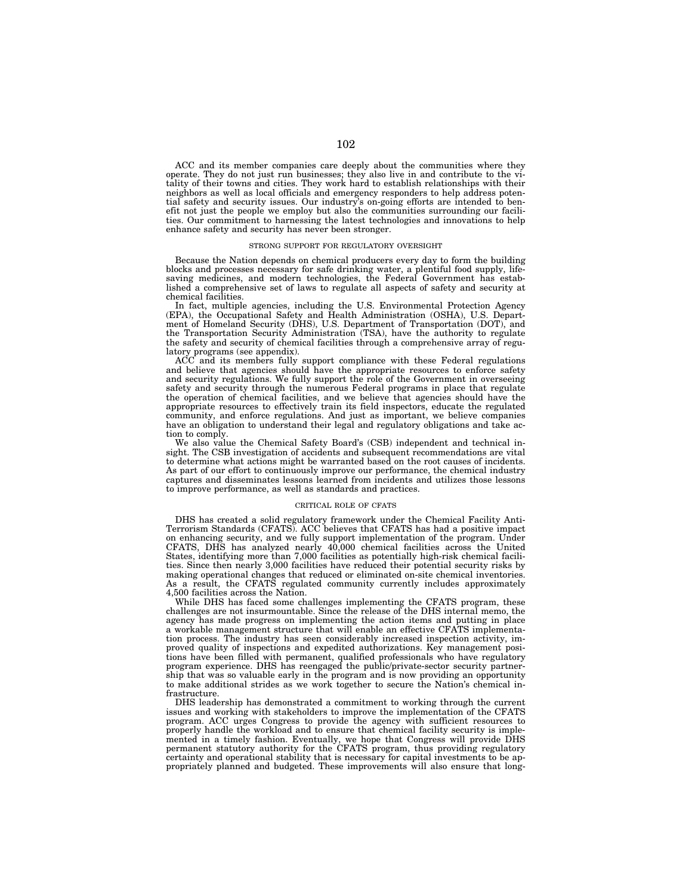ACC and its member companies care deeply about the communities where they operate. They do not just run businesses; they also live in and contribute to the vitality of their towns and cities. They work hard to establish relationships with their neighbors as well as local officials and emergency responders to help address potential safety and security issues. Our industry's on-going efforts are intended to benefit not just the people we employ but also the communities surrounding our facilities. Our commitment to harnessing the latest technologies and innovations to help enhance safety and security has never been stronger.

## STRONG SUPPORT FOR REGULATORY OVERSIGHT

Because the Nation depends on chemical producers every day to form the building blocks and processes necessary for safe drinking water, a plentiful food supply, life-saving medicines, and modern technologies, the Federal Government has established a comprehensive set of laws to regulate all aspects of safety and security at chemical facilities.

In fact, multiple agencies, including the U.S. Environmental Protection Agency (EPA), the Occupational Safety and Health Administration (OSHA), U.S. Department of Homeland Security (DHS), U.S. Department of Transportation (DOT), and the Transportation Security Administration (TSA), have the authority to regulate the safety and security of chemical facilities through a comprehensive array of regulatory programs (see appendix).

ACC and its members fully support compliance with these Federal regulations and believe that agencies should have the appropriate resources to enforce safety and security regulations. We fully support the role of the Government in overseeing safety and security through the numerous Federal programs in place that regulate the operation of chemical facilities, and we believe that agencies should have the appropriate resources to effectively train its field inspectors, educate the regulated community, and enforce regulations. And just as important, we believe companies have an obligation to understand their legal and regulatory obligations and take action to comply.

We also value the Chemical Safety Board's (CSB) independent and technical insight. The CSB investigation of accidents and subsequent recommendations are vital to determine what actions might be warranted based on the root causes of incidents. As part of our effort to continuously improve our performance, the chemical industry captures and disseminates lessons learned from incidents and utilizes those lessons to improve performance, as well as standards and practices.

## CRITICAL ROLE OF CFATS

DHS has created a solid regulatory framework under the Chemical Facility Anti-Terrorism Standards (CFATS). ACC believes that CFATS has had a positive impact on enhancing security, and we fully support implementation of the program. Under CFATS, DHS has analyzed nearly 40,000 chemical facilities across the United States, identifying more than 7,000 facilities as potentially high-risk chemical facilities. Since then nearly 3,000 facilities have reduced their potential security risks by making operational changes that reduced or eliminated on-site chemical inventories. As a result, the CFATS regulated community currently includes approximately 4,500 facilities across the Nation.

While DHS has faced some challenges implementing the CFATS program, these challenges are not insurmountable. Since the release of the DHS internal memo, the agency has made progress on implementing the action items and putting in place a workable management structure that will enable an effective CFATS implementation process. The industry has seen considerably increased inspection activity, improved quality of inspections and expedited authorizations. Key management positions have been filled with permanent, qualified professionals who have regulatory program experience. DHS has reengaged the public/private-sector security partnership that was so valuable early in the program and is now providing an opportunity to make additional strides as we work together to secure the Nation's chemical infrastructure.

DHS leadership has demonstrated a commitment to working through the current issues and working with stakeholders to improve the implementation of the CFATS program. ACC urges Congress to provide the agency with sufficient resources to properly handle the workload and to ensure that chemical facility security is implemented in a timely fashion. Eventually, we hope that Congress will provide DHS permanent statutory authority for the CFATS program, thus providing regulatory certainty and operational stability that is necessary for capital investments to be appropriately planned and budgeted. These improvements will also ensure that long-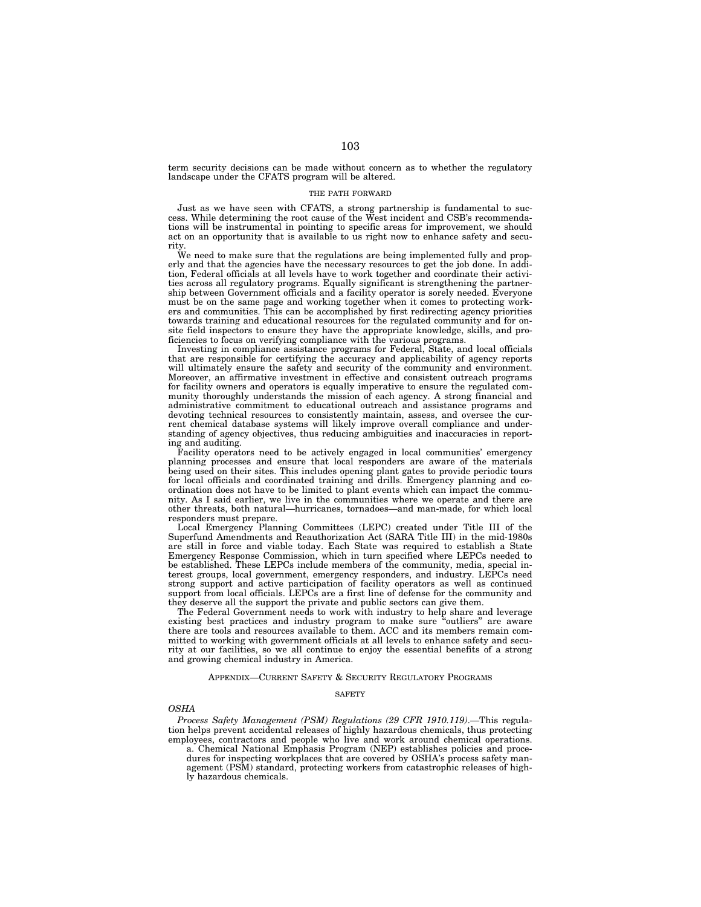term security decisions can be made without concern as to whether the regulatory landscape under the CFATS program will be altered.

## THE PATH FORWARD

Just as we have seen with CFATS, a strong partnership is fundamental to success. While determining the root cause of the West incident and CSB's recommendations will be instrumental in pointing to specific areas for improvement, we should act on an opportunity that is available to us right now to enhance safety and security.

We need to make sure that the regulations are being implemented fully and properly and that the agencies have the necessary resources to get the job done. In addition, Federal officials at all levels have to work together and coordinate their activities across all regulatory programs. Equally significant is strengthening the partnership between Government officials and a facility operator is sorely needed. Everyone must be on the same page and working together when it comes to protecting workers and communities. This can be accomplished by first redirecting agency priorities towards training and educational resources for the regulated community and for onsite field inspectors to ensure they have the appropriate knowledge, skills, and proficiencies to focus on verifying compliance with the various programs.

Investing in compliance assistance programs for Federal, State, and local officials that are responsible for certifying the accuracy and applicability of agency reports will ultimately ensure the safety and security of the community and environment. Moreover, an affirmative investment in effective and consistent outreach programs for facility owners and operators is equally imperative to ensure the regulated community thoroughly understands the mission of each agency. A strong financial and administrative commitment to educational outreach and assistance programs and devoting technical resources to consistently maintain, assess, and oversee the current chemical database systems will likely improve overall compliance and understanding of agency objectives, thus reducing ambiguities and inaccuracies in reporting and auditing.

Facility operators need to be actively engaged in local communities' emergency planning processes and ensure that local responders are aware of the materials being used on their sites. This includes opening plant gates to provide periodic tours for local officials and coordinated training and drills. Emergency planning and coordination does not have to be limited to plant events which can impact the community. As I said earlier, we live in the communities where we operate and there are other threats, both natural—hurricanes, tornadoes—and man-made, for which local responders must prepare.

Local Emergency Planning Committees (LEPC) created under Title III of the Superfund Amendments and Reauthorization Act (SARA Title III) in the mid-1980s are still in force and viable today. Each State was required to establish a State Emergency Response Commission, which in turn specified where LEPCs needed to be established. These LEPCs include members of the community, media, special interest groups, local government, emergency responders, and industry. LEPCs need strong support and active participation of facility operators as well as continued support from local officials. LEPCs are a first line of defense for the community and they deserve all the support the private and public sectors can give them.

The Federal Government needs to work with industry to help share and leverage existing best practices and industry program to make sure "outliers" are aware there are tools and resources available to them. ACC and its members remain committed to working with government officials at all levels to enhance safety and security at our facilities, so we all continue to enjoy the essential benefits of a strong and growing chemical industry in America.

## APPENDIX—CURRENT SAFETY & SECURITY REGULATORY PROGRAMS

### SAFETY

*OSHA*

*Process Safety Management (PSM) Regulations (29 CFR 1910.119)*.—This regulation helps prevent accidental releases of highly hazardous chemicals, thus protecting employees, contractors and people who live and work around chemical operations.

a. Chemical National Emphasis Program (NEP) establishes policies and procedures for inspecting workplaces that are covered by OSHA's process safety management (PSM) standard, protecting workers from catastrophic releases of highly hazardous chemicals.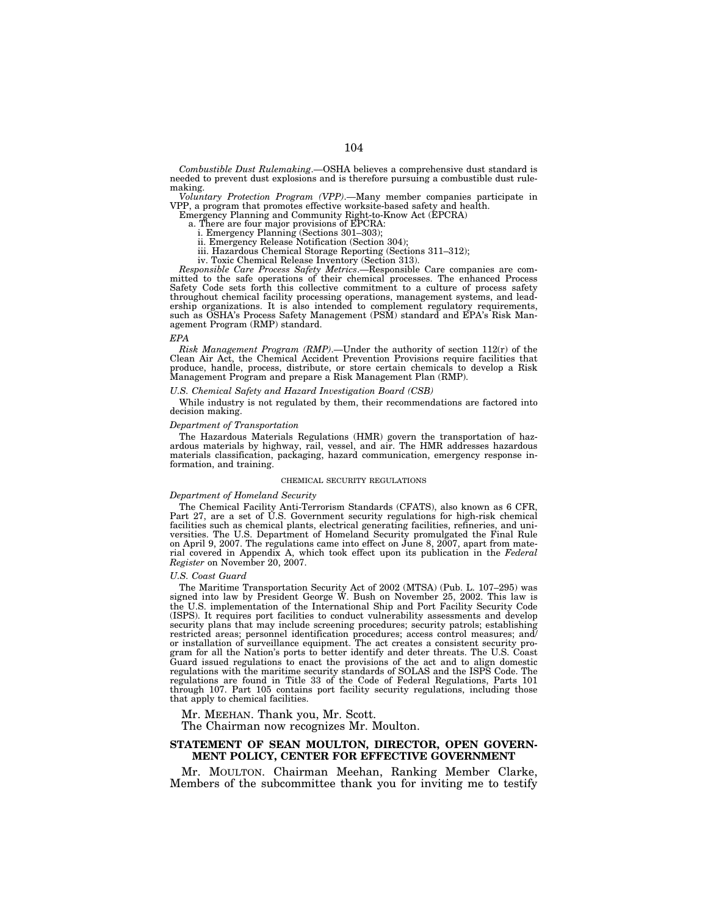*Combustible Dust Rulemaking*.—OSHA believes a comprehensive dust standard is needed to prevent dust explosions and is therefore pursuing a combustible dust rulemaking.

*Voluntary Protection Program (VPP)*.—Many member companies participate in VPP, a program that promotes effective worksite-based safety and health.

Emergency Planning and Community Right-to-Know Act (EPCRA)

a. There are four major provisions of EPCRA:

i. Emergency Planning (Sections 301–303);

ii. Emergency Release Notification (Section 304);

iii. Hazardous Chemical Storage Reporting (Sections 311–312);

iv. Toxic Chemical Release Inventory (Section 313).

*Responsible Care Process Safety Metrics*.—Responsible Care companies are committed to the safe operations of their chemical processes. The enhanced Process Safety Code sets forth this collective commitment to a culture of process safety throughout chemical facility processing operations, management systems, and leadership organizations. It is also intended to complement regulatory requirements, such as OSHA's Process Safety Management (PSM) standard and EPA's Risk Management Program (RMP) standard.

*EPA*

*Risk Management Program (RMP)*.—Under the authority of section 112(r) of the Clean Air Act, the Chemical Accident Prevention Provisions require facilities that produce, handle, process, distribute, or store certain chemicals to develop a Risk Management Program and prepare a Risk Management Plan (RMP).

*U.S. Chemical Safety and Hazard Investigation Board (CSB)*

While industry is not regulated by them, their recommendations are factored into decision making.

*Department of Transportation*

The Hazardous Materials Regulations (HMR) govern the transportation of hazardous materials by highway, rail, vessel, and air. The HMR addresses hazardous materials classification, packaging, hazard communication, emergency response information, and training.

CHEMICAL SECURITY REGULATIONS

*Department of Homeland Security*

The Chemical Facility Anti-Terrorism Standards (CFATS), also known as 6 CFR, Part 27, are a set of U.S. Government security regulations for high-risk chemical facilities such as chemical plants, electrical generating facilities, refineries, and universities. The U.S. Department of Homeland Security promulgated the Final Rule on April 9, 2007. The regulations came into effect on June 8, 2007, apart from material covered in Appendix A, which took effect upon its publication in the *Federal Register* on November 20, 2007.

*U.S. Coast Guard*

The Maritime Transportation Security Act of 2002 (MTSA) (Pub. L. 107–295) was signed into law by President George W. Bush on November 25, 2002. This law is the U.S. implementation of the International Ship and Port Facility Security Code (ISPS). It requires port facilities to conduct vulnerability assessments and develop security plans that may include screening procedures; security patrols; establishing restricted areas; personnel identification procedures; access control measures; and/or installation of surveillance equipment. The act creates a consistent security program for all the Nation's ports to better identify and deter threats. The U.S. Coast Guard issued regulations to enact the provisions of the act and to align domestic regulations with the maritime security standards of SOLAS and the ISPS Code. The regulations are found in Title 33 of the Code of Federal Regulations, Parts 101 through 107. Part 105 contains port facility security regulations, including those that apply to chemical facilities.

Mr. MEEHAN. Thank you, Mr. Scott.

The Chairman now recognizes Mr. Moulton.

## STATEMENT OF SEAN MOULTON, DIRECTOR, OPEN GOVERNMENT POLICY, CENTER FOR EFFECTIVE GOVERNMENT

Mr. MOULTON. Chairman Meehan, Ranking Member Clarke, Members of the subcommittee thank you for inviting me to testify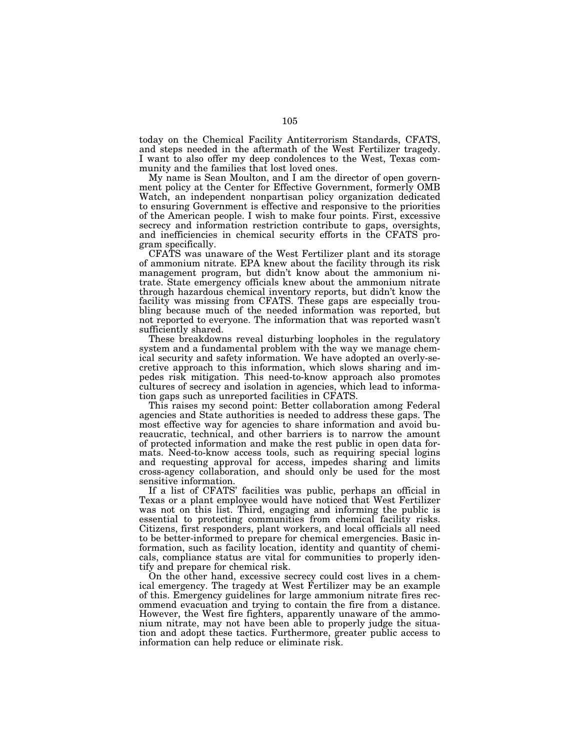today on the Chemical Facility Antiterrorism Standards, CFATS, and steps needed in the aftermath of the West Fertilizer tragedy. I want to also offer my deep condolences to the West, Texas community and the families that lost loved ones.

My name is Sean Moulton, and I am the director of open government policy at the Center for Effective Government, formerly OMB Watch, an independent nonpartisan policy organization dedicated to ensuring Government is effective and responsive to the priorities of the American people. I wish to make four points. First, excessive secrecy and information restriction contribute to gaps, oversights, and inefficiencies in chemical security efforts in the CFATS program specifically.

CFATS was unaware of the West Fertilizer plant and its storage of ammonium nitrate. EPA knew about the facility through its risk management program, but didn't know about the ammonium nitrate. State emergency officials knew about the ammonium nitrate through hazardous chemical inventory reports, but didn't know the facility was missing from CFATS. These gaps are especially troubling because much of the needed information was reported, but not reported to everyone. The information that was reported wasn't sufficiently shared.

These breakdowns reveal disturbing loopholes in the regulatory system and a fundamental problem with the way we manage chemical security and safety information. We have adopted an overly-secretive approach to this information, which slows sharing and impedes risk mitigation. This need-to-know approach also promotes cultures of secrecy and isolation in agencies, which lead to information gaps such as unreported facilities in CFATS.

This raises my second point: Better collaboration among Federal agencies and State authorities is needed to address these gaps. The most effective way for agencies to share information and avoid bureaucratic, technical, and other barriers is to narrow the amount of protected information and make the rest public in open data formats. Need-to-know access tools, such as requiring special logins and requesting approval for access, impedes sharing and limits cross-agency collaboration, and should only be used for the most sensitive information.

If a list of CFATS' facilities was public, perhaps an official in Texas or a plant employee would have noticed that West Fertilizer was not on this list. Third, engaging and informing the public is essential to protecting communities from chemical facility risks. Citizens, first responders, plant workers, and local officials all need to be better-informed to prepare for chemical emergencies. Basic information, such as facility location, identity and quantity of chemicals, compliance status are vital for communities to properly identify and prepare for chemical risk.

On the other hand, excessive secrecy could cost lives in a chemical emergency. The tragedy at West Fertilizer may be an example of this. Emergency guidelines for large ammonium nitrate fires recommend evacuation and trying to contain the fire from a distance. However, the West fire fighters, apparently unaware of the ammonium nitrate, may not have been able to properly judge the situation and adopt these tactics. Furthermore, greater public access to information can help reduce or eliminate risk.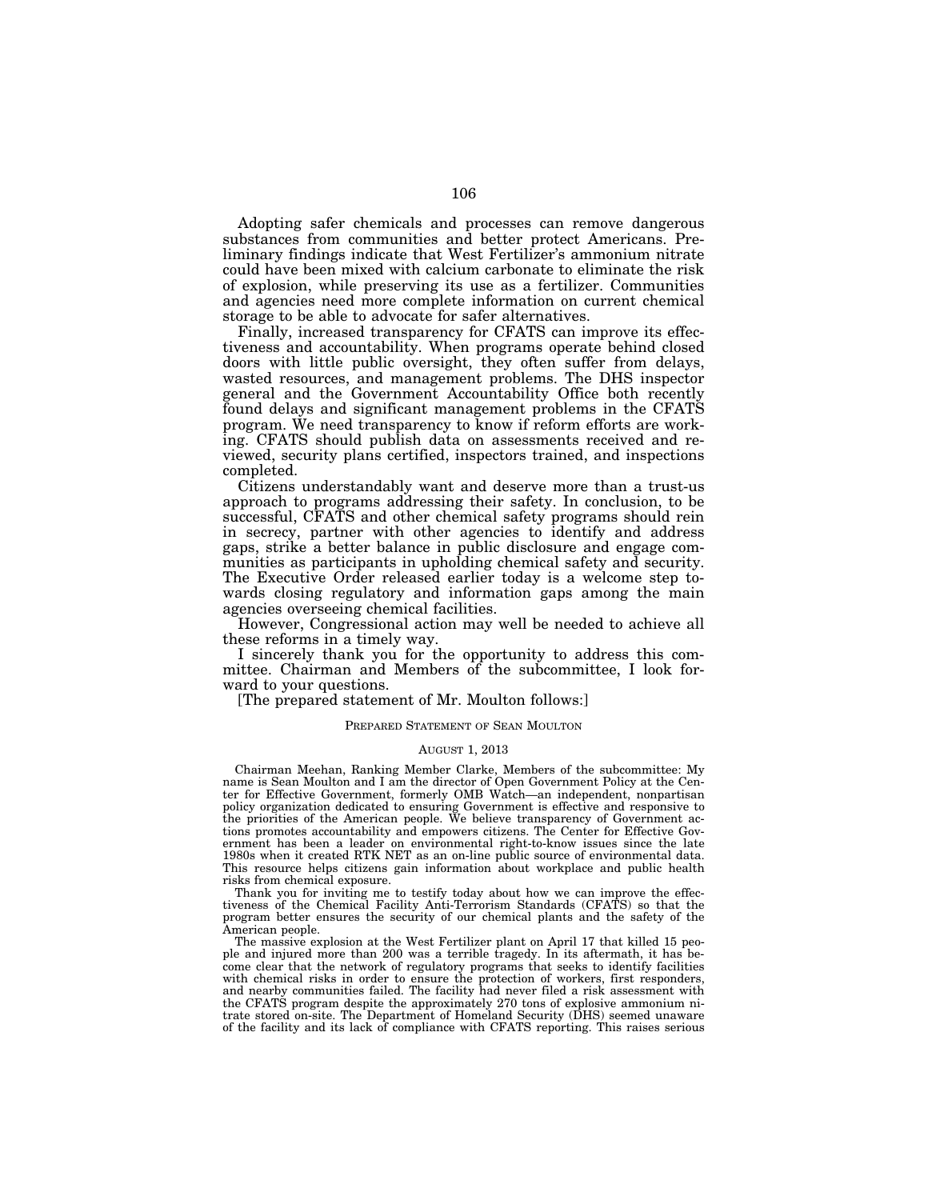Adopting safer chemicals and processes can remove dangerous substances from communities and better protect Americans. Preliminary findings indicate that West Fertilizer's ammonium nitrate could have been mixed with calcium carbonate to eliminate the risk of explosion, while preserving its use as a fertilizer. Communities and agencies need more complete information on current chemical storage to be able to advocate for safer alternatives.

Finally, increased transparency for CFATS can improve its effectiveness and accountability. When programs operate behind closed doors with little public oversight, they often suffer from delays, wasted resources, and management problems. The DHS inspector general and the Government Accountability Office both recently found delays and significant management problems in the CFATS program. We need transparency to know if reform efforts are working. CFATS should publish data on assessments received and reviewed, security plans certified, inspectors trained, and inspections completed.

Citizens understandably want and deserve more than a trust-us approach to programs addressing their safety. In conclusion, to be successful, CFATS and other chemical safety programs should rein in secrecy, partner with other agencies to identify and address gaps, strike a better balance in public disclosure and engage communities as participants in upholding chemical safety and security. The Executive Order released earlier today is a welcome step towards closing regulatory and information gaps among the main agencies overseeing chemical facilities.

However, Congressional action may well be needed to achieve all these reforms in a timely way.

I sincerely thank you for the opportunity to address this committee. Chairman and Members of the subcommittee, I look forward to your questions.

[The prepared statement of Mr. Moulton follows:]

PREPARED STATEMENT OF SEAN MOULTON

AUGUST 1, 2013

Chairman Meehan, Ranking Member Clarke, Members of the subcommittee: My name is Sean Moulton and I am the director of Open Government Policy at the Center for Effective Government, formerly OMB Watch—an independent, nonpartisan policy organization dedicated to ensuring Government is effective and responsive to the priorities of the American people. We believe transparency of Government actions promotes accountability and empowers citizens. The Center for Effective Government has been a leader on environmental right-to-know issues since the late 1980s when it created RTK NET as an on-line public source of environmental data. This resource helps citizens gain information about workplace and public health risks from chemical exposure.

Thank you for inviting me to testify today about how we can improve the effectiveness of the Chemical Facility Anti-Terrorism Standards (CFATS) so that the program better ensures the security of our chemical plants and the safety of the American people.

The massive explosion at the West Fertilizer plant on April 17 that killed 15 people and injured more than 200 was a terrible tragedy. In its aftermath, it has become clear that the network of regulatory programs that seeks to identify facilities with chemical risks in order to ensure the protection of workers, first responders, and nearby communities failed. The facility had never filed a risk assessment with the CFATS program despite the approximately 270 tons of explosive ammonium nitrate stored on-site. The Department of Homeland Security (DHS) seemed unaware of the facility and its lack of compliance with CFATS reporting. This raises serious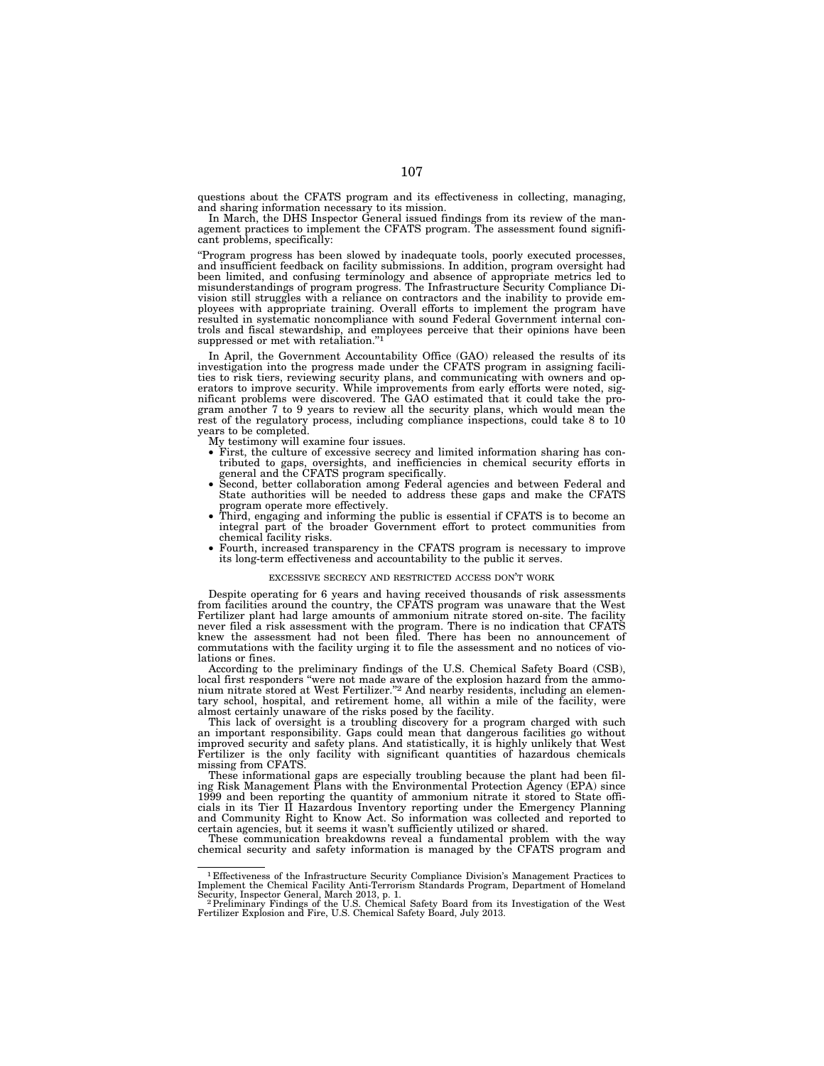questions about the CFATS program and its effectiveness in collecting, managing, and sharing information necessary to its mission.

In March, the DHS Inspector General issued findings from its review of the management practices to implement the CFATS program. The assessment found significant problems, specifically:

"Program progress has been slowed by inadequate tools, poorly executed processes, and insufficient feedback on facility submissions. In addition, program oversight had been limited, and confusing terminology and absence of appropriate metrics led to misunderstandings of program progress. The Infrastructure Security Compliance Division still struggles with a reliance on contractors and the inability to provide employees with appropriate training. Overall efforts to implement the program have resulted in systematic noncompliance with sound Federal Government internal controls and fiscal stewardship, and employees perceive that their opinions have been suppressed or met with retaliation."[1]

In April, the Government Accountability Office (GAO) released the results of its investigation into the progress made under the CFATS program in assigning facilities to risk tiers, reviewing security plans, and communicating with owners and operators to improve security. While improvements from early efforts were noted, significant problems were discovered. The GAO estimated that it could take the program another 7 to 9 years to review all the security plans, which would mean the rest of the regulatory process, including compliance inspections, could take 8 to 10 years to be completed.

My testimony will examine four issues.

- First, the culture of excessive secrecy and limited information sharing has contributed to gaps, oversights, and inefficiencies in chemical security efforts in general and the CFATS program specifically.
- Second, better collaboration among Federal agencies and between Federal and State authorities will be needed to address these gaps and make the CFATS program operate more effectively.
- Third, engaging and informing the public is essential if CFATS is to become an integral part of the broader Government effort to protect communities from chemical facility risks.
- Fourth, increased transparency in the CFATS program is necessary to improve its long-term effectiveness and accountability to the public it serves.

EXCESSIVE SECRECY AND RESTRICTED ACCESS DON'T WORK

Despite operating for 6 years and having received thousands of risk assessments from facilities around the country, the CFATS program was unaware that the West Fertilizer plant had large amounts of ammonium nitrate stored on-site. The facility never filed a risk assessment with the program. There is no indication that CFATS knew the assessment had not been filed. There has been no announcement of commutations with the facility urging it to file the assessment and no notices of violations or fines.

According to the preliminary findings of the U.S. Chemical Safety Board (CSB), local first responders "were not made aware of the explosion hazard from the ammonium nitrate stored at West Fertilizer."[2] And nearby residents, including an elementary school, hospital, and retirement home, all within a mile of the facility, were almost certainly unaware of the risks posed by the facility.

This lack of oversight is a troubling discovery for a program charged with such an important responsibility. Gaps could mean that dangerous facilities go without improved security and safety plans. And statistically, it is highly unlikely that West Fertilizer is the only facility with significant quantities of hazardous chemicals missing from CFATS.

These informational gaps are especially troubling because the plant had been filing Risk Management Plans with the Environmental Protection Agency (EPA) since 1999 and been reporting the quantity of ammonium nitrate it stored to State officials in its Tier II Hazardous Inventory reporting under the Emergency Planning and Community Right to Know Act. So information was collected and reported to certain agencies, but it seems it wasn't sufficiently utilized or shared.

These communication breakdowns reveal a fundamental problem with the way chemical security and safety information is managed by the CFATS program and

---

[1] Effectiveness of the Infrastructure Security Compliance Division's Management Practices to Implement the Chemical Facility Anti-Terrorism Standards Program, Department of Homeland Security, Inspector General, March 2013, p. 1.

[2] Preliminary Findings of the U.S. Chemical Safety Board from its Investigation of the West Fertilizer Explosion and Fire, U.S. Chemical Safety Board, July 2013.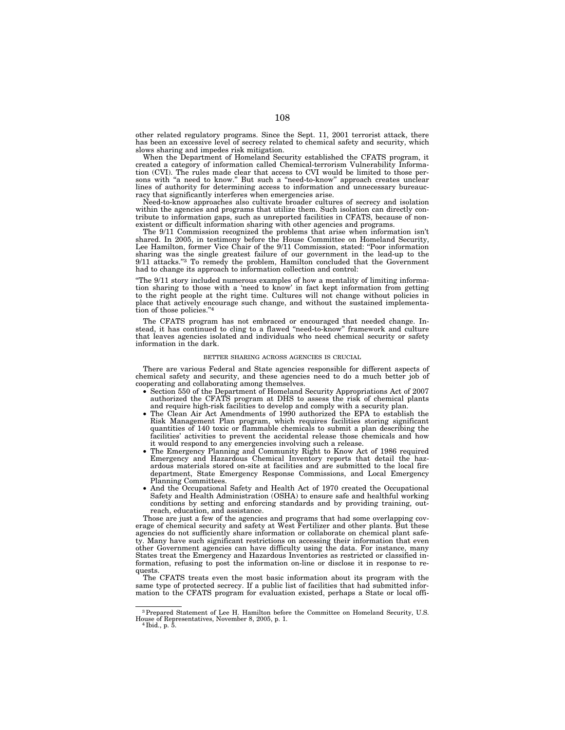other related regulatory programs. Since the Sept. 11, 2001 terrorist attack, there has been an excessive level of secrecy related to chemical safety and security, which slows sharing and impedes risk mitigation.

When the Department of Homeland Security established the CFATS program, it created a category of information called Chemical-terrorism Vulnerability Information (CVI). The rules made clear that access to CVI would be limited to those persons with "a need to know." But such a "need-to-know" approach creates unclear lines of authority for determining access to information and unnecessary bureaucracy that significantly interferes when emergencies arise.

Need-to-know approaches also cultivate broader cultures of secrecy and isolation within the agencies and programs that utilize them. Such isolation can directly contribute to information gaps, such as unreported facilities in CFATS, because of nonexistent or difficult information sharing with other agencies and programs.

The 9/11 Commission recognized the problems that arise when information isn't shared. In 2005, in testimony before the House Committee on Homeland Security, Lee Hamilton, former Vice Chair of the 9/11 Commission, stated: "Poor information sharing was the single greatest failure of our government in the lead-up to the 9/11 attacks."[3] To remedy the problem, Hamilton concluded that the Government had to change its approach to information collection and control:

> "The 9/11 story included numerous examples of how a mentality of limiting information sharing to those with a 'need to know' in fact kept information from getting to the right people at the right time. Cultures will not change without policies in place that actively encourage such change, and without the sustained implementation of those policies."[4]

The CFATS program has not embraced or encouraged that needed change. Instead, it has continued to cling to a flawed "need-to-know" framework and culture that leaves agencies isolated and individuals who need chemical security or safety information in the dark.

### BETTER SHARING ACROSS AGENCIES IS CRUCIAL

There are various Federal and State agencies responsible for different aspects of chemical safety and security, and these agencies need to do a much better job of cooperating and collaborating among themselves.

- Section 550 of the Department of Homeland Security Appropriations Act of 2007 authorized the CFATS program at DHS to assess the risk of chemical plants and require high-risk facilities to develop and comply with a security plan.
- The Clean Air Act Amendments of 1990 authorized the EPA to establish the Risk Management Plan program, which requires facilities storing significant quantities of 140 toxic or flammable chemicals to submit a plan describing the facilities' activities to prevent the accidental release those chemicals and how it would respond to any emergencies involving such a release.
- The Emergency Planning and Community Right to Know Act of 1986 required Emergency and Hazardous Chemical Inventory reports that detail the hazardous materials stored on-site at facilities and are submitted to the local fire department, State Emergency Response Commissions, and Local Emergency Planning Committees.
- And the Occupational Safety and Health Act of 1970 created the Occupational Safety and Health Administration (OSHA) to ensure safe and healthful working conditions by setting and enforcing standards and by providing training, outreach, education, and assistance.

Those are just a few of the agencies and programs that had some overlapping coverage of chemical security and safety at West Fertilizer and other plants. But these agencies do not sufficiently share information or collaborate on chemical plant safety. Many have such significant restrictions on accessing their information that even other Government agencies can have difficulty using the data. For instance, many States treat the Emergency and Hazardous Inventories as restricted or classified information, refusing to post the information on-line or disclose it in response to requests.

The CFATS treats even the most basic information about its program with the same type of protected secrecy. If a public list of facilities that had submitted information to the CFATS program for evaluation existed, perhaps a State or local offi-

---

[3] Prepared Statement of Lee H. Hamilton before the Committee on Homeland Security, U.S. House of Representatives, November 8, 2005, p. 1.

[4] Ibid., p. 5.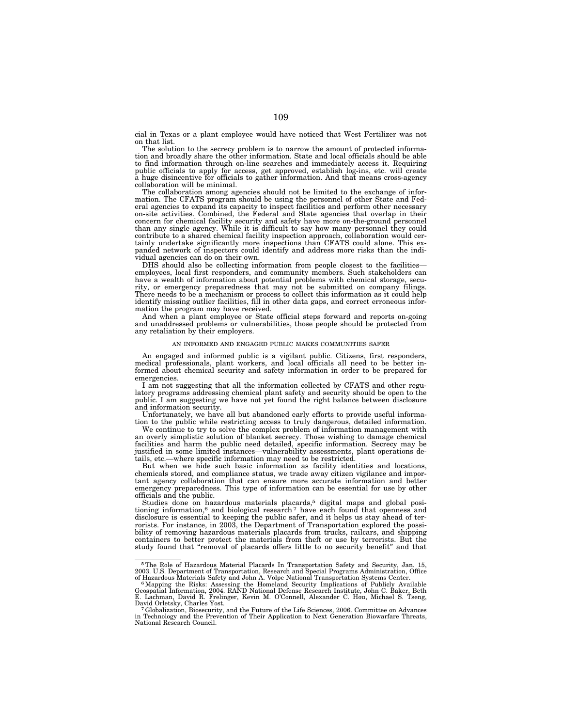cial in Texas or a plant employee would have noticed that West Fertilizer was not on that list.

The solution to the secrecy problem is to narrow the amount of protected information and broadly share the other information. State and local officials should be able to find information through on-line searches and immediately access it. Requiring public officials to apply for access, get approved, establish log-ins, etc. will create a huge disincentive for officials to gather information. And that means cross-agency collaboration will be minimal.

The collaboration among agencies should not be limited to the exchange of information. The CFATS program should be using the personnel of other State and Federal agencies to expand its capacity to inspect facilities and perform other necessary on-site activities. Combined, the Federal and State agencies that overlap in their concern for chemical facility security and safety have more on-the-ground personnel than any single agency. While it is difficult to say how many personnel they could contribute to a shared chemical facility inspection approach, collaboration would certainly undertake significantly more inspections than CFATS could alone. This expanded network of inspectors could identify and address more risks than the individual agencies can do on their own.

DHS should also be collecting information from people closest to the facilities—employees, local first responders, and community members. Such stakeholders can have a wealth of information about potential problems with chemical storage, security, or emergency preparedness that may not be submitted on company filings. There needs to be a mechanism or process to collect this information as it could help identify missing outlier facilities, fill in other data gaps, and correct erroneous information the program may have received.

And when a plant employee or State official steps forward and reports on-going and unaddressed problems or vulnerabilities, those people should be protected from any retaliation by their employers.

AN INFORMED AND ENGAGED PUBLIC MAKES COMMUNITIES SAFER

An engaged and informed public is a vigilant public. Citizens, first responders, medical professionals, plant workers, and local officials all need to be better informed about chemical security and safety information in order to be prepared for emergencies.

I am not suggesting that all the information collected by CFATS and other regulatory programs addressing chemical plant safety and security should be open to the public. I am suggesting we have not yet found the right balance between disclosure and information security.

Unfortunately, we have all but abandoned early efforts to provide useful information to the public while restricting access to truly dangerous, detailed information.

We continue to try to solve the complex problem of information management with an overly simplistic solution of blanket secrecy. Those wishing to damage chemical facilities and harm the public need detailed, specific information. Secrecy may be justified in some limited instances—vulnerability assessments, plant operations details, etc.—where specific information may need to be restricted.

But when we hide such basic information as facility identities and locations, chemicals stored, and compliance status, we trade away citizen vigilance and important agency collaboration that can ensure more accurate information and better emergency preparedness. This type of information can be essential for use by other officials and the public.

Studies done on hazardous materials placards,[5] digital maps and global positioning information,[6] and biological research[7] have each found that openness and disclosure is essential to keeping the public safer, and it helps us stay ahead of terrorists. For instance, in 2003, the Department of Transportation explored the possibility of removing hazardous materials placards from trucks, railcars, and shipping containers to better protect the materials from theft or use by terrorists. But the study found that "removal of placards offers little to no security benefit" and that

---

[5] The Role of Hazardous Material Placards In Transportation Safety and Security, Jan. 15, 2003. U.S. Department of Transportation, Research and Special Programs Administration, Office of Hazardous Materials Safety and John A. Volpe National Transportation Systems Center.

[6] Mapping the Risks: Assessing the Homeland Security Implications of Publicly Available Geospatial Information, 2004. RAND National Defense Research Institute, John C. Baker, Beth E. Lachman, David R. Frelinger, Kevin M. O'Connell, Alexander C. Hou, Michael S. Tseng, David Orletsky, Charles Yost.

[7] Globalization, Biosecurity, and the Future of the Life Sciences, 2006. Committee on Advances in Technology and the Prevention of Their Application to Next Generation Biowarfare Threats, National Research Council.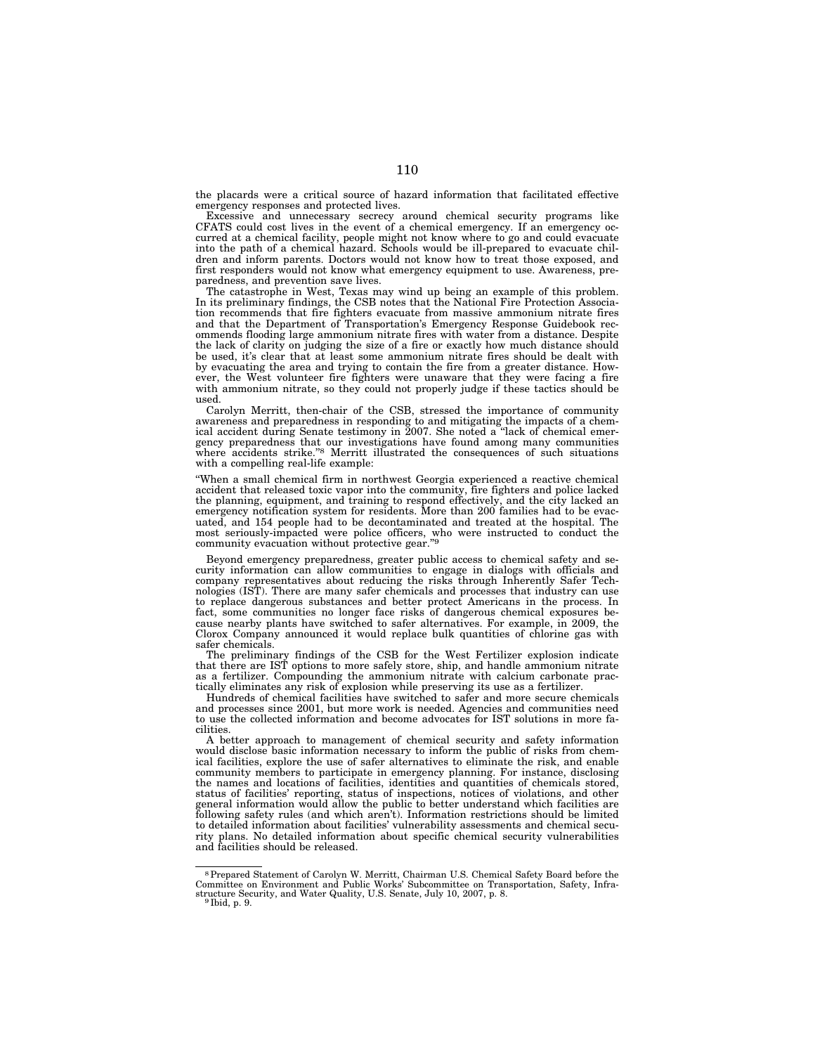the placards were a critical source of hazard information that facilitated effective emergency responses and protected lives.

Excessive and unnecessary secrecy around chemical security programs like CFATS could cost lives in the event of a chemical emergency. If an emergency occurred at a chemical facility, people might not know where to go and could evacuate into the path of a chemical hazard. Schools would be ill-prepared to evacuate children and inform parents. Doctors would not know how to treat those exposed, and first responders would not know what emergency equipment to use. Awareness, preparedness, and prevention save lives.

The catastrophe in West, Texas may wind up being an example of this problem. In its preliminary findings, the CSB notes that the National Fire Protection Association recommends that fire fighters evacuate from massive ammonium nitrate fires and that the Department of Transportation's Emergency Response Guidebook recommends flooding large ammonium nitrate fires with water from a distance. Despite the lack of clarity on judging the size of a fire or exactly how much distance should be used, it's clear that at least some ammonium nitrate fires should be dealt with by evacuating the area and trying to contain the fire from a greater distance. However, the West volunteer fire fighters were unaware that they were facing a fire with ammonium nitrate, so they could not properly judge if these tactics should be used.

Carolyn Merritt, then-chair of the CSB, stressed the importance of community awareness and preparedness in responding to and mitigating the impacts of a chemical accident during Senate testimony in 2007. She noted a "lack of chemical emergency preparedness that our investigations have found among many communities where accidents strike."[8] Merritt illustrated the consequences of such situations with a compelling real-life example:

"When a small chemical firm in northwest Georgia experienced a reactive chemical accident that released toxic vapor into the community, fire fighters and police lacked the planning, equipment, and training to respond effectively, and the city lacked an emergency notification system for residents. More than 200 families had to be evacuated, and 154 people had to be decontaminated and treated at the hospital. The most seriously-impacted were police officers, who were instructed to conduct the community evacuation without protective gear."[9]

Beyond emergency preparedness, greater public access to chemical safety and security information can allow communities to engage in dialogs with officials and company representatives about reducing the risks through Inherently Safer Technologies (IST). There are many safer chemicals and processes that industry can use to replace dangerous substances and better protect Americans in the process. In fact, some communities no longer face risks of dangerous chemical exposures because nearby plants have switched to safer alternatives. For example, in 2009, the Clorox Company announced it would replace bulk quantities of chlorine gas with safer chemicals.

The preliminary findings of the CSB for the West Fertilizer explosion indicate that there are IST options to more safely store, ship, and handle ammonium nitrate as a fertilizer. Compounding the ammonium nitrate with calcium carbonate practically eliminates any risk of explosion while preserving its use as a fertilizer.

Hundreds of chemical facilities have switched to safer and more secure chemicals and processes since 2001, but more work is needed. Agencies and communities need to use the collected information and become advocates for IST solutions in more facilities.

A better approach to management of chemical security and safety information would disclose basic information necessary to inform the public of risks from chemical facilities, explore the use of safer alternatives to eliminate the risk, and enable community members to participate in emergency planning. For instance, disclosing the names and locations of facilities, identities and quantities of chemicals stored, status of facilities' reporting, status of inspections, notices of violations, and other general information would allow the public to better understand which facilities are following safety rules (and which aren't). Information restrictions should be limited to detailed information about facilities' vulnerability assessments and chemical security plans. No detailed information about specific chemical security vulnerabilities and facilities should be released.

---

[8] Prepared Statement of Carolyn W. Merritt, Chairman U.S. Chemical Safety Board before the Committee on Environment and Public Works' Subcommittee on Transportation, Safety, Infrastructure Security, and Water Quality, U.S. Senate, July 10, 2007, p. 8.

[9] Ibid, p. 9.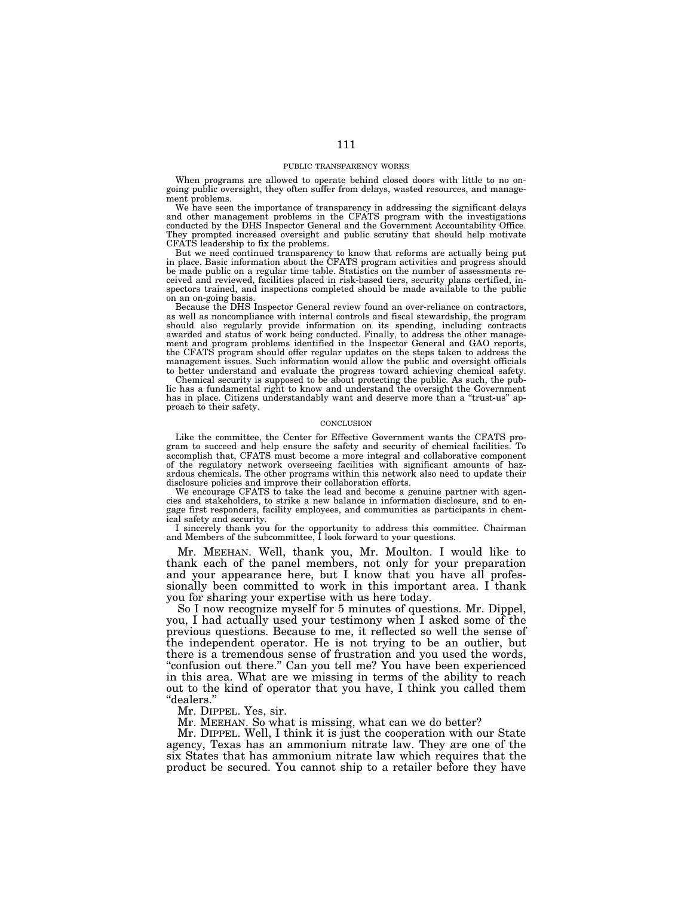## PUBLIC TRANSPARENCY WORKS

When programs are allowed to operate behind closed doors with little to no ongoing public oversight, they often suffer from delays, wasted resources, and management problems.

We have seen the importance of transparency in addressing the significant delays and other management problems in the CFATS program with the investigations conducted by the DHS Inspector General and the Government Accountability Office. They prompted increased oversight and public scrutiny that should help motivate CFATS leadership to fix the problems.

But we need continued transparency to know that reforms are actually being put in place. Basic information about the CFATS program activities and progress should be made public on a regular time table. Statistics on the number of assessments received and reviewed, facilities placed in risk-based tiers, security plans certified, inspectors trained, and inspections completed should be made available to the public on an on-going basis.

Because the DHS Inspector General review found an over-reliance on contractors, as well as noncompliance with internal controls and fiscal stewardship, the program should also regularly provide information on its spending, including contracts awarded and status of work being conducted. Finally, to address the other management and program problems identified in the Inspector General and GAO reports, the CFATS program should offer regular updates on the steps taken to address the management issues. Such information would allow the public and oversight officials to better understand and evaluate the progress toward achieving chemical safety.

Chemical security is supposed to be about protecting the public. As such, the public has a fundamental right to know and understand the oversight the Government has in place. Citizens understandably want and deserve more than a "trust-us" approach to their safety.

## CONCLUSION

Like the committee, the Center for Effective Government wants the CFATS program to succeed and help ensure the safety and security of chemical facilities. To accomplish that, CFATS must become a more integral and collaborative component of the regulatory network overseeing facilities with significant amounts of hazardous chemicals. The other programs within this network also need to update their disclosure policies and improve their collaboration efforts.

We encourage CFATS to take the lead and become a genuine partner with agencies and stakeholders, to strike a new balance in information disclosure, and to engage first responders, facility employees, and communities as participants in chemical safety and security.

I sincerely thank you for the opportunity to address this committee. Chairman and Members of the subcommittee, I look forward to your questions.

Mr. MEEHAN. Well, thank you, Mr. Moulton. I would like to thank each of the panel members, not only for your preparation and your appearance here, but I know that you have all professionally been committed to work in this important area. I thank you for sharing your expertise with us here today.

So I now recognize myself for 5 minutes of questions. Mr. Dippel, you, I had actually used your testimony when I asked some of the previous questions. Because to me, it reflected so well the sense of the independent operator. He is not trying to be an outlier, but there is a tremendous sense of frustration and you used the words, "confusion out there." Can you tell me? You have been experienced in this area. What are we missing in terms of the ability to reach out to the kind of operator that you have, I think you called them "dealers."

Mr. DIPPEL. Yes, sir.

Mr. MEEHAN. So what is missing, what can we do better?

Mr. DIPPEL. Well, I think it is just the cooperation with our State agency, Texas has an ammonium nitrate law. They are one of the six States that has ammonium nitrate law which requires that the product be secured. You cannot ship to a retailer before they have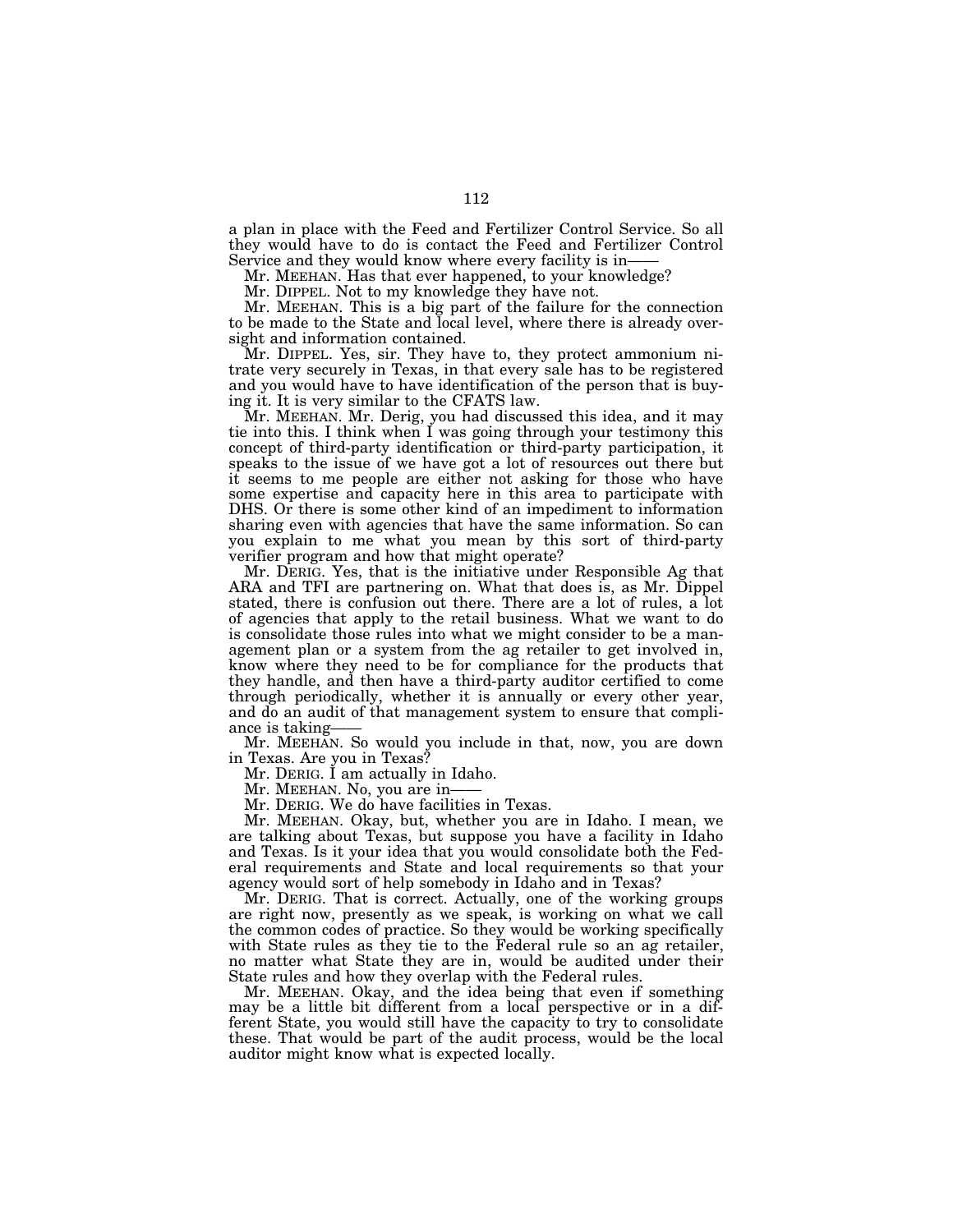a plan in place with the Feed and Fertilizer Control Service. So all they would have to do is contact the Feed and Fertilizer Control Service and they would know where every facility is in——

Mr. MEEHAN. Has that ever happened, to your knowledge?

Mr. DIPPEL. Not to my knowledge they have not.

Mr. MEEHAN. This is a big part of the failure for the connection to be made to the State and local level, where there is already oversight and information contained.

Mr. DIPPEL. Yes, sir. They have to, they protect ammonium nitrate very securely in Texas, in that every sale has to be registered and you would have to have identification of the person that is buying it. It is very similar to the CFATS law.

Mr. MEEHAN. Mr. Derig, you had discussed this idea, and it may tie into this. I think when I was going through your testimony this concept of third-party identification or third-party participation, it speaks to the issue of we have got a lot of resources out there but it seems to me people are either not asking for those who have some expertise and capacity here in this area to participate with DHS. Or there is some other kind of an impediment to information sharing even with agencies that have the same information. So can you explain to me what you mean by this sort of third-party verifier program and how that might operate?

Mr. DERIG. Yes, that is the initiative under Responsible Ag that ARA and TFI are partnering on. What that does is, as Mr. Dippel stated, there is confusion out there. There are a lot of rules, a lot of agencies that apply to the retail business. What we want to do is consolidate those rules into what we might consider to be a management plan or a system from the ag retailer to get involved in, know where they need to be for compliance for the products that they handle, and then have a third-party auditor certified to come through periodically, whether it is annually or every other year, and do an audit of that management system to ensure that compliance is taking——

Mr. MEEHAN. So would you include in that, now, you are down in Texas. Are you in Texas?

Mr. DERIG. I am actually in Idaho.

Mr. MEEHAN. No, you are in——

Mr. DERIG. We do have facilities in Texas.

Mr. MEEHAN. Okay, but, whether you are in Idaho. I mean, we are talking about Texas, but suppose you have a facility in Idaho and Texas. Is it your idea that you would consolidate both the Federal requirements and State and local requirements so that your agency would sort of help somebody in Idaho and in Texas?

Mr. DERIG. That is correct. Actually, one of the working groups are right now, presently as we speak, is working on what we call the common codes of practice. So they would be working specifically with State rules as they tie to the Federal rule so an ag retailer, no matter what State they are in, would be audited under their State rules and how they overlap with the Federal rules.

Mr. MEEHAN. Okay, and the idea being that even if something may be a little bit different from a local perspective or in a different State, you would still have the capacity to try to consolidate these. That would be part of the audit process, would be the local auditor might know what is expected locally.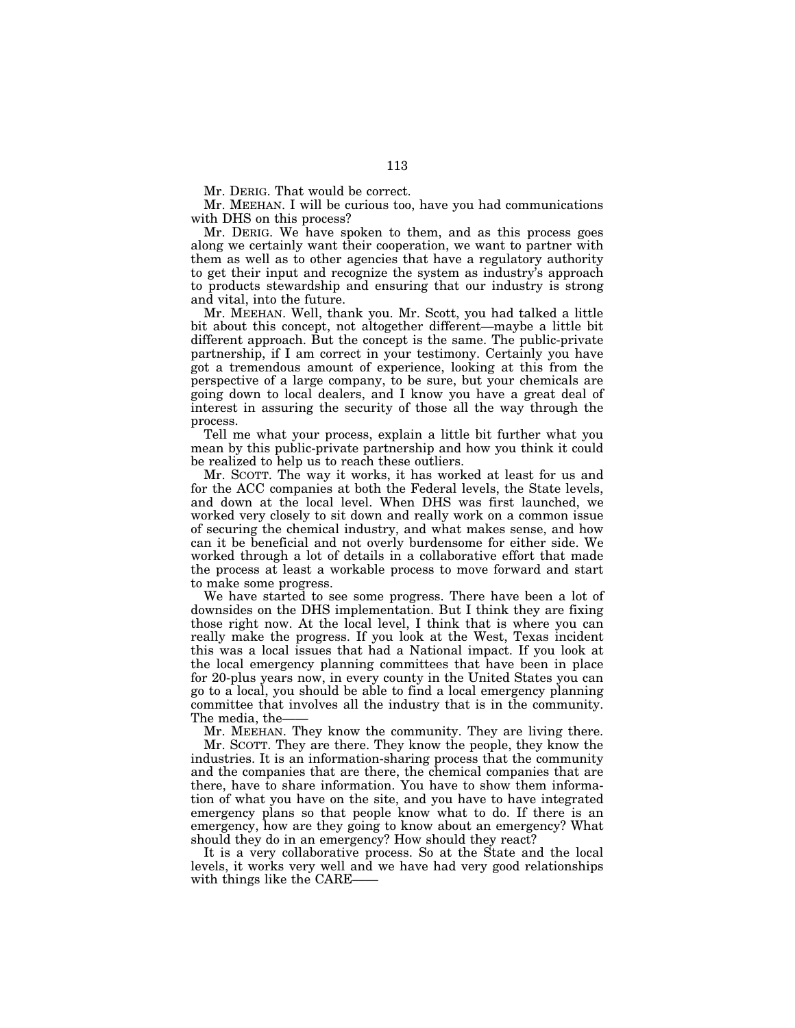Mr. DERIG. That would be correct.

Mr. MEEHAN. I will be curious too, have you had communications with DHS on this process?

Mr. DERIG. We have spoken to them, and as this process goes along we certainly want their cooperation, we want to partner with them as well as to other agencies that have a regulatory authority to get their input and recognize the system as industry's approach to products stewardship and ensuring that our industry is strong and vital, into the future.

Mr. MEEHAN. Well, thank you. Mr. Scott, you had talked a little bit about this concept, not altogether different—maybe a little bit different approach. But the concept is the same. The public-private partnership, if I am correct in your testimony. Certainly you have got a tremendous amount of experience, looking at this from the perspective of a large company, to be sure, but your chemicals are going down to local dealers, and I know you have a great deal of interest in assuring the security of those all the way through the process.

Tell me what your process, explain a little bit further what you mean by this public-private partnership and how you think it could be realized to help us to reach these outliers.

Mr. SCOTT. The way it works, it has worked at least for us and for the ACC companies at both the Federal levels, the State levels, and down at the local level. When DHS was first launched, we worked very closely to sit down and really work on a common issue of securing the chemical industry, and what makes sense, and how can it be beneficial and not overly burdensome for either side. We worked through a lot of details in a collaborative effort that made the process at least a workable process to move forward and start to make some progress.

We have started to see some progress. There have been a lot of downsides on the DHS implementation. But I think they are fixing those right now. At the local level, I think that is where you can really make the progress. If you look at the West, Texas incident this was a local issues that had a National impact. If you look at the local emergency planning committees that have been in place for 20-plus years now, in every county in the United States you can go to a local, you should be able to find a local emergency planning committee that involves all the industry that is in the community. The media, the——

Mr. MEEHAN. They know the community. They are living there.

Mr. SCOTT. They are there. They know the people, they know the industries. It is an information-sharing process that the community and the companies that are there, the chemical companies that are there, have to share information. You have to show them information of what you have on the site, and you have to have integrated emergency plans so that people know what to do. If there is an emergency, how are they going to know about an emergency? What should they do in an emergency? How should they react?

It is a very collaborative process. So at the State and the local levels, it works very well and we have had very good relationships with things like the CARE——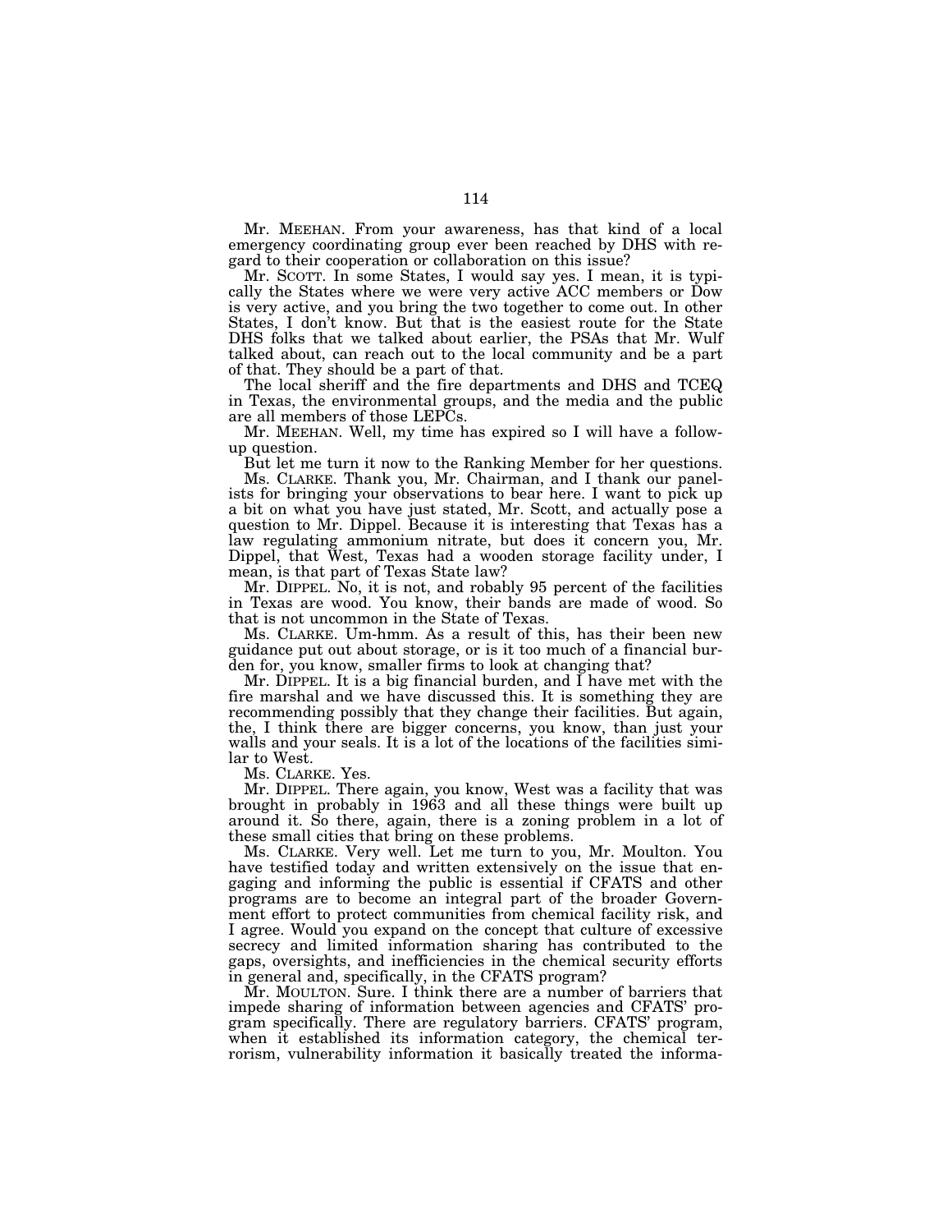Mr. MEEHAN. From your awareness, has that kind of a local emergency coordinating group ever been reached by DHS with regard to their cooperation or collaboration on this issue?

Mr. SCOTT. In some States, I would say yes. I mean, it is typically the States where we were very active ACC members or Dow is very active, and you bring the two together to come out. In other States, I don't know. But that is the easiest route for the State DHS folks that we talked about earlier, the PSAs that Mr. Wulf talked about, can reach out to the local community and be a part of that. They should be a part of that.

The local sheriff and the fire departments and DHS and TCEQ in Texas, the environmental groups, and the media and the public are all members of those LEPCs.

Mr. MEEHAN. Well, my time has expired so I will have a follow-up question.

But let me turn it now to the Ranking Member for her questions.

Ms. CLARKE. Thank you, Mr. Chairman, and I thank our panelists for bringing your observations to bear here. I want to pick up a bit on what you have just stated, Mr. Scott, and actually pose a question to Mr. Dippel. Because it is interesting that Texas has a law regulating ammonium nitrate, but does it concern you, Mr. Dippel, that West, Texas had a wooden storage facility under, I mean, is that part of Texas State law?

Mr. DIPPEL. No, it is not, and robably 95 percent of the facilities in Texas are wood. You know, their bands are made of wood. So that is not uncommon in the State of Texas.

Ms. CLARKE. Um-hmm. As a result of this, has their been new guidance put out about storage, or is it too much of a financial burden for, you know, smaller firms to look at changing that?

Mr. DIPPEL. It is a big financial burden, and I have met with the fire marshal and we have discussed this. It is something they are recommending possibly that they change their facilities. But again, the, I think there are bigger concerns, you know, than just your walls and your seals. It is a lot of the locations of the facilities similar to West.

Ms. CLARKE. Yes.

Mr. DIPPEL. There again, you know, West was a facility that was brought in probably in 1963 and all these things were built up around it. So there, again, there is a zoning problem in a lot of these small cities that bring on these problems.

Ms. CLARKE. Very well. Let me turn to you, Mr. Moulton. You have testified today and written extensively on the issue that engaging and informing the public is essential if CFATS and other programs are to become an integral part of the broader Government effort to protect communities from chemical facility risk, and I agree. Would you expand on the concept that culture of excessive secrecy and limited information sharing has contributed to the gaps, oversights, and inefficiencies in the chemical security efforts in general and, specifically, in the CFATS program?

Mr. MOULTON. Sure. I think there are a number of barriers that impede sharing of information between agencies and CFATS' program specifically. There are regulatory barriers. CFATS' program, when it established its information category, the chemical terrorism, vulnerability information it basically treated the informa-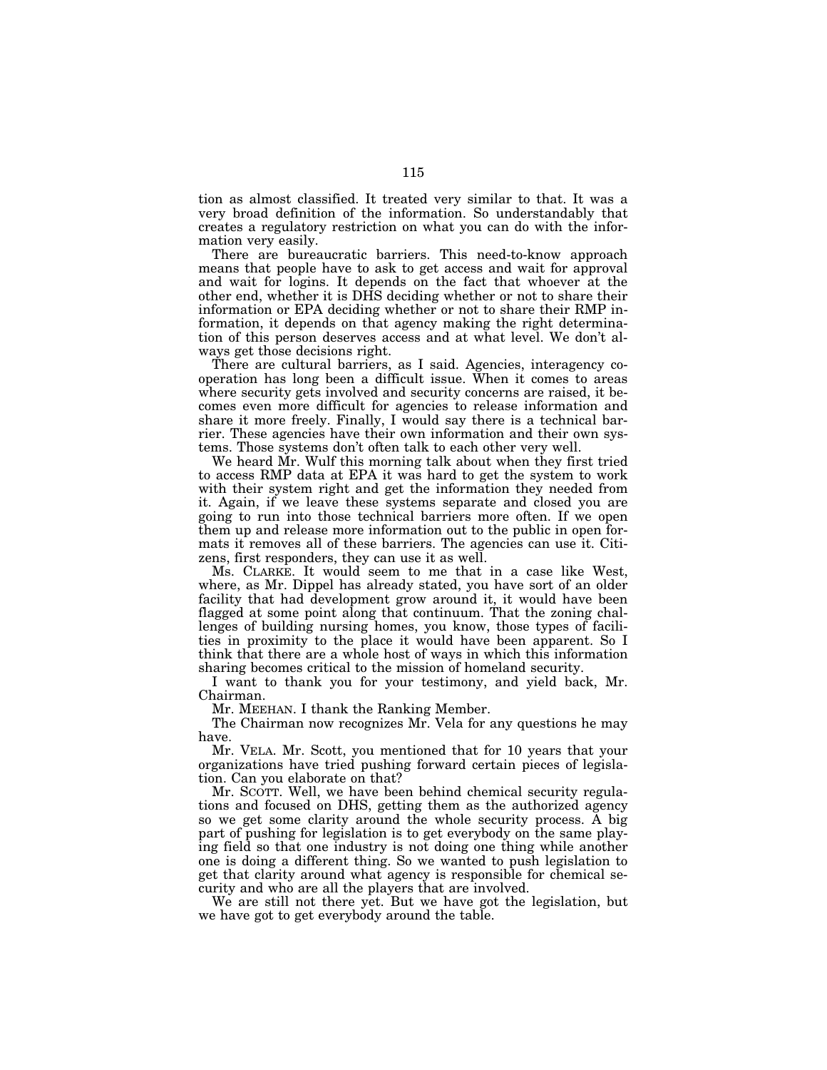tion as almost classified. It treated very similar to that. It was a very broad definition of the information. So understandably that creates a regulatory restriction on what you can do with the information very easily.

There are bureaucratic barriers. This need-to-know approach means that people have to ask to get access and wait for approval and wait for logins. It depends on the fact that whoever at the other end, whether it is DHS deciding whether or not to share their information or EPA deciding whether or not to share their RMP information, it depends on that agency making the right determination of this person deserves access and at what level. We don't always get those decisions right.

There are cultural barriers, as I said. Agencies, interagency cooperation has long been a difficult issue. When it comes to areas where security gets involved and security concerns are raised, it becomes even more difficult for agencies to release information and share it more freely. Finally, I would say there is a technical barrier. These agencies have their own information and their own systems. Those systems don't often talk to each other very well.

We heard Mr. Wulf this morning talk about when they first tried to access RMP data at EPA it was hard to get the system to work with their system right and get the information they needed from it. Again, if we leave these systems separate and closed you are going to run into those technical barriers more often. If we open them up and release more information out to the public in open formats it removes all of these barriers. The agencies can use it. Citizens, first responders, they can use it as well.

Ms. CLARKE. It would seem to me that in a case like West, where, as Mr. Dippel has already stated, you have sort of an older facility that had development grow around it, it would have been flagged at some point along that continuum. That the zoning challenges of building nursing homes, you know, those types of facilities in proximity to the place it would have been apparent. So I think that there are a whole host of ways in which this information sharing becomes critical to the mission of homeland security.

I want to thank you for your testimony, and yield back, Mr. Chairman.

Mr. MEEHAN. I thank the Ranking Member.

The Chairman now recognizes Mr. Vela for any questions he may have.

Mr. VELA. Mr. Scott, you mentioned that for 10 years that your organizations have tried pushing forward certain pieces of legislation. Can you elaborate on that?

Mr. SCOTT. Well, we have been behind chemical security regulations and focused on DHS, getting them as the authorized agency so we get some clarity around the whole security process. A big part of pushing for legislation is to get everybody on the same playing field so that one industry is not doing one thing while another one is doing a different thing. So we wanted to push legislation to get that clarity around what agency is responsible for chemical security and who are all the players that are involved.

We are still not there yet. But we have got the legislation, but we have got to get everybody around the table.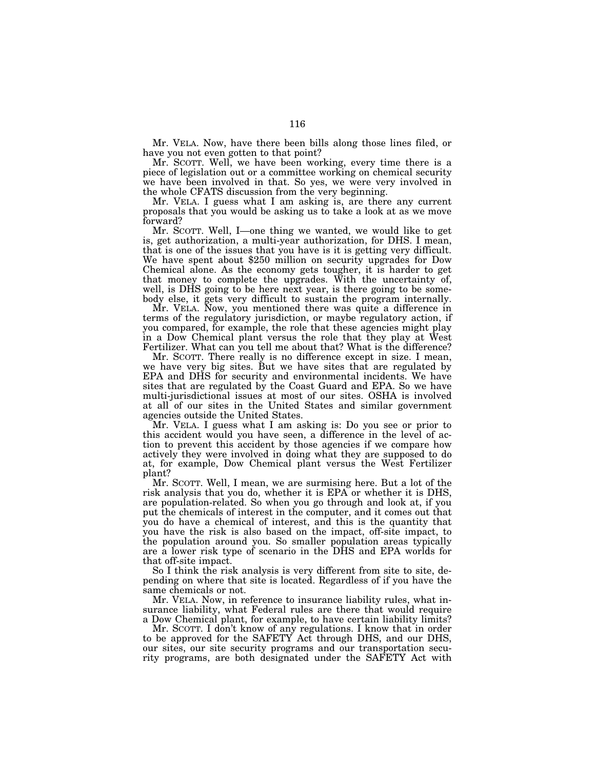Mr. VELA. Now, have there been bills along those lines filed, or have you not even gotten to that point?

Mr. SCOTT. Well, we have been working, every time there is a piece of legislation out or a committee working on chemical security we have been involved in that. So yes, we were very involved in the whole CFATS discussion from the very beginning.

Mr. VELA. I guess what I am asking is, are there any current proposals that you would be asking us to take a look at as we move forward?

Mr. SCOTT. Well, I—one thing we wanted, we would like to get is, get authorization, a multi-year authorization, for DHS. I mean, that is one of the issues that you have is it is getting very difficult. We have spent about $250 million on security upgrades for Dow Chemical alone. As the economy gets tougher, it is harder to get that money to complete the upgrades. With the uncertainty of, well, is DHS going to be here next year, is there going to be somebody else, it gets very difficult to sustain the program internally.

Mr. VELA. Now, you mentioned there was quite a difference in terms of the regulatory jurisdiction, or maybe regulatory action, if you compared, for example, the role that these agencies might play in a Dow Chemical plant versus the role that they play at West Fertilizer. What can you tell me about that? What is the difference?

Mr. SCOTT. There really is no difference except in size. I mean, we have very big sites. But we have sites that are regulated by EPA and DHS for security and environmental incidents. We have sites that are regulated by the Coast Guard and EPA. So we have multi-jurisdictional issues at most of our sites. OSHA is involved at all of our sites in the United States and similar government agencies outside the United States.

Mr. VELA. I guess what I am asking is: Do you see or prior to this accident would you have seen, a difference in the level of action to prevent this accident by those agencies if we compare how actively they were involved in doing what they are supposed to do at, for example, Dow Chemical plant versus the West Fertilizer plant?

Mr. SCOTT. Well, I mean, we are surmising here. But a lot of the risk analysis that you do, whether it is EPA or whether it is DHS, are population-related. So when you go through and look at, if you put the chemicals of interest in the computer, and it comes out that you do have a chemical of interest, and this is the quantity that you have the risk is also based on the impact, off-site impact, to the population around you. So smaller population areas typically are a lower risk type of scenario in the DHS and EPA worlds for that off-site impact.

So I think the risk analysis is very different from site to site, depending on where that site is located. Regardless of if you have the same chemicals or not.

Mr. VELA. Now, in reference to insurance liability rules, what insurance liability, what Federal rules are there that would require a Dow Chemical plant, for example, to have certain liability limits?

Mr. SCOTT. I don't know of any regulations. I know that in order to be approved for the SAFETY Act through DHS, and our DHS, our sites, our site security programs and our transportation security programs, are both designated under the SAFETY Act with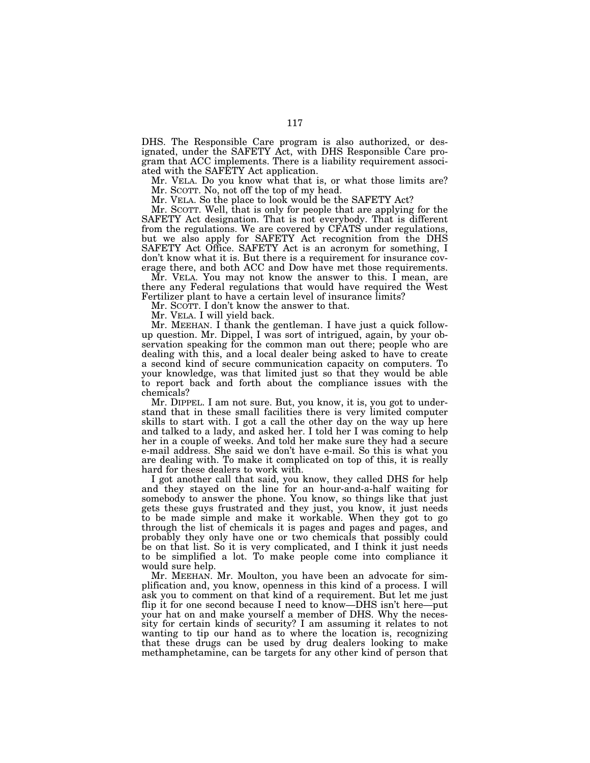DHS. The Responsible Care program is also authorized, or designated, under the SAFETY Act, with DHS Responsible Care program that ACC implements. There is a liability requirement associated with the SAFETY Act application.

Mr. VELA. Do you know what that is, or what those limits are?

Mr. SCOTT. No, not off the top of my head.

Mr. VELA. So the place to look would be the SAFETY Act?

Mr. SCOTT. Well, that is only for people that are applying for the SAFETY Act designation. That is not everybody. That is different from the regulations. We are covered by CFATS under regulations, but we also apply for SAFETY Act recognition from the DHS SAFETY Act Office. SAFETY Act is an acronym for something, I don't know what it is. But there is a requirement for insurance coverage there, and both ACC and Dow have met those requirements.

Mr. VELA. You may not know the answer to this. I mean, are there any Federal regulations that would have required the West Fertilizer plant to have a certain level of insurance limits?

Mr. SCOTT. I don't know the answer to that.

Mr. VELA. I will yield back.

Mr. MEEHAN. I thank the gentleman. I have just a quick follow-up question. Mr. Dippel, I was sort of intrigued, again, by your observation speaking for the common man out there; people who are dealing with this, and a local dealer being asked to have to create a second kind of secure communication capacity on computers. To your knowledge, was that limited just so that they would be able to report back and forth about the compliance issues with the chemicals?

Mr. DIPPEL. I am not sure. But, you know, it is, you got to understand that in these small facilities there is very limited computer skills to start with. I got a call the other day on the way up here and talked to a lady, and asked her. I told her I was coming to help her in a couple of weeks. And told her make sure they had a secure e-mail address. She said we don't have e-mail. So this is what you are dealing with. To make it complicated on top of this, it is really hard for these dealers to work with.

I got another call that said, you know, they called DHS for help and they stayed on the line for an hour-and-a-half waiting for somebody to answer the phone. You know, so things like that just gets these guys frustrated and they just, you know, it just needs to be made simple and make it workable. When they got to go through the list of chemicals it is pages and pages and pages, and probably they only have one or two chemicals that possibly could be on that list. So it is very complicated, and I think it just needs to be simplified a lot. To make people come into compliance it would sure help.

Mr. MEEHAN. Mr. Moulton, you have been an advocate for simplification and, you know, openness in this kind of a process. I will ask you to comment on that kind of a requirement. But let me just flip it for one second because I need to know—DHS isn't here—put your hat on and make yourself a member of DHS. Why the necessity for certain kinds of security? I am assuming it relates to not wanting to tip our hand as to where the location is, recognizing that these drugs can be used by drug dealers looking to make methamphetamine, can be targets for any other kind of person that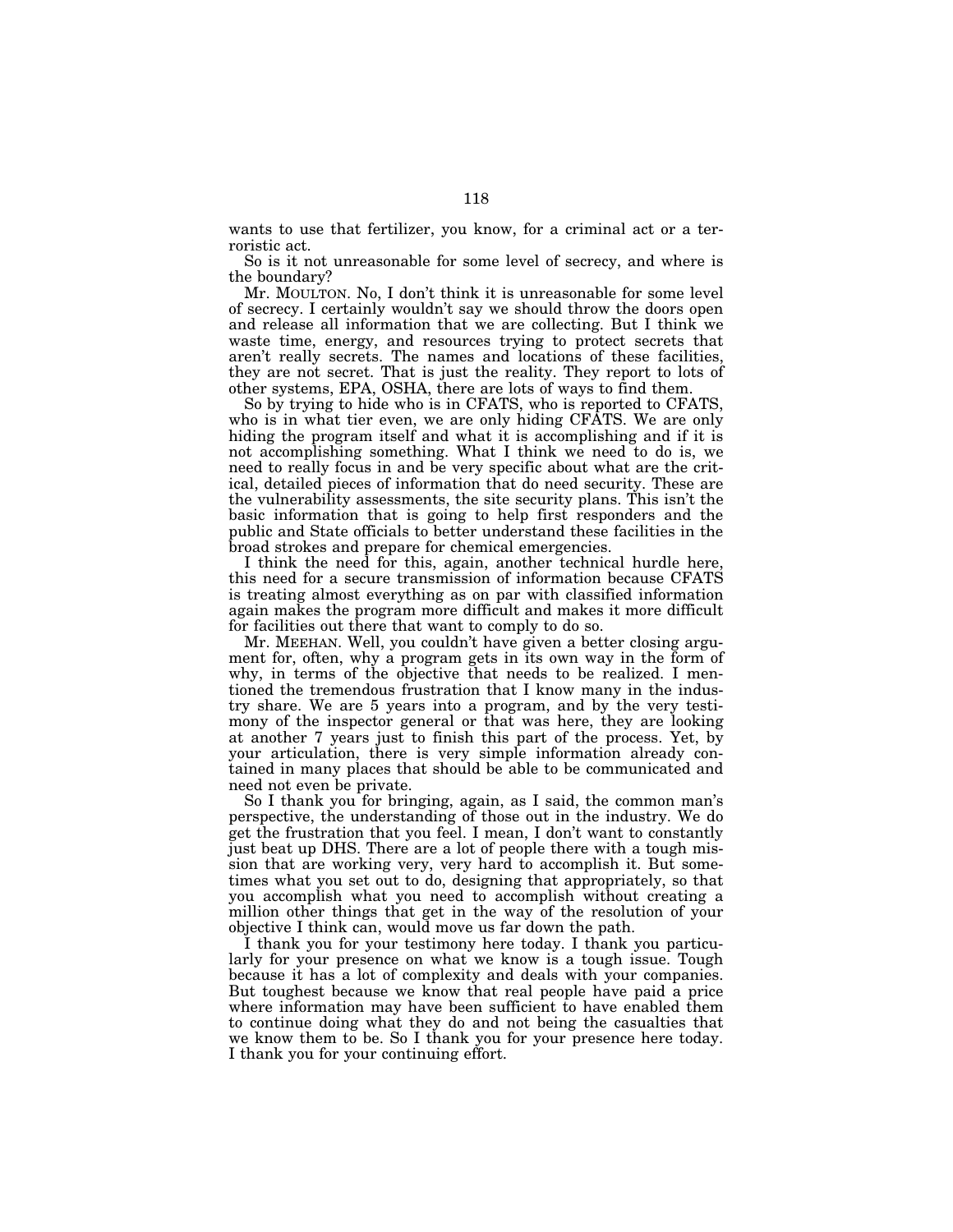wants to use that fertilizer, you know, for a criminal act or a terroristic act.

So is it not unreasonable for some level of secrecy, and where is the boundary?

Mr. MOULTON. No, I don't think it is unreasonable for some level of secrecy. I certainly wouldn't say we should throw the doors open and release all information that we are collecting. But I think we waste time, energy, and resources trying to protect secrets that aren't really secrets. The names and locations of these facilities, they are not secret. That is just the reality. They report to lots of other systems, EPA, OSHA, there are lots of ways to find them.

So by trying to hide who is in CFATS, who is reported to CFATS, who is in what tier even, we are only hiding CFATS. We are only hiding the program itself and what it is accomplishing and if it is not accomplishing something. What I think we need to do is, we need to really focus in and be very specific about what are the critical, detailed pieces of information that do need security. These are the vulnerability assessments, the site security plans. This isn't the basic information that is going to help first responders and the public and State officials to better understand these facilities in the broad strokes and prepare for chemical emergencies.

I think the need for this, again, another technical hurdle here, this need for a secure transmission of information because CFATS is treating almost everything as on par with classified information again makes the program more difficult and makes it more difficult for facilities out there that want to comply to do so.

Mr. MEEHAN. Well, you couldn't have given a better closing argument for, often, why a program gets in its own way in the form of why, in terms of the objective that needs to be realized. I mentioned the tremendous frustration that I know many in the industry share. We are 5 years into a program, and by the very testimony of the inspector general or that was here, they are looking at another 7 years just to finish this part of the process. Yet, by your articulation, there is very simple information already contained in many places that should be able to be communicated and need not even be private.

So I thank you for bringing, again, as I said, the common man's perspective, the understanding of those out in the industry. We do get the frustration that you feel. I mean, I don't want to constantly just beat up DHS. There are a lot of people there with a tough mission that are working very, very hard to accomplish it. But sometimes what you set out to do, designing that appropriately, so that you accomplish what you need to accomplish without creating a million other things that get in the way of the resolution of your objective I think can, would move us far down the path.

I thank you for your testimony here today. I thank you particularly for your presence on what we know is a tough issue. Tough because it has a lot of complexity and deals with your companies. But toughest because we know that real people have paid a price where information may have been sufficient to have enabled them to continue doing what they do and not being the casualties that we know them to be. So I thank you for your presence here today. I thank you for your continuing effort.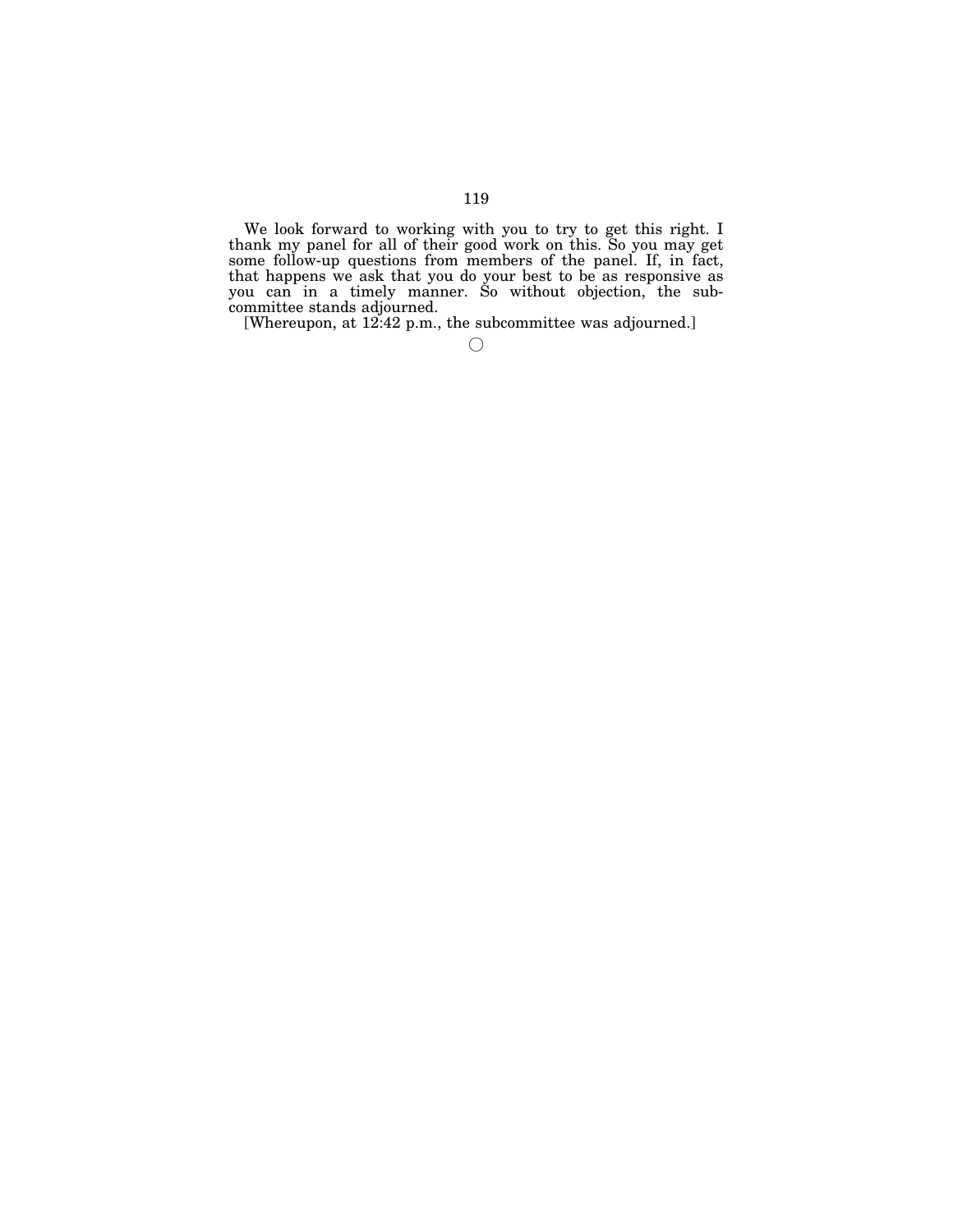We look forward to working with you to try to get this right. I thank my panel for all of their good work on this. So you may get some follow-up questions from members of the panel. If, in fact, that happens we ask that you do your best to be as responsive as you can in a timely manner. So without objection, the subcommittee stands adjourned.

[Whereupon, at 12:42 p.m., the subcommittee was adjourned.]

○